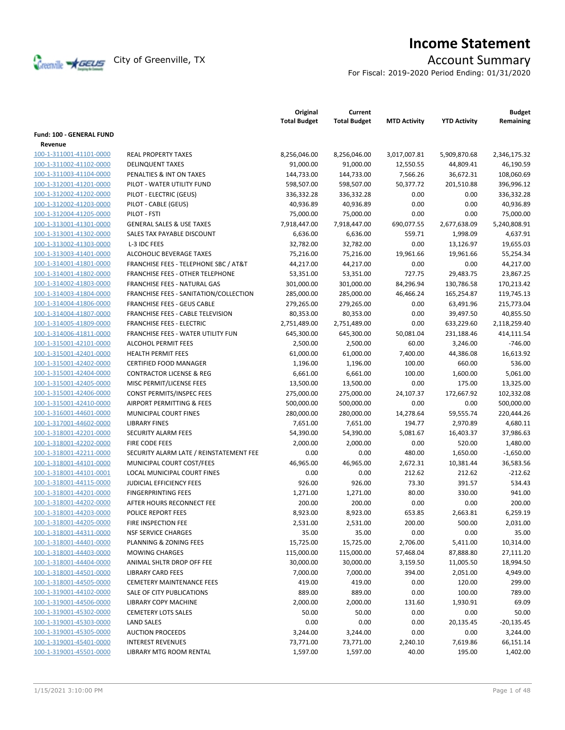# Income Statement

City of Greenville, TX

## Account Summary

For Fiscal: 2019-2020 Period Ending: 01/31/2020

| | | Original Total Budget | Current Total Budget | MTD Activity | YTD Activity | Budget Remaining |
|---|---|---|---|---|---|---|
| **Fund: 100 - GENERAL FUND** | | | | | | |
| **Revenue** | | | | | | |
| 100-1-311001-41101-0000 | REAL PROPERTY TAXES | 8,256,046.00 | 8,256,046.00 | 3,017,007.81 | 5,909,870.68 | 2,346,175.32 |
| 100-1-311002-41102-0000 | DELINQUENT TAXES | 91,000.00 | 91,000.00 | 12,550.55 | 44,809.41 | 46,190.59 |
| 100-1-311003-41104-0000 | PENALTIES & INT ON TAXES | 144,733.00 | 144,733.00 | 7,566.26 | 36,672.31 | 108,060.69 |
| 100-1-312001-41201-0000 | PILOT - WATER UTILITY FUND | 598,507.00 | 598,507.00 | 50,377.72 | 201,510.88 | 396,996.12 |
| 100-1-312002-41202-0000 | PILOT - ELECTRIC (GEUS) | 336,332.28 | 336,332.28 | 0.00 | 0.00 | 336,332.28 |
| 100-1-312002-41203-0000 | PILOT - CABLE (GEUS) | 40,936.89 | 40,936.89 | 0.00 | 0.00 | 40,936.89 |
| 100-1-312004-41205-0000 | PILOT - FSTI | 75,000.00 | 75,000.00 | 0.00 | 0.00 | 75,000.00 |
| 100-1-313001-41301-0000 | GENERAL SALES & USE TAXES | 7,918,447.00 | 7,918,447.00 | 690,077.55 | 2,677,638.09 | 5,240,808.91 |
| 100-1-313001-41302-0000 | SALES TAX PAYABLE DISCOUNT | 6,636.00 | 6,636.00 | 559.71 | 1,998.09 | 4,637.91 |
| 100-1-313002-41303-0000 | L-3 IDC FEES | 32,782.00 | 32,782.00 | 0.00 | 13,126.97 | 19,655.03 |
| 100-1-313003-41401-0000 | ALCOHOLIC BEVERAGE TAXES | 75,216.00 | 75,216.00 | 19,961.66 | 19,961.66 | 55,254.34 |
| 100-1-314001-41801-0000 | FRANCHISE FEES - TELEPHONE SBC / AT&T | 44,217.00 | 44,217.00 | 0.00 | 0.00 | 44,217.00 |
| 100-1-314001-41802-0000 | FRANCHISE FEES - OTHER TELEPHONE | 53,351.00 | 53,351.00 | 727.75 | 29,483.75 | 23,867.25 |
| 100-1-314002-41803-0000 | FRANCHISE FEES - NATURAL GAS | 301,000.00 | 301,000.00 | 84,296.94 | 130,786.58 | 170,213.42 |
| 100-1-314003-41804-0000 | FRANCHISE FEES - SANITATION/COLLECTION | 285,000.00 | 285,000.00 | 46,466.24 | 165,254.87 | 119,745.13 |
| 100-1-314004-41806-0000 | FRANCHISE FEES - GEUS CABLE | 279,265.00 | 279,265.00 | 0.00 | 63,491.96 | 215,773.04 |
| 100-1-314004-41807-0000 | FRANCHISE FEES - CABLE TELEVISION | 80,353.00 | 80,353.00 | 0.00 | 39,497.50 | 40,855.50 |
| 100-1-314005-41809-0000 | FRANCHISE FEES - ELECTRIC | 2,751,489.00 | 2,751,489.00 | 0.00 | 633,229.60 | 2,118,259.40 |
| 100-1-314006-41811-0000 | FRANCHISE FEES - WATER UTILITY FUN | 645,300.00 | 645,300.00 | 50,081.04 | 231,188.46 | 414,111.54 |
| 100-1-315001-42101-0000 | ALCOHOL PERMIT FEES | 2,500.00 | 2,500.00 | 60.00 | 3,246.00 | -746.00 |
| 100-1-315001-42401-0000 | HEALTH PERMIT FEES | 61,000.00 | 61,000.00 | 7,400.00 | 44,386.08 | 16,613.92 |
| 100-1-315001-42402-0000 | CERTIFIED FOOD MANAGER | 1,196.00 | 1,196.00 | 100.00 | 660.00 | 536.00 |
| 100-1-315001-42404-0000 | CONTRACTOR LICENSE & REG | 6,661.00 | 6,661.00 | 100.00 | 1,600.00 | 5,061.00 |
| 100-1-315001-42405-0000 | MISC PERMIT/LICENSE FEES | 13,500.00 | 13,500.00 | 0.00 | 175.00 | 13,325.00 |
| 100-1-315001-42406-0000 | CONST PERMITS/INSPEC FEES | 275,000.00 | 275,000.00 | 24,107.37 | 172,667.92 | 102,332.08 |
| 100-1-315001-42410-0000 | AIRPORT PERMITTING & FEES | 500,000.00 | 500,000.00 | 0.00 | 0.00 | 500,000.00 |
| 100-1-316001-44601-0000 | MUNICIPAL COURT FINES | 280,000.00 | 280,000.00 | 14,278.64 | 59,555.74 | 220,444.26 |
| 100-1-317001-44602-0000 | LIBRARY FINES | 7,651.00 | 7,651.00 | 194.77 | 2,970.89 | 4,680.11 |
| 100-1-318001-42201-0000 | SECURITY ALARM FEES | 54,390.00 | 54,390.00 | 5,081.67 | 16,403.37 | 37,986.63 |
| 100-1-318001-42202-0000 | FIRE CODE FEES | 2,000.00 | 2,000.00 | 0.00 | 520.00 | 1,480.00 |
| 100-1-318001-42211-0000 | SECURITY ALARM LATE / REINSTATEMENT FEE | 0.00 | 0.00 | 480.00 | 1,650.00 | -1,650.00 |
| 100-1-318001-44101-0000 | MUNICIPAL COURT COST/FEES | 46,965.00 | 46,965.00 | 2,672.31 | 10,381.44 | 36,583.56 |
| 100-1-318001-44101-0001 | LOCAL MUNICIPAL COURT FINES | 0.00 | 0.00 | 212.62 | 212.62 | -212.62 |
| 100-1-318001-44115-0000 | JUDICIAL EFFICIENCY FEES | 926.00 | 926.00 | 73.30 | 391.57 | 534.43 |
| 100-1-318001-44201-0000 | FINGERPRINTING FEES | 1,271.00 | 1,271.00 | 80.00 | 330.00 | 941.00 |
| 100-1-318001-44202-0000 | AFTER HOURS RECONNECT FEE | 200.00 | 200.00 | 0.00 | 0.00 | 200.00 |
| 100-1-318001-44203-0000 | POLICE REPORT FEES | 8,923.00 | 8,923.00 | 653.85 | 2,663.81 | 6,259.19 |
| 100-1-318001-44205-0000 | FIRE INSPECTION FEE | 2,531.00 | 2,531.00 | 200.00 | 500.00 | 2,031.00 |
| 100-1-318001-44311-0000 | NSF SERVICE CHARGES | 35.00 | 35.00 | 0.00 | 0.00 | 35.00 |
| 100-1-318001-44401-0000 | PLANNING & ZONING FEES | 15,725.00 | 15,725.00 | 2,706.00 | 5,411.00 | 10,314.00 |
| 100-1-318001-44403-0000 | MOWING CHARGES | 115,000.00 | 115,000.00 | 57,468.04 | 87,888.80 | 27,111.20 |
| 100-1-318001-44404-0000 | ANIMAL SHLTR DROP OFF FEE | 30,000.00 | 30,000.00 | 3,159.50 | 11,005.50 | 18,994.50 |
| 100-1-318001-44501-0000 | LIBRARY CARD FEES | 7,000.00 | 7,000.00 | 394.00 | 2,051.00 | 4,949.00 |
| 100-1-318001-44505-0000 | CEMETERY MAINTENANCE FEES | 419.00 | 419.00 | 0.00 | 120.00 | 299.00 |
| 100-1-319001-44102-0000 | SALE OF CITY PUBLICATIONS | 889.00 | 889.00 | 0.00 | 100.00 | 789.00 |
| 100-1-319001-44506-0000 | LIBRARY COPY MACHINE | 2,000.00 | 2,000.00 | 131.60 | 1,930.91 | 69.09 |
| 100-1-319001-45302-0000 | CEMETERY LOTS SALES | 50.00 | 50.00 | 0.00 | 0.00 | 50.00 |
| 100-1-319001-45303-0000 | LAND SALES | 0.00 | 0.00 | 0.00 | 20,135.45 | -20,135.45 |
| 100-1-319001-45305-0000 | AUCTION PROCEEDS | 3,244.00 | 3,244.00 | 0.00 | 0.00 | 3,244.00 |
| 100-1-319001-45401-0000 | INTEREST REVENUES | 73,771.00 | 73,771.00 | 2,240.10 | 7,619.86 | 66,151.14 |
| 100-1-319001-45501-0000 | LIBRARY MTG ROOM RENTAL | 1,597.00 | 1,597.00 | 40.00 | 195.00 | 1,402.00 |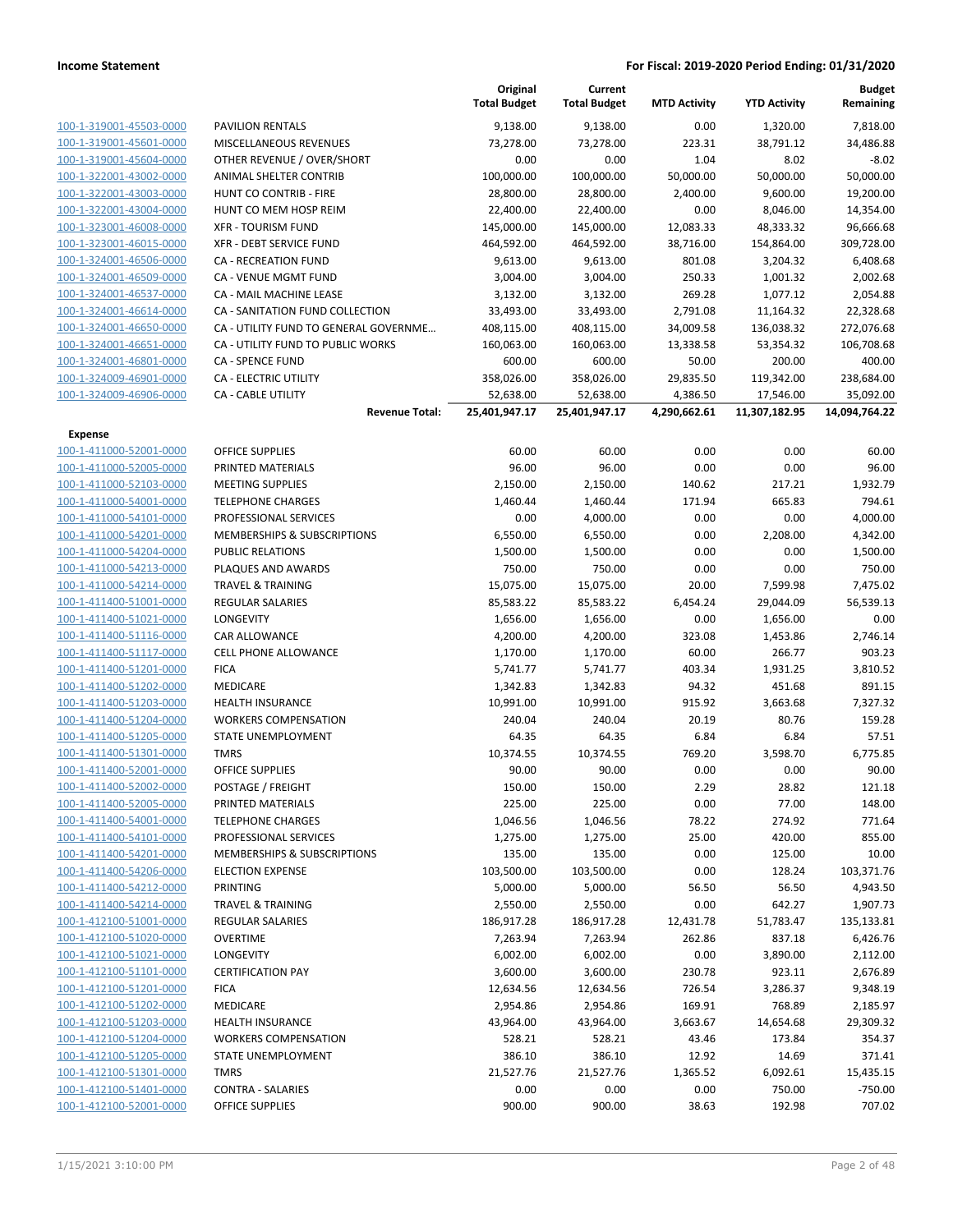| | | Original Total Budget | Current Total Budget | MTD Activity | YTD Activity | Budget Remaining |
|---|---|---|---|---|---|---|
| 100-1-319001-45503-0000 | PAVILION RENTALS | 9,138.00 | 9,138.00 | 0.00 | 1,320.00 | 7,818.00 |
| 100-1-319001-45601-0000 | MISCELLANEOUS REVENUES | 73,278.00 | 73,278.00 | 223.31 | 38,791.12 | 34,486.88 |
| 100-1-319001-45604-0000 | OTHER REVENUE / OVER/SHORT | 0.00 | 0.00 | 1.04 | 8.02 | -8.02 |
| 100-1-322001-43002-0000 | ANIMAL SHELTER CONTRIB | 100,000.00 | 100,000.00 | 50,000.00 | 50,000.00 | 50,000.00 |
| 100-1-322001-43003-0000 | HUNT CO CONTRIB - FIRE | 28,800.00 | 28,800.00 | 2,400.00 | 9,600.00 | 19,200.00 |
| 100-1-322001-43004-0000 | HUNT CO MEM HOSP REIM | 22,400.00 | 22,400.00 | 0.00 | 8,046.00 | 14,354.00 |
| 100-1-323001-46008-0000 | XFR - TOURISM FUND | 145,000.00 | 145,000.00 | 12,083.33 | 48,333.32 | 96,666.68 |
| 100-1-323001-46015-0000 | XFR - DEBT SERVICE FUND | 464,592.00 | 464,592.00 | 38,716.00 | 154,864.00 | 309,728.00 |
| 100-1-324001-46506-0000 | CA - RECREATION FUND | 9,613.00 | 9,613.00 | 801.08 | 3,204.32 | 6,408.68 |
| 100-1-324001-46509-0000 | CA - VENUE MGMT FUND | 3,004.00 | 3,004.00 | 250.33 | 1,001.32 | 2,002.68 |
| 100-1-324001-46537-0000 | CA - MAIL MACHINE LEASE | 3,132.00 | 3,132.00 | 269.28 | 1,077.12 | 2,054.88 |
| 100-1-324001-46614-0000 | CA - SANITATION FUND COLLECTION | 33,493.00 | 33,493.00 | 2,791.08 | 11,164.32 | 22,328.68 |
| 100-1-324001-46650-0000 | CA - UTILITY FUND TO GENERAL GOVERNME... | 408,115.00 | 408,115.00 | 34,009.58 | 136,038.32 | 272,076.68 |
| 100-1-324001-46651-0000 | CA - UTILITY FUND TO PUBLIC WORKS | 160,063.00 | 160,063.00 | 13,338.58 | 53,354.32 | 106,708.68 |
| 100-1-324001-46801-0000 | CA - SPENCE FUND | 600.00 | 600.00 | 50.00 | 200.00 | 400.00 |
| 100-1-324009-46901-0000 | CA - ELECTRIC UTILITY | 358,026.00 | 358,026.00 | 29,835.50 | 119,342.00 | 238,684.00 |
| 100-1-324009-46906-0000 | CA - CABLE UTILITY | 52,638.00 | 52,638.00 | 4,386.50 | 17,546.00 | 35,092.00 |
| | **Revenue Total:** | **25,401,947.17** | **25,401,947.17** | **4,290,662.61** | **11,307,182.95** | **14,094,764.22** |
| **Expense** | | | | | | |
| 100-1-411000-52001-0000 | OFFICE SUPPLIES | 60.00 | 60.00 | 0.00 | 0.00 | 60.00 |
| 100-1-411000-52005-0000 | PRINTED MATERIALS | 96.00 | 96.00 | 0.00 | 0.00 | 96.00 |
| 100-1-411000-52103-0000 | MEETING SUPPLIES | 2,150.00 | 2,150.00 | 140.62 | 217.21 | 1,932.79 |
| 100-1-411000-54001-0000 | TELEPHONE CHARGES | 1,460.44 | 1,460.44 | 171.94 | 665.83 | 794.61 |
| 100-1-411000-54101-0000 | PROFESSIONAL SERVICES | 0.00 | 4,000.00 | 0.00 | 0.00 | 4,000.00 |
| 100-1-411000-54201-0000 | MEMBERSHIPS & SUBSCRIPTIONS | 6,550.00 | 6,550.00 | 0.00 | 2,208.00 | 4,342.00 |
| 100-1-411000-54204-0000 | PUBLIC RELATIONS | 1,500.00 | 1,500.00 | 0.00 | 0.00 | 1,500.00 |
| 100-1-411000-54213-0000 | PLAQUES AND AWARDS | 750.00 | 750.00 | 0.00 | 0.00 | 750.00 |
| 100-1-411000-54214-0000 | TRAVEL & TRAINING | 15,075.00 | 15,075.00 | 20.00 | 7,599.98 | 7,475.02 |
| 100-1-411400-51001-0000 | REGULAR SALARIES | 85,583.22 | 85,583.22 | 6,454.24 | 29,044.09 | 56,539.13 |
| 100-1-411400-51021-0000 | LONGEVITY | 1,656.00 | 1,656.00 | 0.00 | 1,656.00 | 0.00 |
| 100-1-411400-51116-0000 | CAR ALLOWANCE | 4,200.00 | 4,200.00 | 323.08 | 1,453.86 | 2,746.14 |
| 100-1-411400-51117-0000 | CELL PHONE ALLOWANCE | 1,170.00 | 1,170.00 | 60.00 | 266.77 | 903.23 |
| 100-1-411400-51201-0000 | FICA | 5,741.77 | 5,741.77 | 403.34 | 1,931.25 | 3,810.52 |
| 100-1-411400-51202-0000 | MEDICARE | 1,342.83 | 1,342.83 | 94.32 | 451.68 | 891.15 |
| 100-1-411400-51203-0000 | HEALTH INSURANCE | 10,991.00 | 10,991.00 | 915.92 | 3,663.68 | 7,327.32 |
| 100-1-411400-51204-0000 | WORKERS COMPENSATION | 240.04 | 240.04 | 20.19 | 80.76 | 159.28 |
| 100-1-411400-51205-0000 | STATE UNEMPLOYMENT | 64.35 | 64.35 | 6.84 | 6.84 | 57.51 |
| 100-1-411400-51301-0000 | TMRS | 10,374.55 | 10,374.55 | 769.20 | 3,598.70 | 6,775.85 |
| 100-1-411400-52001-0000 | OFFICE SUPPLIES | 90.00 | 90.00 | 0.00 | 0.00 | 90.00 |
| 100-1-411400-52002-0000 | POSTAGE / FREIGHT | 150.00 | 150.00 | 2.29 | 28.82 | 121.18 |
| 100-1-411400-52005-0000 | PRINTED MATERIALS | 225.00 | 225.00 | 0.00 | 77.00 | 148.00 |
| 100-1-411400-54001-0000 | TELEPHONE CHARGES | 1,046.56 | 1,046.56 | 78.22 | 274.92 | 771.64 |
| 100-1-411400-54101-0000 | PROFESSIONAL SERVICES | 1,275.00 | 1,275.00 | 25.00 | 420.00 | 855.00 |
| 100-1-411400-54201-0000 | MEMBERSHIPS & SUBSCRIPTIONS | 135.00 | 135.00 | 0.00 | 125.00 | 10.00 |
| 100-1-411400-54206-0000 | ELECTION EXPENSE | 103,500.00 | 103,500.00 | 0.00 | 128.24 | 103,371.76 |
| 100-1-411400-54212-0000 | PRINTING | 5,000.00 | 5,000.00 | 56.50 | 56.50 | 4,943.50 |
| 100-1-411400-54214-0000 | TRAVEL & TRAINING | 2,550.00 | 2,550.00 | 0.00 | 642.27 | 1,907.73 |
| 100-1-412100-51001-0000 | REGULAR SALARIES | 186,917.28 | 186,917.28 | 12,431.78 | 51,783.47 | 135,133.81 |
| 100-1-412100-51020-0000 | OVERTIME | 7,263.94 | 7,263.94 | 262.86 | 837.18 | 6,426.76 |
| 100-1-412100-51021-0000 | LONGEVITY | 6,002.00 | 6,002.00 | 0.00 | 3,890.00 | 2,112.00 |
| 100-1-412100-51101-0000 | CERTIFICATION PAY | 3,600.00 | 3,600.00 | 230.78 | 923.11 | 2,676.89 |
| 100-1-412100-51201-0000 | FICA | 12,634.56 | 12,634.56 | 726.54 | 3,286.37 | 9,348.19 |
| 100-1-412100-51202-0000 | MEDICARE | 2,954.86 | 2,954.86 | 169.91 | 768.89 | 2,185.97 |
| 100-1-412100-51203-0000 | HEALTH INSURANCE | 43,964.00 | 43,964.00 | 3,663.67 | 14,654.68 | 29,309.32 |
| 100-1-412100-51204-0000 | WORKERS COMPENSATION | 528.21 | 528.21 | 43.46 | 173.84 | 354.37 |
| 100-1-412100-51205-0000 | STATE UNEMPLOYMENT | 386.10 | 386.10 | 12.92 | 14.69 | 371.41 |
| 100-1-412100-51301-0000 | TMRS | 21,527.76 | 21,527.76 | 1,365.52 | 6,092.61 | 15,435.15 |
| 100-1-412100-51401-0000 | CONTRA - SALARIES | 0.00 | 0.00 | 0.00 | 750.00 | -750.00 |
| 100-1-412100-52001-0000 | OFFICE SUPPLIES | 900.00 | 900.00 | 38.63 | 192.98 | 707.02 |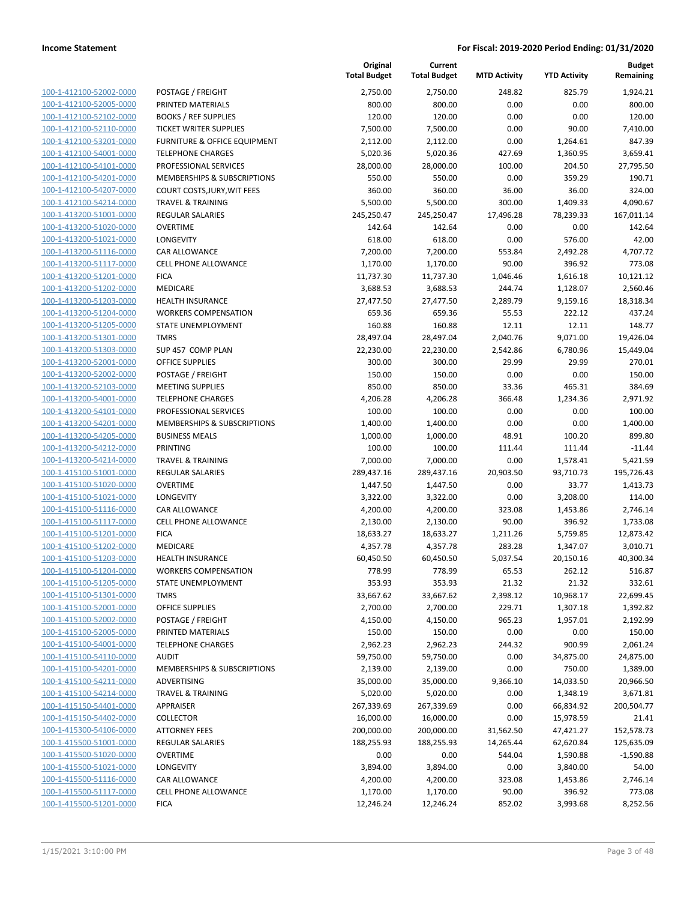| | | Original Total Budget | Current Total Budget | MTD Activity | YTD Activity | Budget Remaining |
|---|---|---|---|---|---|---|
| 100-1-412100-52002-0000 | POSTAGE / FREIGHT | 2,750.00 | 2,750.00 | 248.82 | 825.79 | 1,924.21 |
| 100-1-412100-52005-0000 | PRINTED MATERIALS | 800.00 | 800.00 | 0.00 | 0.00 | 800.00 |
| 100-1-412100-52102-0000 | BOOKS / REF SUPPLIES | 120.00 | 120.00 | 0.00 | 0.00 | 120.00 |
| 100-1-412100-52110-0000 | TICKET WRITER SUPPLIES | 7,500.00 | 7,500.00 | 0.00 | 90.00 | 7,410.00 |
| 100-1-412100-53201-0000 | FURNITURE & OFFICE EQUIPMENT | 2,112.00 | 2,112.00 | 0.00 | 1,264.61 | 847.39 |
| 100-1-412100-54001-0000 | TELEPHONE CHARGES | 5,020.36 | 5,020.36 | 427.69 | 1,360.95 | 3,659.41 |
| 100-1-412100-54101-0000 | PROFESSIONAL SERVICES | 28,000.00 | 28,000.00 | 100.00 | 204.50 | 27,795.50 |
| 100-1-412100-54201-0000 | MEMBERSHIPS & SUBSCRIPTIONS | 550.00 | 550.00 | 0.00 | 359.29 | 190.71 |
| 100-1-412100-54207-0000 | COURT COSTS,JURY,WIT FEES | 360.00 | 360.00 | 36.00 | 36.00 | 324.00 |
| 100-1-412100-54214-0000 | TRAVEL & TRAINING | 5,500.00 | 5,500.00 | 300.00 | 1,409.33 | 4,090.67 |
| 100-1-413200-51001-0000 | REGULAR SALARIES | 245,250.47 | 245,250.47 | 17,496.28 | 78,239.33 | 167,011.14 |
| 100-1-413200-51020-0000 | OVERTIME | 142.64 | 142.64 | 0.00 | 0.00 | 142.64 |
| 100-1-413200-51021-0000 | LONGEVITY | 618.00 | 618.00 | 0.00 | 576.00 | 42.00 |
| 100-1-413200-51116-0000 | CAR ALLOWANCE | 7,200.00 | 7,200.00 | 553.84 | 2,492.28 | 4,707.72 |
| 100-1-413200-51117-0000 | CELL PHONE ALLOWANCE | 1,170.00 | 1,170.00 | 90.00 | 396.92 | 773.08 |
| 100-1-413200-51201-0000 | FICA | 11,737.30 | 11,737.30 | 1,046.46 | 1,616.18 | 10,121.12 |
| 100-1-413200-51202-0000 | MEDICARE | 3,688.53 | 3,688.53 | 244.74 | 1,128.07 | 2,560.46 |
| 100-1-413200-51203-0000 | HEALTH INSURANCE | 27,477.50 | 27,477.50 | 2,289.79 | 9,159.16 | 18,318.34 |
| 100-1-413200-51204-0000 | WORKERS COMPENSATION | 659.36 | 659.36 | 55.53 | 222.12 | 437.24 |
| 100-1-413200-51205-0000 | STATE UNEMPLOYMENT | 160.88 | 160.88 | 12.11 | 12.11 | 148.77 |
| 100-1-413200-51301-0000 | TMRS | 28,497.04 | 28,497.04 | 2,040.76 | 9,071.00 | 19,426.04 |
| 100-1-413200-51303-0000 | SUP 457 COMP PLAN | 22,230.00 | 22,230.00 | 2,542.86 | 6,780.96 | 15,449.04 |
| 100-1-413200-52001-0000 | OFFICE SUPPLIES | 300.00 | 300.00 | 29.99 | 29.99 | 270.01 |
| 100-1-413200-52002-0000 | POSTAGE / FREIGHT | 150.00 | 150.00 | 0.00 | 0.00 | 150.00 |
| 100-1-413200-52103-0000 | MEETING SUPPLIES | 850.00 | 850.00 | 33.36 | 465.31 | 384.69 |
| 100-1-413200-54001-0000 | TELEPHONE CHARGES | 4,206.28 | 4,206.28 | 366.48 | 1,234.36 | 2,971.92 |
| 100-1-413200-54101-0000 | PROFESSIONAL SERVICES | 100.00 | 100.00 | 0.00 | 0.00 | 100.00 |
| 100-1-413200-54201-0000 | MEMBERSHIPS & SUBSCRIPTIONS | 1,400.00 | 1,400.00 | 0.00 | 0.00 | 1,400.00 |
| 100-1-413200-54205-0000 | BUSINESS MEALS | 1,000.00 | 1,000.00 | 48.91 | 100.20 | 899.80 |
| 100-1-413200-54212-0000 | PRINTING | 100.00 | 100.00 | 111.44 | 111.44 | -11.44 |
| 100-1-413200-54214-0000 | TRAVEL & TRAINING | 7,000.00 | 7,000.00 | 0.00 | 1,578.41 | 5,421.59 |
| 100-1-415100-51001-0000 | REGULAR SALARIES | 289,437.16 | 289,437.16 | 20,903.50 | 93,710.73 | 195,726.43 |
| 100-1-415100-51020-0000 | OVERTIME | 1,447.50 | 1,447.50 | 0.00 | 33.77 | 1,413.73 |
| 100-1-415100-51021-0000 | LONGEVITY | 3,322.00 | 3,322.00 | 0.00 | 3,208.00 | 114.00 |
| 100-1-415100-51116-0000 | CAR ALLOWANCE | 4,200.00 | 4,200.00 | 323.08 | 1,453.86 | 2,746.14 |
| 100-1-415100-51117-0000 | CELL PHONE ALLOWANCE | 2,130.00 | 2,130.00 | 90.00 | 396.92 | 1,733.08 |
| 100-1-415100-51201-0000 | FICA | 18,633.27 | 18,633.27 | 1,211.26 | 5,759.85 | 12,873.42 |
| 100-1-415100-51202-0000 | MEDICARE | 4,357.78 | 4,357.78 | 283.28 | 1,347.07 | 3,010.71 |
| 100-1-415100-51203-0000 | HEALTH INSURANCE | 60,450.50 | 60,450.50 | 5,037.54 | 20,150.16 | 40,300.34 |
| 100-1-415100-51204-0000 | WORKERS COMPENSATION | 778.99 | 778.99 | 65.53 | 262.12 | 516.87 |
| 100-1-415100-51205-0000 | STATE UNEMPLOYMENT | 353.93 | 353.93 | 21.32 | 21.32 | 332.61 |
| 100-1-415100-51301-0000 | TMRS | 33,667.62 | 33,667.62 | 2,398.12 | 10,968.17 | 22,699.45 |
| 100-1-415100-52001-0000 | OFFICE SUPPLIES | 2,700.00 | 2,700.00 | 229.71 | 1,307.18 | 1,392.82 |
| 100-1-415100-52002-0000 | POSTAGE / FREIGHT | 4,150.00 | 4,150.00 | 965.23 | 1,957.01 | 2,192.99 |
| 100-1-415100-52005-0000 | PRINTED MATERIALS | 150.00 | 150.00 | 0.00 | 0.00 | 150.00 |
| 100-1-415100-54001-0000 | TELEPHONE CHARGES | 2,962.23 | 2,962.23 | 244.32 | 900.99 | 2,061.24 |
| 100-1-415100-54110-0000 | AUDIT | 59,750.00 | 59,750.00 | 0.00 | 34,875.00 | 24,875.00 |
| 100-1-415100-54201-0000 | MEMBERSHIPS & SUBSCRIPTIONS | 2,139.00 | 2,139.00 | 0.00 | 750.00 | 1,389.00 |
| 100-1-415100-54211-0000 | ADVERTISING | 35,000.00 | 35,000.00 | 9,366.10 | 14,033.50 | 20,966.50 |
| 100-1-415100-54214-0000 | TRAVEL & TRAINING | 5,020.00 | 5,020.00 | 0.00 | 1,348.19 | 3,671.81 |
| 100-1-415150-54401-0000 | APPRAISER | 267,339.69 | 267,339.69 | 0.00 | 66,834.92 | 200,504.77 |
| 100-1-415150-54402-0000 | COLLECTOR | 16,000.00 | 16,000.00 | 0.00 | 15,978.59 | 21.41 |
| 100-1-415300-54106-0000 | ATTORNEY FEES | 200,000.00 | 200,000.00 | 31,562.50 | 47,421.27 | 152,578.73 |
| 100-1-415500-51001-0000 | REGULAR SALARIES | 188,255.93 | 188,255.93 | 14,265.44 | 62,620.84 | 125,635.09 |
| 100-1-415500-51020-0000 | OVERTIME | 0.00 | 0.00 | 544.04 | 1,590.88 | -1,590.88 |
| 100-1-415500-51021-0000 | LONGEVITY | 3,894.00 | 3,894.00 | 0.00 | 3,840.00 | 54.00 |
| 100-1-415500-51116-0000 | CAR ALLOWANCE | 4,200.00 | 4,200.00 | 323.08 | 1,453.86 | 2,746.14 |
| 100-1-415500-51117-0000 | CELL PHONE ALLOWANCE | 1,170.00 | 1,170.00 | 90.00 | 396.92 | 773.08 |
| 100-1-415500-51201-0000 | FICA | 12,246.24 | 12,246.24 | 852.02 | 3,993.68 | 8,252.56 |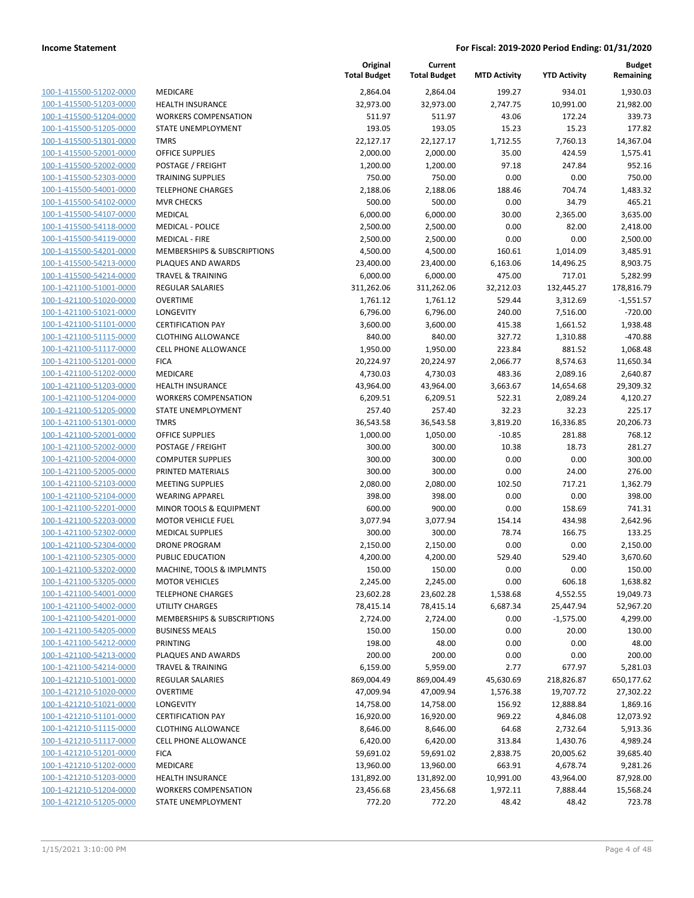| | | Original Total Budget | Current Total Budget | MTD Activity | YTD Activity | Budget Remaining |
|---|---|---|---|---|---|---|
| 100-1-415500-51202-0000 | MEDICARE | 2,864.04 | 2,864.04 | 199.27 | 934.01 | 1,930.03 |
| 100-1-415500-51203-0000 | HEALTH INSURANCE | 32,973.00 | 32,973.00 | 2,747.75 | 10,991.00 | 21,982.00 |
| 100-1-415500-51204-0000 | WORKERS COMPENSATION | 511.97 | 511.97 | 43.06 | 172.24 | 339.73 |
| 100-1-415500-51205-0000 | STATE UNEMPLOYMENT | 193.05 | 193.05 | 15.23 | 15.23 | 177.82 |
| 100-1-415500-51301-0000 | TMRS | 22,127.17 | 22,127.17 | 1,712.55 | 7,760.13 | 14,367.04 |
| 100-1-415500-52001-0000 | OFFICE SUPPLIES | 2,000.00 | 2,000.00 | 35.00 | 424.59 | 1,575.41 |
| 100-1-415500-52002-0000 | POSTAGE / FREIGHT | 1,200.00 | 1,200.00 | 97.18 | 247.84 | 952.16 |
| 100-1-415500-52303-0000 | TRAINING SUPPLIES | 750.00 | 750.00 | 0.00 | 0.00 | 750.00 |
| 100-1-415500-54001-0000 | TELEPHONE CHARGES | 2,188.06 | 2,188.06 | 188.46 | 704.74 | 1,483.32 |
| 100-1-415500-54102-0000 | MVR CHECKS | 500.00 | 500.00 | 0.00 | 34.79 | 465.21 |
| 100-1-415500-54107-0000 | MEDICAL | 6,000.00 | 6,000.00 | 30.00 | 2,365.00 | 3,635.00 |
| 100-1-415500-54118-0000 | MEDICAL - POLICE | 2,500.00 | 2,500.00 | 0.00 | 82.00 | 2,418.00 |
| 100-1-415500-54119-0000 | MEDICAL - FIRE | 2,500.00 | 2,500.00 | 0.00 | 0.00 | 2,500.00 |
| 100-1-415500-54201-0000 | MEMBERSHIPS & SUBSCRIPTIONS | 4,500.00 | 4,500.00 | 160.61 | 1,014.09 | 3,485.91 |
| 100-1-415500-54213-0000 | PLAQUES AND AWARDS | 23,400.00 | 23,400.00 | 6,163.06 | 14,496.25 | 8,903.75 |
| 100-1-415500-54214-0000 | TRAVEL & TRAINING | 6,000.00 | 6,000.00 | 475.00 | 717.01 | 5,282.99 |
| 100-1-421100-51001-0000 | REGULAR SALARIES | 311,262.06 | 311,262.06 | 32,212.03 | 132,445.27 | 178,816.79 |
| 100-1-421100-51020-0000 | OVERTIME | 1,761.12 | 1,761.12 | 529.44 | 3,312.69 | -1,551.57 |
| 100-1-421100-51021-0000 | LONGEVITY | 6,796.00 | 6,796.00 | 240.00 | 7,516.00 | -720.00 |
| 100-1-421100-51101-0000 | CERTIFICATION PAY | 3,600.00 | 3,600.00 | 415.38 | 1,661.52 | 1,938.48 |
| 100-1-421100-51115-0000 | CLOTHING ALLOWANCE | 840.00 | 840.00 | 327.72 | 1,310.88 | -470.88 |
| 100-1-421100-51117-0000 | CELL PHONE ALLOWANCE | 1,950.00 | 1,950.00 | 223.84 | 881.52 | 1,068.48 |
| 100-1-421100-51201-0000 | FICA | 20,224.97 | 20,224.97 | 2,066.77 | 8,574.63 | 11,650.34 |
| 100-1-421100-51202-0000 | MEDICARE | 4,730.03 | 4,730.03 | 483.36 | 2,089.16 | 2,640.87 |
| 100-1-421100-51203-0000 | HEALTH INSURANCE | 43,964.00 | 43,964.00 | 3,663.67 | 14,654.68 | 29,309.32 |
| 100-1-421100-51204-0000 | WORKERS COMPENSATION | 6,209.51 | 6,209.51 | 522.31 | 2,089.24 | 4,120.27 |
| 100-1-421100-51205-0000 | STATE UNEMPLOYMENT | 257.40 | 257.40 | 32.23 | 32.23 | 225.17 |
| 100-1-421100-51301-0000 | TMRS | 36,543.58 | 36,543.58 | 3,819.20 | 16,336.85 | 20,206.73 |
| 100-1-421100-52001-0000 | OFFICE SUPPLIES | 1,000.00 | 1,050.00 | -10.85 | 281.88 | 768.12 |
| 100-1-421100-52002-0000 | POSTAGE / FREIGHT | 300.00 | 300.00 | 10.38 | 18.73 | 281.27 |
| 100-1-421100-52004-0000 | COMPUTER SUPPLIES | 300.00 | 300.00 | 0.00 | 0.00 | 300.00 |
| 100-1-421100-52005-0000 | PRINTED MATERIALS | 300.00 | 300.00 | 0.00 | 24.00 | 276.00 |
| 100-1-421100-52103-0000 | MEETING SUPPLIES | 2,080.00 | 2,080.00 | 102.50 | 717.21 | 1,362.79 |
| 100-1-421100-52104-0000 | WEARING APPAREL | 398.00 | 398.00 | 0.00 | 0.00 | 398.00 |
| 100-1-421100-52201-0000 | MINOR TOOLS & EQUIPMENT | 600.00 | 900.00 | 0.00 | 158.69 | 741.31 |
| 100-1-421100-52203-0000 | MOTOR VEHICLE FUEL | 3,077.94 | 3,077.94 | 154.14 | 434.98 | 2,642.96 |
| 100-1-421100-52302-0000 | MEDICAL SUPPLIES | 300.00 | 300.00 | 78.74 | 166.75 | 133.25 |
| 100-1-421100-52304-0000 | DRONE PROGRAM | 2,150.00 | 2,150.00 | 0.00 | 0.00 | 2,150.00 |
| 100-1-421100-52305-0000 | PUBLIC EDUCATION | 4,200.00 | 4,200.00 | 529.40 | 529.40 | 3,670.60 |
| 100-1-421100-53202-0000 | MACHINE, TOOLS & IMPLMNTS | 150.00 | 150.00 | 0.00 | 0.00 | 150.00 |
| 100-1-421100-53205-0000 | MOTOR VEHICLES | 2,245.00 | 2,245.00 | 0.00 | 606.18 | 1,638.82 |
| 100-1-421100-54001-0000 | TELEPHONE CHARGES | 23,602.28 | 23,602.28 | 1,538.68 | 4,552.55 | 19,049.73 |
| 100-1-421100-54002-0000 | UTILITY CHARGES | 78,415.14 | 78,415.14 | 6,687.34 | 25,447.94 | 52,967.20 |
| 100-1-421100-54201-0000 | MEMBERSHIPS & SUBSCRIPTIONS | 2,724.00 | 2,724.00 | 0.00 | -1,575.00 | 4,299.00 |
| 100-1-421100-54205-0000 | BUSINESS MEALS | 150.00 | 150.00 | 0.00 | 20.00 | 130.00 |
| 100-1-421100-54212-0000 | PRINTING | 198.00 | 48.00 | 0.00 | 0.00 | 48.00 |
| 100-1-421100-54213-0000 | PLAQUES AND AWARDS | 200.00 | 200.00 | 0.00 | 0.00 | 200.00 |
| 100-1-421100-54214-0000 | TRAVEL & TRAINING | 6,159.00 | 5,959.00 | 2.77 | 677.97 | 5,281.03 |
| 100-1-421210-51001-0000 | REGULAR SALARIES | 869,004.49 | 869,004.49 | 45,630.69 | 218,826.87 | 650,177.62 |
| 100-1-421210-51020-0000 | OVERTIME | 47,009.94 | 47,009.94 | 1,576.38 | 19,707.72 | 27,302.22 |
| 100-1-421210-51021-0000 | LONGEVITY | 14,758.00 | 14,758.00 | 156.92 | 12,888.84 | 1,869.16 |
| 100-1-421210-51101-0000 | CERTIFICATION PAY | 16,920.00 | 16,920.00 | 969.22 | 4,846.08 | 12,073.92 |
| 100-1-421210-51115-0000 | CLOTHING ALLOWANCE | 8,646.00 | 8,646.00 | 64.68 | 2,732.64 | 5,913.36 |
| 100-1-421210-51117-0000 | CELL PHONE ALLOWANCE | 6,420.00 | 6,420.00 | 313.84 | 1,430.76 | 4,989.24 |
| 100-1-421210-51201-0000 | FICA | 59,691.02 | 59,691.02 | 2,838.75 | 20,005.62 | 39,685.40 |
| 100-1-421210-51202-0000 | MEDICARE | 13,960.00 | 13,960.00 | 663.91 | 4,678.74 | 9,281.26 |
| 100-1-421210-51203-0000 | HEALTH INSURANCE | 131,892.00 | 131,892.00 | 10,991.00 | 43,964.00 | 87,928.00 |
| 100-1-421210-51204-0000 | WORKERS COMPENSATION | 23,456.68 | 23,456.68 | 1,972.11 | 7,888.44 | 15,568.24 |
| 100-1-421210-51205-0000 | STATE UNEMPLOYMENT | 772.20 | 772.20 | 48.42 | 48.42 | 723.78 |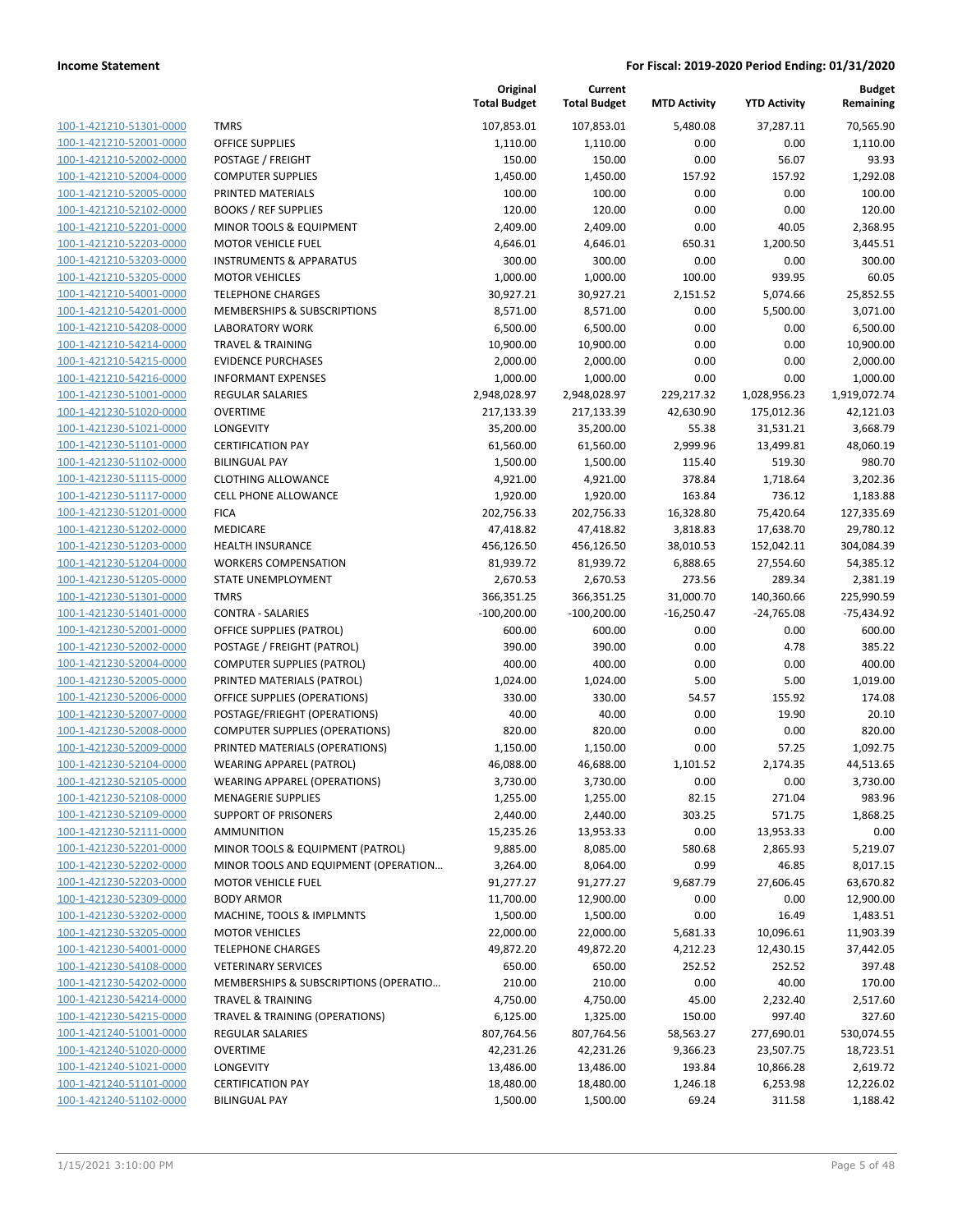| | | Original Total Budget | Current Total Budget | MTD Activity | YTD Activity | Budget Remaining |
|---|---|---|---|---|---|---|
| 100-1-421210-51301-0000 | TMRS | 107,853.01 | 107,853.01 | 5,480.08 | 37,287.11 | 70,565.90 |
| 100-1-421210-52001-0000 | OFFICE SUPPLIES | 1,110.00 | 1,110.00 | 0.00 | 0.00 | 1,110.00 |
| 100-1-421210-52002-0000 | POSTAGE / FREIGHT | 150.00 | 150.00 | 0.00 | 56.07 | 93.93 |
| 100-1-421210-52004-0000 | COMPUTER SUPPLIES | 1,450.00 | 1,450.00 | 157.92 | 157.92 | 1,292.08 |
| 100-1-421210-52005-0000 | PRINTED MATERIALS | 100.00 | 100.00 | 0.00 | 0.00 | 100.00 |
| 100-1-421210-52102-0000 | BOOKS / REF SUPPLIES | 120.00 | 120.00 | 0.00 | 0.00 | 120.00 |
| 100-1-421210-52201-0000 | MINOR TOOLS & EQUIPMENT | 2,409.00 | 2,409.00 | 0.00 | 40.05 | 2,368.95 |
| 100-1-421210-52203-0000 | MOTOR VEHICLE FUEL | 4,646.01 | 4,646.01 | 650.31 | 1,200.50 | 3,445.51 |
| 100-1-421210-53203-0000 | INSTRUMENTS & APPARATUS | 300.00 | 300.00 | 0.00 | 0.00 | 300.00 |
| 100-1-421210-53205-0000 | MOTOR VEHICLES | 1,000.00 | 1,000.00 | 100.00 | 939.95 | 60.05 |
| 100-1-421210-54001-0000 | TELEPHONE CHARGES | 30,927.21 | 30,927.21 | 2,151.52 | 5,074.66 | 25,852.55 |
| 100-1-421210-54201-0000 | MEMBERSHIPS & SUBSCRIPTIONS | 8,571.00 | 8,571.00 | 0.00 | 5,500.00 | 3,071.00 |
| 100-1-421210-54208-0000 | LABORATORY WORK | 6,500.00 | 6,500.00 | 0.00 | 0.00 | 6,500.00 |
| 100-1-421210-54214-0000 | TRAVEL & TRAINING | 10,900.00 | 10,900.00 | 0.00 | 0.00 | 10,900.00 |
| 100-1-421210-54215-0000 | EVIDENCE PURCHASES | 2,000.00 | 2,000.00 | 0.00 | 0.00 | 2,000.00 |
| 100-1-421210-54216-0000 | INFORMANT EXPENSES | 1,000.00 | 1,000.00 | 0.00 | 0.00 | 1,000.00 |
| 100-1-421230-51001-0000 | REGULAR SALARIES | 2,948,028.97 | 2,948,028.97 | 229,217.32 | 1,028,956.23 | 1,919,072.74 |
| 100-1-421230-51020-0000 | OVERTIME | 217,133.39 | 217,133.39 | 42,630.90 | 175,012.36 | 42,121.03 |
| 100-1-421230-51021-0000 | LONGEVITY | 35,200.00 | 35,200.00 | 55.38 | 31,531.21 | 3,668.79 |
| 100-1-421230-51101-0000 | CERTIFICATION PAY | 61,560.00 | 61,560.00 | 2,999.96 | 13,499.81 | 48,060.19 |
| 100-1-421230-51102-0000 | BILINGUAL PAY | 1,500.00 | 1,500.00 | 115.40 | 519.30 | 980.70 |
| 100-1-421230-51115-0000 | CLOTHING ALLOWANCE | 4,921.00 | 4,921.00 | 378.84 | 1,718.64 | 3,202.36 |
| 100-1-421230-51117-0000 | CELL PHONE ALLOWANCE | 1,920.00 | 1,920.00 | 163.84 | 736.12 | 1,183.88 |
| 100-1-421230-51201-0000 | FICA | 202,756.33 | 202,756.33 | 16,328.80 | 75,420.64 | 127,335.69 |
| 100-1-421230-51202-0000 | MEDICARE | 47,418.82 | 47,418.82 | 3,818.83 | 17,638.70 | 29,780.12 |
| 100-1-421230-51203-0000 | HEALTH INSURANCE | 456,126.50 | 456,126.50 | 38,010.53 | 152,042.11 | 304,084.39 |
| 100-1-421230-51204-0000 | WORKERS COMPENSATION | 81,939.72 | 81,939.72 | 6,888.65 | 27,554.60 | 54,385.12 |
| 100-1-421230-51205-0000 | STATE UNEMPLOYMENT | 2,670.53 | 2,670.53 | 273.56 | 289.34 | 2,381.19 |
| 100-1-421230-51301-0000 | TMRS | 366,351.25 | 366,351.25 | 31,000.70 | 140,360.66 | 225,990.59 |
| 100-1-421230-51401-0000 | CONTRA - SALARIES | -100,200.00 | -100,200.00 | -16,250.47 | -24,765.08 | -75,434.92 |
| 100-1-421230-52001-0000 | OFFICE SUPPLIES (PATROL) | 600.00 | 600.00 | 0.00 | 0.00 | 600.00 |
| 100-1-421230-52002-0000 | POSTAGE / FREIGHT (PATROL) | 390.00 | 390.00 | 0.00 | 4.78 | 385.22 |
| 100-1-421230-52004-0000 | COMPUTER SUPPLIES (PATROL) | 400.00 | 400.00 | 0.00 | 0.00 | 400.00 |
| 100-1-421230-52005-0000 | PRINTED MATERIALS (PATROL) | 1,024.00 | 1,024.00 | 5.00 | 5.00 | 1,019.00 |
| 100-1-421230-52006-0000 | OFFICE SUPPLIES (OPERATIONS) | 330.00 | 330.00 | 54.57 | 155.92 | 174.08 |
| 100-1-421230-52007-0000 | POSTAGE/FRIEGHT (OPERATIONS) | 40.00 | 40.00 | 0.00 | 19.90 | 20.10 |
| 100-1-421230-52008-0000 | COMPUTER SUPPLIES (OPERATIONS) | 820.00 | 820.00 | 0.00 | 0.00 | 820.00 |
| 100-1-421230-52009-0000 | PRINTED MATERIALS (OPERATIONS) | 1,150.00 | 1,150.00 | 0.00 | 57.25 | 1,092.75 |
| 100-1-421230-52104-0000 | WEARING APPAREL (PATROL) | 46,088.00 | 46,688.00 | 1,101.52 | 2,174.35 | 44,513.65 |
| 100-1-421230-52105-0000 | WEARING APPAREL (OPERATIONS) | 3,730.00 | 3,730.00 | 0.00 | 0.00 | 3,730.00 |
| 100-1-421230-52108-0000 | MENAGERIE SUPPLIES | 1,255.00 | 1,255.00 | 82.15 | 271.04 | 983.96 |
| 100-1-421230-52109-0000 | SUPPORT OF PRISONERS | 2,440.00 | 2,440.00 | 303.25 | 571.75 | 1,868.25 |
| 100-1-421230-52111-0000 | AMMUNITION | 15,235.26 | 13,953.33 | 0.00 | 13,953.33 | 0.00 |
| 100-1-421230-52201-0000 | MINOR TOOLS & EQUIPMENT (PATROL) | 9,885.00 | 8,085.00 | 580.68 | 2,865.93 | 5,219.07 |
| 100-1-421230-52202-0000 | MINOR TOOLS AND EQUIPMENT (OPERATION… | 3,264.00 | 8,064.00 | 0.99 | 46.85 | 8,017.15 |
| 100-1-421230-52203-0000 | MOTOR VEHICLE FUEL | 91,277.27 | 91,277.27 | 9,687.79 | 27,606.45 | 63,670.82 |
| 100-1-421230-52309-0000 | BODY ARMOR | 11,700.00 | 12,900.00 | 0.00 | 0.00 | 12,900.00 |
| 100-1-421230-53202-0000 | MACHINE, TOOLS & IMPLMNTS | 1,500.00 | 1,500.00 | 0.00 | 16.49 | 1,483.51 |
| 100-1-421230-53205-0000 | MOTOR VEHICLES | 22,000.00 | 22,000.00 | 5,681.33 | 10,096.61 | 11,903.39 |
| 100-1-421230-54001-0000 | TELEPHONE CHARGES | 49,872.20 | 49,872.20 | 4,212.23 | 12,430.15 | 37,442.05 |
| 100-1-421230-54108-0000 | VETERINARY SERVICES | 650.00 | 650.00 | 252.52 | 252.52 | 397.48 |
| 100-1-421230-54202-0000 | MEMBERSHIPS & SUBSCRIPTIONS (OPERATIO… | 210.00 | 210.00 | 0.00 | 40.00 | 170.00 |
| 100-1-421230-54214-0000 | TRAVEL & TRAINING | 4,750.00 | 4,750.00 | 45.00 | 2,232.40 | 2,517.60 |
| 100-1-421230-54215-0000 | TRAVEL & TRAINING (OPERATIONS) | 6,125.00 | 1,325.00 | 150.00 | 997.40 | 327.60 |
| 100-1-421240-51001-0000 | REGULAR SALARIES | 807,764.56 | 807,764.56 | 58,563.27 | 277,690.01 | 530,074.55 |
| 100-1-421240-51020-0000 | OVERTIME | 42,231.26 | 42,231.26 | 9,366.23 | 23,507.75 | 18,723.51 |
| 100-1-421240-51021-0000 | LONGEVITY | 13,486.00 | 13,486.00 | 193.84 | 10,866.28 | 2,619.72 |
| 100-1-421240-51101-0000 | CERTIFICATION PAY | 18,480.00 | 18,480.00 | 1,246.18 | 6,253.98 | 12,226.02 |
| 100-1-421240-51102-0000 | BILINGUAL PAY | 1,500.00 | 1,500.00 | 69.24 | 311.58 | 1,188.42 |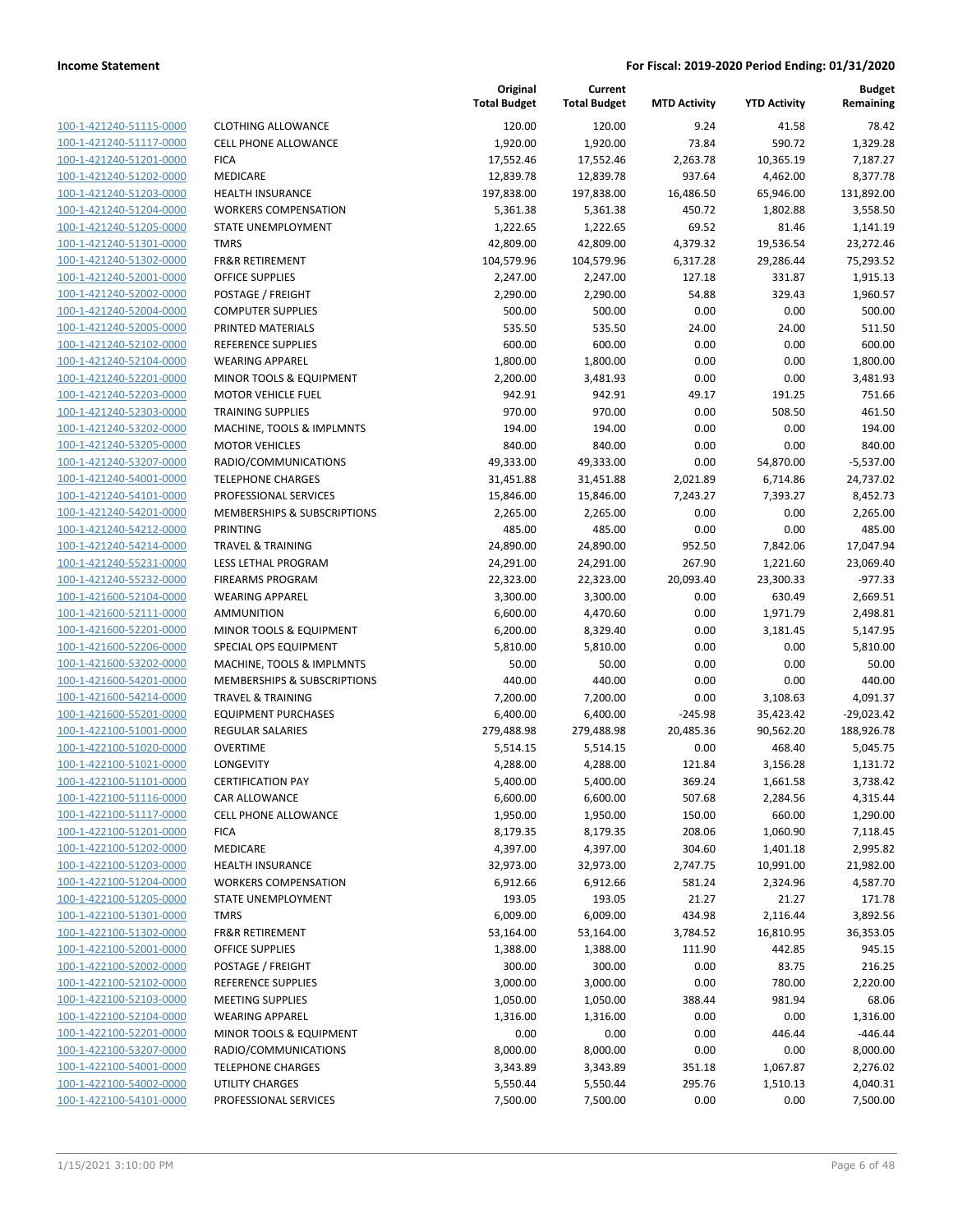## Income Statement

**For Fiscal: 2019-2020 Period Ending: 01/31/2020**

| | | Original Total Budget | Current Total Budget | MTD Activity | YTD Activity | Budget Remaining |
|---|---|---|---|---|---|---|
| 100-1-421240-51115-0000 | CLOTHING ALLOWANCE | 120.00 | 120.00 | 9.24 | 41.58 | 78.42 |
| 100-1-421240-51117-0000 | CELL PHONE ALLOWANCE | 1,920.00 | 1,920.00 | 73.84 | 590.72 | 1,329.28 |
| 100-1-421240-51201-0000 | FICA | 17,552.46 | 17,552.46 | 2,263.78 | 10,365.19 | 7,187.27 |
| 100-1-421240-51202-0000 | MEDICARE | 12,839.78 | 12,839.78 | 937.64 | 4,462.00 | 8,377.78 |
| 100-1-421240-51203-0000 | HEALTH INSURANCE | 197,838.00 | 197,838.00 | 16,486.50 | 65,946.00 | 131,892.00 |
| 100-1-421240-51204-0000 | WORKERS COMPENSATION | 5,361.38 | 5,361.38 | 450.72 | 1,802.88 | 3,558.50 |
| 100-1-421240-51205-0000 | STATE UNEMPLOYMENT | 1,222.65 | 1,222.65 | 69.52 | 81.46 | 1,141.19 |
| 100-1-421240-51301-0000 | TMRS | 42,809.00 | 42,809.00 | 4,379.32 | 19,536.54 | 23,272.46 |
| 100-1-421240-51302-0000 | FR&R RETIREMENT | 104,579.96 | 104,579.96 | 6,317.28 | 29,286.44 | 75,293.52 |
| 100-1-421240-52001-0000 | OFFICE SUPPLIES | 2,247.00 | 2,247.00 | 127.18 | 331.87 | 1,915.13 |
| 100-1-421240-52002-0000 | POSTAGE / FREIGHT | 2,290.00 | 2,290.00 | 54.88 | 329.43 | 1,960.57 |
| 100-1-421240-52004-0000 | COMPUTER SUPPLIES | 500.00 | 500.00 | 0.00 | 0.00 | 500.00 |
| 100-1-421240-52005-0000 | PRINTED MATERIALS | 535.50 | 535.50 | 24.00 | 24.00 | 511.50 |
| 100-1-421240-52102-0000 | REFERENCE SUPPLIES | 600.00 | 600.00 | 0.00 | 0.00 | 600.00 |
| 100-1-421240-52104-0000 | WEARING APPAREL | 1,800.00 | 1,800.00 | 0.00 | 0.00 | 1,800.00 |
| 100-1-421240-52201-0000 | MINOR TOOLS & EQUIPMENT | 2,200.00 | 3,481.93 | 0.00 | 0.00 | 3,481.93 |
| 100-1-421240-52203-0000 | MOTOR VEHICLE FUEL | 942.91 | 942.91 | 49.17 | 191.25 | 751.66 |
| 100-1-421240-52303-0000 | TRAINING SUPPLIES | 970.00 | 970.00 | 0.00 | 508.50 | 461.50 |
| 100-1-421240-53202-0000 | MACHINE, TOOLS & IMPLMNTS | 194.00 | 194.00 | 0.00 | 0.00 | 194.00 |
| 100-1-421240-53205-0000 | MOTOR VEHICLES | 840.00 | 840.00 | 0.00 | 0.00 | 840.00 |
| 100-1-421240-53207-0000 | RADIO/COMMUNICATIONS | 49,333.00 | 49,333.00 | 0.00 | 54,870.00 | -5,537.00 |
| 100-1-421240-54001-0000 | TELEPHONE CHARGES | 31,451.88 | 31,451.88 | 2,021.89 | 6,714.86 | 24,737.02 |
| 100-1-421240-54101-0000 | PROFESSIONAL SERVICES | 15,846.00 | 15,846.00 | 7,243.27 | 7,393.27 | 8,452.73 |
| 100-1-421240-54201-0000 | MEMBERSHIPS & SUBSCRIPTIONS | 2,265.00 | 2,265.00 | 0.00 | 0.00 | 2,265.00 |
| 100-1-421240-54212-0000 | PRINTING | 485.00 | 485.00 | 0.00 | 0.00 | 485.00 |
| 100-1-421240-54214-0000 | TRAVEL & TRAINING | 24,890.00 | 24,890.00 | 952.50 | 7,842.06 | 17,047.94 |
| 100-1-421240-55231-0000 | LESS LETHAL PROGRAM | 24,291.00 | 24,291.00 | 267.90 | 1,221.60 | 23,069.40 |
| 100-1-421240-55232-0000 | FIREARMS PROGRAM | 22,323.00 | 22,323.00 | 20,093.40 | 23,300.33 | -977.33 |
| 100-1-421600-52104-0000 | WEARING APPAREL | 3,300.00 | 3,300.00 | 0.00 | 630.49 | 2,669.51 |
| 100-1-421600-52111-0000 | AMMUNITION | 6,600.00 | 4,470.60 | 0.00 | 1,971.79 | 2,498.81 |
| 100-1-421600-52201-0000 | MINOR TOOLS & EQUIPMENT | 6,200.00 | 8,329.40 | 0.00 | 3,181.45 | 5,147.95 |
| 100-1-421600-52206-0000 | SPECIAL OPS EQUIPMENT | 5,810.00 | 5,810.00 | 0.00 | 0.00 | 5,810.00 |
| 100-1-421600-53202-0000 | MACHINE, TOOLS & IMPLMNTS | 50.00 | 50.00 | 0.00 | 0.00 | 50.00 |
| 100-1-421600-54201-0000 | MEMBERSHIPS & SUBSCRIPTIONS | 440.00 | 440.00 | 0.00 | 0.00 | 440.00 |
| 100-1-421600-54214-0000 | TRAVEL & TRAINING | 7,200.00 | 7,200.00 | 0.00 | 3,108.63 | 4,091.37 |
| 100-1-421600-55201-0000 | EQUIPMENT PURCHASES | 6,400.00 | 6,400.00 | -245.98 | 35,423.42 | -29,023.42 |
| 100-1-422100-51001-0000 | REGULAR SALARIES | 279,488.98 | 279,488.98 | 20,485.36 | 90,562.20 | 188,926.78 |
| 100-1-422100-51020-0000 | OVERTIME | 5,514.15 | 5,514.15 | 0.00 | 468.40 | 5,045.75 |
| 100-1-422100-51021-0000 | LONGEVITY | 4,288.00 | 4,288.00 | 121.84 | 3,156.28 | 1,131.72 |
| 100-1-422100-51101-0000 | CERTIFICATION PAY | 5,400.00 | 5,400.00 | 369.24 | 1,661.58 | 3,738.42 |
| 100-1-422100-51116-0000 | CAR ALLOWANCE | 6,600.00 | 6,600.00 | 507.68 | 2,284.56 | 4,315.44 |
| 100-1-422100-51117-0000 | CELL PHONE ALLOWANCE | 1,950.00 | 1,950.00 | 150.00 | 660.00 | 1,290.00 |
| 100-1-422100-51201-0000 | FICA | 8,179.35 | 8,179.35 | 208.06 | 1,060.90 | 7,118.45 |
| 100-1-422100-51202-0000 | MEDICARE | 4,397.00 | 4,397.00 | 304.60 | 1,401.18 | 2,995.82 |
| 100-1-422100-51203-0000 | HEALTH INSURANCE | 32,973.00 | 32,973.00 | 2,747.75 | 10,991.00 | 21,982.00 |
| 100-1-422100-51204-0000 | WORKERS COMPENSATION | 6,912.66 | 6,912.66 | 581.24 | 2,324.96 | 4,587.70 |
| 100-1-422100-51205-0000 | STATE UNEMPLOYMENT | 193.05 | 193.05 | 21.27 | 21.27 | 171.78 |
| 100-1-422100-51301-0000 | TMRS | 6,009.00 | 6,009.00 | 434.98 | 2,116.44 | 3,892.56 |
| 100-1-422100-51302-0000 | FR&R RETIREMENT | 53,164.00 | 53,164.00 | 3,784.52 | 16,810.95 | 36,353.05 |
| 100-1-422100-52001-0000 | OFFICE SUPPLIES | 1,388.00 | 1,388.00 | 111.90 | 442.85 | 945.15 |
| 100-1-422100-52002-0000 | POSTAGE / FREIGHT | 300.00 | 300.00 | 0.00 | 83.75 | 216.25 |
| 100-1-422100-52102-0000 | REFERENCE SUPPLIES | 3,000.00 | 3,000.00 | 0.00 | 780.00 | 2,220.00 |
| 100-1-422100-52103-0000 | MEETING SUPPLIES | 1,050.00 | 1,050.00 | 388.44 | 981.94 | 68.06 |
| 100-1-422100-52104-0000 | WEARING APPAREL | 1,316.00 | 1,316.00 | 0.00 | 0.00 | 1,316.00 |
| 100-1-422100-52201-0000 | MINOR TOOLS & EQUIPMENT | 0.00 | 0.00 | 0.00 | 446.44 | -446.44 |
| 100-1-422100-53207-0000 | RADIO/COMMUNICATIONS | 8,000.00 | 8,000.00 | 0.00 | 0.00 | 8,000.00 |
| 100-1-422100-54001-0000 | TELEPHONE CHARGES | 3,343.89 | 3,343.89 | 351.18 | 1,067.87 | 2,276.02 |
| 100-1-422100-54002-0000 | UTILITY CHARGES | 5,550.44 | 5,550.44 | 295.76 | 1,510.13 | 4,040.31 |
| 100-1-422100-54101-0000 | PROFESSIONAL SERVICES | 7,500.00 | 7,500.00 | 0.00 | 0.00 | 7,500.00 |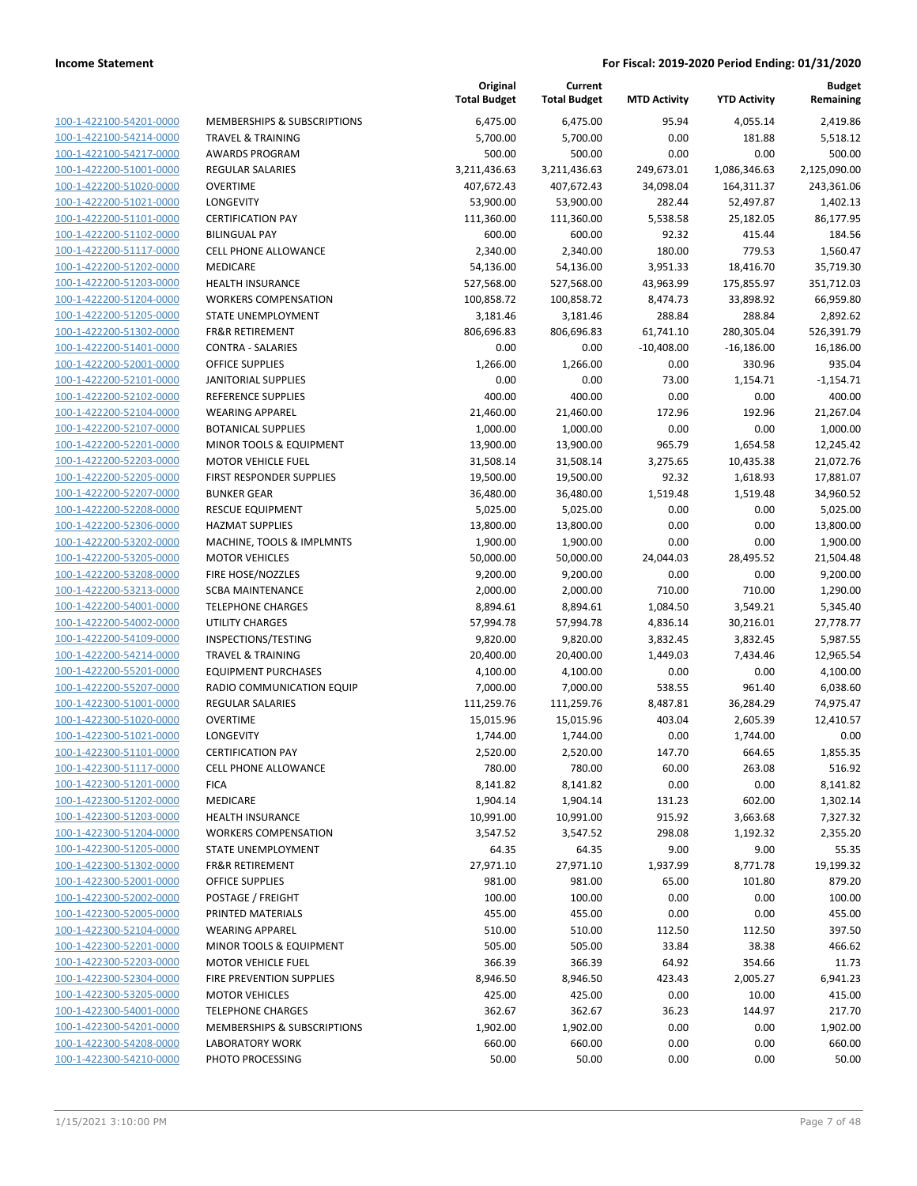**Income Statement** | **For Fiscal: 2019-2020 Period Ending: 01/31/2020**

| | | Original Total Budget | Current Total Budget | MTD Activity | YTD Activity | Budget Remaining |
|---|---|---|---|---|---|---|
| 100-1-422100-54201-0000 | MEMBERSHIPS & SUBSCRIPTIONS | 6,475.00 | 6,475.00 | 95.94 | 4,055.14 | 2,419.86 |
| 100-1-422100-54214-0000 | TRAVEL & TRAINING | 5,700.00 | 5,700.00 | 0.00 | 181.88 | 5,518.12 |
| 100-1-422100-54217-0000 | AWARDS PROGRAM | 500.00 | 500.00 | 0.00 | 0.00 | 500.00 |
| 100-1-422200-51001-0000 | REGULAR SALARIES | 3,211,436.63 | 3,211,436.63 | 249,673.01 | 1,086,346.63 | 2,125,090.00 |
| 100-1-422200-51020-0000 | OVERTIME | 407,672.43 | 407,672.43 | 34,098.04 | 164,311.37 | 243,361.06 |
| 100-1-422200-51021-0000 | LONGEVITY | 53,900.00 | 53,900.00 | 282.44 | 52,497.87 | 1,402.13 |
| 100-1-422200-51101-0000 | CERTIFICATION PAY | 111,360.00 | 111,360.00 | 5,538.58 | 25,182.05 | 86,177.95 |
| 100-1-422200-51102-0000 | BILINGUAL PAY | 600.00 | 600.00 | 92.32 | 415.44 | 184.56 |
| 100-1-422200-51117-0000 | CELL PHONE ALLOWANCE | 2,340.00 | 2,340.00 | 180.00 | 779.53 | 1,560.47 |
| 100-1-422200-51202-0000 | MEDICARE | 54,136.00 | 54,136.00 | 3,951.33 | 18,416.70 | 35,719.30 |
| 100-1-422200-51203-0000 | HEALTH INSURANCE | 527,568.00 | 527,568.00 | 43,963.99 | 175,855.97 | 351,712.03 |
| 100-1-422200-51204-0000 | WORKERS COMPENSATION | 100,858.72 | 100,858.72 | 8,474.73 | 33,898.92 | 66,959.80 |
| 100-1-422200-51205-0000 | STATE UNEMPLOYMENT | 3,181.46 | 3,181.46 | 288.84 | 288.84 | 2,892.62 |
| 100-1-422200-51302-0000 | FR&R RETIREMENT | 806,696.83 | 806,696.83 | 61,741.10 | 280,305.04 | 526,391.79 |
| 100-1-422200-51401-0000 | CONTRA - SALARIES | 0.00 | 0.00 | -10,408.00 | -16,186.00 | 16,186.00 |
| 100-1-422200-52001-0000 | OFFICE SUPPLIES | 1,266.00 | 1,266.00 | 0.00 | 330.96 | 935.04 |
| 100-1-422200-52101-0000 | JANITORIAL SUPPLIES | 0.00 | 0.00 | 73.00 | 1,154.71 | -1,154.71 |
| 100-1-422200-52102-0000 | REFERENCE SUPPLIES | 400.00 | 400.00 | 0.00 | 0.00 | 400.00 |
| 100-1-422200-52104-0000 | WEARING APPAREL | 21,460.00 | 21,460.00 | 172.96 | 192.96 | 21,267.04 |
| 100-1-422200-52107-0000 | BOTANICAL SUPPLIES | 1,000.00 | 1,000.00 | 0.00 | 0.00 | 1,000.00 |
| 100-1-422200-52201-0000 | MINOR TOOLS & EQUIPMENT | 13,900.00 | 13,900.00 | 965.79 | 1,654.58 | 12,245.42 |
| 100-1-422200-52203-0000 | MOTOR VEHICLE FUEL | 31,508.14 | 31,508.14 | 3,275.65 | 10,435.38 | 21,072.76 |
| 100-1-422200-52205-0000 | FIRST RESPONDER SUPPLIES | 19,500.00 | 19,500.00 | 92.32 | 1,618.93 | 17,881.07 |
| 100-1-422200-52207-0000 | BUNKER GEAR | 36,480.00 | 36,480.00 | 1,519.48 | 1,519.48 | 34,960.52 |
| 100-1-422200-52208-0000 | RESCUE EQUIPMENT | 5,025.00 | 5,025.00 | 0.00 | 0.00 | 5,025.00 |
| 100-1-422200-52306-0000 | HAZMAT SUPPLIES | 13,800.00 | 13,800.00 | 0.00 | 0.00 | 13,800.00 |
| 100-1-422200-53202-0000 | MACHINE, TOOLS & IMPLMNTS | 1,900.00 | 1,900.00 | 0.00 | 0.00 | 1,900.00 |
| 100-1-422200-53205-0000 | MOTOR VEHICLES | 50,000.00 | 50,000.00 | 24,044.03 | 28,495.52 | 21,504.48 |
| 100-1-422200-53208-0000 | FIRE HOSE/NOZZLES | 9,200.00 | 9,200.00 | 0.00 | 0.00 | 9,200.00 |
| 100-1-422200-53213-0000 | SCBA MAINTENANCE | 2,000.00 | 2,000.00 | 710.00 | 710.00 | 1,290.00 |
| 100-1-422200-54001-0000 | TELEPHONE CHARGES | 8,894.61 | 8,894.61 | 1,084.50 | 3,549.21 | 5,345.40 |
| 100-1-422200-54002-0000 | UTILITY CHARGES | 57,994.78 | 57,994.78 | 4,836.14 | 30,216.01 | 27,778.77 |
| 100-1-422200-54109-0000 | INSPECTIONS/TESTING | 9,820.00 | 9,820.00 | 3,832.45 | 3,832.45 | 5,987.55 |
| 100-1-422200-54214-0000 | TRAVEL & TRAINING | 20,400.00 | 20,400.00 | 1,449.03 | 7,434.46 | 12,965.54 |
| 100-1-422200-55201-0000 | EQUIPMENT PURCHASES | 4,100.00 | 4,100.00 | 0.00 | 0.00 | 4,100.00 |
| 100-1-422200-55207-0000 | RADIO COMMUNICATION EQUIP | 7,000.00 | 7,000.00 | 538.55 | 961.40 | 6,038.60 |
| 100-1-422300-51001-0000 | REGULAR SALARIES | 111,259.76 | 111,259.76 | 8,487.81 | 36,284.29 | 74,975.47 |
| 100-1-422300-51020-0000 | OVERTIME | 15,015.96 | 15,015.96 | 403.04 | 2,605.39 | 12,410.57 |
| 100-1-422300-51021-0000 | LONGEVITY | 1,744.00 | 1,744.00 | 0.00 | 1,744.00 | 0.00 |
| 100-1-422300-51101-0000 | CERTIFICATION PAY | 2,520.00 | 2,520.00 | 147.70 | 664.65 | 1,855.35 |
| 100-1-422300-51117-0000 | CELL PHONE ALLOWANCE | 780.00 | 780.00 | 60.00 | 263.08 | 516.92 |
| 100-1-422300-51201-0000 | FICA | 8,141.82 | 8,141.82 | 0.00 | 0.00 | 8,141.82 |
| 100-1-422300-51202-0000 | MEDICARE | 1,904.14 | 1,904.14 | 131.23 | 602.00 | 1,302.14 |
| 100-1-422300-51203-0000 | HEALTH INSURANCE | 10,991.00 | 10,991.00 | 915.92 | 3,663.68 | 7,327.32 |
| 100-1-422300-51204-0000 | WORKERS COMPENSATION | 3,547.52 | 3,547.52 | 298.08 | 1,192.32 | 2,355.20 |
| 100-1-422300-51205-0000 | STATE UNEMPLOYMENT | 64.35 | 64.35 | 9.00 | 9.00 | 55.35 |
| 100-1-422300-51302-0000 | FR&R RETIREMENT | 27,971.10 | 27,971.10 | 1,937.99 | 8,771.78 | 19,199.32 |
| 100-1-422300-52001-0000 | OFFICE SUPPLIES | 981.00 | 981.00 | 65.00 | 101.80 | 879.20 |
| 100-1-422300-52002-0000 | POSTAGE / FREIGHT | 100.00 | 100.00 | 0.00 | 0.00 | 100.00 |
| 100-1-422300-52005-0000 | PRINTED MATERIALS | 455.00 | 455.00 | 0.00 | 0.00 | 455.00 |
| 100-1-422300-52104-0000 | WEARING APPAREL | 510.00 | 510.00 | 112.50 | 112.50 | 397.50 |
| 100-1-422300-52201-0000 | MINOR TOOLS & EQUIPMENT | 505.00 | 505.00 | 33.84 | 38.38 | 466.62 |
| 100-1-422300-52203-0000 | MOTOR VEHICLE FUEL | 366.39 | 366.39 | 64.92 | 354.66 | 11.73 |
| 100-1-422300-52304-0000 | FIRE PREVENTION SUPPLIES | 8,946.50 | 8,946.50 | 423.43 | 2,005.27 | 6,941.23 |
| 100-1-422300-53205-0000 | MOTOR VEHICLES | 425.00 | 425.00 | 0.00 | 10.00 | 415.00 |
| 100-1-422300-54001-0000 | TELEPHONE CHARGES | 362.67 | 362.67 | 36.23 | 144.97 | 217.70 |
| 100-1-422300-54201-0000 | MEMBERSHIPS & SUBSCRIPTIONS | 1,902.00 | 1,902.00 | 0.00 | 0.00 | 1,902.00 |
| 100-1-422300-54208-0000 | LABORATORY WORK | 660.00 | 660.00 | 0.00 | 0.00 | 660.00 |
| 100-1-422300-54210-0000 | PHOTO PROCESSING | 50.00 | 50.00 | 0.00 | 0.00 | 50.00 |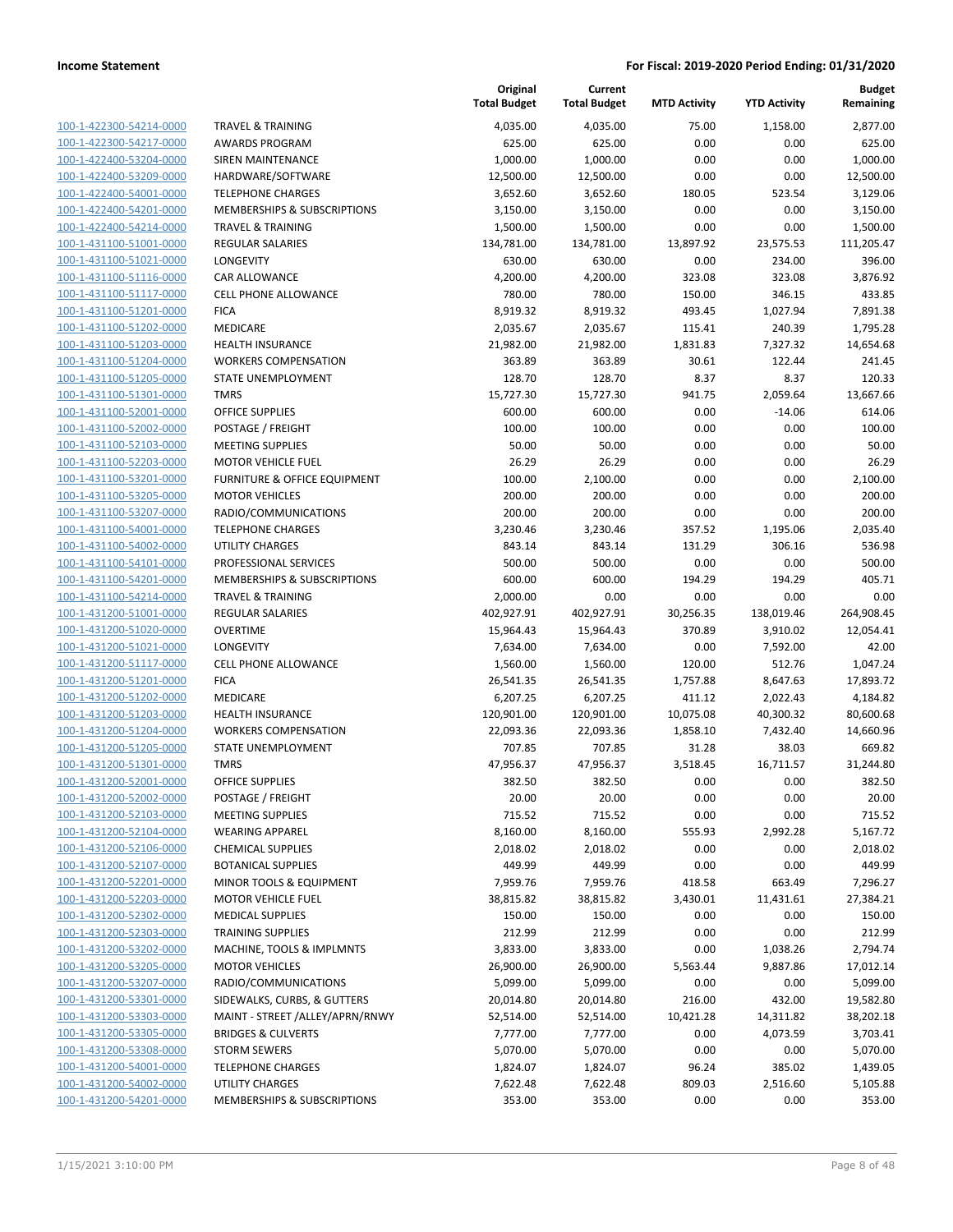**Income Statement** | **For Fiscal: 2019-2020 Period Ending: 01/31/2020**

| | | Original Total Budget | Current Total Budget | MTD Activity | YTD Activity | Budget Remaining |
|---|---|---|---|---|---|---|
| 100-1-422300-54214-0000 | TRAVEL & TRAINING | 4,035.00 | 4,035.00 | 75.00 | 1,158.00 | 2,877.00 |
| 100-1-422300-54217-0000 | AWARDS PROGRAM | 625.00 | 625.00 | 0.00 | 0.00 | 625.00 |
| 100-1-422400-53204-0000 | SIREN MAINTENANCE | 1,000.00 | 1,000.00 | 0.00 | 0.00 | 1,000.00 |
| 100-1-422400-53209-0000 | HARDWARE/SOFTWARE | 12,500.00 | 12,500.00 | 0.00 | 0.00 | 12,500.00 |
| 100-1-422400-54001-0000 | TELEPHONE CHARGES | 3,652.60 | 3,652.60 | 180.05 | 523.54 | 3,129.06 |
| 100-1-422400-54201-0000 | MEMBERSHIPS & SUBSCRIPTIONS | 3,150.00 | 3,150.00 | 0.00 | 0.00 | 3,150.00 |
| 100-1-422400-54214-0000 | TRAVEL & TRAINING | 1,500.00 | 1,500.00 | 0.00 | 0.00 | 1,500.00 |
| 100-1-431100-51001-0000 | REGULAR SALARIES | 134,781.00 | 134,781.00 | 13,897.92 | 23,575.53 | 111,205.47 |
| 100-1-431100-51021-0000 | LONGEVITY | 630.00 | 630.00 | 0.00 | 234.00 | 396.00 |
| 100-1-431100-51116-0000 | CAR ALLOWANCE | 4,200.00 | 4,200.00 | 323.08 | 323.08 | 3,876.92 |
| 100-1-431100-51117-0000 | CELL PHONE ALLOWANCE | 780.00 | 780.00 | 150.00 | 346.15 | 433.85 |
| 100-1-431100-51201-0000 | FICA | 8,919.32 | 8,919.32 | 493.45 | 1,027.94 | 7,891.38 |
| 100-1-431100-51202-0000 | MEDICARE | 2,035.67 | 2,035.67 | 115.41 | 240.39 | 1,795.28 |
| 100-1-431100-51203-0000 | HEALTH INSURANCE | 21,982.00 | 21,982.00 | 1,831.83 | 7,327.32 | 14,654.68 |
| 100-1-431100-51204-0000 | WORKERS COMPENSATION | 363.89 | 363.89 | 30.61 | 122.44 | 241.45 |
| 100-1-431100-51205-0000 | STATE UNEMPLOYMENT | 128.70 | 128.70 | 8.37 | 8.37 | 120.33 |
| 100-1-431100-51301-0000 | TMRS | 15,727.30 | 15,727.30 | 941.75 | 2,059.64 | 13,667.66 |
| 100-1-431100-52001-0000 | OFFICE SUPPLIES | 600.00 | 600.00 | 0.00 | -14.06 | 614.06 |
| 100-1-431100-52002-0000 | POSTAGE / FREIGHT | 100.00 | 100.00 | 0.00 | 0.00 | 100.00 |
| 100-1-431100-52103-0000 | MEETING SUPPLIES | 50.00 | 50.00 | 0.00 | 0.00 | 50.00 |
| 100-1-431100-52203-0000 | MOTOR VEHICLE FUEL | 26.29 | 26.29 | 0.00 | 0.00 | 26.29 |
| 100-1-431100-53201-0000 | FURNITURE & OFFICE EQUIPMENT | 100.00 | 2,100.00 | 0.00 | 0.00 | 2,100.00 |
| 100-1-431100-53205-0000 | MOTOR VEHICLES | 200.00 | 200.00 | 0.00 | 0.00 | 200.00 |
| 100-1-431100-53207-0000 | RADIO/COMMUNICATIONS | 200.00 | 200.00 | 0.00 | 0.00 | 200.00 |
| 100-1-431100-54001-0000 | TELEPHONE CHARGES | 3,230.46 | 3,230.46 | 357.52 | 1,195.06 | 2,035.40 |
| 100-1-431100-54002-0000 | UTILITY CHARGES | 843.14 | 843.14 | 131.29 | 306.16 | 536.98 |
| 100-1-431100-54101-0000 | PROFESSIONAL SERVICES | 500.00 | 500.00 | 0.00 | 0.00 | 500.00 |
| 100-1-431100-54201-0000 | MEMBERSHIPS & SUBSCRIPTIONS | 600.00 | 600.00 | 194.29 | 194.29 | 405.71 |
| 100-1-431100-54214-0000 | TRAVEL & TRAINING | 2,000.00 | 0.00 | 0.00 | 0.00 | 0.00 |
| 100-1-431200-51001-0000 | REGULAR SALARIES | 402,927.91 | 402,927.91 | 30,256.35 | 138,019.46 | 264,908.45 |
| 100-1-431200-51020-0000 | OVERTIME | 15,964.43 | 15,964.43 | 370.89 | 3,910.02 | 12,054.41 |
| 100-1-431200-51021-0000 | LONGEVITY | 7,634.00 | 7,634.00 | 0.00 | 7,592.00 | 42.00 |
| 100-1-431200-51117-0000 | CELL PHONE ALLOWANCE | 1,560.00 | 1,560.00 | 120.00 | 512.76 | 1,047.24 |
| 100-1-431200-51201-0000 | FICA | 26,541.35 | 26,541.35 | 1,757.88 | 8,647.63 | 17,893.72 |
| 100-1-431200-51202-0000 | MEDICARE | 6,207.25 | 6,207.25 | 411.12 | 2,022.43 | 4,184.82 |
| 100-1-431200-51203-0000 | HEALTH INSURANCE | 120,901.00 | 120,901.00 | 10,075.08 | 40,300.32 | 80,600.68 |
| 100-1-431200-51204-0000 | WORKERS COMPENSATION | 22,093.36 | 22,093.36 | 1,858.10 | 7,432.40 | 14,660.96 |
| 100-1-431200-51205-0000 | STATE UNEMPLOYMENT | 707.85 | 707.85 | 31.28 | 38.03 | 669.82 |
| 100-1-431200-51301-0000 | TMRS | 47,956.37 | 47,956.37 | 3,518.45 | 16,711.57 | 31,244.80 |
| 100-1-431200-52001-0000 | OFFICE SUPPLIES | 382.50 | 382.50 | 0.00 | 0.00 | 382.50 |
| 100-1-431200-52002-0000 | POSTAGE / FREIGHT | 20.00 | 20.00 | 0.00 | 0.00 | 20.00 |
| 100-1-431200-52103-0000 | MEETING SUPPLIES | 715.52 | 715.52 | 0.00 | 0.00 | 715.52 |
| 100-1-431200-52104-0000 | WEARING APPAREL | 8,160.00 | 8,160.00 | 555.93 | 2,992.28 | 5,167.72 |
| 100-1-431200-52106-0000 | CHEMICAL SUPPLIES | 2,018.02 | 2,018.02 | 0.00 | 0.00 | 2,018.02 |
| 100-1-431200-52107-0000 | BOTANICAL SUPPLIES | 449.99 | 449.99 | 0.00 | 0.00 | 449.99 |
| 100-1-431200-52201-0000 | MINOR TOOLS & EQUIPMENT | 7,959.76 | 7,959.76 | 418.58 | 663.49 | 7,296.27 |
| 100-1-431200-52203-0000 | MOTOR VEHICLE FUEL | 38,815.82 | 38,815.82 | 3,430.01 | 11,431.61 | 27,384.21 |
| 100-1-431200-52302-0000 | MEDICAL SUPPLIES | 150.00 | 150.00 | 0.00 | 0.00 | 150.00 |
| 100-1-431200-52303-0000 | TRAINING SUPPLIES | 212.99 | 212.99 | 0.00 | 0.00 | 212.99 |
| 100-1-431200-53202-0000 | MACHINE, TOOLS & IMPLMNTS | 3,833.00 | 3,833.00 | 0.00 | 1,038.26 | 2,794.74 |
| 100-1-431200-53205-0000 | MOTOR VEHICLES | 26,900.00 | 26,900.00 | 5,563.44 | 9,887.86 | 17,012.14 |
| 100-1-431200-53207-0000 | RADIO/COMMUNICATIONS | 5,099.00 | 5,099.00 | 0.00 | 0.00 | 5,099.00 |
| 100-1-431200-53301-0000 | SIDEWALKS, CURBS, & GUTTERS | 20,014.80 | 20,014.80 | 216.00 | 432.00 | 19,582.80 |
| 100-1-431200-53303-0000 | MAINT - STREET /ALLEY/APRN/RNWY | 52,514.00 | 52,514.00 | 10,421.28 | 14,311.82 | 38,202.18 |
| 100-1-431200-53305-0000 | BRIDGES & CULVERTS | 7,777.00 | 7,777.00 | 0.00 | 4,073.59 | 3,703.41 |
| 100-1-431200-53308-0000 | STORM SEWERS | 5,070.00 | 5,070.00 | 0.00 | 0.00 | 5,070.00 |
| 100-1-431200-54001-0000 | TELEPHONE CHARGES | 1,824.07 | 1,824.07 | 96.24 | 385.02 | 1,439.05 |
| 100-1-431200-54002-0000 | UTILITY CHARGES | 7,622.48 | 7,622.48 | 809.03 | 2,516.60 | 5,105.88 |
| 100-1-431200-54201-0000 | MEMBERSHIPS & SUBSCRIPTIONS | 353.00 | 353.00 | 0.00 | 0.00 | 353.00 |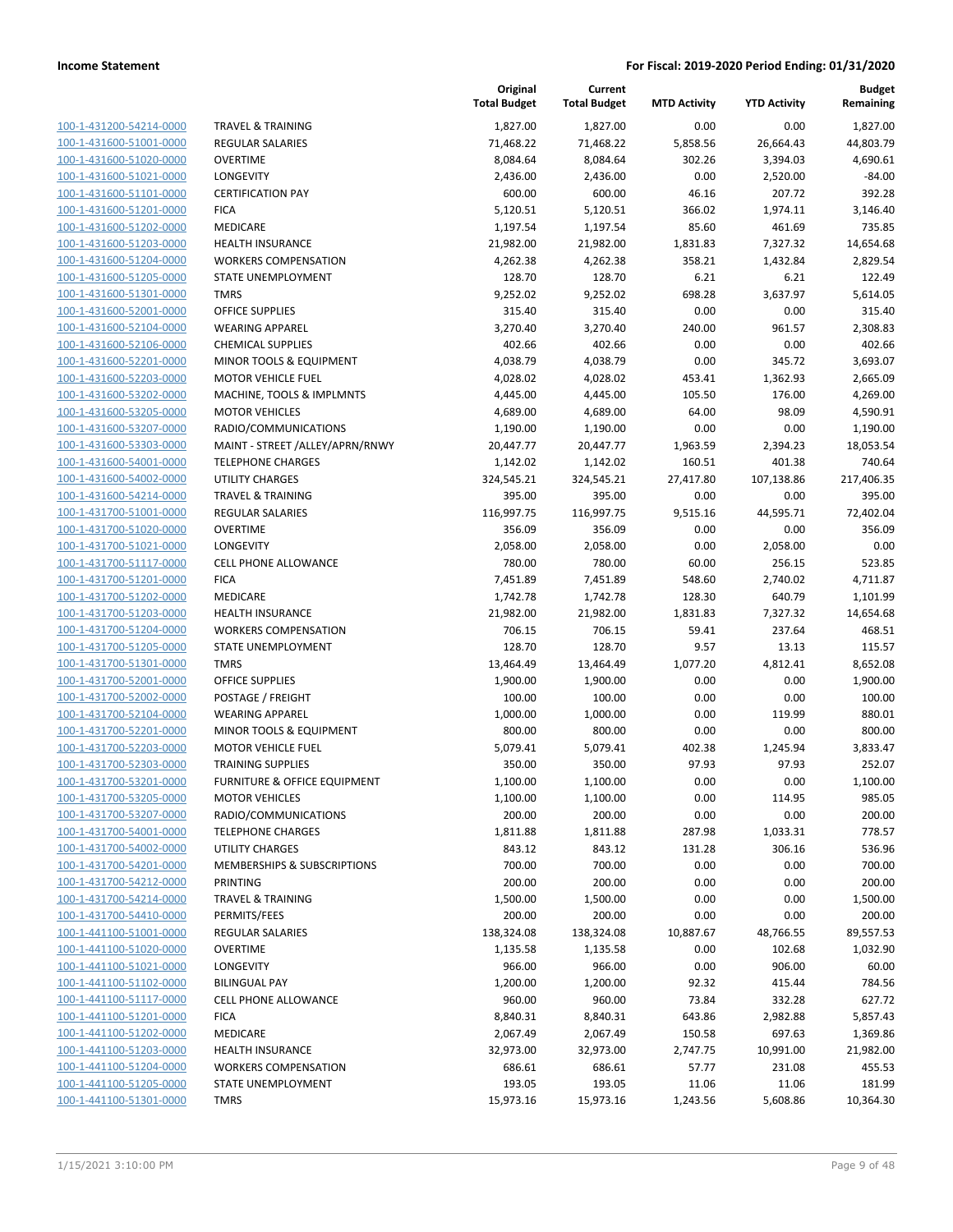**Income Statement** | **For Fiscal: 2019-2020 Period Ending: 01/31/2020**

| | | Original Total Budget | Current Total Budget | MTD Activity | YTD Activity | Budget Remaining |
|---|---|---|---|---|---|---|
| 100-1-431200-54214-0000 | TRAVEL & TRAINING | 1,827.00 | 1,827.00 | 0.00 | 0.00 | 1,827.00 |
| 100-1-431600-51001-0000 | REGULAR SALARIES | 71,468.22 | 71,468.22 | 5,858.56 | 26,664.43 | 44,803.79 |
| 100-1-431600-51020-0000 | OVERTIME | 8,084.64 | 8,084.64 | 302.26 | 3,394.03 | 4,690.61 |
| 100-1-431600-51021-0000 | LONGEVITY | 2,436.00 | 2,436.00 | 0.00 | 2,520.00 | -84.00 |
| 100-1-431600-51101-0000 | CERTIFICATION PAY | 600.00 | 600.00 | 46.16 | 207.72 | 392.28 |
| 100-1-431600-51201-0000 | FICA | 5,120.51 | 5,120.51 | 366.02 | 1,974.11 | 3,146.40 |
| 100-1-431600-51202-0000 | MEDICARE | 1,197.54 | 1,197.54 | 85.60 | 461.69 | 735.85 |
| 100-1-431600-51203-0000 | HEALTH INSURANCE | 21,982.00 | 21,982.00 | 1,831.83 | 7,327.32 | 14,654.68 |
| 100-1-431600-51204-0000 | WORKERS COMPENSATION | 4,262.38 | 4,262.38 | 358.21 | 1,432.84 | 2,829.54 |
| 100-1-431600-51205-0000 | STATE UNEMPLOYMENT | 128.70 | 128.70 | 6.21 | 6.21 | 122.49 |
| 100-1-431600-51301-0000 | TMRS | 9,252.02 | 9,252.02 | 698.28 | 3,637.97 | 5,614.05 |
| 100-1-431600-52001-0000 | OFFICE SUPPLIES | 315.40 | 315.40 | 0.00 | 0.00 | 315.40 |
| 100-1-431600-52104-0000 | WEARING APPAREL | 3,270.40 | 3,270.40 | 240.00 | 961.57 | 2,308.83 |
| 100-1-431600-52106-0000 | CHEMICAL SUPPLIES | 402.66 | 402.66 | 0.00 | 0.00 | 402.66 |
| 100-1-431600-52201-0000 | MINOR TOOLS & EQUIPMENT | 4,038.79 | 4,038.79 | 0.00 | 345.72 | 3,693.07 |
| 100-1-431600-52203-0000 | MOTOR VEHICLE FUEL | 4,028.02 | 4,028.02 | 453.41 | 1,362.93 | 2,665.09 |
| 100-1-431600-53202-0000 | MACHINE, TOOLS & IMPLMNTS | 4,445.00 | 4,445.00 | 105.50 | 176.00 | 4,269.00 |
| 100-1-431600-53205-0000 | MOTOR VEHICLES | 4,689.00 | 4,689.00 | 64.00 | 98.09 | 4,590.91 |
| 100-1-431600-53207-0000 | RADIO/COMMUNICATIONS | 1,190.00 | 1,190.00 | 0.00 | 0.00 | 1,190.00 |
| 100-1-431600-53303-0000 | MAINT - STREET /ALLEY/APRN/RNWY | 20,447.77 | 20,447.77 | 1,963.59 | 2,394.23 | 18,053.54 |
| 100-1-431600-54001-0000 | TELEPHONE CHARGES | 1,142.02 | 1,142.02 | 160.51 | 401.38 | 740.64 |
| 100-1-431600-54002-0000 | UTILITY CHARGES | 324,545.21 | 324,545.21 | 27,417.80 | 107,138.86 | 217,406.35 |
| 100-1-431600-54214-0000 | TRAVEL & TRAINING | 395.00 | 395.00 | 0.00 | 0.00 | 395.00 |
| 100-1-431700-51001-0000 | REGULAR SALARIES | 116,997.75 | 116,997.75 | 9,515.16 | 44,595.71 | 72,402.04 |
| 100-1-431700-51020-0000 | OVERTIME | 356.09 | 356.09 | 0.00 | 0.00 | 356.09 |
| 100-1-431700-51021-0000 | LONGEVITY | 2,058.00 | 2,058.00 | 0.00 | 2,058.00 | 0.00 |
| 100-1-431700-51117-0000 | CELL PHONE ALLOWANCE | 780.00 | 780.00 | 60.00 | 256.15 | 523.85 |
| 100-1-431700-51201-0000 | FICA | 7,451.89 | 7,451.89 | 548.60 | 2,740.02 | 4,711.87 |
| 100-1-431700-51202-0000 | MEDICARE | 1,742.78 | 1,742.78 | 128.30 | 640.79 | 1,101.99 |
| 100-1-431700-51203-0000 | HEALTH INSURANCE | 21,982.00 | 21,982.00 | 1,831.83 | 7,327.32 | 14,654.68 |
| 100-1-431700-51204-0000 | WORKERS COMPENSATION | 706.15 | 706.15 | 59.41 | 237.64 | 468.51 |
| 100-1-431700-51205-0000 | STATE UNEMPLOYMENT | 128.70 | 128.70 | 9.57 | 13.13 | 115.57 |
| 100-1-431700-51301-0000 | TMRS | 13,464.49 | 13,464.49 | 1,077.20 | 4,812.41 | 8,652.08 |
| 100-1-431700-52001-0000 | OFFICE SUPPLIES | 1,900.00 | 1,900.00 | 0.00 | 0.00 | 1,900.00 |
| 100-1-431700-52002-0000 | POSTAGE / FREIGHT | 100.00 | 100.00 | 0.00 | 0.00 | 100.00 |
| 100-1-431700-52104-0000 | WEARING APPAREL | 1,000.00 | 1,000.00 | 0.00 | 119.99 | 880.01 |
| 100-1-431700-52201-0000 | MINOR TOOLS & EQUIPMENT | 800.00 | 800.00 | 0.00 | 0.00 | 800.00 |
| 100-1-431700-52203-0000 | MOTOR VEHICLE FUEL | 5,079.41 | 5,079.41 | 402.38 | 1,245.94 | 3,833.47 |
| 100-1-431700-52303-0000 | TRAINING SUPPLIES | 350.00 | 350.00 | 97.93 | 97.93 | 252.07 |
| 100-1-431700-53201-0000 | FURNITURE & OFFICE EQUIPMENT | 1,100.00 | 1,100.00 | 0.00 | 0.00 | 1,100.00 |
| 100-1-431700-53205-0000 | MOTOR VEHICLES | 1,100.00 | 1,100.00 | 0.00 | 114.95 | 985.05 |
| 100-1-431700-53207-0000 | RADIO/COMMUNICATIONS | 200.00 | 200.00 | 0.00 | 0.00 | 200.00 |
| 100-1-431700-54001-0000 | TELEPHONE CHARGES | 1,811.88 | 1,811.88 | 287.98 | 1,033.31 | 778.57 |
| 100-1-431700-54002-0000 | UTILITY CHARGES | 843.12 | 843.12 | 131.28 | 306.16 | 536.96 |
| 100-1-431700-54201-0000 | MEMBERSHIPS & SUBSCRIPTIONS | 700.00 | 700.00 | 0.00 | 0.00 | 700.00 |
| 100-1-431700-54212-0000 | PRINTING | 200.00 | 200.00 | 0.00 | 0.00 | 200.00 |
| 100-1-431700-54214-0000 | TRAVEL & TRAINING | 1,500.00 | 1,500.00 | 0.00 | 0.00 | 1,500.00 |
| 100-1-431700-54410-0000 | PERMITS/FEES | 200.00 | 200.00 | 0.00 | 0.00 | 200.00 |
| 100-1-441100-51001-0000 | REGULAR SALARIES | 138,324.08 | 138,324.08 | 10,887.67 | 48,766.55 | 89,557.53 |
| 100-1-441100-51020-0000 | OVERTIME | 1,135.58 | 1,135.58 | 0.00 | 102.68 | 1,032.90 |
| 100-1-441100-51021-0000 | LONGEVITY | 966.00 | 966.00 | 0.00 | 906.00 | 60.00 |
| 100-1-441100-51102-0000 | BILINGUAL PAY | 1,200.00 | 1,200.00 | 92.32 | 415.44 | 784.56 |
| 100-1-441100-51117-0000 | CELL PHONE ALLOWANCE | 960.00 | 960.00 | 73.84 | 332.28 | 627.72 |
| 100-1-441100-51201-0000 | FICA | 8,840.31 | 8,840.31 | 643.86 | 2,982.88 | 5,857.43 |
| 100-1-441100-51202-0000 | MEDICARE | 2,067.49 | 2,067.49 | 150.58 | 697.63 | 1,369.86 |
| 100-1-441100-51203-0000 | HEALTH INSURANCE | 32,973.00 | 32,973.00 | 2,747.75 | 10,991.00 | 21,982.00 |
| 100-1-441100-51204-0000 | WORKERS COMPENSATION | 686.61 | 686.61 | 57.77 | 231.08 | 455.53 |
| 100-1-441100-51205-0000 | STATE UNEMPLOYMENT | 193.05 | 193.05 | 11.06 | 11.06 | 181.99 |
| 100-1-441100-51301-0000 | TMRS | 15,973.16 | 15,973.16 | 1,243.56 | 5,608.86 | 10,364.30 |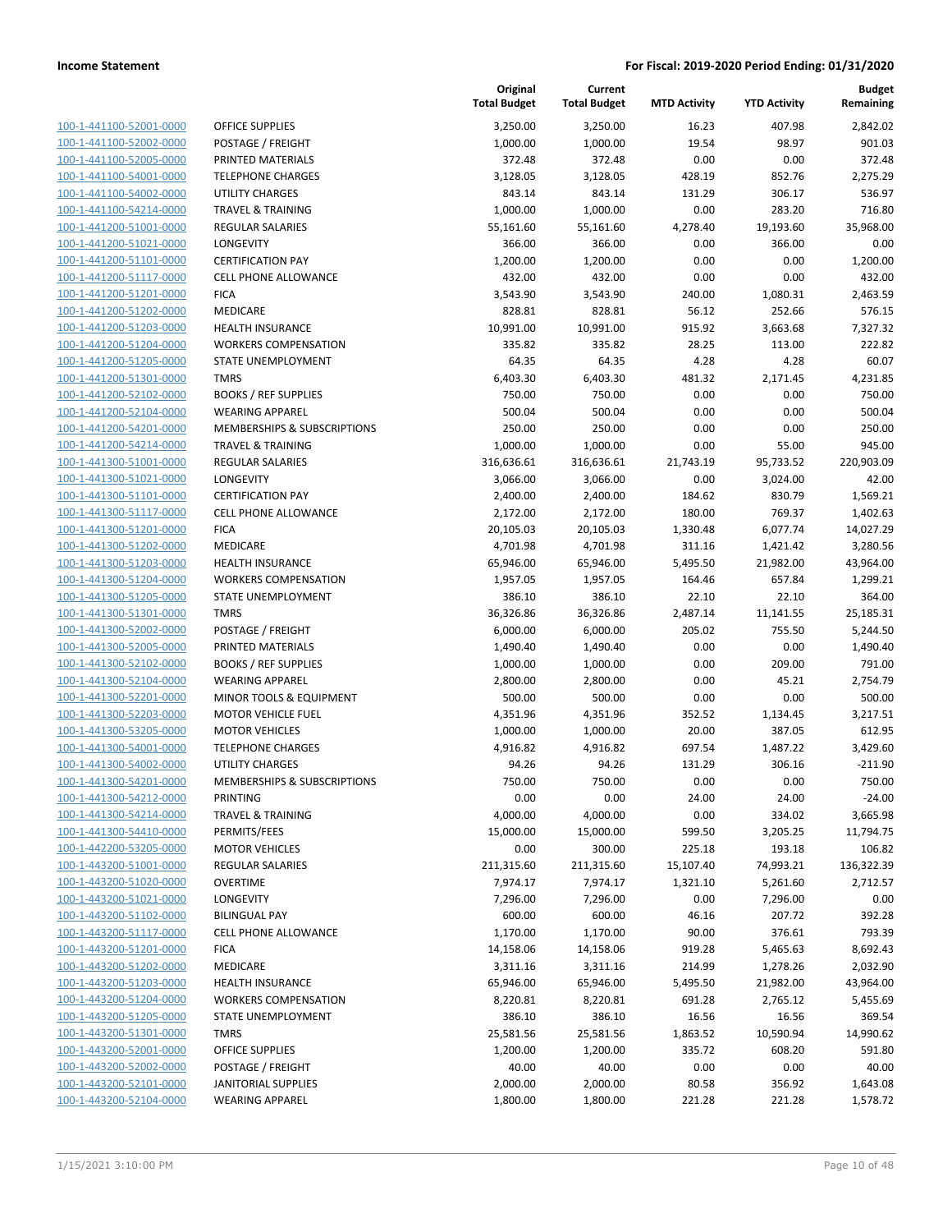**Income Statement** | **For Fiscal: 2019-2020 Period Ending: 01/31/2020**

| | | Original Total Budget | Current Total Budget | MTD Activity | YTD Activity | Budget Remaining |
|---|---|---|---|---|---|---|
| 100-1-441100-52001-0000 | OFFICE SUPPLIES | 3,250.00 | 3,250.00 | 16.23 | 407.98 | 2,842.02 |
| 100-1-441100-52002-0000 | POSTAGE / FREIGHT | 1,000.00 | 1,000.00 | 19.54 | 98.97 | 901.03 |
| 100-1-441100-52005-0000 | PRINTED MATERIALS | 372.48 | 372.48 | 0.00 | 0.00 | 372.48 |
| 100-1-441100-54001-0000 | TELEPHONE CHARGES | 3,128.05 | 3,128.05 | 428.19 | 852.76 | 2,275.29 |
| 100-1-441100-54002-0000 | UTILITY CHARGES | 843.14 | 843.14 | 131.29 | 306.17 | 536.97 |
| 100-1-441100-54214-0000 | TRAVEL & TRAINING | 1,000.00 | 1,000.00 | 0.00 | 283.20 | 716.80 |
| 100-1-441200-51001-0000 | REGULAR SALARIES | 55,161.60 | 55,161.60 | 4,278.40 | 19,193.60 | 35,968.00 |
| 100-1-441200-51021-0000 | LONGEVITY | 366.00 | 366.00 | 0.00 | 366.00 | 0.00 |
| 100-1-441200-51101-0000 | CERTIFICATION PAY | 1,200.00 | 1,200.00 | 0.00 | 0.00 | 1,200.00 |
| 100-1-441200-51117-0000 | CELL PHONE ALLOWANCE | 432.00 | 432.00 | 0.00 | 0.00 | 432.00 |
| 100-1-441200-51201-0000 | FICA | 3,543.90 | 3,543.90 | 240.00 | 1,080.31 | 2,463.59 |
| 100-1-441200-51202-0000 | MEDICARE | 828.81 | 828.81 | 56.12 | 252.66 | 576.15 |
| 100-1-441200-51203-0000 | HEALTH INSURANCE | 10,991.00 | 10,991.00 | 915.92 | 3,663.68 | 7,327.32 |
| 100-1-441200-51204-0000 | WORKERS COMPENSATION | 335.82 | 335.82 | 28.25 | 113.00 | 222.82 |
| 100-1-441200-51205-0000 | STATE UNEMPLOYMENT | 64.35 | 64.35 | 4.28 | 4.28 | 60.07 |
| 100-1-441200-51301-0000 | TMRS | 6,403.30 | 6,403.30 | 481.32 | 2,171.45 | 4,231.85 |
| 100-1-441200-52102-0000 | BOOKS / REF SUPPLIES | 750.00 | 750.00 | 0.00 | 0.00 | 750.00 |
| 100-1-441200-52104-0000 | WEARING APPAREL | 500.04 | 500.04 | 0.00 | 0.00 | 500.04 |
| 100-1-441200-54201-0000 | MEMBERSHIPS & SUBSCRIPTIONS | 250.00 | 250.00 | 0.00 | 0.00 | 250.00 |
| 100-1-441200-54214-0000 | TRAVEL & TRAINING | 1,000.00 | 1,000.00 | 0.00 | 55.00 | 945.00 |
| 100-1-441300-51001-0000 | REGULAR SALARIES | 316,636.61 | 316,636.61 | 21,743.19 | 95,733.52 | 220,903.09 |
| 100-1-441300-51021-0000 | LONGEVITY | 3,066.00 | 3,066.00 | 0.00 | 3,024.00 | 42.00 |
| 100-1-441300-51101-0000 | CERTIFICATION PAY | 2,400.00 | 2,400.00 | 184.62 | 830.79 | 1,569.21 |
| 100-1-441300-51117-0000 | CELL PHONE ALLOWANCE | 2,172.00 | 2,172.00 | 180.00 | 769.37 | 1,402.63 |
| 100-1-441300-51201-0000 | FICA | 20,105.03 | 20,105.03 | 1,330.48 | 6,077.74 | 14,027.29 |
| 100-1-441300-51202-0000 | MEDICARE | 4,701.98 | 4,701.98 | 311.16 | 1,421.42 | 3,280.56 |
| 100-1-441300-51203-0000 | HEALTH INSURANCE | 65,946.00 | 65,946.00 | 5,495.50 | 21,982.00 | 43,964.00 |
| 100-1-441300-51204-0000 | WORKERS COMPENSATION | 1,957.05 | 1,957.05 | 164.46 | 657.84 | 1,299.21 |
| 100-1-441300-51205-0000 | STATE UNEMPLOYMENT | 386.10 | 386.10 | 22.10 | 22.10 | 364.00 |
| 100-1-441300-51301-0000 | TMRS | 36,326.86 | 36,326.86 | 2,487.14 | 11,141.55 | 25,185.31 |
| 100-1-441300-52002-0000 | POSTAGE / FREIGHT | 6,000.00 | 6,000.00 | 205.02 | 755.50 | 5,244.50 |
| 100-1-441300-52005-0000 | PRINTED MATERIALS | 1,490.40 | 1,490.40 | 0.00 | 0.00 | 1,490.40 |
| 100-1-441300-52102-0000 | BOOKS / REF SUPPLIES | 1,000.00 | 1,000.00 | 0.00 | 209.00 | 791.00 |
| 100-1-441300-52104-0000 | WEARING APPAREL | 2,800.00 | 2,800.00 | 0.00 | 45.21 | 2,754.79 |
| 100-1-441300-52201-0000 | MINOR TOOLS & EQUIPMENT | 500.00 | 500.00 | 0.00 | 0.00 | 500.00 |
| 100-1-441300-52203-0000 | MOTOR VEHICLE FUEL | 4,351.96 | 4,351.96 | 352.52 | 1,134.45 | 3,217.51 |
| 100-1-441300-53205-0000 | MOTOR VEHICLES | 1,000.00 | 1,000.00 | 20.00 | 387.05 | 612.95 |
| 100-1-441300-54001-0000 | TELEPHONE CHARGES | 4,916.82 | 4,916.82 | 697.54 | 1,487.22 | 3,429.60 |
| 100-1-441300-54002-0000 | UTILITY CHARGES | 94.26 | 94.26 | 131.29 | 306.16 | -211.90 |
| 100-1-441300-54201-0000 | MEMBERSHIPS & SUBSCRIPTIONS | 750.00 | 750.00 | 0.00 | 0.00 | 750.00 |
| 100-1-441300-54212-0000 | PRINTING | 0.00 | 0.00 | 24.00 | 24.00 | -24.00 |
| 100-1-441300-54214-0000 | TRAVEL & TRAINING | 4,000.00 | 4,000.00 | 0.00 | 334.02 | 3,665.98 |
| 100-1-441300-54410-0000 | PERMITS/FEES | 15,000.00 | 15,000.00 | 599.50 | 3,205.25 | 11,794.75 |
| 100-1-442200-53205-0000 | MOTOR VEHICLES | 0.00 | 300.00 | 225.18 | 193.18 | 106.82 |
| 100-1-443200-51001-0000 | REGULAR SALARIES | 211,315.60 | 211,315.60 | 15,107.40 | 74,993.21 | 136,322.39 |
| 100-1-443200-51020-0000 | OVERTIME | 7,974.17 | 7,974.17 | 1,321.10 | 5,261.60 | 2,712.57 |
| 100-1-443200-51021-0000 | LONGEVITY | 7,296.00 | 7,296.00 | 0.00 | 7,296.00 | 0.00 |
| 100-1-443200-51102-0000 | BILINGUAL PAY | 600.00 | 600.00 | 46.16 | 207.72 | 392.28 |
| 100-1-443200-51117-0000 | CELL PHONE ALLOWANCE | 1,170.00 | 1,170.00 | 90.00 | 376.61 | 793.39 |
| 100-1-443200-51201-0000 | FICA | 14,158.06 | 14,158.06 | 919.28 | 5,465.63 | 8,692.43 |
| 100-1-443200-51202-0000 | MEDICARE | 3,311.16 | 3,311.16 | 214.99 | 1,278.26 | 2,032.90 |
| 100-1-443200-51203-0000 | HEALTH INSURANCE | 65,946.00 | 65,946.00 | 5,495.50 | 21,982.00 | 43,964.00 |
| 100-1-443200-51204-0000 | WORKERS COMPENSATION | 8,220.81 | 8,220.81 | 691.28 | 2,765.12 | 5,455.69 |
| 100-1-443200-51205-0000 | STATE UNEMPLOYMENT | 386.10 | 386.10 | 16.56 | 16.56 | 369.54 |
| 100-1-443200-51301-0000 | TMRS | 25,581.56 | 25,581.56 | 1,863.52 | 10,590.94 | 14,990.62 |
| 100-1-443200-52001-0000 | OFFICE SUPPLIES | 1,200.00 | 1,200.00 | 335.72 | 608.20 | 591.80 |
| 100-1-443200-52002-0000 | POSTAGE / FREIGHT | 40.00 | 40.00 | 0.00 | 0.00 | 40.00 |
| 100-1-443200-52101-0000 | JANITORIAL SUPPLIES | 2,000.00 | 2,000.00 | 80.58 | 356.92 | 1,643.08 |
| 100-1-443200-52104-0000 | WEARING APPAREL | 1,800.00 | 1,800.00 | 221.28 | 221.28 | 1,578.72 |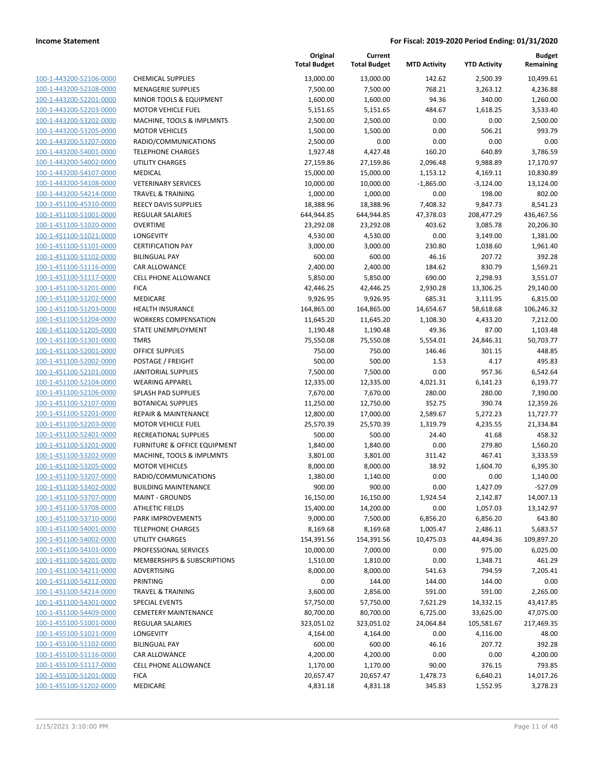| | | Original Total Budget | Current Total Budget | MTD Activity | YTD Activity | Budget Remaining |
|---|---|---|---|---|---|---|
| 100-1-443200-52106-0000 | CHEMICAL SUPPLIES | 13,000.00 | 13,000.00 | 142.62 | 2,500.39 | 10,499.61 |
| 100-1-443200-52108-0000 | MENAGERIE SUPPLIES | 7,500.00 | 7,500.00 | 768.21 | 3,263.12 | 4,236.88 |
| 100-1-443200-52201-0000 | MINOR TOOLS & EQUIPMENT | 1,600.00 | 1,600.00 | 94.36 | 340.00 | 1,260.00 |
| 100-1-443200-52203-0000 | MOTOR VEHICLE FUEL | 5,151.65 | 5,151.65 | 484.67 | 1,618.25 | 3,533.40 |
| 100-1-443200-53202-0000 | MACHINE, TOOLS & IMPLMNTS | 2,500.00 | 2,500.00 | 0.00 | 0.00 | 2,500.00 |
| 100-1-443200-53205-0000 | MOTOR VEHICLES | 1,500.00 | 1,500.00 | 0.00 | 506.21 | 993.79 |
| 100-1-443200-53207-0000 | RADIO/COMMUNICATIONS | 2,500.00 | 0.00 | 0.00 | 0.00 | 0.00 |
| 100-1-443200-54001-0000 | TELEPHONE CHARGES | 1,927.48 | 4,427.48 | 160.20 | 640.89 | 3,786.59 |
| 100-1-443200-54002-0000 | UTILITY CHARGES | 27,159.86 | 27,159.86 | 2,096.48 | 9,988.89 | 17,170.97 |
| 100-1-443200-54107-0000 | MEDICAL | 15,000.00 | 15,000.00 | 1,153.12 | 4,169.11 | 10,830.89 |
| 100-1-443200-54108-0000 | VETERINARY SERVICES | 10,000.00 | 10,000.00 | -1,865.00 | -3,124.00 | 13,124.00 |
| 100-1-443200-54214-0000 | TRAVEL & TRAINING | 1,000.00 | 1,000.00 | 0.00 | 198.00 | 802.00 |
| 100-1-451100-45310-0000 | REECY DAVIS SUPPLIES | 18,388.96 | 18,388.96 | 7,408.32 | 9,847.73 | 8,541.23 |
| 100-1-451100-51001-0000 | REGULAR SALARIES | 644,944.85 | 644,944.85 | 47,378.03 | 208,477.29 | 436,467.56 |
| 100-1-451100-51020-0000 | OVERTIME | 23,292.08 | 23,292.08 | 403.62 | 3,085.78 | 20,206.30 |
| 100-1-451100-51021-0000 | LONGEVITY | 4,530.00 | 4,530.00 | 0.00 | 3,149.00 | 1,381.00 |
| 100-1-451100-51101-0000 | CERTIFICATION PAY | 3,000.00 | 3,000.00 | 230.80 | 1,038.60 | 1,961.40 |
| 100-1-451100-51102-0000 | BILINGUAL PAY | 600.00 | 600.00 | 46.16 | 207.72 | 392.28 |
| 100-1-451100-51116-0000 | CAR ALLOWANCE | 2,400.00 | 2,400.00 | 184.62 | 830.79 | 1,569.21 |
| 100-1-451100-51117-0000 | CELL PHONE ALLOWANCE | 5,850.00 | 5,850.00 | 690.00 | 2,298.93 | 3,551.07 |
| 100-1-451100-51201-0000 | FICA | 42,446.25 | 42,446.25 | 2,930.28 | 13,306.25 | 29,140.00 |
| 100-1-451100-51202-0000 | MEDICARE | 9,926.95 | 9,926.95 | 685.31 | 3,111.95 | 6,815.00 |
| 100-1-451100-51203-0000 | HEALTH INSURANCE | 164,865.00 | 164,865.00 | 14,654.67 | 58,618.68 | 106,246.32 |
| 100-1-451100-51204-0000 | WORKERS COMPENSATION | 11,645.20 | 11,645.20 | 1,108.30 | 4,433.20 | 7,212.00 |
| 100-1-451100-51205-0000 | STATE UNEMPLOYMENT | 1,190.48 | 1,190.48 | 49.36 | 87.00 | 1,103.48 |
| 100-1-451100-51301-0000 | TMRS | 75,550.08 | 75,550.08 | 5,554.01 | 24,846.31 | 50,703.77 |
| 100-1-451100-52001-0000 | OFFICE SUPPLIES | 750.00 | 750.00 | 146.46 | 301.15 | 448.85 |
| 100-1-451100-52002-0000 | POSTAGE / FREIGHT | 500.00 | 500.00 | 1.53 | 4.17 | 495.83 |
| 100-1-451100-52101-0000 | JANITORIAL SUPPLIES | 7,500.00 | 7,500.00 | 0.00 | 957.36 | 6,542.64 |
| 100-1-451100-52104-0000 | WEARING APPAREL | 12,335.00 | 12,335.00 | 4,021.31 | 6,141.23 | 6,193.77 |
| 100-1-451100-52106-0000 | SPLASH PAD SUPPLIES | 7,670.00 | 7,670.00 | 280.00 | 280.00 | 7,390.00 |
| 100-1-451100-52107-0000 | BOTANICAL SUPPLIES | 11,250.00 | 12,750.00 | 352.75 | 390.74 | 12,359.26 |
| 100-1-451100-52201-0000 | REPAIR & MAINTENANCE | 12,800.00 | 17,000.00 | 2,589.67 | 5,272.23 | 11,727.77 |
| 100-1-451100-52203-0000 | MOTOR VEHICLE FUEL | 25,570.39 | 25,570.39 | 1,319.79 | 4,235.55 | 21,334.84 |
| 100-1-451100-52401-0000 | RECREATIONAL SUPPLIES | 500.00 | 500.00 | 24.40 | 41.68 | 458.32 |
| 100-1-451100-53201-0000 | FURNITURE & OFFICE EQUIPMENT | 1,840.00 | 1,840.00 | 0.00 | 279.80 | 1,560.20 |
| 100-1-451100-53202-0000 | MACHINE, TOOLS & IMPLMNTS | 3,801.00 | 3,801.00 | 311.42 | 467.41 | 3,333.59 |
| 100-1-451100-53205-0000 | MOTOR VEHICLES | 8,000.00 | 8,000.00 | 38.92 | 1,604.70 | 6,395.30 |
| 100-1-451100-53207-0000 | RADIO/COMMUNICATIONS | 1,380.00 | 1,140.00 | 0.00 | 0.00 | 1,140.00 |
| 100-1-451100-53402-0000 | BUILDING MAINTENANCE | 900.00 | 900.00 | 0.00 | 1,427.09 | -527.09 |
| 100-1-451100-53707-0000 | MAINT - GROUNDS | 16,150.00 | 16,150.00 | 1,924.54 | 2,142.87 | 14,007.13 |
| 100-1-451100-53708-0000 | ATHLETIC FIELDS | 15,400.00 | 14,200.00 | 0.00 | 1,057.03 | 13,142.97 |
| 100-1-451100-53710-0000 | PARK IMPROVEMENTS | 9,000.00 | 7,500.00 | 6,856.20 | 6,856.20 | 643.80 |
| 100-1-451100-54001-0000 | TELEPHONE CHARGES | 8,169.68 | 8,169.68 | 1,005.47 | 2,486.11 | 5,683.57 |
| 100-1-451100-54002-0000 | UTILITY CHARGES | 154,391.56 | 154,391.56 | 10,475.03 | 44,494.36 | 109,897.20 |
| 100-1-451100-54101-0000 | PROFESSIONAL SERVICES | 10,000.00 | 7,000.00 | 0.00 | 975.00 | 6,025.00 |
| 100-1-451100-54201-0000 | MEMBERSHIPS & SUBSCRIPTIONS | 1,510.00 | 1,810.00 | 0.00 | 1,348.71 | 461.29 |
| 100-1-451100-54211-0000 | ADVERTISING | 8,000.00 | 8,000.00 | 541.63 | 794.59 | 7,205.41 |
| 100-1-451100-54212-0000 | PRINTING | 0.00 | 144.00 | 144.00 | 144.00 | 0.00 |
| 100-1-451100-54214-0000 | TRAVEL & TRAINING | 3,600.00 | 2,856.00 | 591.00 | 591.00 | 2,265.00 |
| 100-1-451100-54301-0000 | SPECIAL EVENTS | 57,750.00 | 57,750.00 | 7,621.29 | 14,332.15 | 43,417.85 |
| 100-1-451100-54409-0000 | CEMETERY MAINTENANCE | 80,700.00 | 80,700.00 | 6,725.00 | 33,625.00 | 47,075.00 |
| 100-1-455100-51001-0000 | REGULAR SALARIES | 323,051.02 | 323,051.02 | 24,064.84 | 105,581.67 | 217,469.35 |
| 100-1-455100-51021-0000 | LONGEVITY | 4,164.00 | 4,164.00 | 0.00 | 4,116.00 | 48.00 |
| 100-1-455100-51102-0000 | BILINGUAL PAY | 600.00 | 600.00 | 46.16 | 207.72 | 392.28 |
| 100-1-455100-51116-0000 | CAR ALLOWANCE | 4,200.00 | 4,200.00 | 0.00 | 0.00 | 4,200.00 |
| 100-1-455100-51117-0000 | CELL PHONE ALLOWANCE | 1,170.00 | 1,170.00 | 90.00 | 376.15 | 793.85 |
| 100-1-455100-51201-0000 | FICA | 20,657.47 | 20,657.47 | 1,478.73 | 6,640.21 | 14,017.26 |
| 100-1-455100-51202-0000 | MEDICARE | 4,831.18 | 4,831.18 | 345.83 | 1,552.95 | 3,278.23 |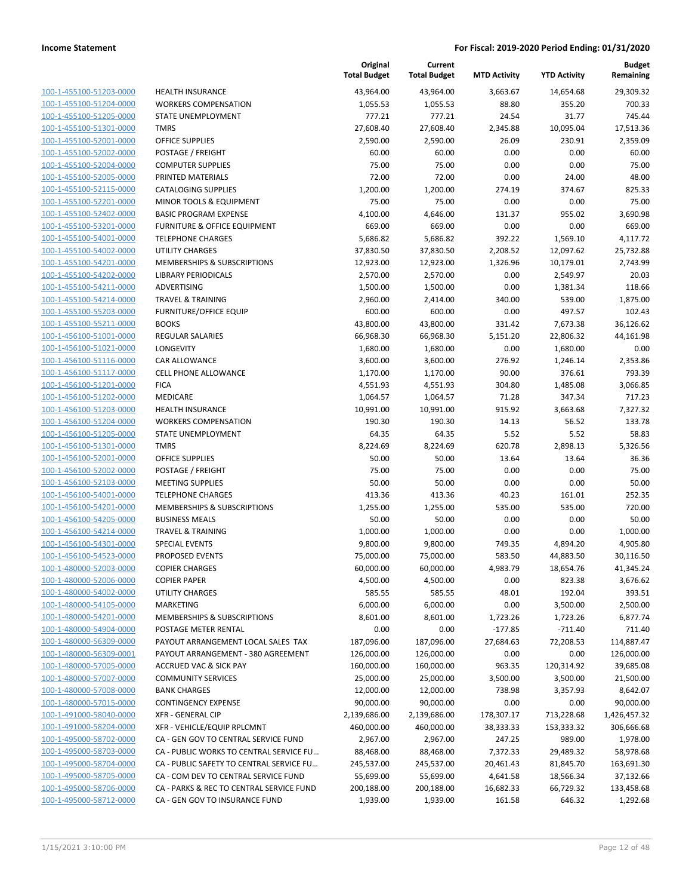**Income Statement** | **For Fiscal: 2019-2020 Period Ending: 01/31/2020**

| | | Original Total Budget | Current Total Budget | MTD Activity | YTD Activity | Budget Remaining |
|---|---|---|---|---|---|---|
| 100-1-455100-51203-0000 | HEALTH INSURANCE | 43,964.00 | 43,964.00 | 3,663.67 | 14,654.68 | 29,309.32 |
| 100-1-455100-51204-0000 | WORKERS COMPENSATION | 1,055.53 | 1,055.53 | 88.80 | 355.20 | 700.33 |
| 100-1-455100-51205-0000 | STATE UNEMPLOYMENT | 777.21 | 777.21 | 24.54 | 31.77 | 745.44 |
| 100-1-455100-51301-0000 | TMRS | 27,608.40 | 27,608.40 | 2,345.88 | 10,095.04 | 17,513.36 |
| 100-1-455100-52001-0000 | OFFICE SUPPLIES | 2,590.00 | 2,590.00 | 26.09 | 230.91 | 2,359.09 |
| 100-1-455100-52002-0000 | POSTAGE / FREIGHT | 60.00 | 60.00 | 0.00 | 0.00 | 60.00 |
| 100-1-455100-52004-0000 | COMPUTER SUPPLIES | 75.00 | 75.00 | 0.00 | 0.00 | 75.00 |
| 100-1-455100-52005-0000 | PRINTED MATERIALS | 72.00 | 72.00 | 0.00 | 24.00 | 48.00 |
| 100-1-455100-52115-0000 | CATALOGING SUPPLIES | 1,200.00 | 1,200.00 | 274.19 | 374.67 | 825.33 |
| 100-1-455100-52201-0000 | MINOR TOOLS & EQUIPMENT | 75.00 | 75.00 | 0.00 | 0.00 | 75.00 |
| 100-1-455100-52402-0000 | BASIC PROGRAM EXPENSE | 4,100.00 | 4,646.00 | 131.37 | 955.02 | 3,690.98 |
| 100-1-455100-53201-0000 | FURNITURE & OFFICE EQUIPMENT | 669.00 | 669.00 | 0.00 | 0.00 | 669.00 |
| 100-1-455100-54001-0000 | TELEPHONE CHARGES | 5,686.82 | 5,686.82 | 392.22 | 1,569.10 | 4,117.72 |
| 100-1-455100-54002-0000 | UTILITY CHARGES | 37,830.50 | 37,830.50 | 2,208.52 | 12,097.62 | 25,732.88 |
| 100-1-455100-54201-0000 | MEMBERSHIPS & SUBSCRIPTIONS | 12,923.00 | 12,923.00 | 1,326.96 | 10,179.01 | 2,743.99 |
| 100-1-455100-54202-0000 | LIBRARY PERIODICALS | 2,570.00 | 2,570.00 | 0.00 | 2,549.97 | 20.03 |
| 100-1-455100-54211-0000 | ADVERTISING | 1,500.00 | 1,500.00 | 0.00 | 1,381.34 | 118.66 |
| 100-1-455100-54214-0000 | TRAVEL & TRAINING | 2,960.00 | 2,414.00 | 340.00 | 539.00 | 1,875.00 |
| 100-1-455100-55203-0000 | FURNITURE/OFFICE EQUIP | 600.00 | 600.00 | 0.00 | 497.57 | 102.43 |
| 100-1-455100-55211-0000 | BOOKS | 43,800.00 | 43,800.00 | 331.42 | 7,673.38 | 36,126.62 |
| 100-1-456100-51001-0000 | REGULAR SALARIES | 66,968.30 | 66,968.30 | 5,151.20 | 22,806.32 | 44,161.98 |
| 100-1-456100-51021-0000 | LONGEVITY | 1,680.00 | 1,680.00 | 0.00 | 1,680.00 | 0.00 |
| 100-1-456100-51116-0000 | CAR ALLOWANCE | 3,600.00 | 3,600.00 | 276.92 | 1,246.14 | 2,353.86 |
| 100-1-456100-51117-0000 | CELL PHONE ALLOWANCE | 1,170.00 | 1,170.00 | 90.00 | 376.61 | 793.39 |
| 100-1-456100-51201-0000 | FICA | 4,551.93 | 4,551.93 | 304.80 | 1,485.08 | 3,066.85 |
| 100-1-456100-51202-0000 | MEDICARE | 1,064.57 | 1,064.57 | 71.28 | 347.34 | 717.23 |
| 100-1-456100-51203-0000 | HEALTH INSURANCE | 10,991.00 | 10,991.00 | 915.92 | 3,663.68 | 7,327.32 |
| 100-1-456100-51204-0000 | WORKERS COMPENSATION | 190.30 | 190.30 | 14.13 | 56.52 | 133.78 |
| 100-1-456100-51205-0000 | STATE UNEMPLOYMENT | 64.35 | 64.35 | 5.52 | 5.52 | 58.83 |
| 100-1-456100-51301-0000 | TMRS | 8,224.69 | 8,224.69 | 620.78 | 2,898.13 | 5,326.56 |
| 100-1-456100-52001-0000 | OFFICE SUPPLIES | 50.00 | 50.00 | 13.64 | 13.64 | 36.36 |
| 100-1-456100-52002-0000 | POSTAGE / FREIGHT | 75.00 | 75.00 | 0.00 | 0.00 | 75.00 |
| 100-1-456100-52103-0000 | MEETING SUPPLIES | 50.00 | 50.00 | 0.00 | 0.00 | 50.00 |
| 100-1-456100-54001-0000 | TELEPHONE CHARGES | 413.36 | 413.36 | 40.23 | 161.01 | 252.35 |
| 100-1-456100-54201-0000 | MEMBERSHIPS & SUBSCRIPTIONS | 1,255.00 | 1,255.00 | 535.00 | 535.00 | 720.00 |
| 100-1-456100-54205-0000 | BUSINESS MEALS | 50.00 | 50.00 | 0.00 | 0.00 | 50.00 |
| 100-1-456100-54214-0000 | TRAVEL & TRAINING | 1,000.00 | 1,000.00 | 0.00 | 0.00 | 1,000.00 |
| 100-1-456100-54301-0000 | SPECIAL EVENTS | 9,800.00 | 9,800.00 | 749.35 | 4,894.20 | 4,905.80 |
| 100-1-456100-54523-0000 | PROPOSED EVENTS | 75,000.00 | 75,000.00 | 583.50 | 44,883.50 | 30,116.50 |
| 100-1-480000-52003-0000 | COPIER CHARGES | 60,000.00 | 60,000.00 | 4,983.79 | 18,654.76 | 41,345.24 |
| 100-1-480000-52006-0000 | COPIER PAPER | 4,500.00 | 4,500.00 | 0.00 | 823.38 | 3,676.62 |
| 100-1-480000-54002-0000 | UTILITY CHARGES | 585.55 | 585.55 | 48.01 | 192.04 | 393.51 |
| 100-1-480000-54105-0000 | MARKETING | 6,000.00 | 6,000.00 | 0.00 | 3,500.00 | 2,500.00 |
| 100-1-480000-54201-0000 | MEMBERSHIPS & SUBSCRIPTIONS | 8,601.00 | 8,601.00 | 1,723.26 | 1,723.26 | 6,877.74 |
| 100-1-480000-54904-0000 | POSTAGE METER RENTAL | 0.00 | 0.00 | -177.85 | -711.40 | 711.40 |
| 100-1-480000-56309-0000 | PAYOUT ARRANGEMENT LOCAL SALES TAX | 187,096.00 | 187,096.00 | 27,684.63 | 72,208.53 | 114,887.47 |
| 100-1-480000-56309-0001 | PAYOUT ARRANGEMENT - 380 AGREEMENT | 126,000.00 | 126,000.00 | 0.00 | 0.00 | 126,000.00 |
| 100-1-480000-57005-0000 | ACCRUED VAC & SICK PAY | 160,000.00 | 160,000.00 | 963.35 | 120,314.92 | 39,685.08 |
| 100-1-480000-57007-0000 | COMMUNITY SERVICES | 25,000.00 | 25,000.00 | 3,500.00 | 3,500.00 | 21,500.00 |
| 100-1-480000-57008-0000 | BANK CHARGES | 12,000.00 | 12,000.00 | 738.98 | 3,357.93 | 8,642.07 |
| 100-1-480000-57015-0000 | CONTINGENCY EXPENSE | 90,000.00 | 90,000.00 | 0.00 | 0.00 | 90,000.00 |
| 100-1-491000-58040-0000 | XFR - GENERAL CIP | 2,139,686.00 | 2,139,686.00 | 178,307.17 | 713,228.68 | 1,426,457.32 |
| 100-1-491000-58204-0000 | XFR - VEHICLE/EQUIP RPLCMNT | 460,000.00 | 460,000.00 | 38,333.33 | 153,333.32 | 306,666.68 |
| 100-1-495000-58702-0000 | CA - GEN GOV TO CENTRAL SERVICE FUND | 2,967.00 | 2,967.00 | 247.25 | 989.00 | 1,978.00 |
| 100-1-495000-58703-0000 | CA - PUBLIC WORKS TO CENTRAL SERVICE FU… | 88,468.00 | 88,468.00 | 7,372.33 | 29,489.32 | 58,978.68 |
| 100-1-495000-58704-0000 | CA - PUBLIC SAFETY TO CENTRAL SERVICE FU… | 245,537.00 | 245,537.00 | 20,461.43 | 81,845.70 | 163,691.30 |
| 100-1-495000-58705-0000 | CA - COM DEV TO CENTRAL SERVICE FUND | 55,699.00 | 55,699.00 | 4,641.58 | 18,566.34 | 37,132.66 |
| 100-1-495000-58706-0000 | CA - PARKS & REC TO CENTRAL SERVICE FUND | 200,188.00 | 200,188.00 | 16,682.33 | 66,729.32 | 133,458.68 |
| 100-1-495000-58712-0000 | CA - GEN GOV TO INSURANCE FUND | 1,939.00 | 1,939.00 | 161.58 | 646.32 | 1,292.68 |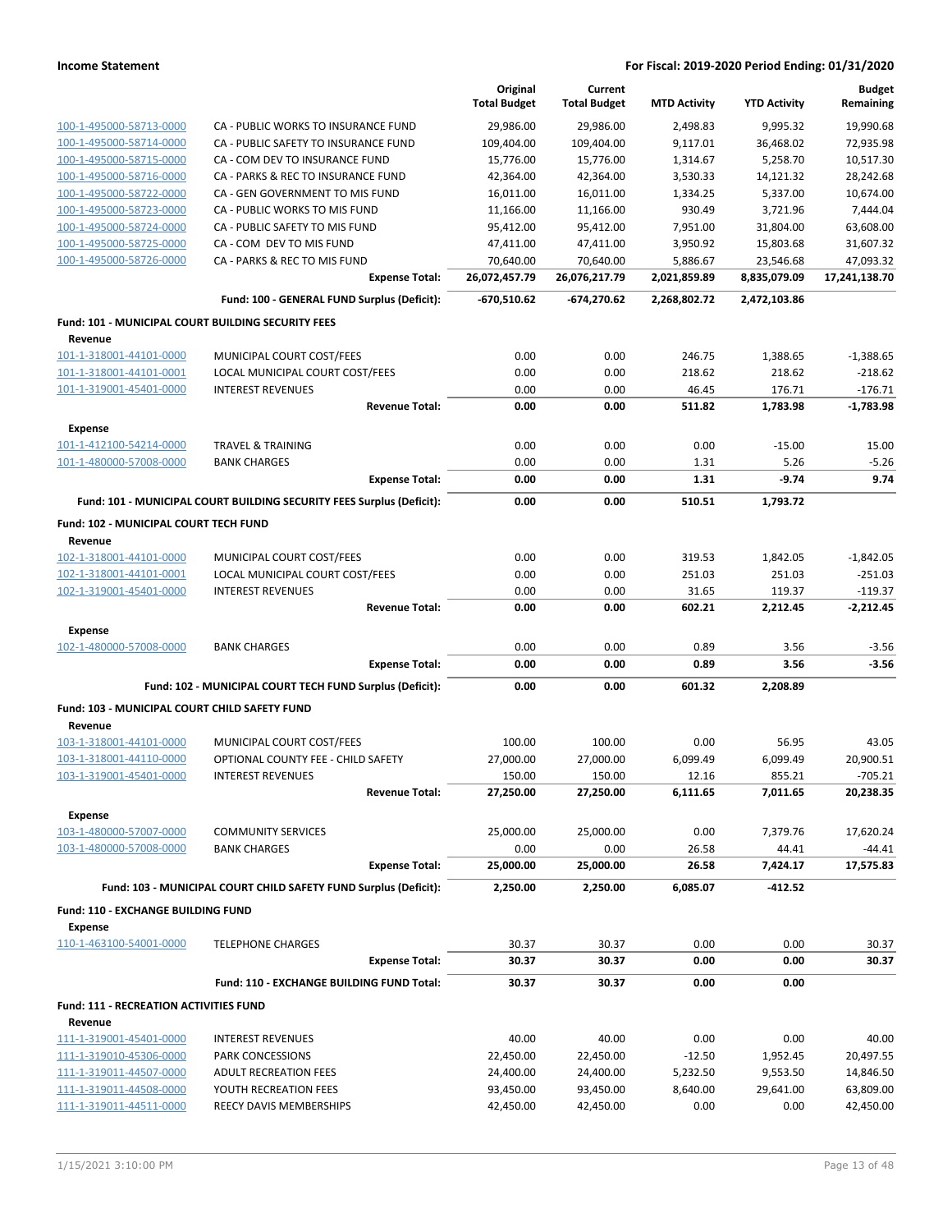| | | Original Total Budget | Current Total Budget | MTD Activity | YTD Activity | Budget Remaining |
|---|---|---|---|---|---|---|
| 100-1-495000-58713-0000 | CA - PUBLIC WORKS TO INSURANCE FUND | 29,986.00 | 29,986.00 | 2,498.83 | 9,995.32 | 19,990.68 |
| 100-1-495000-58714-0000 | CA - PUBLIC SAFETY TO INSURANCE FUND | 109,404.00 | 109,404.00 | 9,117.01 | 36,468.02 | 72,935.98 |
| 100-1-495000-58715-0000 | CA - COM DEV TO INSURANCE FUND | 15,776.00 | 15,776.00 | 1,314.67 | 5,258.70 | 10,517.30 |
| 100-1-495000-58716-0000 | CA - PARKS & REC TO INSURANCE FUND | 42,364.00 | 42,364.00 | 3,530.33 | 14,121.32 | 28,242.68 |
| 100-1-495000-58722-0000 | CA - GEN GOVERNMENT TO MIS FUND | 16,011.00 | 16,011.00 | 1,334.25 | 5,337.00 | 10,674.00 |
| 100-1-495000-58723-0000 | CA - PUBLIC WORKS TO MIS FUND | 11,166.00 | 11,166.00 | 930.49 | 3,721.96 | 7,444.04 |
| 100-1-495000-58724-0000 | CA - PUBLIC SAFETY TO MIS FUND | 95,412.00 | 95,412.00 | 7,951.00 | 31,804.00 | 63,608.00 |
| 100-1-495000-58725-0000 | CA - COM DEV TO MIS FUND | 47,411.00 | 47,411.00 | 3,950.92 | 15,803.68 | 31,607.32 |
| 100-1-495000-58726-0000 | CA - PARKS & REC TO MIS FUND | 70,640.00 | 70,640.00 | 5,886.67 | 23,546.68 | 47,093.32 |
| | **Expense Total:** | **26,072,457.79** | **26,076,217.79** | **2,021,859.89** | **8,835,079.09** | **17,241,138.70** |
| | **Fund: 100 - GENERAL FUND Surplus (Deficit):** | **-670,510.62** | **-674,270.62** | **2,268,802.72** | **2,472,103.86** | |
| **Fund: 101 - MUNICIPAL COURT BUILDING SECURITY FEES** | | | | | | |
| **Revenue** | | | | | | |
| 101-1-318001-44101-0000 | MUNICIPAL COURT COST/FEES | 0.00 | 0.00 | 246.75 | 1,388.65 | -1,388.65 |
| 101-1-318001-44101-0001 | LOCAL MUNICIPAL COURT COST/FEES | 0.00 | 0.00 | 218.62 | 218.62 | -218.62 |
| 101-1-319001-45401-0000 | INTEREST REVENUES | 0.00 | 0.00 | 46.45 | 176.71 | -176.71 |
| | **Revenue Total:** | **0.00** | **0.00** | **511.82** | **1,783.98** | **-1,783.98** |
| **Expense** | | | | | | |
| 101-1-412100-54214-0000 | TRAVEL & TRAINING | 0.00 | 0.00 | 0.00 | -15.00 | 15.00 |
| 101-1-480000-57008-0000 | BANK CHARGES | 0.00 | 0.00 | 1.31 | 5.26 | -5.26 |
| | **Expense Total:** | **0.00** | **0.00** | **1.31** | **-9.74** | **9.74** |
| | **Fund: 101 - MUNICIPAL COURT BUILDING SECURITY FEES Surplus (Deficit):** | **0.00** | **0.00** | **510.51** | **1,793.72** | |
| **Fund: 102 - MUNICIPAL COURT TECH FUND** | | | | | | |
| **Revenue** | | | | | | |
| 102-1-318001-44101-0000 | MUNICIPAL COURT COST/FEES | 0.00 | 0.00 | 319.53 | 1,842.05 | -1,842.05 |
| 102-1-318001-44101-0001 | LOCAL MUNICIPAL COURT COST/FEES | 0.00 | 0.00 | 251.03 | 251.03 | -251.03 |
| 102-1-319001-45401-0000 | INTEREST REVENUES | 0.00 | 0.00 | 31.65 | 119.37 | -119.37 |
| | **Revenue Total:** | **0.00** | **0.00** | **602.21** | **2,212.45** | **-2,212.45** |
| **Expense** | | | | | | |
| 102-1-480000-57008-0000 | BANK CHARGES | 0.00 | 0.00 | 0.89 | 3.56 | -3.56 |
| | **Expense Total:** | **0.00** | **0.00** | **0.89** | **3.56** | **-3.56** |
| | **Fund: 102 - MUNICIPAL COURT TECH FUND Surplus (Deficit):** | **0.00** | **0.00** | **601.32** | **2,208.89** | |
| **Fund: 103 - MUNICIPAL COURT CHILD SAFETY FUND** | | | | | | |
| **Revenue** | | | | | | |
| 103-1-318001-44101-0000 | MUNICIPAL COURT COST/FEES | 100.00 | 100.00 | 0.00 | 56.95 | 43.05 |
| 103-1-318001-44110-0000 | OPTIONAL COUNTY FEE - CHILD SAFETY | 27,000.00 | 27,000.00 | 6,099.49 | 6,099.49 | 20,900.51 |
| 103-1-319001-45401-0000 | INTEREST REVENUES | 150.00 | 150.00 | 12.16 | 855.21 | -705.21 |
| | **Revenue Total:** | **27,250.00** | **27,250.00** | **6,111.65** | **7,011.65** | **20,238.35** |
| **Expense** | | | | | | |
| 103-1-480000-57007-0000 | COMMUNITY SERVICES | 25,000.00 | 25,000.00 | 0.00 | 7,379.76 | 17,620.24 |
| 103-1-480000-57008-0000 | BANK CHARGES | 0.00 | 0.00 | 26.58 | 44.41 | -44.41 |
| | **Expense Total:** | **25,000.00** | **25,000.00** | **26.58** | **7,424.17** | **17,575.83** |
| | **Fund: 103 - MUNICIPAL COURT CHILD SAFETY FUND Surplus (Deficit):** | **2,250.00** | **2,250.00** | **6,085.07** | **-412.52** | |
| **Fund: 110 - EXCHANGE BUILDING FUND** | | | | | | |
| **Expense** | | | | | | |
| 110-1-463100-54001-0000 | TELEPHONE CHARGES | 30.37 | 30.37 | 0.00 | 0.00 | 30.37 |
| | **Expense Total:** | **30.37** | **30.37** | **0.00** | **0.00** | **30.37** |
| | **Fund: 110 - EXCHANGE BUILDING FUND Total:** | **30.37** | **30.37** | **0.00** | **0.00** | |
| **Fund: 111 - RECREATION ACTIVITIES FUND** | | | | | | |
| **Revenue** | | | | | | |
| 111-1-319001-45401-0000 | INTEREST REVENUES | 40.00 | 40.00 | 0.00 | 0.00 | 40.00 |
| 111-1-319010-45306-0000 | PARK CONCESSIONS | 22,450.00 | 22,450.00 | -12.50 | 1,952.45 | 20,497.55 |
| 111-1-319011-44507-0000 | ADULT RECREATION FEES | 24,400.00 | 24,400.00 | 5,232.50 | 9,553.50 | 14,846.50 |
| 111-1-319011-44508-0000 | YOUTH RECREATION FEES | 93,450.00 | 93,450.00 | 8,640.00 | 29,641.00 | 63,809.00 |
| 111-1-319011-44511-0000 | REECY DAVIS MEMBERSHIPS | 42,450.00 | 42,450.00 | 0.00 | 0.00 | 42,450.00 |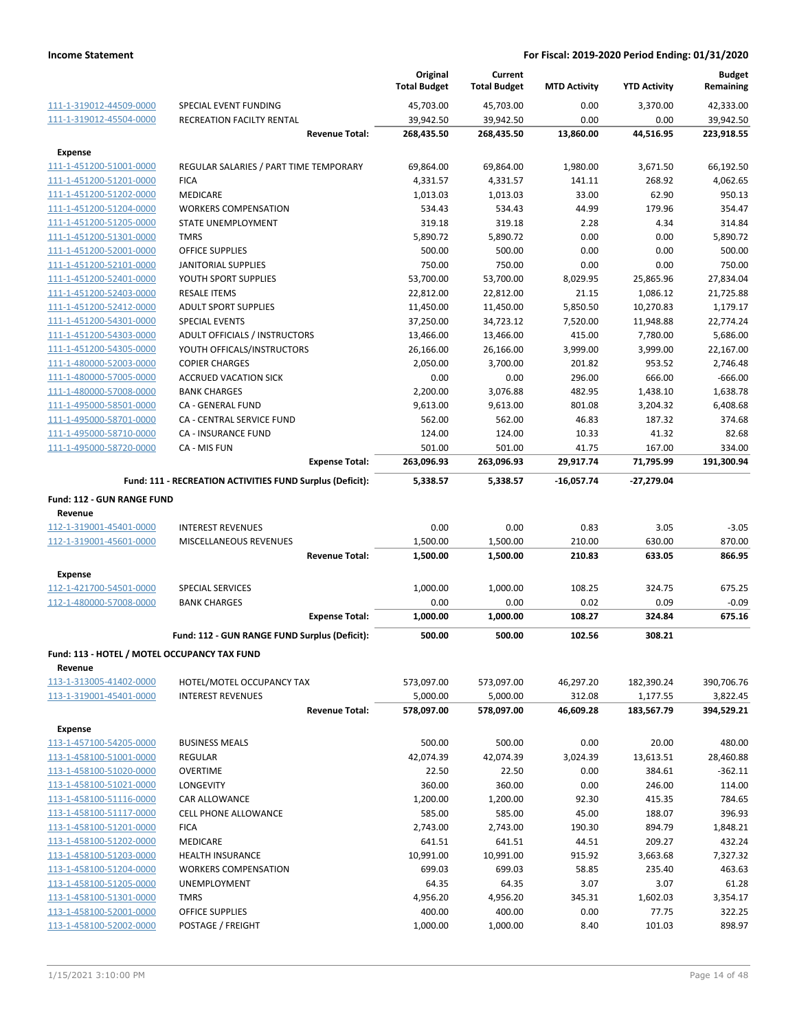**Income Statement** — **For Fiscal: 2019-2020 Period Ending: 01/31/2020**

| | | Original Total Budget | Current Total Budget | MTD Activity | YTD Activity | Budget Remaining |
|---|---|---|---|---|---|---|
| 111-1-319012-44509-0000 | SPECIAL EVENT FUNDING | 45,703.00 | 45,703.00 | 0.00 | 3,370.00 | 42,333.00 |
| 111-1-319012-45504-0000 | RECREATION FACILTY RENTAL | 39,942.50 | 39,942.50 | 0.00 | 0.00 | 39,942.50 |
| | **Revenue Total:** | **268,435.50** | **268,435.50** | **13,860.00** | **44,516.95** | **223,918.55** |
| **Expense** | | | | | | |
| 111-1-451200-51001-0000 | REGULAR SALARIES / PART TIME TEMPORARY | 69,864.00 | 69,864.00 | 1,980.00 | 3,671.50 | 66,192.50 |
| 111-1-451200-51201-0000 | FICA | 4,331.57 | 4,331.57 | 141.11 | 268.92 | 4,062.65 |
| 111-1-451200-51202-0000 | MEDICARE | 1,013.03 | 1,013.03 | 33.00 | 62.90 | 950.13 |
| 111-1-451200-51204-0000 | WORKERS COMPENSATION | 534.43 | 534.43 | 44.99 | 179.96 | 354.47 |
| 111-1-451200-51205-0000 | STATE UNEMPLOYMENT | 319.18 | 319.18 | 2.28 | 4.34 | 314.84 |
| 111-1-451200-51301-0000 | TMRS | 5,890.72 | 5,890.72 | 0.00 | 0.00 | 5,890.72 |
| 111-1-451200-52001-0000 | OFFICE SUPPLIES | 500.00 | 500.00 | 0.00 | 0.00 | 500.00 |
| 111-1-451200-52101-0000 | JANITORIAL SUPPLIES | 750.00 | 750.00 | 0.00 | 0.00 | 750.00 |
| 111-1-451200-52401-0000 | YOUTH SPORT SUPPLIES | 53,700.00 | 53,700.00 | 8,029.95 | 25,865.96 | 27,834.04 |
| 111-1-451200-52403-0000 | RESALE ITEMS | 22,812.00 | 22,812.00 | 21.15 | 1,086.12 | 21,725.88 |
| 111-1-451200-52412-0000 | ADULT SPORT SUPPLIES | 11,450.00 | 11,450.00 | 5,850.50 | 10,270.83 | 1,179.17 |
| 111-1-451200-54301-0000 | SPECIAL EVENTS | 37,250.00 | 34,723.12 | 7,520.00 | 11,948.88 | 22,774.24 |
| 111-1-451200-54303-0000 | ADULT OFFICIALS / INSTRUCTORS | 13,466.00 | 13,466.00 | 415.00 | 7,780.00 | 5,686.00 |
| 111-1-451200-54305-0000 | YOUTH OFFICALS/INSTRUCTORS | 26,166.00 | 26,166.00 | 3,999.00 | 3,999.00 | 22,167.00 |
| 111-1-480000-52003-0000 | COPIER CHARGES | 2,050.00 | 3,700.00 | 201.82 | 953.52 | 2,746.48 |
| 111-1-480000-57005-0000 | ACCRUED VACATION SICK | 0.00 | 0.00 | 296.00 | 666.00 | -666.00 |
| 111-1-480000-57008-0000 | BANK CHARGES | 2,200.00 | 3,076.88 | 482.95 | 1,438.10 | 1,638.78 |
| 111-1-495000-58501-0000 | CA - GENERAL FUND | 9,613.00 | 9,613.00 | 801.08 | 3,204.32 | 6,408.68 |
| 111-1-495000-58701-0000 | CA - CENTRAL SERVICE FUND | 562.00 | 562.00 | 46.83 | 187.32 | 374.68 |
| 111-1-495000-58710-0000 | CA - INSURANCE FUND | 124.00 | 124.00 | 10.33 | 41.32 | 82.68 |
| 111-1-495000-58720-0000 | CA - MIS FUN | 501.00 | 501.00 | 41.75 | 167.00 | 334.00 |
| | **Expense Total:** | **263,096.93** | **263,096.93** | **29,917.74** | **71,795.99** | **191,300.94** |
| | **Fund: 111 - RECREATION ACTIVITIES FUND Surplus (Deficit):** | **5,338.57** | **5,338.57** | **-16,057.74** | **-27,279.04** | |
| **Fund: 112 - GUN RANGE FUND** | | | | | | |
| **Revenue** | | | | | | |
| 112-1-319001-45401-0000 | INTEREST REVENUES | 0.00 | 0.00 | 0.83 | 3.05 | -3.05 |
| 112-1-319001-45601-0000 | MISCELLANEOUS REVENUES | 1,500.00 | 1,500.00 | 210.00 | 630.00 | 870.00 |
| | **Revenue Total:** | **1,500.00** | **1,500.00** | **210.83** | **633.05** | **866.95** |
| **Expense** | | | | | | |
| 112-1-421700-54501-0000 | SPECIAL SERVICES | 1,000.00 | 1,000.00 | 108.25 | 324.75 | 675.25 |
| 112-1-480000-57008-0000 | BANK CHARGES | 0.00 | 0.00 | 0.02 | 0.09 | -0.09 |
| | **Expense Total:** | **1,000.00** | **1,000.00** | **108.27** | **324.84** | **675.16** |
| | **Fund: 112 - GUN RANGE FUND Surplus (Deficit):** | **500.00** | **500.00** | **102.56** | **308.21** | |
| **Fund: 113 - HOTEL / MOTEL OCCUPANCY TAX FUND** | | | | | | |
| **Revenue** | | | | | | |
| 113-1-313005-41402-0000 | HOTEL/MOTEL OCCUPANCY TAX | 573,097.00 | 573,097.00 | 46,297.20 | 182,390.24 | 390,706.76 |
| 113-1-319001-45401-0000 | INTEREST REVENUES | 5,000.00 | 5,000.00 | 312.08 | 1,177.55 | 3,822.45 |
| | **Revenue Total:** | **578,097.00** | **578,097.00** | **46,609.28** | **183,567.79** | **394,529.21** |
| **Expense** | | | | | | |
| 113-1-457100-54205-0000 | BUSINESS MEALS | 500.00 | 500.00 | 0.00 | 20.00 | 480.00 |
| 113-1-458100-51001-0000 | REGULAR | 42,074.39 | 42,074.39 | 3,024.39 | 13,613.51 | 28,460.88 |
| 113-1-458100-51020-0000 | OVERTIME | 22.50 | 22.50 | 0.00 | 384.61 | -362.11 |
| 113-1-458100-51021-0000 | LONGEVITY | 360.00 | 360.00 | 0.00 | 246.00 | 114.00 |
| 113-1-458100-51116-0000 | CAR ALLOWANCE | 1,200.00 | 1,200.00 | 92.30 | 415.35 | 784.65 |
| 113-1-458100-51117-0000 | CELL PHONE ALLOWANCE | 585.00 | 585.00 | 45.00 | 188.07 | 396.93 |
| 113-1-458100-51201-0000 | FICA | 2,743.00 | 2,743.00 | 190.30 | 894.79 | 1,848.21 |
| 113-1-458100-51202-0000 | MEDICARE | 641.51 | 641.51 | 44.51 | 209.27 | 432.24 |
| 113-1-458100-51203-0000 | HEALTH INSURANCE | 10,991.00 | 10,991.00 | 915.92 | 3,663.68 | 7,327.32 |
| 113-1-458100-51204-0000 | WORKERS COMPENSATION | 699.03 | 699.03 | 58.85 | 235.40 | 463.63 |
| 113-1-458100-51205-0000 | UNEMPLOYMENT | 64.35 | 64.35 | 3.07 | 3.07 | 61.28 |
| 113-1-458100-51301-0000 | TMRS | 4,956.20 | 4,956.20 | 345.31 | 1,602.03 | 3,354.17 |
| 113-1-458100-52001-0000 | OFFICE SUPPLIES | 400.00 | 400.00 | 0.00 | 77.75 | 322.25 |
| 113-1-458100-52002-0000 | POSTAGE / FREIGHT | 1,000.00 | 1,000.00 | 8.40 | 101.03 | 898.97 |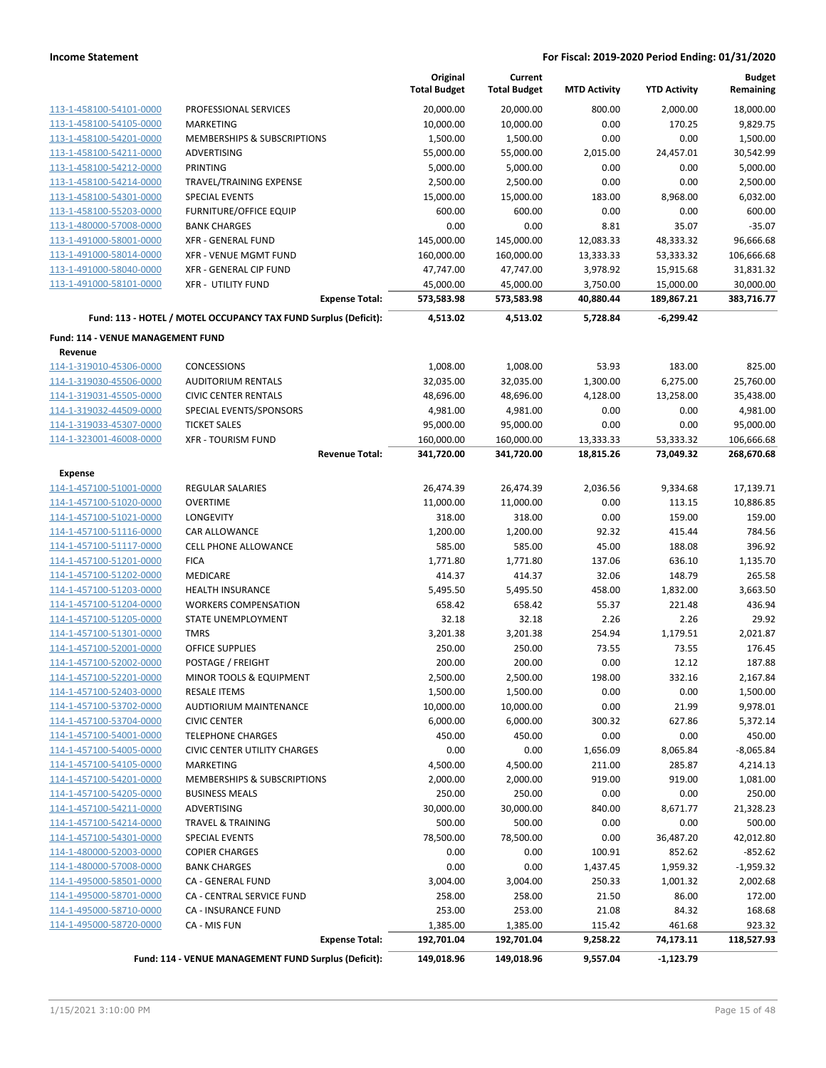**Income Statement** — **For Fiscal: 2019-2020 Period Ending: 01/31/2020**

| | | Original Total Budget | Current Total Budget | MTD Activity | YTD Activity | Budget Remaining |
|---|---|---|---|---|---|---|
| 113-1-458100-54101-0000 | PROFESSIONAL SERVICES | 20,000.00 | 20,000.00 | 800.00 | 2,000.00 | 18,000.00 |
| 113-1-458100-54105-0000 | MARKETING | 10,000.00 | 10,000.00 | 0.00 | 170.25 | 9,829.75 |
| 113-1-458100-54201-0000 | MEMBERSHIPS & SUBSCRIPTIONS | 1,500.00 | 1,500.00 | 0.00 | 0.00 | 1,500.00 |
| 113-1-458100-54211-0000 | ADVERTISING | 55,000.00 | 55,000.00 | 2,015.00 | 24,457.01 | 30,542.99 |
| 113-1-458100-54212-0000 | PRINTING | 5,000.00 | 5,000.00 | 0.00 | 0.00 | 5,000.00 |
| 113-1-458100-54214-0000 | TRAVEL/TRAINING EXPENSE | 2,500.00 | 2,500.00 | 0.00 | 0.00 | 2,500.00 |
| 113-1-458100-54301-0000 | SPECIAL EVENTS | 15,000.00 | 15,000.00 | 183.00 | 8,968.00 | 6,032.00 |
| 113-1-458100-55203-0000 | FURNITURE/OFFICE EQUIP | 600.00 | 600.00 | 0.00 | 0.00 | 600.00 |
| 113-1-480000-57008-0000 | BANK CHARGES | 0.00 | 0.00 | 8.81 | 35.07 | -35.07 |
| 113-1-491000-58001-0000 | XFR - GENERAL FUND | 145,000.00 | 145,000.00 | 12,083.33 | 48,333.32 | 96,666.68 |
| 113-1-491000-58014-0000 | XFR - VENUE MGMT FUND | 160,000.00 | 160,000.00 | 13,333.33 | 53,333.32 | 106,666.68 |
| 113-1-491000-58040-0000 | XFR - GENERAL CIP FUND | 47,747.00 | 47,747.00 | 3,978.92 | 15,915.68 | 31,831.32 |
| 113-1-491000-58101-0000 | XFR - UTILITY FUND | 45,000.00 | 45,000.00 | 3,750.00 | 15,000.00 | 30,000.00 |
| | **Expense Total:** | **573,583.98** | **573,583.98** | **40,880.44** | **189,867.21** | **383,716.77** |
| | **Fund: 113 - HOTEL / MOTEL OCCUPANCY TAX FUND Surplus (Deficit):** | **4,513.02** | **4,513.02** | **5,728.84** | **-6,299.42** | |
| **Fund: 114 - VENUE MANAGEMENT FUND** | | | | | | |
| **Revenue** | | | | | | |
| 114-1-319010-45306-0000 | CONCESSIONS | 1,008.00 | 1,008.00 | 53.93 | 183.00 | 825.00 |
| 114-1-319030-45506-0000 | AUDITORIUM RENTALS | 32,035.00 | 32,035.00 | 1,300.00 | 6,275.00 | 25,760.00 |
| 114-1-319031-45505-0000 | CIVIC CENTER RENTALS | 48,696.00 | 48,696.00 | 4,128.00 | 13,258.00 | 35,438.00 |
| 114-1-319032-44509-0000 | SPECIAL EVENTS/SPONSORS | 4,981.00 | 4,981.00 | 0.00 | 0.00 | 4,981.00 |
| 114-1-319033-45307-0000 | TICKET SALES | 95,000.00 | 95,000.00 | 0.00 | 0.00 | 95,000.00 |
| 114-1-323001-46008-0000 | XFR - TOURISM FUND | 160,000.00 | 160,000.00 | 13,333.33 | 53,333.32 | 106,666.68 |
| | **Revenue Total:** | **341,720.00** | **341,720.00** | **18,815.26** | **73,049.32** | **268,670.68** |
| **Expense** | | | | | | |
| 114-1-457100-51001-0000 | REGULAR SALARIES | 26,474.39 | 26,474.39 | 2,036.56 | 9,334.68 | 17,139.71 |
| 114-1-457100-51020-0000 | OVERTIME | 11,000.00 | 11,000.00 | 0.00 | 113.15 | 10,886.85 |
| 114-1-457100-51021-0000 | LONGEVITY | 318.00 | 318.00 | 0.00 | 159.00 | 159.00 |
| 114-1-457100-51116-0000 | CAR ALLOWANCE | 1,200.00 | 1,200.00 | 92.32 | 415.44 | 784.56 |
| 114-1-457100-51117-0000 | CELL PHONE ALLOWANCE | 585.00 | 585.00 | 45.00 | 188.08 | 396.92 |
| 114-1-457100-51201-0000 | FICA | 1,771.80 | 1,771.80 | 137.06 | 636.10 | 1,135.70 |
| 114-1-457100-51202-0000 | MEDICARE | 414.37 | 414.37 | 32.06 | 148.79 | 265.58 |
| 114-1-457100-51203-0000 | HEALTH INSURANCE | 5,495.50 | 5,495.50 | 458.00 | 1,832.00 | 3,663.50 |
| 114-1-457100-51204-0000 | WORKERS COMPENSATION | 658.42 | 658.42 | 55.37 | 221.48 | 436.94 |
| 114-1-457100-51205-0000 | STATE UNEMPLOYMENT | 32.18 | 32.18 | 2.26 | 2.26 | 29.92 |
| 114-1-457100-51301-0000 | TMRS | 3,201.38 | 3,201.38 | 254.94 | 1,179.51 | 2,021.87 |
| 114-1-457100-52001-0000 | OFFICE SUPPLIES | 250.00 | 250.00 | 73.55 | 73.55 | 176.45 |
| 114-1-457100-52002-0000 | POSTAGE / FREIGHT | 200.00 | 200.00 | 0.00 | 12.12 | 187.88 |
| 114-1-457100-52201-0000 | MINOR TOOLS & EQUIPMENT | 2,500.00 | 2,500.00 | 198.00 | 332.16 | 2,167.84 |
| 114-1-457100-52403-0000 | RESALE ITEMS | 1,500.00 | 1,500.00 | 0.00 | 0.00 | 1,500.00 |
| 114-1-457100-53702-0000 | AUDTIORIUM MAINTENANCE | 10,000.00 | 10,000.00 | 0.00 | 21.99 | 9,978.01 |
| 114-1-457100-53704-0000 | CIVIC CENTER | 6,000.00 | 6,000.00 | 300.32 | 627.86 | 5,372.14 |
| 114-1-457100-54001-0000 | TELEPHONE CHARGES | 450.00 | 450.00 | 0.00 | 0.00 | 450.00 |
| 114-1-457100-54005-0000 | CIVIC CENTER UTILITY CHARGES | 0.00 | 0.00 | 1,656.09 | 8,065.84 | -8,065.84 |
| 114-1-457100-54105-0000 | MARKETING | 4,500.00 | 4,500.00 | 211.00 | 285.87 | 4,214.13 |
| 114-1-457100-54201-0000 | MEMBERSHIPS & SUBSCRIPTIONS | 2,000.00 | 2,000.00 | 919.00 | 919.00 | 1,081.00 |
| 114-1-457100-54205-0000 | BUSINESS MEALS | 250.00 | 250.00 | 0.00 | 0.00 | 250.00 |
| 114-1-457100-54211-0000 | ADVERTISING | 30,000.00 | 30,000.00 | 840.00 | 8,671.77 | 21,328.23 |
| 114-1-457100-54214-0000 | TRAVEL & TRAINING | 500.00 | 500.00 | 0.00 | 0.00 | 500.00 |
| 114-1-457100-54301-0000 | SPECIAL EVENTS | 78,500.00 | 78,500.00 | 0.00 | 36,487.20 | 42,012.80 |
| 114-1-480000-52003-0000 | COPIER CHARGES | 0.00 | 0.00 | 100.91 | 852.62 | -852.62 |
| 114-1-480000-57008-0000 | BANK CHARGES | 0.00 | 0.00 | 1,437.45 | 1,959.32 | -1,959.32 |
| 114-1-495000-58501-0000 | CA - GENERAL FUND | 3,004.00 | 3,004.00 | 250.33 | 1,001.32 | 2,002.68 |
| 114-1-495000-58701-0000 | CA - CENTRAL SERVICE FUND | 258.00 | 258.00 | 21.50 | 86.00 | 172.00 |
| 114-1-495000-58710-0000 | CA - INSURANCE FUND | 253.00 | 253.00 | 21.08 | 84.32 | 168.68 |
| 114-1-495000-58720-0000 | CA - MIS FUN | 1,385.00 | 1,385.00 | 115.42 | 461.68 | 923.32 |
| | **Expense Total:** | **192,701.04** | **192,701.04** | **9,258.22** | **74,173.11** | **118,527.93** |
| | **Fund: 114 - VENUE MANAGEMENT FUND Surplus (Deficit):** | **149,018.96** | **149,018.96** | **9,557.04** | **-1,123.79** | |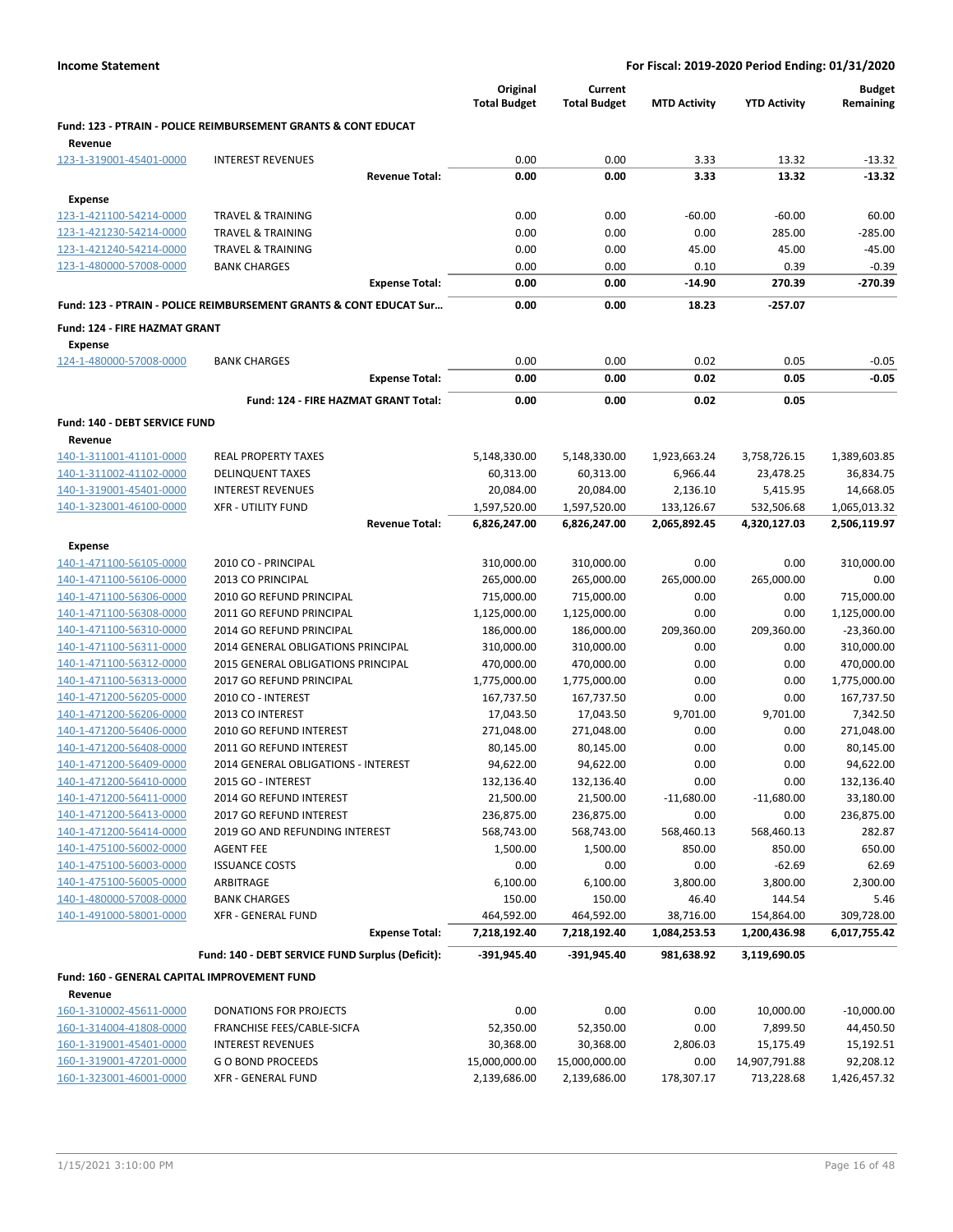**Income Statement** — **For Fiscal: 2019-2020 Period Ending: 01/31/2020**

| | | Original Total Budget | Current Total Budget | MTD Activity | YTD Activity | Budget Remaining |
|---|---|---|---|---|---|---|
| **Fund: 123 - PTRAIN - POLICE REIMBURSEMENT GRANTS & CONT EDUCAT** | | | | | | |
| **Revenue** | | | | | | |
| 123-1-319001-45401-0000 | INTEREST REVENUES | 0.00 | 0.00 | 3.33 | 13.32 | -13.32 |
| | **Revenue Total:** | **0.00** | **0.00** | **3.33** | **13.32** | **-13.32** |
| **Expense** | | | | | | |
| 123-1-421100-54214-0000 | TRAVEL & TRAINING | 0.00 | 0.00 | -60.00 | -60.00 | 60.00 |
| 123-1-421230-54214-0000 | TRAVEL & TRAINING | 0.00 | 0.00 | 0.00 | 285.00 | -285.00 |
| 123-1-421240-54214-0000 | TRAVEL & TRAINING | 0.00 | 0.00 | 45.00 | 45.00 | -45.00 |
| 123-1-480000-57008-0000 | BANK CHARGES | 0.00 | 0.00 | 0.10 | 0.39 | -0.39 |
| | **Expense Total:** | **0.00** | **0.00** | **-14.90** | **270.39** | **-270.39** |
| **Fund: 123 - PTRAIN - POLICE REIMBURSEMENT GRANTS & CONT EDUCAT Sur...** | | **0.00** | **0.00** | **18.23** | **-257.07** | |
| **Fund: 124 - FIRE HAZMAT GRANT** | | | | | | |
| **Expense** | | | | | | |
| 124-1-480000-57008-0000 | BANK CHARGES | 0.00 | 0.00 | 0.02 | 0.05 | -0.05 |
| | **Expense Total:** | **0.00** | **0.00** | **0.02** | **0.05** | **-0.05** |
| | **Fund: 124 - FIRE HAZMAT GRANT Total:** | **0.00** | **0.00** | **0.02** | **0.05** | |
| **Fund: 140 - DEBT SERVICE FUND** | | | | | | |
| **Revenue** | | | | | | |
| 140-1-311001-41101-0000 | REAL PROPERTY TAXES | 5,148,330.00 | 5,148,330.00 | 1,923,663.24 | 3,758,726.15 | 1,389,603.85 |
| 140-1-311002-41102-0000 | DELINQUENT TAXES | 60,313.00 | 60,313.00 | 6,966.44 | 23,478.25 | 36,834.75 |
| 140-1-319001-45401-0000 | INTEREST REVENUES | 20,084.00 | 20,084.00 | 2,136.10 | 5,415.95 | 14,668.05 |
| 140-1-323001-46100-0000 | XFR - UTILITY FUND | 1,597,520.00 | 1,597,520.00 | 133,126.67 | 532,506.68 | 1,065,013.32 |
| | **Revenue Total:** | **6,826,247.00** | **6,826,247.00** | **2,065,892.45** | **4,320,127.03** | **2,506,119.97** |
| **Expense** | | | | | | |
| 140-1-471100-56105-0000 | 2010 CO - PRINCIPAL | 310,000.00 | 310,000.00 | 0.00 | 0.00 | 310,000.00 |
| 140-1-471100-56106-0000 | 2013 CO PRINCIPAL | 265,000.00 | 265,000.00 | 265,000.00 | 265,000.00 | 0.00 |
| 140-1-471100-56306-0000 | 2010 GO REFUND PRINCIPAL | 715,000.00 | 715,000.00 | 0.00 | 0.00 | 715,000.00 |
| 140-1-471100-56308-0000 | 2011 GO REFUND PRINCIPAL | 1,125,000.00 | 1,125,000.00 | 0.00 | 0.00 | 1,125,000.00 |
| 140-1-471100-56310-0000 | 2014 GO REFUND PRINCIPAL | 186,000.00 | 186,000.00 | 209,360.00 | 209,360.00 | -23,360.00 |
| 140-1-471100-56311-0000 | 2014 GENERAL OBLIGATIONS PRINCIPAL | 310,000.00 | 310,000.00 | 0.00 | 0.00 | 310,000.00 |
| 140-1-471100-56312-0000 | 2015 GENERAL OBLIGATIONS PRINCIPAL | 470,000.00 | 470,000.00 | 0.00 | 0.00 | 470,000.00 |
| 140-1-471100-56313-0000 | 2017 GO REFUND PRINCIPAL | 1,775,000.00 | 1,775,000.00 | 0.00 | 0.00 | 1,775,000.00 |
| 140-1-471200-56205-0000 | 2010 CO - INTEREST | 167,737.50 | 167,737.50 | 0.00 | 0.00 | 167,737.50 |
| 140-1-471200-56206-0000 | 2013 CO INTEREST | 17,043.50 | 17,043.50 | 9,701.00 | 9,701.00 | 7,342.50 |
| 140-1-471200-56406-0000 | 2010 GO REFUND INTEREST | 271,048.00 | 271,048.00 | 0.00 | 0.00 | 271,048.00 |
| 140-1-471200-56408-0000 | 2011 GO REFUND INTEREST | 80,145.00 | 80,145.00 | 0.00 | 0.00 | 80,145.00 |
| 140-1-471200-56409-0000 | 2014 GENERAL OBLIGATIONS - INTEREST | 94,622.00 | 94,622.00 | 0.00 | 0.00 | 94,622.00 |
| 140-1-471200-56410-0000 | 2015 GO - INTEREST | 132,136.40 | 132,136.40 | 0.00 | 0.00 | 132,136.40 |
| 140-1-471200-56411-0000 | 2014 GO REFUND INTEREST | 21,500.00 | 21,500.00 | -11,680.00 | -11,680.00 | 33,180.00 |
| 140-1-471200-56413-0000 | 2017 GO REFUND INTEREST | 236,875.00 | 236,875.00 | 0.00 | 0.00 | 236,875.00 |
| 140-1-471200-56414-0000 | 2019 GO AND REFUNDING INTEREST | 568,743.00 | 568,743.00 | 568,460.13 | 568,460.13 | 282.87 |
| 140-1-475100-56002-0000 | AGENT FEE | 1,500.00 | 1,500.00 | 850.00 | 850.00 | 650.00 |
| 140-1-475100-56003-0000 | ISSUANCE COSTS | 0.00 | 0.00 | 0.00 | -62.69 | 62.69 |
| 140-1-475100-56005-0000 | ARBITRAGE | 6,100.00 | 6,100.00 | 3,800.00 | 3,800.00 | 2,300.00 |
| 140-1-480000-57008-0000 | BANK CHARGES | 150.00 | 150.00 | 46.40 | 144.54 | 5.46 |
| 140-1-491000-58001-0000 | XFR - GENERAL FUND | 464,592.00 | 464,592.00 | 38,716.00 | 154,864.00 | 309,728.00 |
| | **Expense Total:** | **7,218,192.40** | **7,218,192.40** | **1,084,253.53** | **1,200,436.98** | **6,017,755.42** |
| | **Fund: 140 - DEBT SERVICE FUND Surplus (Deficit):** | **-391,945.40** | **-391,945.40** | **981,638.92** | **3,119,690.05** | |
| **Fund: 160 - GENERAL CAPITAL IMPROVEMENT FUND** | | | | | | |
| **Revenue** | | | | | | |
| 160-1-310002-45611-0000 | DONATIONS FOR PROJECTS | 0.00 | 0.00 | 0.00 | 10,000.00 | -10,000.00 |
| 160-1-314004-41808-0000 | FRANCHISE FEES/CABLE-SICFA | 52,350.00 | 52,350.00 | 0.00 | 7,899.50 | 44,450.50 |
| 160-1-319001-45401-0000 | INTEREST REVENUES | 30,368.00 | 30,368.00 | 2,806.03 | 15,175.49 | 15,192.51 |
| 160-1-319001-47201-0000 | G O BOND PROCEEDS | 15,000,000.00 | 15,000,000.00 | 0.00 | 14,907,791.88 | 92,208.12 |
| 160-1-323001-46001-0000 | XFR - GENERAL FUND | 2,139,686.00 | 2,139,686.00 | 178,307.17 | 713,228.68 | 1,426,457.32 |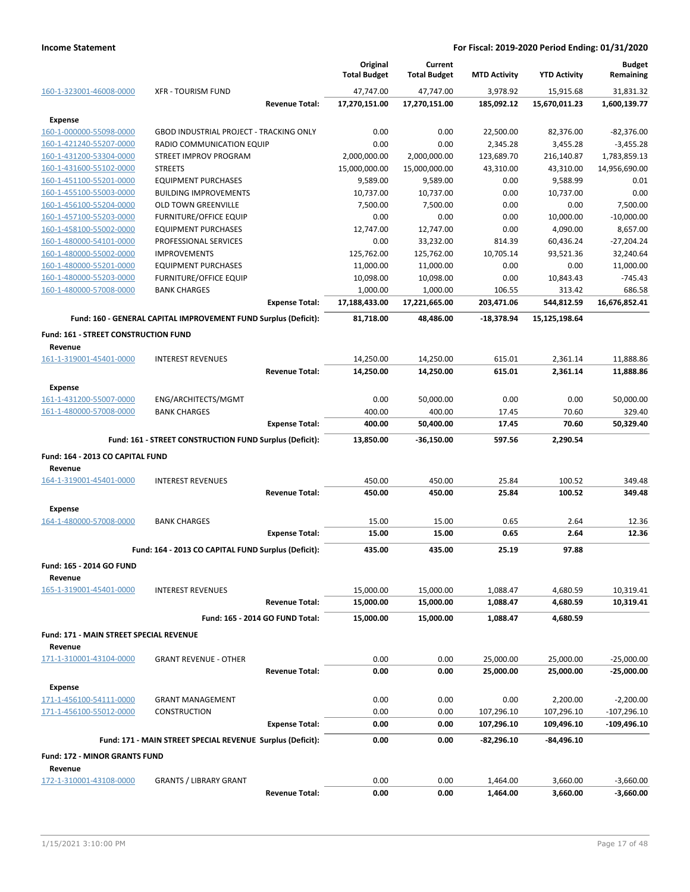| | | Original Total Budget | Current Total Budget | MTD Activity | YTD Activity | Budget Remaining |
|---|---|---|---|---|---|---|
| 160-1-323001-46008-0000 | XFR - TOURISM FUND | 47,747.00 | 47,747.00 | 3,978.92 | 15,915.68 | 31,831.32 |
| | **Revenue Total:** | **17,270,151.00** | **17,270,151.00** | **185,092.12** | **15,670,011.23** | **1,600,139.77** |
| **Expense** | | | | | | |
| 160-1-000000-55098-0000 | GBOD INDUSTRIAL PROJECT - TRACKING ONLY | 0.00 | 0.00 | 22,500.00 | 82,376.00 | -82,376.00 |
| 160-1-421240-55207-0000 | RADIO COMMUNICATION EQUIP | 0.00 | 0.00 | 2,345.28 | 3,455.28 | -3,455.28 |
| 160-1-431200-53304-0000 | STREET IMPROV PROGRAM | 2,000,000.00 | 2,000,000.00 | 123,689.70 | 216,140.87 | 1,783,859.13 |
| 160-1-431600-55102-0000 | STREETS | 15,000,000.00 | 15,000,000.00 | 43,310.00 | 43,310.00 | 14,956,690.00 |
| 160-1-451100-55201-0000 | EQUIPMENT PURCHASES | 9,589.00 | 9,589.00 | 0.00 | 9,588.99 | 0.01 |
| 160-1-455100-55003-0000 | BUILDING IMPROVEMENTS | 10,737.00 | 10,737.00 | 0.00 | 10,737.00 | 0.00 |
| 160-1-456100-55204-0000 | OLD TOWN GREENVILLE | 7,500.00 | 7,500.00 | 0.00 | 0.00 | 7,500.00 |
| 160-1-457100-55203-0000 | FURNITURE/OFFICE EQUIP | 0.00 | 0.00 | 0.00 | 10,000.00 | -10,000.00 |
| 160-1-458100-55002-0000 | EQUIPMENT PURCHASES | 12,747.00 | 12,747.00 | 0.00 | 4,090.00 | 8,657.00 |
| 160-1-480000-54101-0000 | PROFESSIONAL SERVICES | 0.00 | 33,232.00 | 814.39 | 60,436.24 | -27,204.24 |
| 160-1-480000-55002-0000 | IMPROVEMENTS | 125,762.00 | 125,762.00 | 10,705.14 | 93,521.36 | 32,240.64 |
| 160-1-480000-55201-0000 | EQUIPMENT PURCHASES | 11,000.00 | 11,000.00 | 0.00 | 0.00 | 11,000.00 |
| 160-1-480000-55203-0000 | FURNITURE/OFFICE EQUIP | 10,098.00 | 10,098.00 | 0.00 | 10,843.43 | -745.43 |
| 160-1-480000-57008-0000 | BANK CHARGES | 1,000.00 | 1,000.00 | 106.55 | 313.42 | 686.58 |
| | **Expense Total:** | **17,188,433.00** | **17,221,665.00** | **203,471.06** | **544,812.59** | **16,676,852.41** |
| | **Fund: 160 - GENERAL CAPITAL IMPROVEMENT FUND Surplus (Deficit):** | **81,718.00** | **48,486.00** | **-18,378.94** | **15,125,198.64** | |
| **Fund: 161 - STREET CONSTRUCTION FUND** | | | | | | |
| **Revenue** | | | | | | |
| 161-1-319001-45401-0000 | INTEREST REVENUES | 14,250.00 | 14,250.00 | 615.01 | 2,361.14 | 11,888.86 |
| | **Revenue Total:** | **14,250.00** | **14,250.00** | **615.01** | **2,361.14** | **11,888.86** |
| **Expense** | | | | | | |
| 161-1-431200-55007-0000 | ENG/ARCHITECTS/MGMT | 0.00 | 50,000.00 | 0.00 | 0.00 | 50,000.00 |
| 161-1-480000-57008-0000 | BANK CHARGES | 400.00 | 400.00 | 17.45 | 70.60 | 329.40 |
| | **Expense Total:** | **400.00** | **50,400.00** | **17.45** | **70.60** | **50,329.40** |
| | **Fund: 161 - STREET CONSTRUCTION FUND Surplus (Deficit):** | **13,850.00** | **-36,150.00** | **597.56** | **2,290.54** | |
| **Fund: 164 - 2013 CO CAPITAL FUND** | | | | | | |
| **Revenue** | | | | | | |
| 164-1-319001-45401-0000 | INTEREST REVENUES | 450.00 | 450.00 | 25.84 | 100.52 | 349.48 |
| | **Revenue Total:** | **450.00** | **450.00** | **25.84** | **100.52** | **349.48** |
| **Expense** | | | | | | |
| 164-1-480000-57008-0000 | BANK CHARGES | 15.00 | 15.00 | 0.65 | 2.64 | 12.36 |
| | **Expense Total:** | **15.00** | **15.00** | **0.65** | **2.64** | **12.36** |
| | **Fund: 164 - 2013 CO CAPITAL FUND Surplus (Deficit):** | **435.00** | **435.00** | **25.19** | **97.88** | |
| **Fund: 165 - 2014 GO FUND** | | | | | | |
| **Revenue** | | | | | | |
| 165-1-319001-45401-0000 | INTEREST REVENUES | 15,000.00 | 15,000.00 | 1,088.47 | 4,680.59 | 10,319.41 |
| | **Revenue Total:** | **15,000.00** | **15,000.00** | **1,088.47** | **4,680.59** | **10,319.41** |
| | **Fund: 165 - 2014 GO FUND Total:** | **15,000.00** | **15,000.00** | **1,088.47** | **4,680.59** | |
| **Fund: 171 - MAIN STREET SPECIAL REVENUE** | | | | | | |
| **Revenue** | | | | | | |
| 171-1-310001-43104-0000 | GRANT REVENUE - OTHER | 0.00 | 0.00 | 25,000.00 | 25,000.00 | -25,000.00 |
| | **Revenue Total:** | **0.00** | **0.00** | **25,000.00** | **25,000.00** | **-25,000.00** |
| **Expense** | | | | | | |
| 171-1-456100-54111-0000 | GRANT MANAGEMENT | 0.00 | 0.00 | 0.00 | 2,200.00 | -2,200.00 |
| 171-1-456100-55012-0000 | CONSTRUCTION | 0.00 | 0.00 | 107,296.10 | 107,296.10 | -107,296.10 |
| | **Expense Total:** | **0.00** | **0.00** | **107,296.10** | **109,496.10** | **-109,496.10** |
| | **Fund: 171 - MAIN STREET SPECIAL REVENUE Surplus (Deficit):** | **0.00** | **0.00** | **-82,296.10** | **-84,496.10** | |
| **Fund: 172 - MINOR GRANTS FUND** | | | | | | |
| **Revenue** | | | | | | |
| 172-1-310001-43108-0000 | GRANTS / LIBRARY GRANT | 0.00 | 0.00 | 1,464.00 | 3,660.00 | -3,660.00 |
| | **Revenue Total:** | **0.00** | **0.00** | **1,464.00** | **3,660.00** | **-3,660.00** |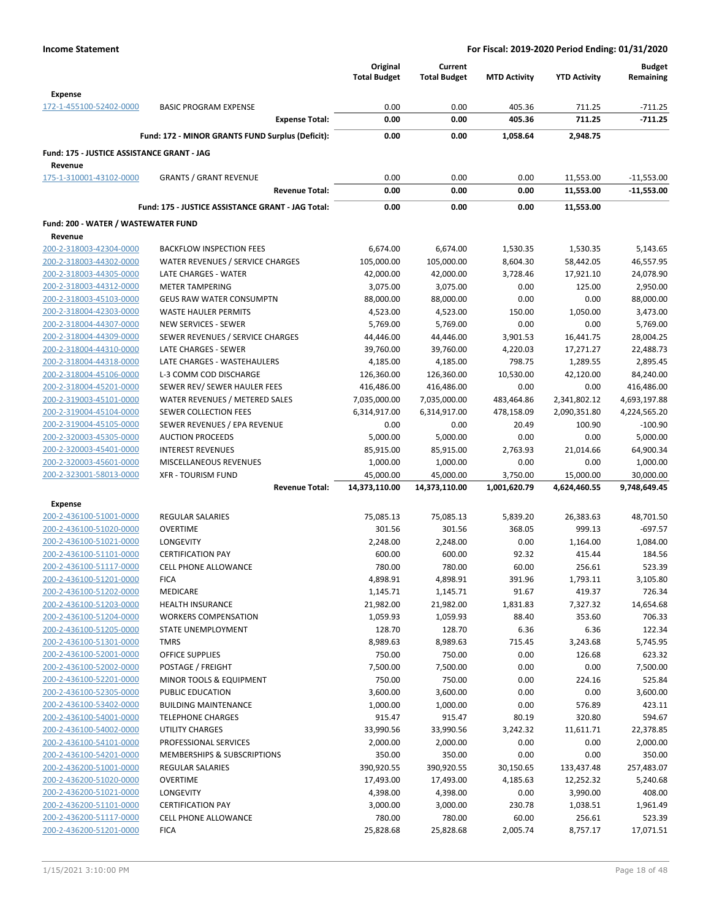**Income Statement** — **For Fiscal: 2019-2020 Period Ending: 01/31/2020**

| | | Original Total Budget | Current Total Budget | MTD Activity | YTD Activity | Budget Remaining |
|---|---|---|---|---|---|---|
| **Expense** | | | | | | |
| 172-1-455100-52402-0000 | BASIC PROGRAM EXPENSE | 0.00 | 0.00 | 405.36 | 711.25 | -711.25 |
| | **Expense Total:** | **0.00** | **0.00** | **405.36** | **711.25** | **-711.25** |
| | **Fund: 172 - MINOR GRANTS FUND Surplus (Deficit):** | **0.00** | **0.00** | **1,058.64** | **2,948.75** | |
| **Fund: 175 - JUSTICE ASSISTANCE GRANT - JAG** | | | | | | |
| **Revenue** | | | | | | |
| 175-1-310001-43102-0000 | GRANTS / GRANT REVENUE | 0.00 | 0.00 | 0.00 | 11,553.00 | -11,553.00 |
| | **Revenue Total:** | **0.00** | **0.00** | **0.00** | **11,553.00** | **-11,553.00** |
| | **Fund: 175 - JUSTICE ASSISTANCE GRANT - JAG Total:** | **0.00** | **0.00** | **0.00** | **11,553.00** | |
| **Fund: 200 - WATER / WASTEWATER FUND** | | | | | | |
| **Revenue** | | | | | | |
| 200-2-318003-42304-0000 | BACKFLOW INSPECTION FEES | 6,674.00 | 6,674.00 | 1,530.35 | 1,530.35 | 5,143.65 |
| 200-2-318003-44302-0000 | WATER REVENUES / SERVICE CHARGES | 105,000.00 | 105,000.00 | 8,604.30 | 58,442.05 | 46,557.95 |
| 200-2-318003-44305-0000 | LATE CHARGES - WATER | 42,000.00 | 42,000.00 | 3,728.46 | 17,921.10 | 24,078.90 |
| 200-2-318003-44312-0000 | METER TAMPERING | 3,075.00 | 3,075.00 | 0.00 | 125.00 | 2,950.00 |
| 200-2-318003-45103-0000 | GEUS RAW WATER CONSUMPTN | 88,000.00 | 88,000.00 | 0.00 | 0.00 | 88,000.00 |
| 200-2-318004-42303-0000 | WASTE HAULER PERMITS | 4,523.00 | 4,523.00 | 150.00 | 1,050.00 | 3,473.00 |
| 200-2-318004-44307-0000 | NEW SERVICES - SEWER | 5,769.00 | 5,769.00 | 0.00 | 0.00 | 5,769.00 |
| 200-2-318004-44309-0000 | SEWER REVENUES / SERVICE CHARGES | 44,446.00 | 44,446.00 | 3,901.53 | 16,441.75 | 28,004.25 |
| 200-2-318004-44310-0000 | LATE CHARGES - SEWER | 39,760.00 | 39,760.00 | 4,220.03 | 17,271.27 | 22,488.73 |
| 200-2-318004-44318-0000 | LATE CHARGES - WASTEHAULERS | 4,185.00 | 4,185.00 | 798.75 | 1,289.55 | 2,895.45 |
| 200-2-318004-45106-0000 | L-3 COMM COD DISCHARGE | 126,360.00 | 126,360.00 | 10,530.00 | 42,120.00 | 84,240.00 |
| 200-2-318004-45201-0000 | SEWER REV/ SEWER HAULER FEES | 416,486.00 | 416,486.00 | 0.00 | 0.00 | 416,486.00 |
| 200-2-319003-45101-0000 | WATER REVENUES / METERED SALES | 7,035,000.00 | 7,035,000.00 | 483,464.86 | 2,341,802.12 | 4,693,197.88 |
| 200-2-319004-45104-0000 | SEWER COLLECTION FEES | 6,314,917.00 | 6,314,917.00 | 478,158.09 | 2,090,351.80 | 4,224,565.20 |
| 200-2-319004-45105-0000 | SEWER REVENUES / EPA REVENUE | 0.00 | 0.00 | 20.49 | 100.90 | -100.90 |
| 200-2-320003-45305-0000 | AUCTION PROCEEDS | 5,000.00 | 5,000.00 | 0.00 | 0.00 | 5,000.00 |
| 200-2-320003-45401-0000 | INTEREST REVENUES | 85,915.00 | 85,915.00 | 2,763.93 | 21,014.66 | 64,900.34 |
| 200-2-320003-45601-0000 | MISCELLANEOUS REVENUES | 1,000.00 | 1,000.00 | 0.00 | 0.00 | 1,000.00 |
| 200-2-323001-58013-0000 | XFR - TOURISM FUND | 45,000.00 | 45,000.00 | 3,750.00 | 15,000.00 | 30,000.00 |
| | **Revenue Total:** | **14,373,110.00** | **14,373,110.00** | **1,001,620.79** | **4,624,460.55** | **9,748,649.45** |
| **Expense** | | | | | | |
| 200-2-436100-51001-0000 | REGULAR SALARIES | 75,085.13 | 75,085.13 | 5,839.20 | 26,383.63 | 48,701.50 |
| 200-2-436100-51020-0000 | OVERTIME | 301.56 | 301.56 | 368.05 | 999.13 | -697.57 |
| 200-2-436100-51021-0000 | LONGEVITY | 2,248.00 | 2,248.00 | 0.00 | 1,164.00 | 1,084.00 |
| 200-2-436100-51101-0000 | CERTIFICATION PAY | 600.00 | 600.00 | 92.32 | 415.44 | 184.56 |
| 200-2-436100-51117-0000 | CELL PHONE ALLOWANCE | 780.00 | 780.00 | 60.00 | 256.61 | 523.39 |
| 200-2-436100-51201-0000 | FICA | 4,898.91 | 4,898.91 | 391.96 | 1,793.11 | 3,105.80 |
| 200-2-436100-51202-0000 | MEDICARE | 1,145.71 | 1,145.71 | 91.67 | 419.37 | 726.34 |
| 200-2-436100-51203-0000 | HEALTH INSURANCE | 21,982.00 | 21,982.00 | 1,831.83 | 7,327.32 | 14,654.68 |
| 200-2-436100-51204-0000 | WORKERS COMPENSATION | 1,059.93 | 1,059.93 | 88.40 | 353.60 | 706.33 |
| 200-2-436100-51205-0000 | STATE UNEMPLOYMENT | 128.70 | 128.70 | 6.36 | 6.36 | 122.34 |
| 200-2-436100-51301-0000 | TMRS | 8,989.63 | 8,989.63 | 715.45 | 3,243.68 | 5,745.95 |
| 200-2-436100-52001-0000 | OFFICE SUPPLIES | 750.00 | 750.00 | 0.00 | 126.68 | 623.32 |
| 200-2-436100-52002-0000 | POSTAGE / FREIGHT | 7,500.00 | 7,500.00 | 0.00 | 0.00 | 7,500.00 |
| 200-2-436100-52201-0000 | MINOR TOOLS & EQUIPMENT | 750.00 | 750.00 | 0.00 | 224.16 | 525.84 |
| 200-2-436100-52305-0000 | PUBLIC EDUCATION | 3,600.00 | 3,600.00 | 0.00 | 0.00 | 3,600.00 |
| 200-2-436100-53402-0000 | BUILDING MAINTENANCE | 1,000.00 | 1,000.00 | 0.00 | 576.89 | 423.11 |
| 200-2-436100-54001-0000 | TELEPHONE CHARGES | 915.47 | 915.47 | 80.19 | 320.80 | 594.67 |
| 200-2-436100-54002-0000 | UTILITY CHARGES | 33,990.56 | 33,990.56 | 3,242.32 | 11,611.71 | 22,378.85 |
| 200-2-436100-54101-0000 | PROFESSIONAL SERVICES | 2,000.00 | 2,000.00 | 0.00 | 0.00 | 2,000.00 |
| 200-2-436100-54201-0000 | MEMBERSHIPS & SUBSCRIPTIONS | 350.00 | 350.00 | 0.00 | 0.00 | 350.00 |
| 200-2-436200-51001-0000 | REGULAR SALARIES | 390,920.55 | 390,920.55 | 30,150.65 | 133,437.48 | 257,483.07 |
| 200-2-436200-51020-0000 | OVERTIME | 17,493.00 | 17,493.00 | 4,185.63 | 12,252.32 | 5,240.68 |
| 200-2-436200-51021-0000 | LONGEVITY | 4,398.00 | 4,398.00 | 0.00 | 3,990.00 | 408.00 |
| 200-2-436200-51101-0000 | CERTIFICATION PAY | 3,000.00 | 3,000.00 | 230.78 | 1,038.51 | 1,961.49 |
| 200-2-436200-51117-0000 | CELL PHONE ALLOWANCE | 780.00 | 780.00 | 60.00 | 256.61 | 523.39 |
| 200-2-436200-51201-0000 | FICA | 25,828.68 | 25,828.68 | 2,005.74 | 8,757.17 | 17,071.51 |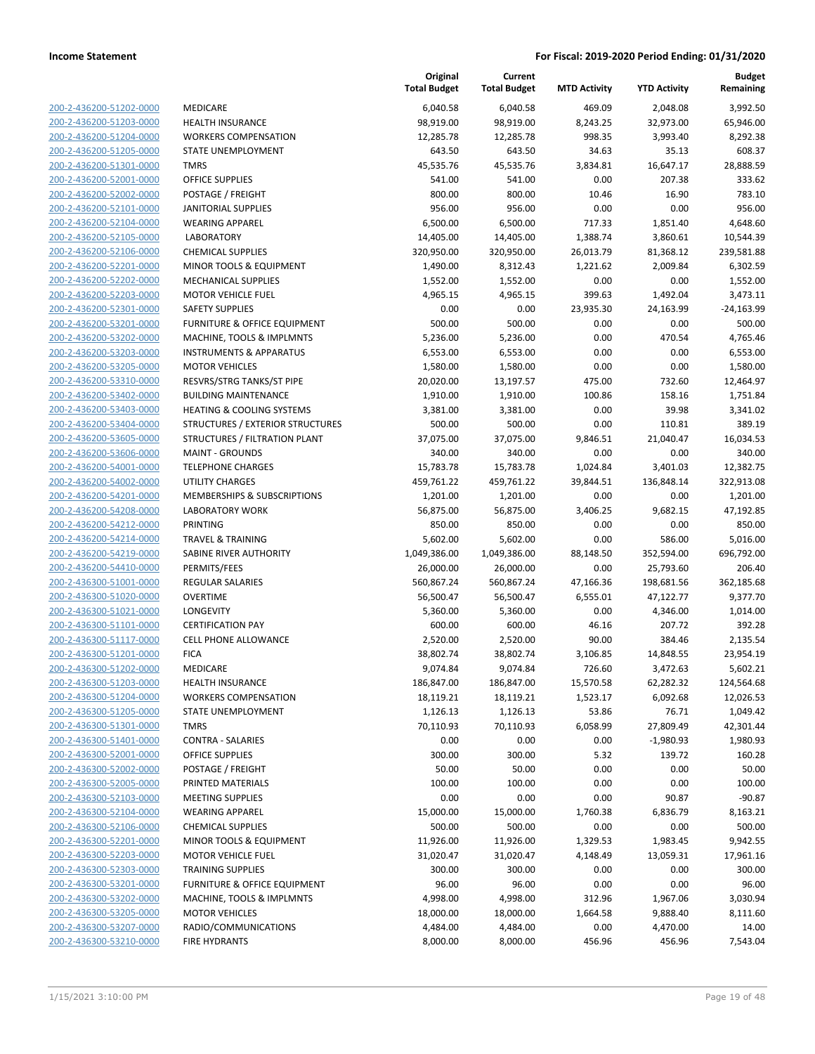**Income Statement** | **For Fiscal: 2019-2020 Period Ending: 01/31/2020**

| | | Original Total Budget | Current Total Budget | MTD Activity | YTD Activity | Budget Remaining |
|---|---|---|---|---|---|---|
| 200-2-436200-51202-0000 | MEDICARE | 6,040.58 | 6,040.58 | 469.09 | 2,048.08 | 3,992.50 |
| 200-2-436200-51203-0000 | HEALTH INSURANCE | 98,919.00 | 98,919.00 | 8,243.25 | 32,973.00 | 65,946.00 |
| 200-2-436200-51204-0000 | WORKERS COMPENSATION | 12,285.78 | 12,285.78 | 998.35 | 3,993.40 | 8,292.38 |
| 200-2-436200-51205-0000 | STATE UNEMPLOYMENT | 643.50 | 643.50 | 34.63 | 35.13 | 608.37 |
| 200-2-436200-51301-0000 | TMRS | 45,535.76 | 45,535.76 | 3,834.81 | 16,647.17 | 28,888.59 |
| 200-2-436200-52001-0000 | OFFICE SUPPLIES | 541.00 | 541.00 | 0.00 | 207.38 | 333.62 |
| 200-2-436200-52002-0000 | POSTAGE / FREIGHT | 800.00 | 800.00 | 10.46 | 16.90 | 783.10 |
| 200-2-436200-52101-0000 | JANITORIAL SUPPLIES | 956.00 | 956.00 | 0.00 | 0.00 | 956.00 |
| 200-2-436200-52104-0000 | WEARING APPAREL | 6,500.00 | 6,500.00 | 717.33 | 1,851.40 | 4,648.60 |
| 200-2-436200-52105-0000 | LABORATORY | 14,405.00 | 14,405.00 | 1,388.74 | 3,860.61 | 10,544.39 |
| 200-2-436200-52106-0000 | CHEMICAL SUPPLIES | 320,950.00 | 320,950.00 | 26,013.79 | 81,368.12 | 239,581.88 |
| 200-2-436200-52201-0000 | MINOR TOOLS & EQUIPMENT | 1,490.00 | 8,312.43 | 1,221.62 | 2,009.84 | 6,302.59 |
| 200-2-436200-52202-0000 | MECHANICAL SUPPLIES | 1,552.00 | 1,552.00 | 0.00 | 0.00 | 1,552.00 |
| 200-2-436200-52203-0000 | MOTOR VEHICLE FUEL | 4,965.15 | 4,965.15 | 399.63 | 1,492.04 | 3,473.11 |
| 200-2-436200-52301-0000 | SAFETY SUPPLIES | 0.00 | 0.00 | 23,935.30 | 24,163.99 | -24,163.99 |
| 200-2-436200-53201-0000 | FURNITURE & OFFICE EQUIPMENT | 500.00 | 500.00 | 0.00 | 0.00 | 500.00 |
| 200-2-436200-53202-0000 | MACHINE, TOOLS & IMPLMNTS | 5,236.00 | 5,236.00 | 0.00 | 470.54 | 4,765.46 |
| 200-2-436200-53203-0000 | INSTRUMENTS & APPARATUS | 6,553.00 | 6,553.00 | 0.00 | 0.00 | 6,553.00 |
| 200-2-436200-53205-0000 | MOTOR VEHICLES | 1,580.00 | 1,580.00 | 0.00 | 0.00 | 1,580.00 |
| 200-2-436200-53310-0000 | RESVRS/STRG TANKS/ST PIPE | 20,020.00 | 13,197.57 | 475.00 | 732.60 | 12,464.97 |
| 200-2-436200-53402-0000 | BUILDING MAINTENANCE | 1,910.00 | 1,910.00 | 100.86 | 158.16 | 1,751.84 |
| 200-2-436200-53403-0000 | HEATING & COOLING SYSTEMS | 3,381.00 | 3,381.00 | 0.00 | 39.98 | 3,341.02 |
| 200-2-436200-53404-0000 | STRUCTURES / EXTERIOR STRUCTURES | 500.00 | 500.00 | 0.00 | 110.81 | 389.19 |
| 200-2-436200-53605-0000 | STRUCTURES / FILTRATION PLANT | 37,075.00 | 37,075.00 | 9,846.51 | 21,040.47 | 16,034.53 |
| 200-2-436200-53606-0000 | MAINT - GROUNDS | 340.00 | 340.00 | 0.00 | 0.00 | 340.00 |
| 200-2-436200-54001-0000 | TELEPHONE CHARGES | 15,783.78 | 15,783.78 | 1,024.84 | 3,401.03 | 12,382.75 |
| 200-2-436200-54002-0000 | UTILITY CHARGES | 459,761.22 | 459,761.22 | 39,844.51 | 136,848.14 | 322,913.08 |
| 200-2-436200-54201-0000 | MEMBERSHIPS & SUBSCRIPTIONS | 1,201.00 | 1,201.00 | 0.00 | 0.00 | 1,201.00 |
| 200-2-436200-54208-0000 | LABORATORY WORK | 56,875.00 | 56,875.00 | 3,406.25 | 9,682.15 | 47,192.85 |
| 200-2-436200-54212-0000 | PRINTING | 850.00 | 850.00 | 0.00 | 0.00 | 850.00 |
| 200-2-436200-54214-0000 | TRAVEL & TRAINING | 5,602.00 | 5,602.00 | 0.00 | 586.00 | 5,016.00 |
| 200-2-436200-54219-0000 | SABINE RIVER AUTHORITY | 1,049,386.00 | 1,049,386.00 | 88,148.50 | 352,594.00 | 696,792.00 |
| 200-2-436200-54410-0000 | PERMITS/FEES | 26,000.00 | 26,000.00 | 0.00 | 25,793.60 | 206.40 |
| 200-2-436300-51001-0000 | REGULAR SALARIES | 560,867.24 | 560,867.24 | 47,166.36 | 198,681.56 | 362,185.68 |
| 200-2-436300-51020-0000 | OVERTIME | 56,500.47 | 56,500.47 | 6,555.01 | 47,122.77 | 9,377.70 |
| 200-2-436300-51021-0000 | LONGEVITY | 5,360.00 | 5,360.00 | 0.00 | 4,346.00 | 1,014.00 |
| 200-2-436300-51101-0000 | CERTIFICATION PAY | 600.00 | 600.00 | 46.16 | 207.72 | 392.28 |
| 200-2-436300-51117-0000 | CELL PHONE ALLOWANCE | 2,520.00 | 2,520.00 | 90.00 | 384.46 | 2,135.54 |
| 200-2-436300-51201-0000 | FICA | 38,802.74 | 38,802.74 | 3,106.85 | 14,848.55 | 23,954.19 |
| 200-2-436300-51202-0000 | MEDICARE | 9,074.84 | 9,074.84 | 726.60 | 3,472.63 | 5,602.21 |
| 200-2-436300-51203-0000 | HEALTH INSURANCE | 186,847.00 | 186,847.00 | 15,570.58 | 62,282.32 | 124,564.68 |
| 200-2-436300-51204-0000 | WORKERS COMPENSATION | 18,119.21 | 18,119.21 | 1,523.17 | 6,092.68 | 12,026.53 |
| 200-2-436300-51205-0000 | STATE UNEMPLOYMENT | 1,126.13 | 1,126.13 | 53.86 | 76.71 | 1,049.42 |
| 200-2-436300-51301-0000 | TMRS | 70,110.93 | 70,110.93 | 6,058.99 | 27,809.49 | 42,301.44 |
| 200-2-436300-51401-0000 | CONTRA - SALARIES | 0.00 | 0.00 | 0.00 | -1,980.93 | 1,980.93 |
| 200-2-436300-52001-0000 | OFFICE SUPPLIES | 300.00 | 300.00 | 5.32 | 139.72 | 160.28 |
| 200-2-436300-52002-0000 | POSTAGE / FREIGHT | 50.00 | 50.00 | 0.00 | 0.00 | 50.00 |
| 200-2-436300-52005-0000 | PRINTED MATERIALS | 100.00 | 100.00 | 0.00 | 0.00 | 100.00 |
| 200-2-436300-52103-0000 | MEETING SUPPLIES | 0.00 | 0.00 | 0.00 | 90.87 | -90.87 |
| 200-2-436300-52104-0000 | WEARING APPAREL | 15,000.00 | 15,000.00 | 1,760.38 | 6,836.79 | 8,163.21 |
| 200-2-436300-52106-0000 | CHEMICAL SUPPLIES | 500.00 | 500.00 | 0.00 | 0.00 | 500.00 |
| 200-2-436300-52201-0000 | MINOR TOOLS & EQUIPMENT | 11,926.00 | 11,926.00 | 1,329.53 | 1,983.45 | 9,942.55 |
| 200-2-436300-52203-0000 | MOTOR VEHICLE FUEL | 31,020.47 | 31,020.47 | 4,148.49 | 13,059.31 | 17,961.16 |
| 200-2-436300-52303-0000 | TRAINING SUPPLIES | 300.00 | 300.00 | 0.00 | 0.00 | 300.00 |
| 200-2-436300-53201-0000 | FURNITURE & OFFICE EQUIPMENT | 96.00 | 96.00 | 0.00 | 0.00 | 96.00 |
| 200-2-436300-53202-0000 | MACHINE, TOOLS & IMPLMNTS | 4,998.00 | 4,998.00 | 312.96 | 1,967.06 | 3,030.94 |
| 200-2-436300-53205-0000 | MOTOR VEHICLES | 18,000.00 | 18,000.00 | 1,664.58 | 9,888.40 | 8,111.60 |
| 200-2-436300-53207-0000 | RADIO/COMMUNICATIONS | 4,484.00 | 4,484.00 | 0.00 | 4,470.00 | 14.00 |
| 200-2-436300-53210-0000 | FIRE HYDRANTS | 8,000.00 | 8,000.00 | 456.96 | 456.96 | 7,543.04 |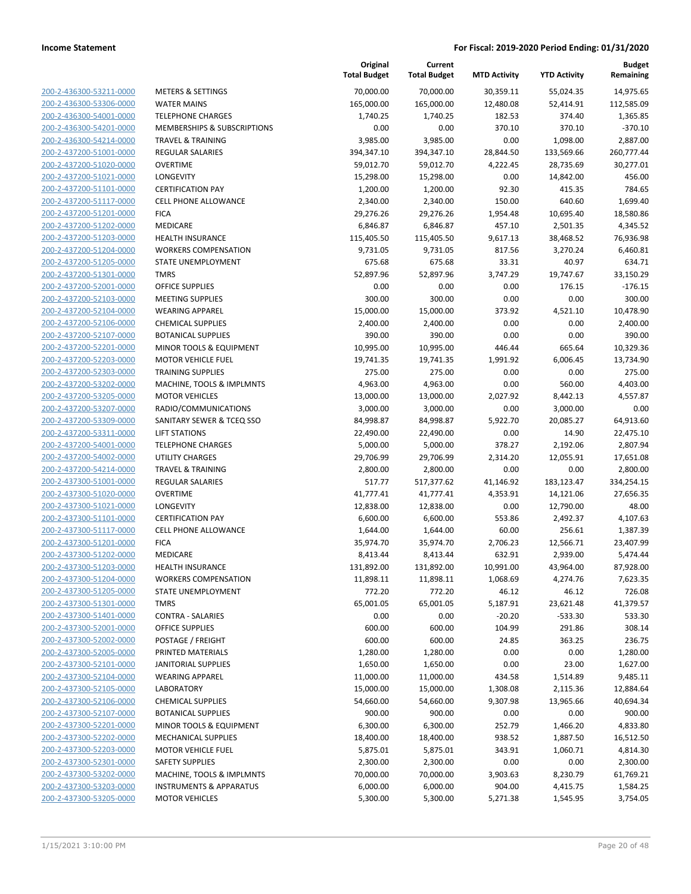**Income Statement** | **For Fiscal: 2019-2020 Period Ending: 01/31/2020**

| | | Original Total Budget | Current Total Budget | MTD Activity | YTD Activity | Budget Remaining |
|---|---|---|---|---|---|---|
| 200-2-436300-53211-0000 | METERS & SETTINGS | 70,000.00 | 70,000.00 | 30,359.11 | 55,024.35 | 14,975.65 |
| 200-2-436300-53306-0000 | WATER MAINS | 165,000.00 | 165,000.00 | 12,480.08 | 52,414.91 | 112,585.09 |
| 200-2-436300-54001-0000 | TELEPHONE CHARGES | 1,740.25 | 1,740.25 | 182.53 | 374.40 | 1,365.85 |
| 200-2-436300-54201-0000 | MEMBERSHIPS & SUBSCRIPTIONS | 0.00 | 0.00 | 370.10 | 370.10 | -370.10 |
| 200-2-436300-54214-0000 | TRAVEL & TRAINING | 3,985.00 | 3,985.00 | 0.00 | 1,098.00 | 2,887.00 |
| 200-2-437200-51001-0000 | REGULAR SALARIES | 394,347.10 | 394,347.10 | 28,844.50 | 133,569.66 | 260,777.44 |
| 200-2-437200-51020-0000 | OVERTIME | 59,012.70 | 59,012.70 | 4,222.45 | 28,735.69 | 30,277.01 |
| 200-2-437200-51021-0000 | LONGEVITY | 15,298.00 | 15,298.00 | 0.00 | 14,842.00 | 456.00 |
| 200-2-437200-51101-0000 | CERTIFICATION PAY | 1,200.00 | 1,200.00 | 92.30 | 415.35 | 784.65 |
| 200-2-437200-51117-0000 | CELL PHONE ALLOWANCE | 2,340.00 | 2,340.00 | 150.00 | 640.60 | 1,699.40 |
| 200-2-437200-51201-0000 | FICA | 29,276.26 | 29,276.26 | 1,954.48 | 10,695.40 | 18,580.86 |
| 200-2-437200-51202-0000 | MEDICARE | 6,846.87 | 6,846.87 | 457.10 | 2,501.35 | 4,345.52 |
| 200-2-437200-51203-0000 | HEALTH INSURANCE | 115,405.50 | 115,405.50 | 9,617.13 | 38,468.52 | 76,936.98 |
| 200-2-437200-51204-0000 | WORKERS COMPENSATION | 9,731.05 | 9,731.05 | 817.56 | 3,270.24 | 6,460.81 |
| 200-2-437200-51205-0000 | STATE UNEMPLOYMENT | 675.68 | 675.68 | 33.31 | 40.97 | 634.71 |
| 200-2-437200-51301-0000 | TMRS | 52,897.96 | 52,897.96 | 3,747.29 | 19,747.67 | 33,150.29 |
| 200-2-437200-52001-0000 | OFFICE SUPPLIES | 0.00 | 0.00 | 0.00 | 176.15 | -176.15 |
| 200-2-437200-52103-0000 | MEETING SUPPLIES | 300.00 | 300.00 | 0.00 | 0.00 | 300.00 |
| 200-2-437200-52104-0000 | WEARING APPAREL | 15,000.00 | 15,000.00 | 373.92 | 4,521.10 | 10,478.90 |
| 200-2-437200-52106-0000 | CHEMICAL SUPPLIES | 2,400.00 | 2,400.00 | 0.00 | 0.00 | 2,400.00 |
| 200-2-437200-52107-0000 | BOTANICAL SUPPLIES | 390.00 | 390.00 | 0.00 | 0.00 | 390.00 |
| 200-2-437200-52201-0000 | MINOR TOOLS & EQUIPMENT | 10,995.00 | 10,995.00 | 446.44 | 665.64 | 10,329.36 |
| 200-2-437200-52203-0000 | MOTOR VEHICLE FUEL | 19,741.35 | 19,741.35 | 1,991.92 | 6,006.45 | 13,734.90 |
| 200-2-437200-52303-0000 | TRAINING SUPPLIES | 275.00 | 275.00 | 0.00 | 0.00 | 275.00 |
| 200-2-437200-53202-0000 | MACHINE, TOOLS & IMPLMNTS | 4,963.00 | 4,963.00 | 0.00 | 560.00 | 4,403.00 |
| 200-2-437200-53205-0000 | MOTOR VEHICLES | 13,000.00 | 13,000.00 | 2,027.92 | 8,442.13 | 4,557.87 |
| 200-2-437200-53207-0000 | RADIO/COMMUNICATIONS | 3,000.00 | 3,000.00 | 0.00 | 3,000.00 | 0.00 |
| 200-2-437200-53309-0000 | SANITARY SEWER & TCEQ SSO | 84,998.87 | 84,998.87 | 5,922.70 | 20,085.27 | 64,913.60 |
| 200-2-437200-53311-0000 | LIFT STATIONS | 22,490.00 | 22,490.00 | 0.00 | 14.90 | 22,475.10 |
| 200-2-437200-54001-0000 | TELEPHONE CHARGES | 5,000.00 | 5,000.00 | 378.27 | 2,192.06 | 2,807.94 |
| 200-2-437200-54002-0000 | UTILITY CHARGES | 29,706.99 | 29,706.99 | 2,314.20 | 12,055.91 | 17,651.08 |
| 200-2-437200-54214-0000 | TRAVEL & TRAINING | 2,800.00 | 2,800.00 | 0.00 | 0.00 | 2,800.00 |
| 200-2-437300-51001-0000 | REGULAR SALARIES | 517.77 | 517,377.62 | 41,146.92 | 183,123.47 | 334,254.15 |
| 200-2-437300-51020-0000 | OVERTIME | 41,777.41 | 41,777.41 | 4,353.91 | 14,121.06 | 27,656.35 |
| 200-2-437300-51021-0000 | LONGEVITY | 12,838.00 | 12,838.00 | 0.00 | 12,790.00 | 48.00 |
| 200-2-437300-51101-0000 | CERTIFICATION PAY | 6,600.00 | 6,600.00 | 553.86 | 2,492.37 | 4,107.63 |
| 200-2-437300-51117-0000 | CELL PHONE ALLOWANCE | 1,644.00 | 1,644.00 | 60.00 | 256.61 | 1,387.39 |
| 200-2-437300-51201-0000 | FICA | 35,974.70 | 35,974.70 | 2,706.23 | 12,566.71 | 23,407.99 |
| 200-2-437300-51202-0000 | MEDICARE | 8,413.44 | 8,413.44 | 632.91 | 2,939.00 | 5,474.44 |
| 200-2-437300-51203-0000 | HEALTH INSURANCE | 131,892.00 | 131,892.00 | 10,991.00 | 43,964.00 | 87,928.00 |
| 200-2-437300-51204-0000 | WORKERS COMPENSATION | 11,898.11 | 11,898.11 | 1,068.69 | 4,274.76 | 7,623.35 |
| 200-2-437300-51205-0000 | STATE UNEMPLOYMENT | 772.20 | 772.20 | 46.12 | 46.12 | 726.08 |
| 200-2-437300-51301-0000 | TMRS | 65,001.05 | 65,001.05 | 5,187.91 | 23,621.48 | 41,379.57 |
| 200-2-437300-51401-0000 | CONTRA - SALARIES | 0.00 | 0.00 | -20.20 | -533.30 | 533.30 |
| 200-2-437300-52001-0000 | OFFICE SUPPLIES | 600.00 | 600.00 | 104.99 | 291.86 | 308.14 |
| 200-2-437300-52002-0000 | POSTAGE / FREIGHT | 600.00 | 600.00 | 24.85 | 363.25 | 236.75 |
| 200-2-437300-52005-0000 | PRINTED MATERIALS | 1,280.00 | 1,280.00 | 0.00 | 0.00 | 1,280.00 |
| 200-2-437300-52101-0000 | JANITORIAL SUPPLIES | 1,650.00 | 1,650.00 | 0.00 | 23.00 | 1,627.00 |
| 200-2-437300-52104-0000 | WEARING APPAREL | 11,000.00 | 11,000.00 | 434.58 | 1,514.89 | 9,485.11 |
| 200-2-437300-52105-0000 | LABORATORY | 15,000.00 | 15,000.00 | 1,308.08 | 2,115.36 | 12,884.64 |
| 200-2-437300-52106-0000 | CHEMICAL SUPPLIES | 54,660.00 | 54,660.00 | 9,307.98 | 13,965.66 | 40,694.34 |
| 200-2-437300-52107-0000 | BOTANICAL SUPPLIES | 900.00 | 900.00 | 0.00 | 0.00 | 900.00 |
| 200-2-437300-52201-0000 | MINOR TOOLS & EQUIPMENT | 6,300.00 | 6,300.00 | 252.79 | 1,466.20 | 4,833.80 |
| 200-2-437300-52202-0000 | MECHANICAL SUPPLIES | 18,400.00 | 18,400.00 | 938.52 | 1,887.50 | 16,512.50 |
| 200-2-437300-52203-0000 | MOTOR VEHICLE FUEL | 5,875.01 | 5,875.01 | 343.91 | 1,060.71 | 4,814.30 |
| 200-2-437300-52301-0000 | SAFETY SUPPLIES | 2,300.00 | 2,300.00 | 0.00 | 0.00 | 2,300.00 |
| 200-2-437300-53202-0000 | MACHINE, TOOLS & IMPLMNTS | 70,000.00 | 70,000.00 | 3,903.63 | 8,230.79 | 61,769.21 |
| 200-2-437300-53203-0000 | INSTRUMENTS & APPARATUS | 6,000.00 | 6,000.00 | 904.00 | 4,415.75 | 1,584.25 |
| 200-2-437300-53205-0000 | MOTOR VEHICLES | 5,300.00 | 5,300.00 | 5,271.38 | 1,545.95 | 3,754.05 |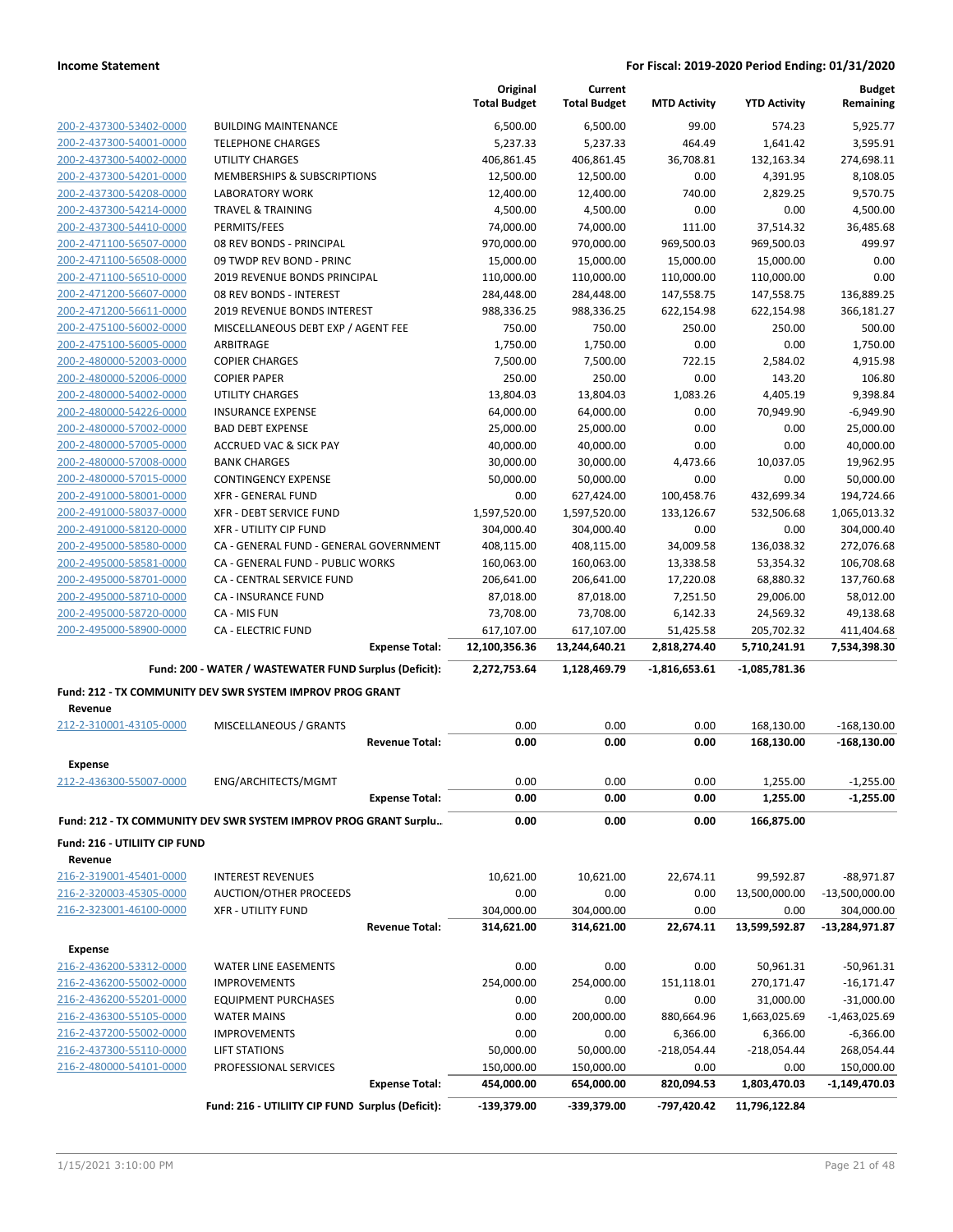| | | Original Total Budget | Current Total Budget | MTD Activity | YTD Activity | Budget Remaining |
|---|---|---|---|---|---|---|
| 200-2-437300-53402-0000 | BUILDING MAINTENANCE | 6,500.00 | 6,500.00 | 99.00 | 574.23 | 5,925.77 |
| 200-2-437300-54001-0000 | TELEPHONE CHARGES | 5,237.33 | 5,237.33 | 464.49 | 1,641.42 | 3,595.91 |
| 200-2-437300-54002-0000 | UTILITY CHARGES | 406,861.45 | 406,861.45 | 36,708.81 | 132,163.34 | 274,698.11 |
| 200-2-437300-54201-0000 | MEMBERSHIPS & SUBSCRIPTIONS | 12,500.00 | 12,500.00 | 0.00 | 4,391.95 | 8,108.05 |
| 200-2-437300-54208-0000 | LABORATORY WORK | 12,400.00 | 12,400.00 | 740.00 | 2,829.25 | 9,570.75 |
| 200-2-437300-54214-0000 | TRAVEL & TRAINING | 4,500.00 | 4,500.00 | 0.00 | 0.00 | 4,500.00 |
| 200-2-437300-54410-0000 | PERMITS/FEES | 74,000.00 | 74,000.00 | 111.00 | 37,514.32 | 36,485.68 |
| 200-2-471100-56507-0000 | 08 REV BONDS - PRINCIPAL | 970,000.00 | 970,000.00 | 969,500.03 | 969,500.03 | 499.97 |
| 200-2-471100-56508-0000 | 09 TWDP REV BOND - PRINC | 15,000.00 | 15,000.00 | 15,000.00 | 15,000.00 | 0.00 |
| 200-2-471100-56510-0000 | 2019 REVENUE BONDS PRINCIPAL | 110,000.00 | 110,000.00 | 110,000.00 | 110,000.00 | 0.00 |
| 200-2-471200-56607-0000 | 08 REV BONDS - INTEREST | 284,448.00 | 284,448.00 | 147,558.75 | 147,558.75 | 136,889.25 |
| 200-2-471200-56611-0000 | 2019 REVENUE BONDS INTEREST | 988,336.25 | 988,336.25 | 622,154.98 | 622,154.98 | 366,181.27 |
| 200-2-475100-56002-0000 | MISCELLANEOUS DEBT EXP / AGENT FEE | 750.00 | 750.00 | 250.00 | 250.00 | 500.00 |
| 200-2-475100-56005-0000 | ARBITRAGE | 1,750.00 | 1,750.00 | 0.00 | 0.00 | 1,750.00 |
| 200-2-480000-52003-0000 | COPIER CHARGES | 7,500.00 | 7,500.00 | 722.15 | 2,584.02 | 4,915.98 |
| 200-2-480000-52006-0000 | COPIER PAPER | 250.00 | 250.00 | 0.00 | 143.20 | 106.80 |
| 200-2-480000-54002-0000 | UTILITY CHARGES | 13,804.03 | 13,804.03 | 1,083.26 | 4,405.19 | 9,398.84 |
| 200-2-480000-54226-0000 | INSURANCE EXPENSE | 64,000.00 | 64,000.00 | 0.00 | 70,949.90 | -6,949.90 |
| 200-2-480000-57002-0000 | BAD DEBT EXPENSE | 25,000.00 | 25,000.00 | 0.00 | 0.00 | 25,000.00 |
| 200-2-480000-57005-0000 | ACCRUED VAC & SICK PAY | 40,000.00 | 40,000.00 | 0.00 | 0.00 | 40,000.00 |
| 200-2-480000-57008-0000 | BANK CHARGES | 30,000.00 | 30,000.00 | 4,473.66 | 10,037.05 | 19,962.95 |
| 200-2-480000-57015-0000 | CONTINGENCY EXPENSE | 50,000.00 | 50,000.00 | 0.00 | 0.00 | 50,000.00 |
| 200-2-491000-58001-0000 | XFR - GENERAL FUND | 0.00 | 627,424.00 | 100,458.76 | 432,699.34 | 194,724.66 |
| 200-2-491000-58037-0000 | XFR - DEBT SERVICE FUND | 1,597,520.00 | 1,597,520.00 | 133,126.67 | 532,506.68 | 1,065,013.32 |
| 200-2-491000-58120-0000 | XFR - UTILITY CIP FUND | 304,000.40 | 304,000.40 | 0.00 | 0.00 | 304,000.40 |
| 200-2-495000-58580-0000 | CA - GENERAL FUND - GENERAL GOVERNMENT | 408,115.00 | 408,115.00 | 34,009.58 | 136,038.32 | 272,076.68 |
| 200-2-495000-58581-0000 | CA - GENERAL FUND - PUBLIC WORKS | 160,063.00 | 160,063.00 | 13,338.58 | 53,354.32 | 106,708.68 |
| 200-2-495000-58701-0000 | CA - CENTRAL SERVICE FUND | 206,641.00 | 206,641.00 | 17,220.08 | 68,880.32 | 137,760.68 |
| 200-2-495000-58710-0000 | CA - INSURANCE FUND | 87,018.00 | 87,018.00 | 7,251.50 | 29,006.00 | 58,012.00 |
| 200-2-495000-58720-0000 | CA - MIS FUN | 73,708.00 | 73,708.00 | 6,142.33 | 24,569.32 | 49,138.68 |
| 200-2-495000-58900-0000 | CA - ELECTRIC FUND | 617,107.00 | 617,107.00 | 51,425.58 | 205,702.32 | 411,404.68 |
| | **Expense Total:** | **12,100,356.36** | **13,244,640.21** | **2,818,274.40** | **5,710,241.91** | **7,534,398.30** |
| | **Fund: 200 - WATER / WASTEWATER FUND Surplus (Deficit):** | **2,272,753.64** | **1,128,469.79** | **-1,816,653.61** | **-1,085,781.36** | |

**Fund: 212 - TX COMMUNITY DEV SWR SYSTEM IMPROV PROG GRANT**

**Revenue**

| | | Original Total Budget | Current Total Budget | MTD Activity | YTD Activity | Budget Remaining |
|---|---|---|---|---|---|---|
| 212-2-310001-43105-0000 | MISCELLANEOUS / GRANTS | 0.00 | 0.00 | 0.00 | 168,130.00 | -168,130.00 |
| | **Revenue Total:** | **0.00** | **0.00** | **0.00** | **168,130.00** | **-168,130.00** |

**Expense**

| | | Original Total Budget | Current Total Budget | MTD Activity | YTD Activity | Budget Remaining |
|---|---|---|---|---|---|---|
| 212-2-436300-55007-0000 | ENG/ARCHITECTS/MGMT | 0.00 | 0.00 | 0.00 | 1,255.00 | -1,255.00 |
| | **Expense Total:** | **0.00** | **0.00** | **0.00** | **1,255.00** | **-1,255.00** |
| | **Fund: 212 - TX COMMUNITY DEV SWR SYSTEM IMPROV PROG GRANT Surplu..** | **0.00** | **0.00** | **0.00** | **166,875.00** | |

**Fund: 216 - UTILIITY CIP FUND**

**Revenue**

| | | Original Total Budget | Current Total Budget | MTD Activity | YTD Activity | Budget Remaining |
|---|---|---|---|---|---|---|
| 216-2-319001-45401-0000 | INTEREST REVENUES | 10,621.00 | 10,621.00 | 22,674.11 | 99,592.87 | -88,971.87 |
| 216-2-320003-45305-0000 | AUCTION/OTHER PROCEEDS | 0.00 | 0.00 | 0.00 | 13,500,000.00 | -13,500,000.00 |
| 216-2-323001-46100-0000 | XFR - UTILITY FUND | 304,000.00 | 304,000.00 | 0.00 | 0.00 | 304,000.00 |
| | **Revenue Total:** | **314,621.00** | **314,621.00** | **22,674.11** | **13,599,592.87** | **-13,284,971.87** |

**Expense**

| | | Original Total Budget | Current Total Budget | MTD Activity | YTD Activity | Budget Remaining |
|---|---|---|---|---|---|---|
| 216-2-436200-53312-0000 | WATER LINE EASEMENTS | 0.00 | 0.00 | 0.00 | 50,961.31 | -50,961.31 |
| 216-2-436200-55002-0000 | IMPROVEMENTS | 254,000.00 | 254,000.00 | 151,118.01 | 270,171.47 | -16,171.47 |
| 216-2-436200-55201-0000 | EQUIPMENT PURCHASES | 0.00 | 0.00 | 0.00 | 31,000.00 | -31,000.00 |
| 216-2-436300-55105-0000 | WATER MAINS | 0.00 | 200,000.00 | 880,664.96 | 1,663,025.69 | -1,463,025.69 |
| 216-2-437200-55002-0000 | IMPROVEMENTS | 0.00 | 0.00 | 6,366.00 | 6,366.00 | -6,366.00 |
| 216-2-437300-55110-0000 | LIFT STATIONS | 50,000.00 | 50,000.00 | -218,054.44 | -218,054.44 | 268,054.44 |
| 216-2-480000-54101-0000 | PROFESSIONAL SERVICES | 150,000.00 | 150,000.00 | 0.00 | 0.00 | 150,000.00 |
| | **Expense Total:** | **454,000.00** | **654,000.00** | **820,094.53** | **1,803,470.03** | **-1,149,470.03** |
| | **Fund: 216 - UTILIITY CIP FUND Surplus (Deficit):** | **-139,379.00** | **-339,379.00** | **-797,420.42** | **11,796,122.84** | |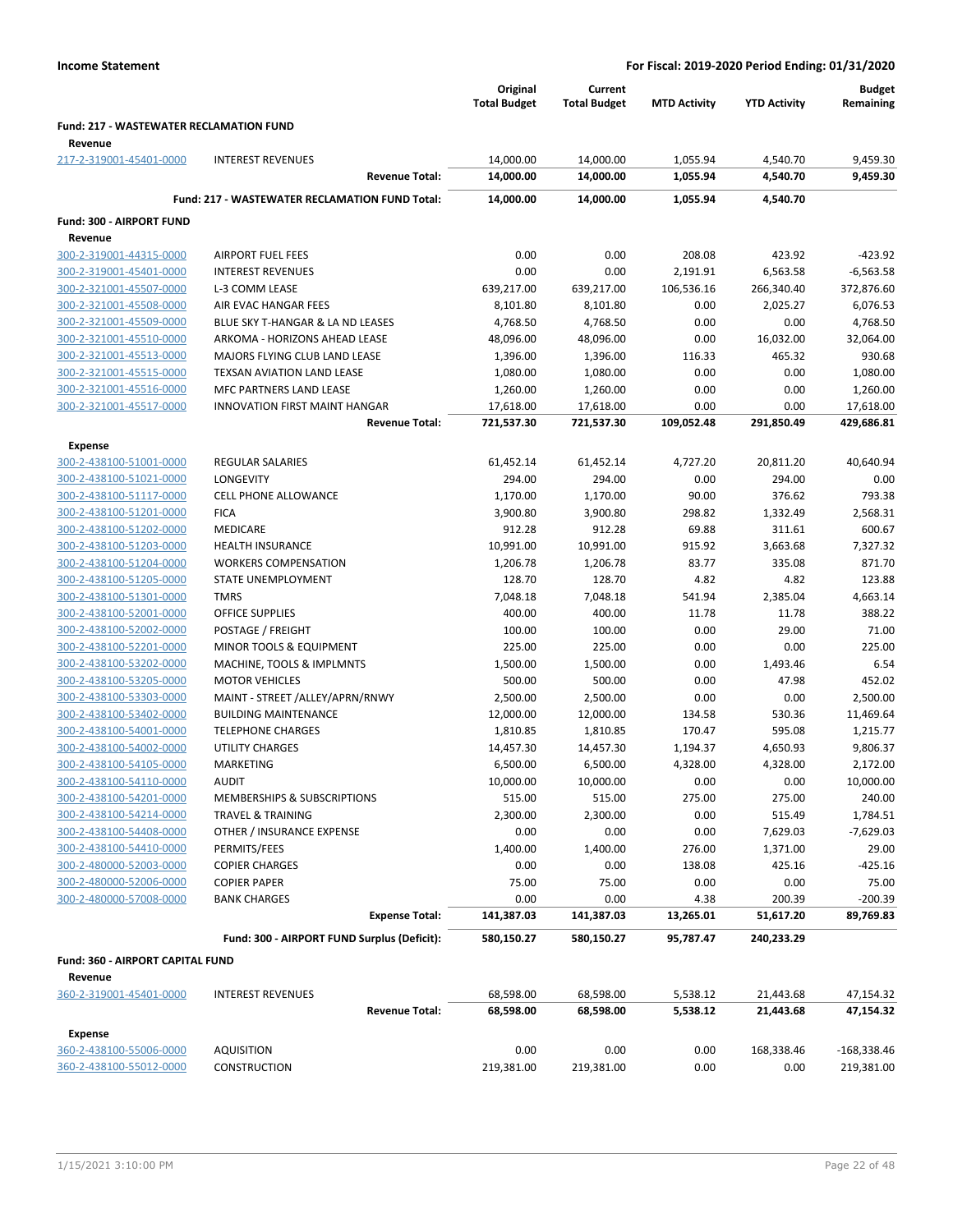**Income Statement** — **For Fiscal: 2019-2020 Period Ending: 01/31/2020**

| | | Original Total Budget | Current Total Budget | MTD Activity | YTD Activity | Budget Remaining |
|---|---|---|---|---|---|---|
| **Fund: 217 - WASTEWATER RECLAMATION FUND** | | | | | | |
| **Revenue** | | | | | | |
| 217-2-319001-45401-0000 | INTEREST REVENUES | 14,000.00 | 14,000.00 | 1,055.94 | 4,540.70 | 9,459.30 |
| | **Revenue Total:** | **14,000.00** | **14,000.00** | **1,055.94** | **4,540.70** | **9,459.30** |
| | **Fund: 217 - WASTEWATER RECLAMATION FUND Total:** | **14,000.00** | **14,000.00** | **1,055.94** | **4,540.70** | |
| **Fund: 300 - AIRPORT FUND** | | | | | | |
| **Revenue** | | | | | | |
| 300-2-319001-44315-0000 | AIRPORT FUEL FEES | 0.00 | 0.00 | 208.08 | 423.92 | -423.92 |
| 300-2-319001-45401-0000 | INTEREST REVENUES | 0.00 | 0.00 | 2,191.91 | 6,563.58 | -6,563.58 |
| 300-2-321001-45507-0000 | L-3 COMM LEASE | 639,217.00 | 639,217.00 | 106,536.16 | 266,340.40 | 372,876.60 |
| 300-2-321001-45508-0000 | AIR EVAC HANGAR FEES | 8,101.80 | 8,101.80 | 0.00 | 2,025.27 | 6,076.53 |
| 300-2-321001-45509-0000 | BLUE SKY T-HANGAR & LA ND LEASES | 4,768.50 | 4,768.50 | 0.00 | 0.00 | 4,768.50 |
| 300-2-321001-45510-0000 | ARKOMA - HORIZONS AHEAD LEASE | 48,096.00 | 48,096.00 | 0.00 | 16,032.00 | 32,064.00 |
| 300-2-321001-45513-0000 | MAJORS FLYING CLUB LAND LEASE | 1,396.00 | 1,396.00 | 116.33 | 465.32 | 930.68 |
| 300-2-321001-45515-0000 | TEXSAN AVIATION LAND LEASE | 1,080.00 | 1,080.00 | 0.00 | 0.00 | 1,080.00 |
| 300-2-321001-45516-0000 | MFC PARTNERS LAND LEASE | 1,260.00 | 1,260.00 | 0.00 | 0.00 | 1,260.00 |
| 300-2-321001-45517-0000 | INNOVATION FIRST MAINT HANGAR | 17,618.00 | 17,618.00 | 0.00 | 0.00 | 17,618.00 |
| | **Revenue Total:** | **721,537.30** | **721,537.30** | **109,052.48** | **291,850.49** | **429,686.81** |
| **Expense** | | | | | | |
| 300-2-438100-51001-0000 | REGULAR SALARIES | 61,452.14 | 61,452.14 | 4,727.20 | 20,811.20 | 40,640.94 |
| 300-2-438100-51021-0000 | LONGEVITY | 294.00 | 294.00 | 0.00 | 294.00 | 0.00 |
| 300-2-438100-51117-0000 | CELL PHONE ALLOWANCE | 1,170.00 | 1,170.00 | 90.00 | 376.62 | 793.38 |
| 300-2-438100-51201-0000 | FICA | 3,900.80 | 3,900.80 | 298.82 | 1,332.49 | 2,568.31 |
| 300-2-438100-51202-0000 | MEDICARE | 912.28 | 912.28 | 69.88 | 311.61 | 600.67 |
| 300-2-438100-51203-0000 | HEALTH INSURANCE | 10,991.00 | 10,991.00 | 915.92 | 3,663.68 | 7,327.32 |
| 300-2-438100-51204-0000 | WORKERS COMPENSATION | 1,206.78 | 1,206.78 | 83.77 | 335.08 | 871.70 |
| 300-2-438100-51205-0000 | STATE UNEMPLOYMENT | 128.70 | 128.70 | 4.82 | 4.82 | 123.88 |
| 300-2-438100-51301-0000 | TMRS | 7,048.18 | 7,048.18 | 541.94 | 2,385.04 | 4,663.14 |
| 300-2-438100-52001-0000 | OFFICE SUPPLIES | 400.00 | 400.00 | 11.78 | 11.78 | 388.22 |
| 300-2-438100-52002-0000 | POSTAGE / FREIGHT | 100.00 | 100.00 | 0.00 | 29.00 | 71.00 |
| 300-2-438100-52201-0000 | MINOR TOOLS & EQUIPMENT | 225.00 | 225.00 | 0.00 | 0.00 | 225.00 |
| 300-2-438100-53202-0000 | MACHINE, TOOLS & IMPLMNTS | 1,500.00 | 1,500.00 | 0.00 | 1,493.46 | 6.54 |
| 300-2-438100-53205-0000 | MOTOR VEHICLES | 500.00 | 500.00 | 0.00 | 47.98 | 452.02 |
| 300-2-438100-53303-0000 | MAINT - STREET /ALLEY/APRN/RNWY | 2,500.00 | 2,500.00 | 0.00 | 0.00 | 2,500.00 |
| 300-2-438100-53402-0000 | BUILDING MAINTENANCE | 12,000.00 | 12,000.00 | 134.58 | 530.36 | 11,469.64 |
| 300-2-438100-54001-0000 | TELEPHONE CHARGES | 1,810.85 | 1,810.85 | 170.47 | 595.08 | 1,215.77 |
| 300-2-438100-54002-0000 | UTILITY CHARGES | 14,457.30 | 14,457.30 | 1,194.37 | 4,650.93 | 9,806.37 |
| 300-2-438100-54105-0000 | MARKETING | 6,500.00 | 6,500.00 | 4,328.00 | 4,328.00 | 2,172.00 |
| 300-2-438100-54110-0000 | AUDIT | 10,000.00 | 10,000.00 | 0.00 | 0.00 | 10,000.00 |
| 300-2-438100-54201-0000 | MEMBERSHIPS & SUBSCRIPTIONS | 515.00 | 515.00 | 275.00 | 275.00 | 240.00 |
| 300-2-438100-54214-0000 | TRAVEL & TRAINING | 2,300.00 | 2,300.00 | 0.00 | 515.49 | 1,784.51 |
| 300-2-438100-54408-0000 | OTHER / INSURANCE EXPENSE | 0.00 | 0.00 | 0.00 | 7,629.03 | -7,629.03 |
| 300-2-438100-54410-0000 | PERMITS/FEES | 1,400.00 | 1,400.00 | 276.00 | 1,371.00 | 29.00 |
| 300-2-480000-52003-0000 | COPIER CHARGES | 0.00 | 0.00 | 138.08 | 425.16 | -425.16 |
| 300-2-480000-52006-0000 | COPIER PAPER | 75.00 | 75.00 | 0.00 | 0.00 | 75.00 |
| 300-2-480000-57008-0000 | BANK CHARGES | 0.00 | 0.00 | 4.38 | 200.39 | -200.39 |
| | **Expense Total:** | **141,387.03** | **141,387.03** | **13,265.01** | **51,617.20** | **89,769.83** |
| | **Fund: 300 - AIRPORT FUND Surplus (Deficit):** | **580,150.27** | **580,150.27** | **95,787.47** | **240,233.29** | |
| **Fund: 360 - AIRPORT CAPITAL FUND** | | | | | | |
| **Revenue** | | | | | | |
| 360-2-319001-45401-0000 | INTEREST REVENUES | 68,598.00 | 68,598.00 | 5,538.12 | 21,443.68 | 47,154.32 |
| | **Revenue Total:** | **68,598.00** | **68,598.00** | **5,538.12** | **21,443.68** | **47,154.32** |
| **Expense** | | | | | | |
| 360-2-438100-55006-0000 | AQUISITION | 0.00 | 0.00 | 0.00 | 168,338.46 | -168,338.46 |
| 360-2-438100-55012-0000 | CONSTRUCTION | 219,381.00 | 219,381.00 | 0.00 | 0.00 | 219,381.00 |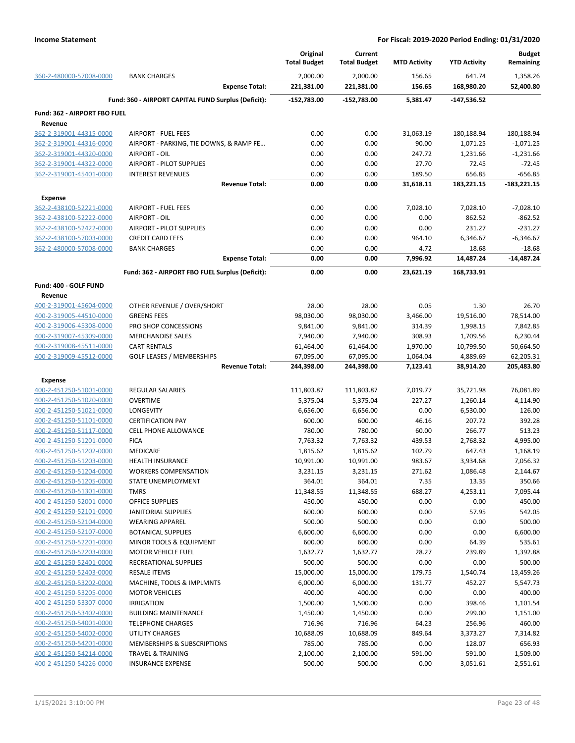**Income Statement** — **For Fiscal: 2019-2020 Period Ending: 01/31/2020**

| | | Original Total Budget | Current Total Budget | MTD Activity | YTD Activity | Budget Remaining |
|---|---|---|---|---|---|---|
| 360-2-480000-57008-0000 | BANK CHARGES | 2,000.00 | 2,000.00 | 156.65 | 641.74 | 1,358.26 |
| | **Expense Total:** | **221,381.00** | **221,381.00** | **156.65** | **168,980.20** | **52,400.80** |
| | **Fund: 360 - AIRPORT CAPITAL FUND Surplus (Deficit):** | **-152,783.00** | **-152,783.00** | **5,381.47** | **-147,536.52** | |
| **Fund: 362 - AIRPORT FBO FUEL** | | | | | | |
| **Revenue** | | | | | | |
| 362-2-319001-44315-0000 | AIRPORT - FUEL FEES | 0.00 | 0.00 | 31,063.19 | 180,188.94 | -180,188.94 |
| 362-2-319001-44316-0000 | AIRPORT - PARKING, TIE DOWNS, & RAMP FE… | 0.00 | 0.00 | 90.00 | 1,071.25 | -1,071.25 |
| 362-2-319001-44320-0000 | AIRPORT - OIL | 0.00 | 0.00 | 247.72 | 1,231.66 | -1,231.66 |
| 362-2-319001-44322-0000 | AIRPORT - PILOT SUPPLIES | 0.00 | 0.00 | 27.70 | 72.45 | -72.45 |
| 362-2-319001-45401-0000 | INTEREST REVENUES | 0.00 | 0.00 | 189.50 | 656.85 | -656.85 |
| | **Revenue Total:** | **0.00** | **0.00** | **31,618.11** | **183,221.15** | **-183,221.15** |
| **Expense** | | | | | | |
| 362-2-438100-52221-0000 | AIRPORT - FUEL FEES | 0.00 | 0.00 | 7,028.10 | 7,028.10 | -7,028.10 |
| 362-2-438100-52222-0000 | AIRPORT - OIL | 0.00 | 0.00 | 0.00 | 862.52 | -862.52 |
| 362-2-438100-52422-0000 | AIRPORT - PILOT SUPPLIES | 0.00 | 0.00 | 0.00 | 231.27 | -231.27 |
| 362-2-438100-57003-0000 | CREDIT CARD FEES | 0.00 | 0.00 | 964.10 | 6,346.67 | -6,346.67 |
| 362-2-480000-57008-0000 | BANK CHARGES | 0.00 | 0.00 | 4.72 | 18.68 | -18.68 |
| | **Expense Total:** | **0.00** | **0.00** | **7,996.92** | **14,487.24** | **-14,487.24** |
| | **Fund: 362 - AIRPORT FBO FUEL Surplus (Deficit):** | **0.00** | **0.00** | **23,621.19** | **168,733.91** | |
| **Fund: 400 - GOLF FUND** | | | | | | |
| **Revenue** | | | | | | |
| 400-2-319001-45604-0000 | OTHER REVENUE / OVER/SHORT | 28.00 | 28.00 | 0.05 | 1.30 | 26.70 |
| 400-2-319005-44510-0000 | GREENS FEES | 98,030.00 | 98,030.00 | 3,466.00 | 19,516.00 | 78,514.00 |
| 400-2-319006-45308-0000 | PRO SHOP CONCESSIONS | 9,841.00 | 9,841.00 | 314.39 | 1,998.15 | 7,842.85 |
| 400-2-319007-45309-0000 | MERCHANDISE SALES | 7,940.00 | 7,940.00 | 308.93 | 1,709.56 | 6,230.44 |
| 400-2-319008-45511-0000 | CART RENTALS | 61,464.00 | 61,464.00 | 1,970.00 | 10,799.50 | 50,664.50 |
| 400-2-319009-45512-0000 | GOLF LEASES / MEMBERSHIPS | 67,095.00 | 67,095.00 | 1,064.04 | 4,889.69 | 62,205.31 |
| | **Revenue Total:** | **244,398.00** | **244,398.00** | **7,123.41** | **38,914.20** | **205,483.80** |
| **Expense** | | | | | | |
| 400-2-451250-51001-0000 | REGULAR SALARIES | 111,803.87 | 111,803.87 | 7,019.77 | 35,721.98 | 76,081.89 |
| 400-2-451250-51020-0000 | OVERTIME | 5,375.04 | 5,375.04 | 227.27 | 1,260.14 | 4,114.90 |
| 400-2-451250-51021-0000 | LONGEVITY | 6,656.00 | 6,656.00 | 0.00 | 6,530.00 | 126.00 |
| 400-2-451250-51101-0000 | CERTIFICATION PAY | 600.00 | 600.00 | 46.16 | 207.72 | 392.28 |
| 400-2-451250-51117-0000 | CELL PHONE ALLOWANCE | 780.00 | 780.00 | 60.00 | 266.77 | 513.23 |
| 400-2-451250-51201-0000 | FICA | 7,763.32 | 7,763.32 | 439.53 | 2,768.32 | 4,995.00 |
| 400-2-451250-51202-0000 | MEDICARE | 1,815.62 | 1,815.62 | 102.79 | 647.43 | 1,168.19 |
| 400-2-451250-51203-0000 | HEALTH INSURANCE | 10,991.00 | 10,991.00 | 983.67 | 3,934.68 | 7,056.32 |
| 400-2-451250-51204-0000 | WORKERS COMPENSATION | 3,231.15 | 3,231.15 | 271.62 | 1,086.48 | 2,144.67 |
| 400-2-451250-51205-0000 | STATE UNEMPLOYMENT | 364.01 | 364.01 | 7.35 | 13.35 | 350.66 |
| 400-2-451250-51301-0000 | TMRS | 11,348.55 | 11,348.55 | 688.27 | 4,253.11 | 7,095.44 |
| 400-2-451250-52001-0000 | OFFICE SUPPLIES | 450.00 | 450.00 | 0.00 | 0.00 | 450.00 |
| 400-2-451250-52101-0000 | JANITORIAL SUPPLIES | 600.00 | 600.00 | 0.00 | 57.95 | 542.05 |
| 400-2-451250-52104-0000 | WEARING APPAREL | 500.00 | 500.00 | 0.00 | 0.00 | 500.00 |
| 400-2-451250-52107-0000 | BOTANICAL SUPPLIES | 6,600.00 | 6,600.00 | 0.00 | 0.00 | 6,600.00 |
| 400-2-451250-52201-0000 | MINOR TOOLS & EQUIPMENT | 600.00 | 600.00 | 0.00 | 64.39 | 535.61 |
| 400-2-451250-52203-0000 | MOTOR VEHICLE FUEL | 1,632.77 | 1,632.77 | 28.27 | 239.89 | 1,392.88 |
| 400-2-451250-52401-0000 | RECREATIONAL SUPPLIES | 500.00 | 500.00 | 0.00 | 0.00 | 500.00 |
| 400-2-451250-52403-0000 | RESALE ITEMS | 15,000.00 | 15,000.00 | 179.75 | 1,540.74 | 13,459.26 |
| 400-2-451250-53202-0000 | MACHINE, TOOLS & IMPLMNTS | 6,000.00 | 6,000.00 | 131.77 | 452.27 | 5,547.73 |
| 400-2-451250-53205-0000 | MOTOR VEHICLES | 400.00 | 400.00 | 0.00 | 0.00 | 400.00 |
| 400-2-451250-53307-0000 | IRRIGATION | 1,500.00 | 1,500.00 | 0.00 | 398.46 | 1,101.54 |
| 400-2-451250-53402-0000 | BUILDING MAINTENANCE | 1,450.00 | 1,450.00 | 0.00 | 299.00 | 1,151.00 |
| 400-2-451250-54001-0000 | TELEPHONE CHARGES | 716.96 | 716.96 | 64.23 | 256.96 | 460.00 |
| 400-2-451250-54002-0000 | UTILITY CHARGES | 10,688.09 | 10,688.09 | 849.64 | 3,373.27 | 7,314.82 |
| 400-2-451250-54201-0000 | MEMBERSHIPS & SUBSCRIPTIONS | 785.00 | 785.00 | 0.00 | 128.07 | 656.93 |
| 400-2-451250-54214-0000 | TRAVEL & TRAINING | 2,100.00 | 2,100.00 | 591.00 | 591.00 | 1,509.00 |
| 400-2-451250-54226-0000 | INSURANCE EXPENSE | 500.00 | 500.00 | 0.00 | 3,051.61 | -2,551.61 |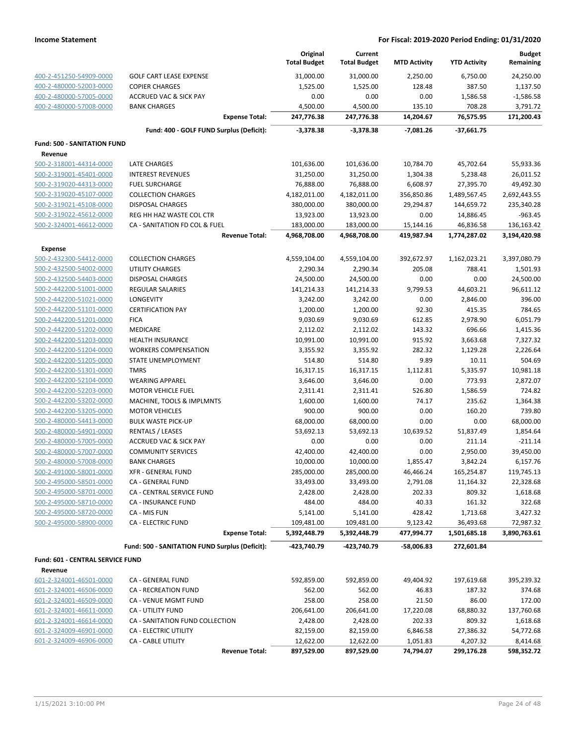**Income Statement** — For Fiscal: 2019-2020 Period Ending: 01/31/2020

| | | Original Total Budget | Current Total Budget | MTD Activity | YTD Activity | Budget Remaining |
|---|---|---|---|---|---|---|
| 400-2-451250-54909-0000 | GOLF CART LEASE EXPENSE | 31,000.00 | 31,000.00 | 2,250.00 | 6,750.00 | 24,250.00 |
| 400-2-480000-52003-0000 | COPIER CHARGES | 1,525.00 | 1,525.00 | 128.48 | 387.50 | 1,137.50 |
| 400-2-480000-57005-0000 | ACCRUED VAC & SICK PAY | 0.00 | 0.00 | 0.00 | 1,586.58 | -1,586.58 |
| 400-2-480000-57008-0000 | BANK CHARGES | 4,500.00 | 4,500.00 | 135.10 | 708.28 | 3,791.72 |
| | **Expense Total:** | **247,776.38** | **247,776.38** | **14,204.67** | **76,575.95** | **171,200.43** |
| | **Fund: 400 - GOLF FUND Surplus (Deficit):** | **-3,378.38** | **-3,378.38** | **-7,081.26** | **-37,661.75** | |
| **Fund: 500 - SANITATION FUND** | | | | | | |
| **Revenue** | | | | | | |
| 500-2-318001-44314-0000 | LATE CHARGES | 101,636.00 | 101,636.00 | 10,784.70 | 45,702.64 | 55,933.36 |
| 500-2-319001-45401-0000 | INTEREST REVENUES | 31,250.00 | 31,250.00 | 1,304.38 | 5,238.48 | 26,011.52 |
| 500-2-319020-44313-0000 | FUEL SURCHARGE | 76,888.00 | 76,888.00 | 6,608.97 | 27,395.70 | 49,492.30 |
| 500-2-319020-45107-0000 | COLLECTION CHARGES | 4,182,011.00 | 4,182,011.00 | 356,850.86 | 1,489,567.45 | 2,692,443.55 |
| 500-2-319021-45108-0000 | DISPOSAL CHARGES | 380,000.00 | 380,000.00 | 29,294.87 | 144,659.72 | 235,340.28 |
| 500-2-319022-45612-0000 | REG HH HAZ WASTE COL CTR | 13,923.00 | 13,923.00 | 0.00 | 14,886.45 | -963.45 |
| 500-2-324001-46612-0000 | CA - SANITATION FD COL & FUEL | 183,000.00 | 183,000.00 | 15,144.16 | 46,836.58 | 136,163.42 |
| | **Revenue Total:** | **4,968,708.00** | **4,968,708.00** | **419,987.94** | **1,774,287.02** | **3,194,420.98** |
| **Expense** | | | | | | |
| 500-2-432300-54412-0000 | COLLECTION CHARGES | 4,559,104.00 | 4,559,104.00 | 392,672.97 | 1,162,023.21 | 3,397,080.79 |
| 500-2-432500-54002-0000 | UTILITY CHARGES | 2,290.34 | 2,290.34 | 205.08 | 788.41 | 1,501.93 |
| 500-2-432500-54403-0000 | DISPOSAL CHARGES | 24,500.00 | 24,500.00 | 0.00 | 0.00 | 24,500.00 |
| 500-2-442200-51001-0000 | REGULAR SALARIES | 141,214.33 | 141,214.33 | 9,799.53 | 44,603.21 | 96,611.12 |
| 500-2-442200-51021-0000 | LONGEVITY | 3,242.00 | 3,242.00 | 0.00 | 2,846.00 | 396.00 |
| 500-2-442200-51101-0000 | CERTIFICATION PAY | 1,200.00 | 1,200.00 | 92.30 | 415.35 | 784.65 |
| 500-2-442200-51201-0000 | FICA | 9,030.69 | 9,030.69 | 612.85 | 2,978.90 | 6,051.79 |
| 500-2-442200-51202-0000 | MEDICARE | 2,112.02 | 2,112.02 | 143.32 | 696.66 | 1,415.36 |
| 500-2-442200-51203-0000 | HEALTH INSURANCE | 10,991.00 | 10,991.00 | 915.92 | 3,663.68 | 7,327.32 |
| 500-2-442200-51204-0000 | WORKERS COMPENSATION | 3,355.92 | 3,355.92 | 282.32 | 1,129.28 | 2,226.64 |
| 500-2-442200-51205-0000 | STATE UNEMPLOYMENT | 514.80 | 514.80 | 9.89 | 10.11 | 504.69 |
| 500-2-442200-51301-0000 | TMRS | 16,317.15 | 16,317.15 | 1,112.81 | 5,335.97 | 10,981.18 |
| 500-2-442200-52104-0000 | WEARING APPAREL | 3,646.00 | 3,646.00 | 0.00 | 773.93 | 2,872.07 |
| 500-2-442200-52203-0000 | MOTOR VEHICLE FUEL | 2,311.41 | 2,311.41 | 526.80 | 1,586.59 | 724.82 |
| 500-2-442200-53202-0000 | MACHINE, TOOLS & IMPLMNTS | 1,600.00 | 1,600.00 | 74.17 | 235.62 | 1,364.38 |
| 500-2-442200-53205-0000 | MOTOR VEHICLES | 900.00 | 900.00 | 0.00 | 160.20 | 739.80 |
| 500-2-480000-54413-0000 | BULK WASTE PICK-UP | 68,000.00 | 68,000.00 | 0.00 | 0.00 | 68,000.00 |
| 500-2-480000-54901-0000 | RENTALS / LEASES | 53,692.13 | 53,692.13 | 10,639.52 | 51,837.49 | 1,854.64 |
| 500-2-480000-57005-0000 | ACCRUED VAC & SICK PAY | 0.00 | 0.00 | 0.00 | 211.14 | -211.14 |
| 500-2-480000-57007-0000 | COMMUNITY SERVICES | 42,400.00 | 42,400.00 | 0.00 | 2,950.00 | 39,450.00 |
| 500-2-480000-57008-0000 | BANK CHARGES | 10,000.00 | 10,000.00 | 1,855.47 | 3,842.24 | 6,157.76 |
| 500-2-491000-58001-0000 | XFR - GENERAL FUND | 285,000.00 | 285,000.00 | 46,466.24 | 165,254.87 | 119,745.13 |
| 500-2-495000-58501-0000 | CA - GENERAL FUND | 33,493.00 | 33,493.00 | 2,791.08 | 11,164.32 | 22,328.68 |
| 500-2-495000-58701-0000 | CA - CENTRAL SERVICE FUND | 2,428.00 | 2,428.00 | 202.33 | 809.32 | 1,618.68 |
| 500-2-495000-58710-0000 | CA - INSURANCE FUND | 484.00 | 484.00 | 40.33 | 161.32 | 322.68 |
| 500-2-495000-58720-0000 | CA - MIS FUN | 5,141.00 | 5,141.00 | 428.42 | 1,713.68 | 3,427.32 |
| 500-2-495000-58900-0000 | CA - ELECTRIC FUND | 109,481.00 | 109,481.00 | 9,123.42 | 36,493.68 | 72,987.32 |
| | **Expense Total:** | **5,392,448.79** | **5,392,448.79** | **477,994.77** | **1,501,685.18** | **3,890,763.61** |
| | **Fund: 500 - SANITATION FUND Surplus (Deficit):** | **-423,740.79** | **-423,740.79** | **-58,006.83** | **272,601.84** | |
| **Fund: 601 - CENTRAL SERVICE FUND** | | | | | | |
| **Revenue** | | | | | | |
| 601-2-324001-46501-0000 | CA - GENERAL FUND | 592,859.00 | 592,859.00 | 49,404.92 | 197,619.68 | 395,239.32 |
| 601-2-324001-46506-0000 | CA - RECREATION FUND | 562.00 | 562.00 | 46.83 | 187.32 | 374.68 |
| 601-2-324001-46509-0000 | CA - VENUE MGMT FUND | 258.00 | 258.00 | 21.50 | 86.00 | 172.00 |
| 601-2-324001-46611-0000 | CA - UTILITY FUND | 206,641.00 | 206,641.00 | 17,220.08 | 68,880.32 | 137,760.68 |
| 601-2-324001-46614-0000 | CA - SANITATION FUND COLLECTION | 2,428.00 | 2,428.00 | 202.33 | 809.32 | 1,618.68 |
| 601-2-324009-46901-0000 | CA - ELECTRIC UTILITY | 82,159.00 | 82,159.00 | 6,846.58 | 27,386.32 | 54,772.68 |
| 601-2-324009-46906-0000 | CA - CABLE UTILITY | 12,622.00 | 12,622.00 | 1,051.83 | 4,207.32 | 8,414.68 |
| | **Revenue Total:** | **897,529.00** | **897,529.00** | **74,794.07** | **299,176.28** | **598,352.72** |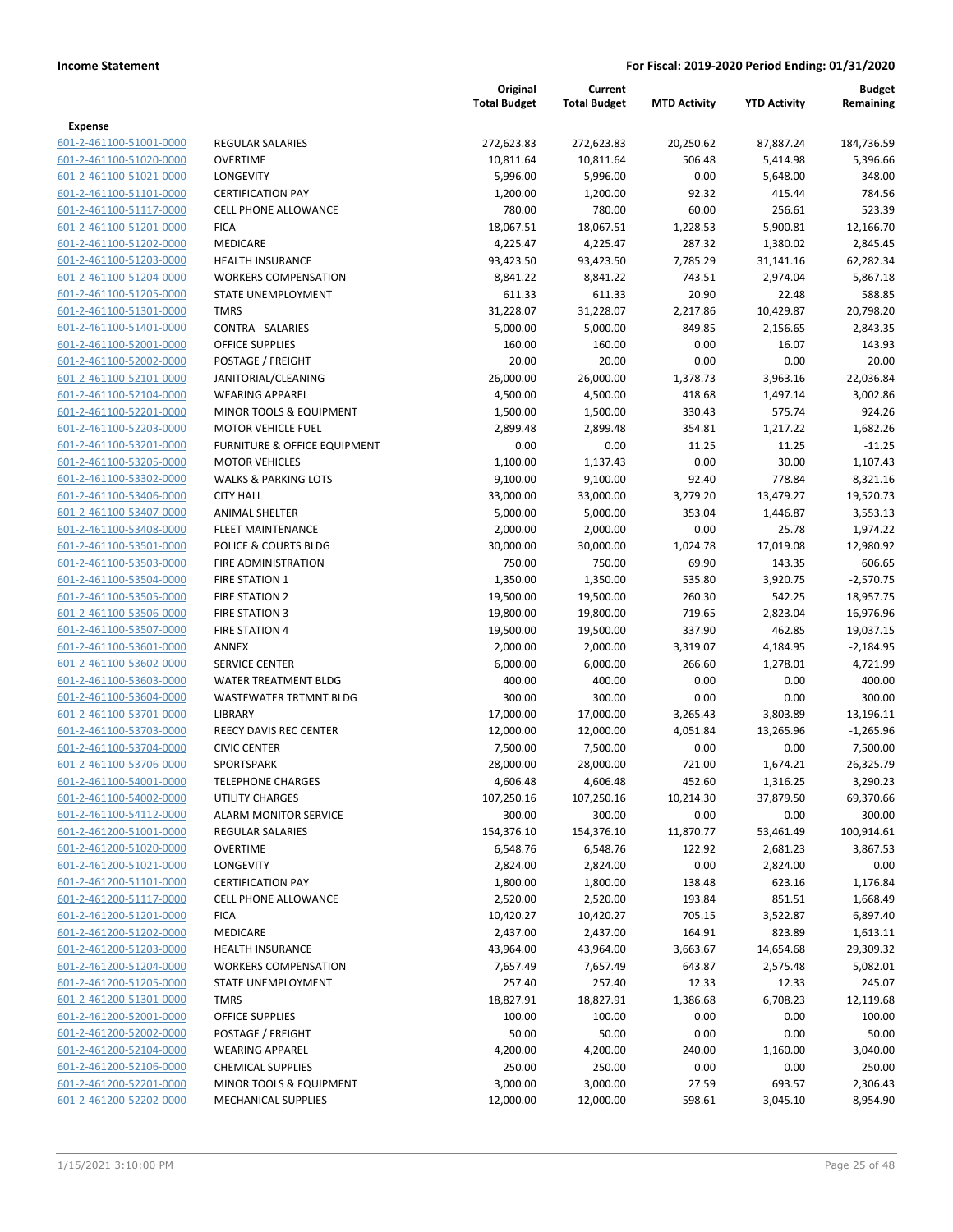**Income Statement** | **For Fiscal: 2019-2020 Period Ending: 01/31/2020**

| | | Original Total Budget | Current Total Budget | MTD Activity | YTD Activity | Budget Remaining |
|---|---|---|---|---|---|---|
| **Expense** | | | | | | |
| 601-2-461100-51001-0000 | REGULAR SALARIES | 272,623.83 | 272,623.83 | 20,250.62 | 87,887.24 | 184,736.59 |
| 601-2-461100-51020-0000 | OVERTIME | 10,811.64 | 10,811.64 | 506.48 | 5,414.98 | 5,396.66 |
| 601-2-461100-51021-0000 | LONGEVITY | 5,996.00 | 5,996.00 | 0.00 | 5,648.00 | 348.00 |
| 601-2-461100-51101-0000 | CERTIFICATION PAY | 1,200.00 | 1,200.00 | 92.32 | 415.44 | 784.56 |
| 601-2-461100-51117-0000 | CELL PHONE ALLOWANCE | 780.00 | 780.00 | 60.00 | 256.61 | 523.39 |
| 601-2-461100-51201-0000 | FICA | 18,067.51 | 18,067.51 | 1,228.53 | 5,900.81 | 12,166.70 |
| 601-2-461100-51202-0000 | MEDICARE | 4,225.47 | 4,225.47 | 287.32 | 1,380.02 | 2,845.45 |
| 601-2-461100-51203-0000 | HEALTH INSURANCE | 93,423.50 | 93,423.50 | 7,785.29 | 31,141.16 | 62,282.34 |
| 601-2-461100-51204-0000 | WORKERS COMPENSATION | 8,841.22 | 8,841.22 | 743.51 | 2,974.04 | 5,867.18 |
| 601-2-461100-51205-0000 | STATE UNEMPLOYMENT | 611.33 | 611.33 | 20.90 | 22.48 | 588.85 |
| 601-2-461100-51301-0000 | TMRS | 31,228.07 | 31,228.07 | 2,217.86 | 10,429.87 | 20,798.20 |
| 601-2-461100-51401-0000 | CONTRA - SALARIES | -5,000.00 | -5,000.00 | -849.85 | -2,156.65 | -2,843.35 |
| 601-2-461100-52001-0000 | OFFICE SUPPLIES | 160.00 | 160.00 | 0.00 | 16.07 | 143.93 |
| 601-2-461100-52002-0000 | POSTAGE / FREIGHT | 20.00 | 20.00 | 0.00 | 0.00 | 20.00 |
| 601-2-461100-52101-0000 | JANITORIAL/CLEANING | 26,000.00 | 26,000.00 | 1,378.73 | 3,963.16 | 22,036.84 |
| 601-2-461100-52104-0000 | WEARING APPAREL | 4,500.00 | 4,500.00 | 418.68 | 1,497.14 | 3,002.86 |
| 601-2-461100-52201-0000 | MINOR TOOLS & EQUIPMENT | 1,500.00 | 1,500.00 | 330.43 | 575.74 | 924.26 |
| 601-2-461100-52203-0000 | MOTOR VEHICLE FUEL | 2,899.48 | 2,899.48 | 354.81 | 1,217.22 | 1,682.26 |
| 601-2-461100-53201-0000 | FURNITURE & OFFICE EQUIPMENT | 0.00 | 0.00 | 11.25 | 11.25 | -11.25 |
| 601-2-461100-53205-0000 | MOTOR VEHICLES | 1,100.00 | 1,137.43 | 0.00 | 30.00 | 1,107.43 |
| 601-2-461100-53302-0000 | WALKS & PARKING LOTS | 9,100.00 | 9,100.00 | 92.40 | 778.84 | 8,321.16 |
| 601-2-461100-53406-0000 | CITY HALL | 33,000.00 | 33,000.00 | 3,279.20 | 13,479.27 | 19,520.73 |
| 601-2-461100-53407-0000 | ANIMAL SHELTER | 5,000.00 | 5,000.00 | 353.04 | 1,446.87 | 3,553.13 |
| 601-2-461100-53408-0000 | FLEET MAINTENANCE | 2,000.00 | 2,000.00 | 0.00 | 25.78 | 1,974.22 |
| 601-2-461100-53501-0000 | POLICE & COURTS BLDG | 30,000.00 | 30,000.00 | 1,024.78 | 17,019.08 | 12,980.92 |
| 601-2-461100-53503-0000 | FIRE ADMINISTRATION | 750.00 | 750.00 | 69.90 | 143.35 | 606.65 |
| 601-2-461100-53504-0000 | FIRE STATION 1 | 1,350.00 | 1,350.00 | 535.80 | 3,920.75 | -2,570.75 |
| 601-2-461100-53505-0000 | FIRE STATION 2 | 19,500.00 | 19,500.00 | 260.30 | 542.25 | 18,957.75 |
| 601-2-461100-53506-0000 | FIRE STATION 3 | 19,800.00 | 19,800.00 | 719.65 | 2,823.04 | 16,976.96 |
| 601-2-461100-53507-0000 | FIRE STATION 4 | 19,500.00 | 19,500.00 | 337.90 | 462.85 | 19,037.15 |
| 601-2-461100-53601-0000 | ANNEX | 2,000.00 | 2,000.00 | 3,319.07 | 4,184.95 | -2,184.95 |
| 601-2-461100-53602-0000 | SERVICE CENTER | 6,000.00 | 6,000.00 | 266.60 | 1,278.01 | 4,721.99 |
| 601-2-461100-53603-0000 | WATER TREATMENT BLDG | 400.00 | 400.00 | 0.00 | 0.00 | 400.00 |
| 601-2-461100-53604-0000 | WASTEWATER TRTMNT BLDG | 300.00 | 300.00 | 0.00 | 0.00 | 300.00 |
| 601-2-461100-53701-0000 | LIBRARY | 17,000.00 | 17,000.00 | 3,265.43 | 3,803.89 | 13,196.11 |
| 601-2-461100-53703-0000 | REECY DAVIS REC CENTER | 12,000.00 | 12,000.00 | 4,051.84 | 13,265.96 | -1,265.96 |
| 601-2-461100-53704-0000 | CIVIC CENTER | 7,500.00 | 7,500.00 | 0.00 | 0.00 | 7,500.00 |
| 601-2-461100-53706-0000 | SPORTSPARK | 28,000.00 | 28,000.00 | 721.00 | 1,674.21 | 26,325.79 |
| 601-2-461100-54001-0000 | TELEPHONE CHARGES | 4,606.48 | 4,606.48 | 452.60 | 1,316.25 | 3,290.23 |
| 601-2-461100-54002-0000 | UTILITY CHARGES | 107,250.16 | 107,250.16 | 10,214.30 | 37,879.50 | 69,370.66 |
| 601-2-461100-54112-0000 | ALARM MONITOR SERVICE | 300.00 | 300.00 | 0.00 | 0.00 | 300.00 |
| 601-2-461200-51001-0000 | REGULAR SALARIES | 154,376.10 | 154,376.10 | 11,870.77 | 53,461.49 | 100,914.61 |
| 601-2-461200-51020-0000 | OVERTIME | 6,548.76 | 6,548.76 | 122.92 | 2,681.23 | 3,867.53 |
| 601-2-461200-51021-0000 | LONGEVITY | 2,824.00 | 2,824.00 | 0.00 | 2,824.00 | 0.00 |
| 601-2-461200-51101-0000 | CERTIFICATION PAY | 1,800.00 | 1,800.00 | 138.48 | 623.16 | 1,176.84 |
| 601-2-461200-51117-0000 | CELL PHONE ALLOWANCE | 2,520.00 | 2,520.00 | 193.84 | 851.51 | 1,668.49 |
| 601-2-461200-51201-0000 | FICA | 10,420.27 | 10,420.27 | 705.15 | 3,522.87 | 6,897.40 |
| 601-2-461200-51202-0000 | MEDICARE | 2,437.00 | 2,437.00 | 164.91 | 823.89 | 1,613.11 |
| 601-2-461200-51203-0000 | HEALTH INSURANCE | 43,964.00 | 43,964.00 | 3,663.67 | 14,654.68 | 29,309.32 |
| 601-2-461200-51204-0000 | WORKERS COMPENSATION | 7,657.49 | 7,657.49 | 643.87 | 2,575.48 | 5,082.01 |
| 601-2-461200-51205-0000 | STATE UNEMPLOYMENT | 257.40 | 257.40 | 12.33 | 12.33 | 245.07 |
| 601-2-461200-51301-0000 | TMRS | 18,827.91 | 18,827.91 | 1,386.68 | 6,708.23 | 12,119.68 |
| 601-2-461200-52001-0000 | OFFICE SUPPLIES | 100.00 | 100.00 | 0.00 | 0.00 | 100.00 |
| 601-2-461200-52002-0000 | POSTAGE / FREIGHT | 50.00 | 50.00 | 0.00 | 0.00 | 50.00 |
| 601-2-461200-52104-0000 | WEARING APPAREL | 4,200.00 | 4,200.00 | 240.00 | 1,160.00 | 3,040.00 |
| 601-2-461200-52106-0000 | CHEMICAL SUPPLIES | 250.00 | 250.00 | 0.00 | 0.00 | 250.00 |
| 601-2-461200-52201-0000 | MINOR TOOLS & EQUIPMENT | 3,000.00 | 3,000.00 | 27.59 | 693.57 | 2,306.43 |
| 601-2-461200-52202-0000 | MECHANICAL SUPPLIES | 12,000.00 | 12,000.00 | 598.61 | 3,045.10 | 8,954.90 |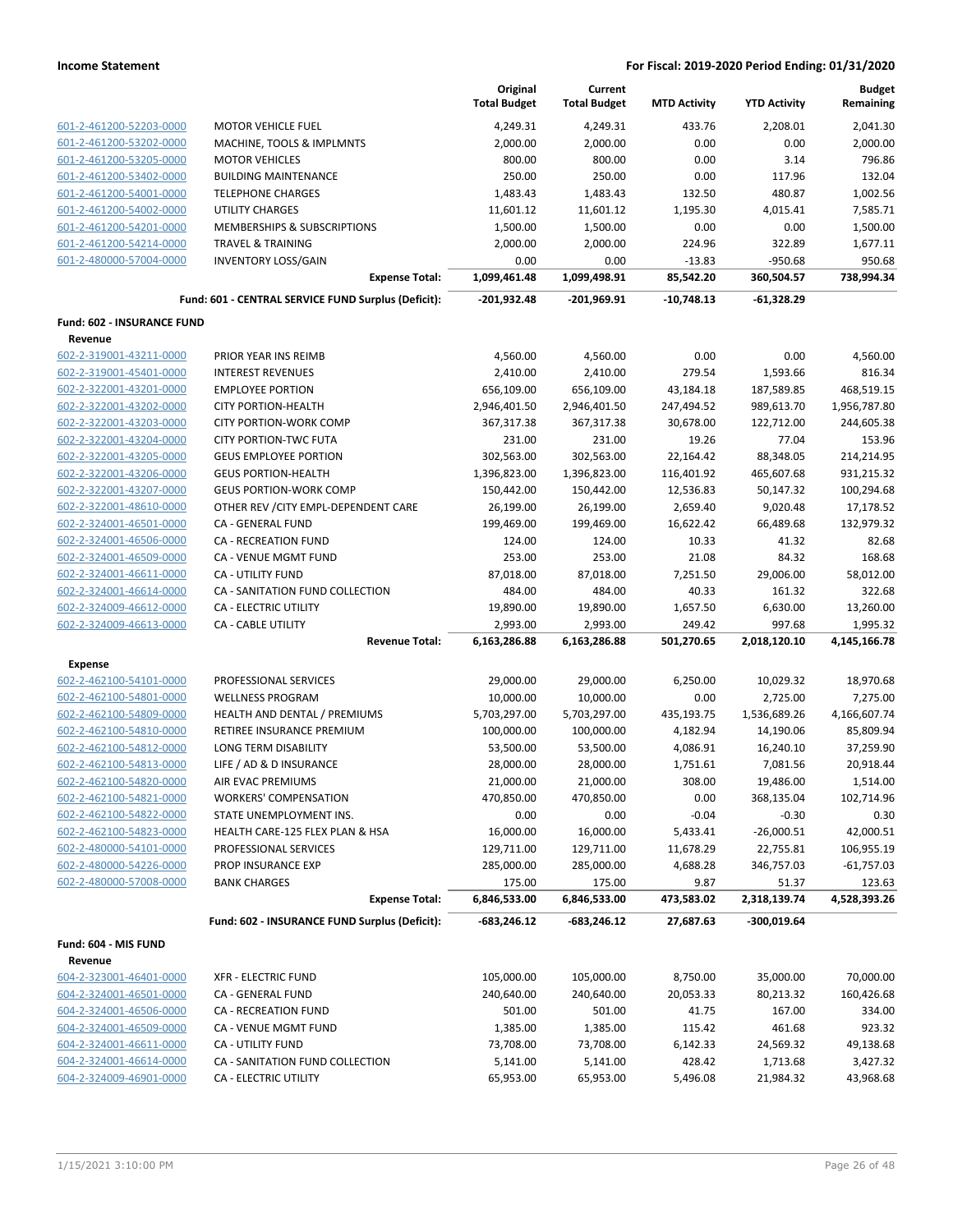**Income Statement** — **For Fiscal: 2019-2020 Period Ending: 01/31/2020**

| | | Original Total Budget | Current Total Budget | MTD Activity | YTD Activity | Budget Remaining |
|---|---|---|---|---|---|---|
| 601-2-461200-52203-0000 | MOTOR VEHICLE FUEL | 4,249.31 | 4,249.31 | 433.76 | 2,208.01 | 2,041.30 |
| 601-2-461200-53202-0000 | MACHINE, TOOLS & IMPLMNTS | 2,000.00 | 2,000.00 | 0.00 | 0.00 | 2,000.00 |
| 601-2-461200-53205-0000 | MOTOR VEHICLES | 800.00 | 800.00 | 0.00 | 3.14 | 796.86 |
| 601-2-461200-53402-0000 | BUILDING MAINTENANCE | 250.00 | 250.00 | 0.00 | 117.96 | 132.04 |
| 601-2-461200-54001-0000 | TELEPHONE CHARGES | 1,483.43 | 1,483.43 | 132.50 | 480.87 | 1,002.56 |
| 601-2-461200-54002-0000 | UTILITY CHARGES | 11,601.12 | 11,601.12 | 1,195.30 | 4,015.41 | 7,585.71 |
| 601-2-461200-54201-0000 | MEMBERSHIPS & SUBSCRIPTIONS | 1,500.00 | 1,500.00 | 0.00 | 0.00 | 1,500.00 |
| 601-2-461200-54214-0000 | TRAVEL & TRAINING | 2,000.00 | 2,000.00 | 224.96 | 322.89 | 1,677.11 |
| 601-2-480000-57004-0000 | INVENTORY LOSS/GAIN | 0.00 | 0.00 | -13.83 | -950.68 | 950.68 |
| | **Expense Total:** | **1,099,461.48** | **1,099,498.91** | **85,542.20** | **360,504.57** | **738,994.34** |
| | **Fund: 601 - CENTRAL SERVICE FUND Surplus (Deficit):** | **-201,932.48** | **-201,969.91** | **-10,748.13** | **-61,328.29** | |
| **Fund: 602 - INSURANCE FUND** | | | | | | |
| **Revenue** | | | | | | |
| 602-2-319001-43211-0000 | PRIOR YEAR INS REIMB | 4,560.00 | 4,560.00 | 0.00 | 0.00 | 4,560.00 |
| 602-2-319001-45401-0000 | INTEREST REVENUES | 2,410.00 | 2,410.00 | 279.54 | 1,593.66 | 816.34 |
| 602-2-322001-43201-0000 | EMPLOYEE PORTION | 656,109.00 | 656,109.00 | 43,184.18 | 187,589.85 | 468,519.15 |
| 602-2-322001-43202-0000 | CITY PORTION-HEALTH | 2,946,401.50 | 2,946,401.50 | 247,494.52 | 989,613.70 | 1,956,787.80 |
| 602-2-322001-43203-0000 | CITY PORTION-WORK COMP | 367,317.38 | 367,317.38 | 30,678.00 | 122,712.00 | 244,605.38 |
| 602-2-322001-43204-0000 | CITY PORTION-TWC FUTA | 231.00 | 231.00 | 19.26 | 77.04 | 153.96 |
| 602-2-322001-43205-0000 | GEUS EMPLOYEE PORTION | 302,563.00 | 302,563.00 | 22,164.42 | 88,348.05 | 214,214.95 |
| 602-2-322001-43206-0000 | GEUS PORTION-HEALTH | 1,396,823.00 | 1,396,823.00 | 116,401.92 | 465,607.68 | 931,215.32 |
| 602-2-322001-43207-0000 | GEUS PORTION-WORK COMP | 150,442.00 | 150,442.00 | 12,536.83 | 50,147.32 | 100,294.68 |
| 602-2-322001-48610-0000 | OTHER REV /CITY EMPL-DEPENDENT CARE | 26,199.00 | 26,199.00 | 2,659.40 | 9,020.48 | 17,178.52 |
| 602-2-324001-46501-0000 | CA - GENERAL FUND | 199,469.00 | 199,469.00 | 16,622.42 | 66,489.68 | 132,979.32 |
| 602-2-324001-46506-0000 | CA - RECREATION FUND | 124.00 | 124.00 | 10.33 | 41.32 | 82.68 |
| 602-2-324001-46509-0000 | CA - VENUE MGMT FUND | 253.00 | 253.00 | 21.08 | 84.32 | 168.68 |
| 602-2-324001-46611-0000 | CA - UTILITY FUND | 87,018.00 | 87,018.00 | 7,251.50 | 29,006.00 | 58,012.00 |
| 602-2-324001-46614-0000 | CA - SANITATION FUND COLLECTION | 484.00 | 484.00 | 40.33 | 161.32 | 322.68 |
| 602-2-324009-46612-0000 | CA - ELECTRIC UTILITY | 19,890.00 | 19,890.00 | 1,657.50 | 6,630.00 | 13,260.00 |
| 602-2-324009-46613-0000 | CA - CABLE UTILITY | 2,993.00 | 2,993.00 | 249.42 | 997.68 | 1,995.32 |
| | **Revenue Total:** | **6,163,286.88** | **6,163,286.88** | **501,270.65** | **2,018,120.10** | **4,145,166.78** |
| **Expense** | | | | | | |
| 602-2-462100-54101-0000 | PROFESSIONAL SERVICES | 29,000.00 | 29,000.00 | 6,250.00 | 10,029.32 | 18,970.68 |
| 602-2-462100-54801-0000 | WELLNESS PROGRAM | 10,000.00 | 10,000.00 | 0.00 | 2,725.00 | 7,275.00 |
| 602-2-462100-54809-0000 | HEALTH AND DENTAL / PREMIUMS | 5,703,297.00 | 5,703,297.00 | 435,193.75 | 1,536,689.26 | 4,166,607.74 |
| 602-2-462100-54810-0000 | RETIREE INSURANCE PREMIUM | 100,000.00 | 100,000.00 | 4,182.94 | 14,190.06 | 85,809.94 |
| 602-2-462100-54812-0000 | LONG TERM DISABILITY | 53,500.00 | 53,500.00 | 4,086.91 | 16,240.10 | 37,259.90 |
| 602-2-462100-54813-0000 | LIFE / AD & D INSURANCE | 28,000.00 | 28,000.00 | 1,751.61 | 7,081.56 | 20,918.44 |
| 602-2-462100-54820-0000 | AIR EVAC PREMIUMS | 21,000.00 | 21,000.00 | 308.00 | 19,486.00 | 1,514.00 |
| 602-2-462100-54821-0000 | WORKERS' COMPENSATION | 470,850.00 | 470,850.00 | 0.00 | 368,135.04 | 102,714.96 |
| 602-2-462100-54822-0000 | STATE UNEMPLOYMENT INS. | 0.00 | 0.00 | -0.04 | -0.30 | 0.30 |
| 602-2-462100-54823-0000 | HEALTH CARE-125 FLEX PLAN & HSA | 16,000.00 | 16,000.00 | 5,433.41 | -26,000.51 | 42,000.51 |
| 602-2-480000-54101-0000 | PROFESSIONAL SERVICES | 129,711.00 | 129,711.00 | 11,678.29 | 22,755.81 | 106,955.19 |
| 602-2-480000-54226-0000 | PROP INSURANCE EXP | 285,000.00 | 285,000.00 | 4,688.28 | 346,757.03 | -61,757.03 |
| 602-2-480000-57008-0000 | BANK CHARGES | 175.00 | 175.00 | 9.87 | 51.37 | 123.63 |
| | **Expense Total:** | **6,846,533.00** | **6,846,533.00** | **473,583.02** | **2,318,139.74** | **4,528,393.26** |
| | **Fund: 602 - INSURANCE FUND Surplus (Deficit):** | **-683,246.12** | **-683,246.12** | **27,687.63** | **-300,019.64** | |
| **Fund: 604 - MIS FUND** | | | | | | |
| **Revenue** | | | | | | |
| 604-2-323001-46401-0000 | XFR - ELECTRIC FUND | 105,000.00 | 105,000.00 | 8,750.00 | 35,000.00 | 70,000.00 |
| 604-2-324001-46501-0000 | CA - GENERAL FUND | 240,640.00 | 240,640.00 | 20,053.33 | 80,213.32 | 160,426.68 |
| 604-2-324001-46506-0000 | CA - RECREATION FUND | 501.00 | 501.00 | 41.75 | 167.00 | 334.00 |
| 604-2-324001-46509-0000 | CA - VENUE MGMT FUND | 1,385.00 | 1,385.00 | 115.42 | 461.68 | 923.32 |
| 604-2-324001-46611-0000 | CA - UTILITY FUND | 73,708.00 | 73,708.00 | 6,142.33 | 24,569.32 | 49,138.68 |
| 604-2-324001-46614-0000 | CA - SANITATION FUND COLLECTION | 5,141.00 | 5,141.00 | 428.42 | 1,713.68 | 3,427.32 |
| 604-2-324009-46901-0000 | CA - ELECTRIC UTILITY | 65,953.00 | 65,953.00 | 5,496.08 | 21,984.32 | 43,968.68 |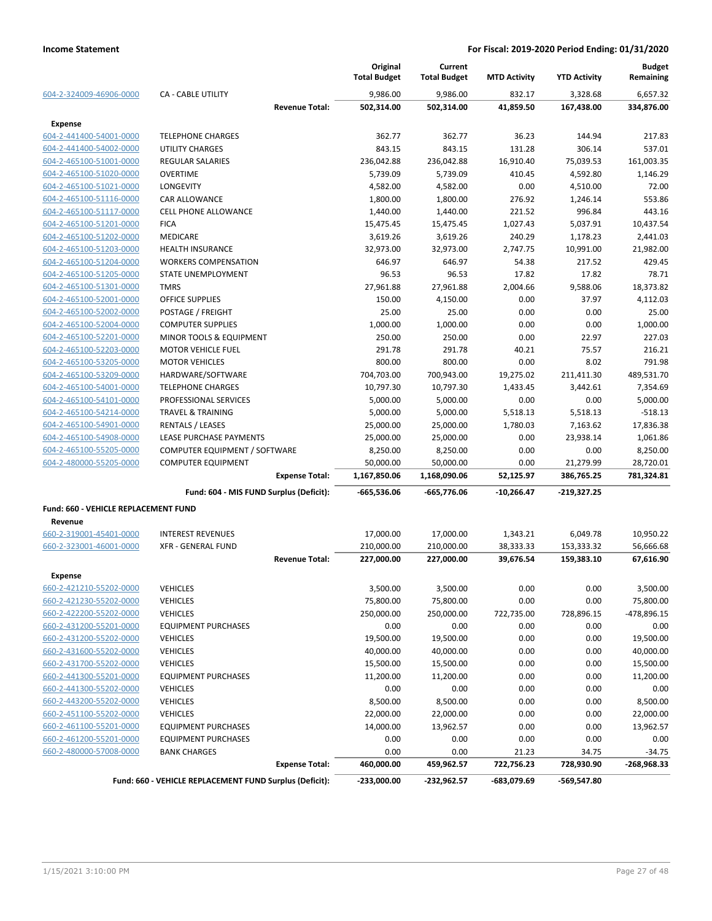**Income Statement** — For Fiscal: 2019-2020 Period Ending: 01/31/2020

| | | Original Total Budget | Current Total Budget | MTD Activity | YTD Activity | Budget Remaining |
|---|---|---|---|---|---|---|
| 604-2-324009-46906-0000 | CA - CABLE UTILITY | 9,986.00 | 9,986.00 | 832.17 | 3,328.68 | 6,657.32 |
| | **Revenue Total:** | **502,314.00** | **502,314.00** | **41,859.50** | **167,438.00** | **334,876.00** |
| **Expense** | | | | | | |
| 604-2-441400-54001-0000 | TELEPHONE CHARGES | 362.77 | 362.77 | 36.23 | 144.94 | 217.83 |
| 604-2-441400-54002-0000 | UTILITY CHARGES | 843.15 | 843.15 | 131.28 | 306.14 | 537.01 |
| 604-2-465100-51001-0000 | REGULAR SALARIES | 236,042.88 | 236,042.88 | 16,910.40 | 75,039.53 | 161,003.35 |
| 604-2-465100-51020-0000 | OVERTIME | 5,739.09 | 5,739.09 | 410.45 | 4,592.80 | 1,146.29 |
| 604-2-465100-51021-0000 | LONGEVITY | 4,582.00 | 4,582.00 | 0.00 | 4,510.00 | 72.00 |
| 604-2-465100-51116-0000 | CAR ALLOWANCE | 1,800.00 | 1,800.00 | 276.92 | 1,246.14 | 553.86 |
| 604-2-465100-51117-0000 | CELL PHONE ALLOWANCE | 1,440.00 | 1,440.00 | 221.52 | 996.84 | 443.16 |
| 604-2-465100-51201-0000 | FICA | 15,475.45 | 15,475.45 | 1,027.43 | 5,037.91 | 10,437.54 |
| 604-2-465100-51202-0000 | MEDICARE | 3,619.26 | 3,619.26 | 240.29 | 1,178.23 | 2,441.03 |
| 604-2-465100-51203-0000 | HEALTH INSURANCE | 32,973.00 | 32,973.00 | 2,747.75 | 10,991.00 | 21,982.00 |
| 604-2-465100-51204-0000 | WORKERS COMPENSATION | 646.97 | 646.97 | 54.38 | 217.52 | 429.45 |
| 604-2-465100-51205-0000 | STATE UNEMPLOYMENT | 96.53 | 96.53 | 17.82 | 17.82 | 78.71 |
| 604-2-465100-51301-0000 | TMRS | 27,961.88 | 27,961.88 | 2,004.66 | 9,588.06 | 18,373.82 |
| 604-2-465100-52001-0000 | OFFICE SUPPLIES | 150.00 | 4,150.00 | 0.00 | 37.97 | 4,112.03 |
| 604-2-465100-52002-0000 | POSTAGE / FREIGHT | 25.00 | 25.00 | 0.00 | 0.00 | 25.00 |
| 604-2-465100-52004-0000 | COMPUTER SUPPLIES | 1,000.00 | 1,000.00 | 0.00 | 0.00 | 1,000.00 |
| 604-2-465100-52201-0000 | MINOR TOOLS & EQUIPMENT | 250.00 | 250.00 | 0.00 | 22.97 | 227.03 |
| 604-2-465100-52203-0000 | MOTOR VEHICLE FUEL | 291.78 | 291.78 | 40.21 | 75.57 | 216.21 |
| 604-2-465100-53205-0000 | MOTOR VEHICLES | 800.00 | 800.00 | 0.00 | 8.02 | 791.98 |
| 604-2-465100-53209-0000 | HARDWARE/SOFTWARE | 704,703.00 | 700,943.00 | 19,275.02 | 211,411.30 | 489,531.70 |
| 604-2-465100-54001-0000 | TELEPHONE CHARGES | 10,797.30 | 10,797.30 | 1,433.45 | 3,442.61 | 7,354.69 |
| 604-2-465100-54101-0000 | PROFESSIONAL SERVICES | 5,000.00 | 5,000.00 | 0.00 | 0.00 | 5,000.00 |
| 604-2-465100-54214-0000 | TRAVEL & TRAINING | 5,000.00 | 5,000.00 | 5,518.13 | 5,518.13 | -518.13 |
| 604-2-465100-54901-0000 | RENTALS / LEASES | 25,000.00 | 25,000.00 | 1,780.03 | 7,163.62 | 17,836.38 |
| 604-2-465100-54908-0000 | LEASE PURCHASE PAYMENTS | 25,000.00 | 25,000.00 | 0.00 | 23,938.14 | 1,061.86 |
| 604-2-465100-55205-0000 | COMPUTER EQUIPMENT / SOFTWARE | 8,250.00 | 8,250.00 | 0.00 | 0.00 | 8,250.00 |
| 604-2-480000-55205-0000 | COMPUTER EQUIPMENT | 50,000.00 | 50,000.00 | 0.00 | 21,279.99 | 28,720.01 |
| | **Expense Total:** | **1,167,850.06** | **1,168,090.06** | **52,125.97** | **386,765.25** | **781,324.81** |
| | **Fund: 604 - MIS FUND Surplus (Deficit):** | **-665,536.06** | **-665,776.06** | **-10,266.47** | **-219,327.25** | |
| **Fund: 660 - VEHICLE REPLACEMENT FUND** | | | | | | |
| **Revenue** | | | | | | |
| 660-2-319001-45401-0000 | INTEREST REVENUES | 17,000.00 | 17,000.00 | 1,343.21 | 6,049.78 | 10,950.22 |
| 660-2-323001-46001-0000 | XFR - GENERAL FUND | 210,000.00 | 210,000.00 | 38,333.33 | 153,333.32 | 56,666.68 |
| | **Revenue Total:** | **227,000.00** | **227,000.00** | **39,676.54** | **159,383.10** | **67,616.90** |
| **Expense** | | | | | | |
| 660-2-421210-55202-0000 | VEHICLES | 3,500.00 | 3,500.00 | 0.00 | 0.00 | 3,500.00 |
| 660-2-421230-55202-0000 | VEHICLES | 75,800.00 | 75,800.00 | 0.00 | 0.00 | 75,800.00 |
| 660-2-422200-55202-0000 | VEHICLES | 250,000.00 | 250,000.00 | 722,735.00 | 728,896.15 | -478,896.15 |
| 660-2-431200-55201-0000 | EQUIPMENT PURCHASES | 0.00 | 0.00 | 0.00 | 0.00 | 0.00 |
| 660-2-431200-55202-0000 | VEHICLES | 19,500.00 | 19,500.00 | 0.00 | 0.00 | 19,500.00 |
| 660-2-431600-55202-0000 | VEHICLES | 40,000.00 | 40,000.00 | 0.00 | 0.00 | 40,000.00 |
| 660-2-431700-55202-0000 | VEHICLES | 15,500.00 | 15,500.00 | 0.00 | 0.00 | 15,500.00 |
| 660-2-441300-55201-0000 | EQUIPMENT PURCHASES | 11,200.00 | 11,200.00 | 0.00 | 0.00 | 11,200.00 |
| 660-2-441300-55202-0000 | VEHICLES | 0.00 | 0.00 | 0.00 | 0.00 | 0.00 |
| 660-2-443200-55202-0000 | VEHICLES | 8,500.00 | 8,500.00 | 0.00 | 0.00 | 8,500.00 |
| 660-2-451100-55202-0000 | VEHICLES | 22,000.00 | 22,000.00 | 0.00 | 0.00 | 22,000.00 |
| 660-2-461100-55201-0000 | EQUIPMENT PURCHASES | 14,000.00 | 13,962.57 | 0.00 | 0.00 | 13,962.57 |
| 660-2-461200-55201-0000 | EQUIPMENT PURCHASES | 0.00 | 0.00 | 0.00 | 0.00 | 0.00 |
| 660-2-480000-57008-0000 | BANK CHARGES | 0.00 | 0.00 | 21.23 | 34.75 | -34.75 |
| | **Expense Total:** | **460,000.00** | **459,962.57** | **722,756.23** | **728,930.90** | **-268,968.33** |
| | **Fund: 660 - VEHICLE REPLACEMENT FUND Surplus (Deficit):** | **-233,000.00** | **-232,962.57** | **-683,079.69** | **-569,547.80** | |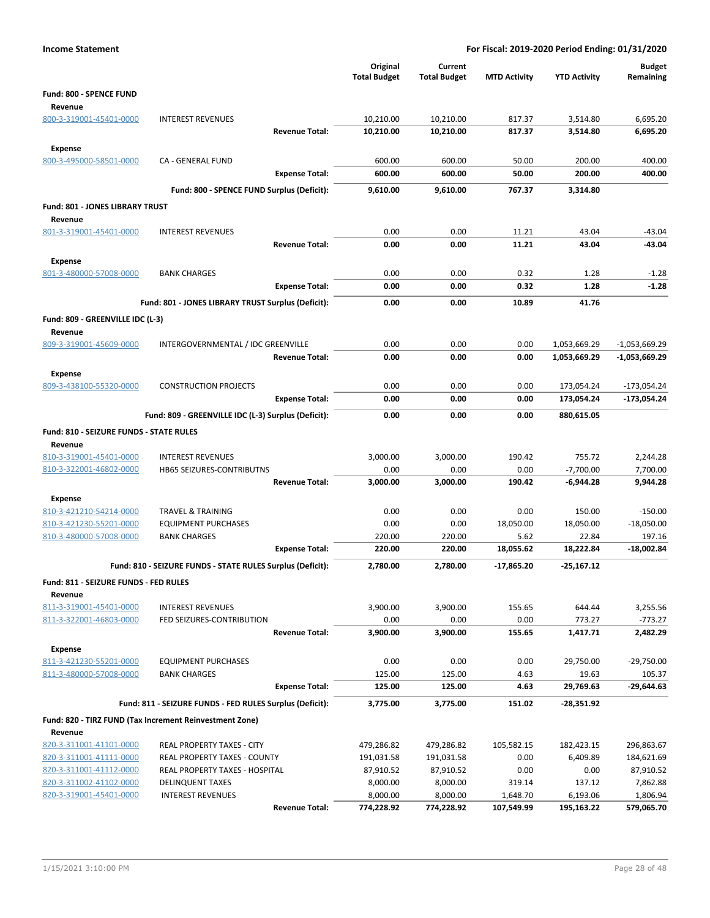**Income Statement** — **For Fiscal: 2019-2020 Period Ending: 01/31/2020**

| | | Original Total Budget | Current Total Budget | MTD Activity | YTD Activity | Budget Remaining |
|---|---|---|---|---|---|---|
| **Fund: 800 - SPENCE FUND** | | | | | | |
| **Revenue** | | | | | | |
| 800-3-319001-45401-0000 | INTEREST REVENUES | 10,210.00 | 10,210.00 | 817.37 | 3,514.80 | 6,695.20 |
| | **Revenue Total:** | **10,210.00** | **10,210.00** | **817.37** | **3,514.80** | **6,695.20** |
| **Expense** | | | | | | |
| 800-3-495000-58501-0000 | CA - GENERAL FUND | 600.00 | 600.00 | 50.00 | 200.00 | 400.00 |
| | **Expense Total:** | **600.00** | **600.00** | **50.00** | **200.00** | **400.00** |
| | **Fund: 800 - SPENCE FUND Surplus (Deficit):** | **9,610.00** | **9,610.00** | **767.37** | **3,314.80** | |
| **Fund: 801 - JONES LIBRARY TRUST** | | | | | | |
| **Revenue** | | | | | | |
| 801-3-319001-45401-0000 | INTEREST REVENUES | 0.00 | 0.00 | 11.21 | 43.04 | -43.04 |
| | **Revenue Total:** | **0.00** | **0.00** | **11.21** | **43.04** | **-43.04** |
| **Expense** | | | | | | |
| 801-3-480000-57008-0000 | BANK CHARGES | 0.00 | 0.00 | 0.32 | 1.28 | -1.28 |
| | **Expense Total:** | **0.00** | **0.00** | **0.32** | **1.28** | **-1.28** |
| | **Fund: 801 - JONES LIBRARY TRUST Surplus (Deficit):** | **0.00** | **0.00** | **10.89** | **41.76** | |
| **Fund: 809 - GREENVILLE IDC (L-3)** | | | | | | |
| **Revenue** | | | | | | |
| 809-3-319001-45609-0000 | INTERGOVERNMENTAL / IDC GREENVILLE | 0.00 | 0.00 | 0.00 | 1,053,669.29 | -1,053,669.29 |
| | **Revenue Total:** | **0.00** | **0.00** | **0.00** | **1,053,669.29** | **-1,053,669.29** |
| **Expense** | | | | | | |
| 809-3-438100-55320-0000 | CONSTRUCTION PROJECTS | 0.00 | 0.00 | 0.00 | 173,054.24 | -173,054.24 |
| | **Expense Total:** | **0.00** | **0.00** | **0.00** | **173,054.24** | **-173,054.24** |
| | **Fund: 809 - GREENVILLE IDC (L-3) Surplus (Deficit):** | **0.00** | **0.00** | **0.00** | **880,615.05** | |
| **Fund: 810 - SEIZURE FUNDS - STATE RULES** | | | | | | |
| **Revenue** | | | | | | |
| 810-3-319001-45401-0000 | INTEREST REVENUES | 3,000.00 | 3,000.00 | 190.42 | 755.72 | 2,244.28 |
| 810-3-322001-46802-0000 | HB65 SEIZURES-CONTRIBUTNS | 0.00 | 0.00 | 0.00 | -7,700.00 | 7,700.00 |
| | **Revenue Total:** | **3,000.00** | **3,000.00** | **190.42** | **-6,944.28** | **9,944.28** |
| **Expense** | | | | | | |
| 810-3-421210-54214-0000 | TRAVEL & TRAINING | 0.00 | 0.00 | 0.00 | 150.00 | -150.00 |
| 810-3-421230-55201-0000 | EQUIPMENT PURCHASES | 0.00 | 0.00 | 18,050.00 | 18,050.00 | -18,050.00 |
| 810-3-480000-57008-0000 | BANK CHARGES | 220.00 | 220.00 | 5.62 | 22.84 | 197.16 |
| | **Expense Total:** | **220.00** | **220.00** | **18,055.62** | **18,222.84** | **-18,002.84** |
| | **Fund: 810 - SEIZURE FUNDS - STATE RULES Surplus (Deficit):** | **2,780.00** | **2,780.00** | **-17,865.20** | **-25,167.12** | |
| **Fund: 811 - SEIZURE FUNDS - FED RULES** | | | | | | |
| **Revenue** | | | | | | |
| 811-3-319001-45401-0000 | INTEREST REVENUES | 3,900.00 | 3,900.00 | 155.65 | 644.44 | 3,255.56 |
| 811-3-322001-46803-0000 | FED SEIZURES-CONTRIBUTION | 0.00 | 0.00 | 0.00 | 773.27 | -773.27 |
| | **Revenue Total:** | **3,900.00** | **3,900.00** | **155.65** | **1,417.71** | **2,482.29** |
| **Expense** | | | | | | |
| 811-3-421230-55201-0000 | EQUIPMENT PURCHASES | 0.00 | 0.00 | 0.00 | 29,750.00 | -29,750.00 |
| 811-3-480000-57008-0000 | BANK CHARGES | 125.00 | 125.00 | 4.63 | 19.63 | 105.37 |
| | **Expense Total:** | **125.00** | **125.00** | **4.63** | **29,769.63** | **-29,644.63** |
| | **Fund: 811 - SEIZURE FUNDS - FED RULES Surplus (Deficit):** | **3,775.00** | **3,775.00** | **151.02** | **-28,351.92** | |
| **Fund: 820 - TIRZ FUND (Tax Increment Reinvestment Zone)** | | | | | | |
| **Revenue** | | | | | | |
| 820-3-311001-41101-0000 | REAL PROPERTY TAXES - CITY | 479,286.82 | 479,286.82 | 105,582.15 | 182,423.15 | 296,863.67 |
| 820-3-311001-41111-0000 | REAL PROPERTY TAXES - COUNTY | 191,031.58 | 191,031.58 | 0.00 | 6,409.89 | 184,621.69 |
| 820-3-311001-41112-0000 | REAL PROPERTY TAXES - HOSPITAL | 87,910.52 | 87,910.52 | 0.00 | 0.00 | 87,910.52 |
| 820-3-311002-41102-0000 | DELINQUENT TAXES | 8,000.00 | 8,000.00 | 319.14 | 137.12 | 7,862.88 |
| 820-3-319001-45401-0000 | INTEREST REVENUES | 8,000.00 | 8,000.00 | 1,648.70 | 6,193.06 | 1,806.94 |
| | **Revenue Total:** | **774,228.92** | **774,228.92** | **107,549.99** | **195,163.22** | **579,065.70** |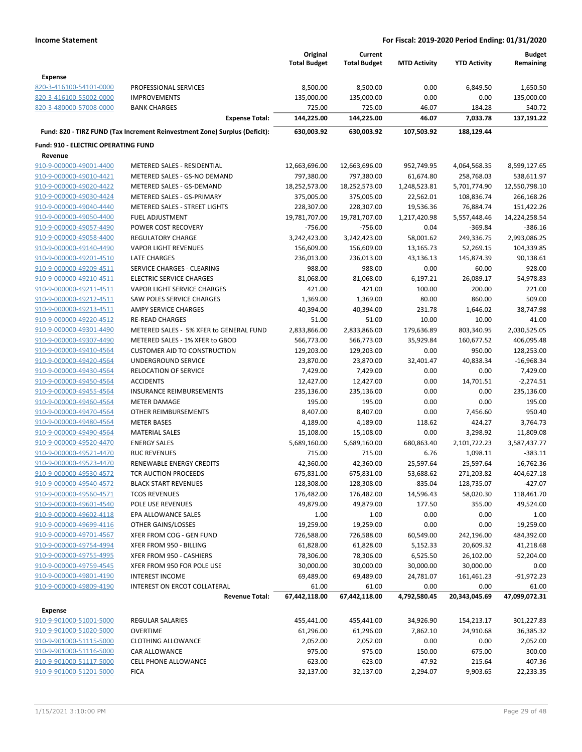**Income Statement** — For Fiscal: 2019-2020 Period Ending: 01/31/2020

| | | Original Total Budget | Current Total Budget | MTD Activity | YTD Activity | Budget Remaining |
|---|---|---|---|---|---|---|
| **Expense** | | | | | | |
| 820-3-416100-54101-0000 | PROFESSIONAL SERVICES | 8,500.00 | 8,500.00 | 0.00 | 6,849.50 | 1,650.50 |
| 820-3-416100-55002-0000 | IMPROVEMENTS | 135,000.00 | 135,000.00 | 0.00 | 0.00 | 135,000.00 |
| 820-3-480000-57008-0000 | BANK CHARGES | 725.00 | 725.00 | 46.07 | 184.28 | 540.72 |
| | **Expense Total:** | **144,225.00** | **144,225.00** | **46.07** | **7,033.78** | **137,191.22** |
| **Fund: 820 - TIRZ FUND (Tax Increment Reinvestment Zone) Surplus (Deficit):** | | **630,003.92** | **630,003.92** | **107,503.92** | **188,129.44** | |
| **Fund: 910 - ELECTRIC OPERATING FUND** | | | | | | |
| **Revenue** | | | | | | |
| 910-9-000000-49001-4400 | METERED SALES - RESIDENTIAL | 12,663,696.00 | 12,663,696.00 | 952,749.95 | 4,064,568.35 | 8,599,127.65 |
| 910-9-000000-49010-4421 | METERED SALES - GS-NO DEMAND | 797,380.00 | 797,380.00 | 61,674.80 | 258,768.03 | 538,611.97 |
| 910-9-000000-49020-4422 | METERED SALES - GS-DEMAND | 18,252,573.00 | 18,252,573.00 | 1,248,523.81 | 5,701,774.90 | 12,550,798.10 |
| 910-9-000000-49030-4424 | METERED SALES - GS-PRIMARY | 375,005.00 | 375,005.00 | 22,562.01 | 108,836.74 | 266,168.26 |
| 910-9-000000-49040-4440 | METERED SALES - STREET LIGHTS | 228,307.00 | 228,307.00 | 19,536.36 | 76,884.74 | 151,422.26 |
| 910-9-000000-49050-4400 | FUEL ADJUSTMENT | 19,781,707.00 | 19,781,707.00 | 1,217,420.98 | 5,557,448.46 | 14,224,258.54 |
| 910-9-000000-49057-4490 | POWER COST RECOVERY | -756.00 | -756.00 | 0.04 | -369.84 | -386.16 |
| 910-9-000000-49058-4400 | REGULATORY CHARGE | 3,242,423.00 | 3,242,423.00 | 58,001.62 | 249,336.75 | 2,993,086.25 |
| 910-9-000000-49140-4490 | VAPOR LIGHT REVENUES | 156,609.00 | 156,609.00 | 13,165.73 | 52,269.15 | 104,339.85 |
| 910-9-000000-49201-4510 | LATE CHARGES | 236,013.00 | 236,013.00 | 43,136.13 | 145,874.39 | 90,138.61 |
| 910-9-000000-49209-4511 | SERVICE CHARGES - CLEARING | 988.00 | 988.00 | 0.00 | 60.00 | 928.00 |
| 910-9-000000-49210-4511 | ELECTRIC SERVICE CHARGES | 81,068.00 | 81,068.00 | 6,197.21 | 26,089.17 | 54,978.83 |
| 910-9-000000-49211-4511 | VAPOR LIGHT SERVICE CHARGES | 421.00 | 421.00 | 100.00 | 200.00 | 221.00 |
| 910-9-000000-49212-4511 | SAW POLES SERVICE CHARGES | 1,369.00 | 1,369.00 | 80.00 | 860.00 | 509.00 |
| 910-9-000000-49213-4511 | AMPY SERVICE CHARGES | 40,394.00 | 40,394.00 | 231.78 | 1,646.02 | 38,747.98 |
| 910-9-000000-49220-4512 | RE-READ CHARGES | 51.00 | 51.00 | 10.00 | 10.00 | 41.00 |
| 910-9-000000-49301-4490 | METERED SALES - 5% XFER to GENERAL FUND | 2,833,866.00 | 2,833,866.00 | 179,636.89 | 803,340.95 | 2,030,525.05 |
| 910-9-000000-49307-4490 | METERED SALES - 1% XFER to GBOD | 566,773.00 | 566,773.00 | 35,929.84 | 160,677.52 | 406,095.48 |
| 910-9-000000-49410-4564 | CUSTOMER AID TO CONSTRUCTION | 129,203.00 | 129,203.00 | 0.00 | 950.00 | 128,253.00 |
| 910-9-000000-49420-4564 | UNDERGROUND SERVICE | 23,870.00 | 23,870.00 | 32,401.47 | 40,838.34 | -16,968.34 |
| 910-9-000000-49430-4564 | RELOCATION OF SERVICE | 7,429.00 | 7,429.00 | 0.00 | 0.00 | 7,429.00 |
| 910-9-000000-49450-4564 | ACCIDENTS | 12,427.00 | 12,427.00 | 0.00 | 14,701.51 | -2,274.51 |
| 910-9-000000-49455-4564 | INSURANCE REIMBURSEMENTS | 235,136.00 | 235,136.00 | 0.00 | 0.00 | 235,136.00 |
| 910-9-000000-49460-4564 | METER DAMAGE | 195.00 | 195.00 | 0.00 | 0.00 | 195.00 |
| 910-9-000000-49470-4564 | OTHER REIMBURSEMENTS | 8,407.00 | 8,407.00 | 0.00 | 7,456.60 | 950.40 |
| 910-9-000000-49480-4564 | METER BASES | 4,189.00 | 4,189.00 | 118.62 | 424.27 | 3,764.73 |
| 910-9-000000-49490-4564 | MATERIAL SALES | 15,108.00 | 15,108.00 | 0.00 | 3,298.92 | 11,809.08 |
| 910-9-000000-49520-4470 | ENERGY SALES | 5,689,160.00 | 5,689,160.00 | 680,863.40 | 2,101,722.23 | 3,587,437.77 |
| 910-9-000000-49521-4470 | RUC REVENUES | 715.00 | 715.00 | 6.76 | 1,098.11 | -383.11 |
| 910-9-000000-49523-4470 | RENEWABLE ENERGY CREDITS | 42,360.00 | 42,360.00 | 25,597.64 | 25,597.64 | 16,762.36 |
| 910-9-000000-49530-4572 | TCR AUCTION PROCEEDS | 675,831.00 | 675,831.00 | 53,688.62 | 271,203.82 | 404,627.18 |
| 910-9-000000-49540-4572 | BLACK START REVENUES | 128,308.00 | 128,308.00 | -835.04 | 128,735.07 | -427.07 |
| 910-9-000000-49560-4571 | TCOS REVENUES | 176,482.00 | 176,482.00 | 14,596.43 | 58,020.30 | 118,461.70 |
| 910-9-000000-49601-4540 | POLE USE REVENUES | 49,879.00 | 49,879.00 | 177.50 | 355.00 | 49,524.00 |
| 910-9-000000-49602-4118 | EPA ALLOWANCE SALES | 1.00 | 1.00 | 0.00 | 0.00 | 1.00 |
| 910-9-000000-49699-4116 | OTHER GAINS/LOSSES | 19,259.00 | 19,259.00 | 0.00 | 0.00 | 19,259.00 |
| 910-9-000000-49701-4567 | XFER FROM COG - GEN FUND | 726,588.00 | 726,588.00 | 60,549.00 | 242,196.00 | 484,392.00 |
| 910-9-000000-49754-4994 | XFER FROM 950 - BILLING | 61,828.00 | 61,828.00 | 5,152.33 | 20,609.32 | 41,218.68 |
| 910-9-000000-49755-4995 | XFER FROM 950 - CASHIERS | 78,306.00 | 78,306.00 | 6,525.50 | 26,102.00 | 52,204.00 |
| 910-9-000000-49759-4545 | XFER FROM 950 FOR POLE USE | 30,000.00 | 30,000.00 | 30,000.00 | 30,000.00 | 0.00 |
| 910-9-000000-49801-4190 | INTEREST INCOME | 69,489.00 | 69,489.00 | 24,781.07 | 161,461.23 | -91,972.23 |
| 910-9-000000-49809-4190 | INTEREST ON ERCOT COLLATERAL | 61.00 | 61.00 | 0.00 | 0.00 | 61.00 |
| | **Revenue Total:** | **67,442,118.00** | **67,442,118.00** | **4,792,580.45** | **20,343,045.69** | **47,099,072.31** |
| **Expense** | | | | | | |
| 910-9-901000-51001-5000 | REGULAR SALARIES | 455,441.00 | 455,441.00 | 34,926.90 | 154,213.17 | 301,227.83 |
| 910-9-901000-51020-5000 | OVERTIME | 61,296.00 | 61,296.00 | 7,862.10 | 24,910.68 | 36,385.32 |
| 910-9-901000-51115-5000 | CLOTHING ALLOWANCE | 2,052.00 | 2,052.00 | 0.00 | 0.00 | 2,052.00 |
| 910-9-901000-51116-5000 | CAR ALLOWANCE | 975.00 | 975.00 | 150.00 | 675.00 | 300.00 |
| 910-9-901000-51117-5000 | CELL PHONE ALLOWANCE | 623.00 | 623.00 | 47.92 | 215.64 | 407.36 |
| 910-9-901000-51201-5000 | FICA | 32,137.00 | 32,137.00 | 2,294.07 | 9,903.65 | 22,233.35 |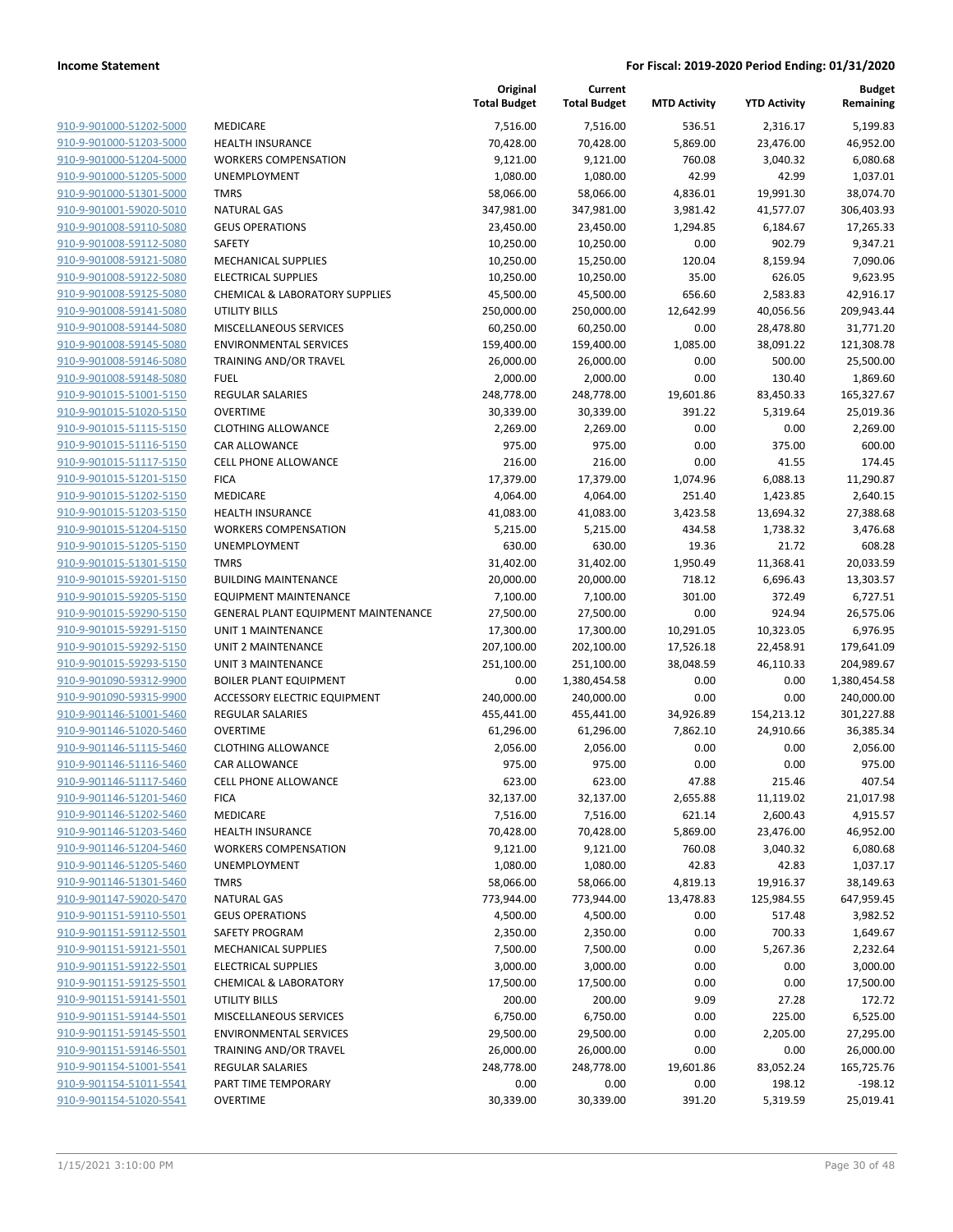**Income Statement** **For Fiscal: 2019-2020 Period Ending: 01/31/2020**

| | | Original Total Budget | Current Total Budget | MTD Activity | YTD Activity | Budget Remaining |
|---|---|---|---|---|---|---|
| 910-9-901000-51202-5000 | MEDICARE | 7,516.00 | 7,516.00 | 536.51 | 2,316.17 | 5,199.83 |
| 910-9-901000-51203-5000 | HEALTH INSURANCE | 70,428.00 | 70,428.00 | 5,869.00 | 23,476.00 | 46,952.00 |
| 910-9-901000-51204-5000 | WORKERS COMPENSATION | 9,121.00 | 9,121.00 | 760.08 | 3,040.32 | 6,080.68 |
| 910-9-901000-51205-5000 | UNEMPLOYMENT | 1,080.00 | 1,080.00 | 42.99 | 42.99 | 1,037.01 |
| 910-9-901000-51301-5000 | TMRS | 58,066.00 | 58,066.00 | 4,836.01 | 19,991.30 | 38,074.70 |
| 910-9-901001-59020-5010 | NATURAL GAS | 347,981.00 | 347,981.00 | 3,981.42 | 41,577.07 | 306,403.93 |
| 910-9-901008-59110-5080 | GEUS OPERATIONS | 23,450.00 | 23,450.00 | 1,294.85 | 6,184.67 | 17,265.33 |
| 910-9-901008-59112-5080 | SAFETY | 10,250.00 | 10,250.00 | 0.00 | 902.79 | 9,347.21 |
| 910-9-901008-59121-5080 | MECHANICAL SUPPLIES | 10,250.00 | 15,250.00 | 120.04 | 8,159.94 | 7,090.06 |
| 910-9-901008-59122-5080 | ELECTRICAL SUPPLIES | 10,250.00 | 10,250.00 | 35.00 | 626.05 | 9,623.95 |
| 910-9-901008-59125-5080 | CHEMICAL & LABORATORY SUPPLIES | 45,500.00 | 45,500.00 | 656.60 | 2,583.83 | 42,916.17 |
| 910-9-901008-59141-5080 | UTILITY BILLS | 250,000.00 | 250,000.00 | 12,642.99 | 40,056.56 | 209,943.44 |
| 910-9-901008-59144-5080 | MISCELLANEOUS SERVICES | 60,250.00 | 60,250.00 | 0.00 | 28,478.80 | 31,771.20 |
| 910-9-901008-59145-5080 | ENVIRONMENTAL SERVICES | 159,400.00 | 159,400.00 | 1,085.00 | 38,091.22 | 121,308.78 |
| 910-9-901008-59146-5080 | TRAINING AND/OR TRAVEL | 26,000.00 | 26,000.00 | 0.00 | 500.00 | 25,500.00 |
| 910-9-901008-59148-5080 | FUEL | 2,000.00 | 2,000.00 | 0.00 | 130.40 | 1,869.60 |
| 910-9-901015-51001-5150 | REGULAR SALARIES | 248,778.00 | 248,778.00 | 19,601.86 | 83,450.33 | 165,327.67 |
| 910-9-901015-51020-5150 | OVERTIME | 30,339.00 | 30,339.00 | 391.22 | 5,319.64 | 25,019.36 |
| 910-9-901015-51115-5150 | CLOTHING ALLOWANCE | 2,269.00 | 2,269.00 | 0.00 | 0.00 | 2,269.00 |
| 910-9-901015-51116-5150 | CAR ALLOWANCE | 975.00 | 975.00 | 0.00 | 375.00 | 600.00 |
| 910-9-901015-51117-5150 | CELL PHONE ALLOWANCE | 216.00 | 216.00 | 0.00 | 41.55 | 174.45 |
| 910-9-901015-51201-5150 | FICA | 17,379.00 | 17,379.00 | 1,074.96 | 6,088.13 | 11,290.87 |
| 910-9-901015-51202-5150 | MEDICARE | 4,064.00 | 4,064.00 | 251.40 | 1,423.85 | 2,640.15 |
| 910-9-901015-51203-5150 | HEALTH INSURANCE | 41,083.00 | 41,083.00 | 3,423.58 | 13,694.32 | 27,388.68 |
| 910-9-901015-51204-5150 | WORKERS COMPENSATION | 5,215.00 | 5,215.00 | 434.58 | 1,738.32 | 3,476.68 |
| 910-9-901015-51205-5150 | UNEMPLOYMENT | 630.00 | 630.00 | 19.36 | 21.72 | 608.28 |
| 910-9-901015-51301-5150 | TMRS | 31,402.00 | 31,402.00 | 1,950.49 | 11,368.41 | 20,033.59 |
| 910-9-901015-59201-5150 | BUILDING MAINTENANCE | 20,000.00 | 20,000.00 | 718.12 | 6,696.43 | 13,303.57 |
| 910-9-901015-59205-5150 | EQUIPMENT MAINTENANCE | 7,100.00 | 7,100.00 | 301.00 | 372.49 | 6,727.51 |
| 910-9-901015-59290-5150 | GENERAL PLANT EQUIPMENT MAINTENANCE | 27,500.00 | 27,500.00 | 0.00 | 924.94 | 26,575.06 |
| 910-9-901015-59291-5150 | UNIT 1 MAINTENANCE | 17,300.00 | 17,300.00 | 10,291.05 | 10,323.05 | 6,976.95 |
| 910-9-901015-59292-5150 | UNIT 2 MAINTENANCE | 207,100.00 | 202,100.00 | 17,526.18 | 22,458.91 | 179,641.09 |
| 910-9-901015-59293-5150 | UNIT 3 MAINTENANCE | 251,100.00 | 251,100.00 | 38,048.59 | 46,110.33 | 204,989.67 |
| 910-9-901090-59312-9900 | BOILER PLANT EQUIPMENT | 0.00 | 1,380,454.58 | 0.00 | 0.00 | 1,380,454.58 |
| 910-9-901090-59315-9900 | ACCESSORY ELECTRIC EQUIPMENT | 240,000.00 | 240,000.00 | 0.00 | 0.00 | 240,000.00 |
| 910-9-901146-51001-5460 | REGULAR SALARIES | 455,441.00 | 455,441.00 | 34,926.89 | 154,213.12 | 301,227.88 |
| 910-9-901146-51020-5460 | OVERTIME | 61,296.00 | 61,296.00 | 7,862.10 | 24,910.66 | 36,385.34 |
| 910-9-901146-51115-5460 | CLOTHING ALLOWANCE | 2,056.00 | 2,056.00 | 0.00 | 0.00 | 2,056.00 |
| 910-9-901146-51116-5460 | CAR ALLOWANCE | 975.00 | 975.00 | 0.00 | 0.00 | 975.00 |
| 910-9-901146-51117-5460 | CELL PHONE ALLOWANCE | 623.00 | 623.00 | 47.88 | 215.46 | 407.54 |
| 910-9-901146-51201-5460 | FICA | 32,137.00 | 32,137.00 | 2,655.88 | 11,119.02 | 21,017.98 |
| 910-9-901146-51202-5460 | MEDICARE | 7,516.00 | 7,516.00 | 621.14 | 2,600.43 | 4,915.57 |
| 910-9-901146-51203-5460 | HEALTH INSURANCE | 70,428.00 | 70,428.00 | 5,869.00 | 23,476.00 | 46,952.00 |
| 910-9-901146-51204-5460 | WORKERS COMPENSATION | 9,121.00 | 9,121.00 | 760.08 | 3,040.32 | 6,080.68 |
| 910-9-901146-51205-5460 | UNEMPLOYMENT | 1,080.00 | 1,080.00 | 42.83 | 42.83 | 1,037.17 |
| 910-9-901146-51301-5460 | TMRS | 58,066.00 | 58,066.00 | 4,819.13 | 19,916.37 | 38,149.63 |
| 910-9-901147-59020-5470 | NATURAL GAS | 773,944.00 | 773,944.00 | 13,478.83 | 125,984.55 | 647,959.45 |
| 910-9-901151-59110-5501 | GEUS OPERATIONS | 4,500.00 | 4,500.00 | 0.00 | 517.48 | 3,982.52 |
| 910-9-901151-59112-5501 | SAFETY PROGRAM | 2,350.00 | 2,350.00 | 0.00 | 700.33 | 1,649.67 |
| 910-9-901151-59121-5501 | MECHANICAL SUPPLIES | 7,500.00 | 7,500.00 | 0.00 | 5,267.36 | 2,232.64 |
| 910-9-901151-59122-5501 | ELECTRICAL SUPPLIES | 3,000.00 | 3,000.00 | 0.00 | 0.00 | 3,000.00 |
| 910-9-901151-59125-5501 | CHEMICAL & LABORATORY | 17,500.00 | 17,500.00 | 0.00 | 0.00 | 17,500.00 |
| 910-9-901151-59141-5501 | UTILITY BILLS | 200.00 | 200.00 | 9.09 | 27.28 | 172.72 |
| 910-9-901151-59144-5501 | MISCELLANEOUS SERVICES | 6,750.00 | 6,750.00 | 0.00 | 225.00 | 6,525.00 |
| 910-9-901151-59145-5501 | ENVIRONMENTAL SERVICES | 29,500.00 | 29,500.00 | 0.00 | 2,205.00 | 27,295.00 |
| 910-9-901151-59146-5501 | TRAINING AND/OR TRAVEL | 26,000.00 | 26,000.00 | 0.00 | 0.00 | 26,000.00 |
| 910-9-901154-51001-5541 | REGULAR SALARIES | 248,778.00 | 248,778.00 | 19,601.86 | 83,052.24 | 165,725.76 |
| 910-9-901154-51011-5541 | PART TIME TEMPORARY | 0.00 | 0.00 | 0.00 | 198.12 | -198.12 |
| 910-9-901154-51020-5541 | OVERTIME | 30,339.00 | 30,339.00 | 391.20 | 5,319.59 | 25,019.41 |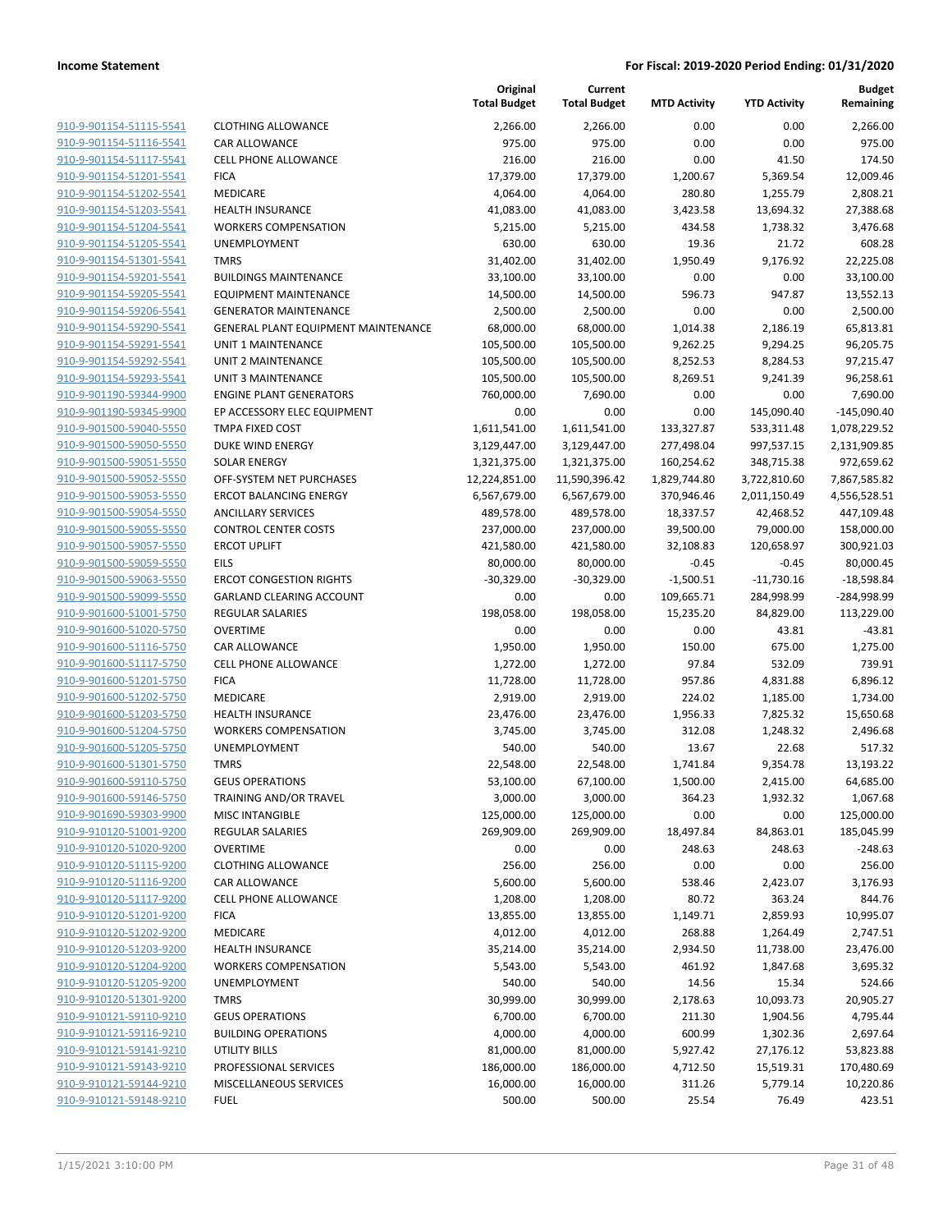**Income Statement** **For Fiscal: 2019-2020 Period Ending: 01/31/2020**

| | | Original Total Budget | Current Total Budget | MTD Activity | YTD Activity | Budget Remaining |
|---|---|---|---|---|---|---|
| 910-9-901154-51115-5541 | CLOTHING ALLOWANCE | 2,266.00 | 2,266.00 | 0.00 | 0.00 | 2,266.00 |
| 910-9-901154-51116-5541 | CAR ALLOWANCE | 975.00 | 975.00 | 0.00 | 0.00 | 975.00 |
| 910-9-901154-51117-5541 | CELL PHONE ALLOWANCE | 216.00 | 216.00 | 0.00 | 41.50 | 174.50 |
| 910-9-901154-51201-5541 | FICA | 17,379.00 | 17,379.00 | 1,200.67 | 5,369.54 | 12,009.46 |
| 910-9-901154-51202-5541 | MEDICARE | 4,064.00 | 4,064.00 | 280.80 | 1,255.79 | 2,808.21 |
| 910-9-901154-51203-5541 | HEALTH INSURANCE | 41,083.00 | 41,083.00 | 3,423.58 | 13,694.32 | 27,388.68 |
| 910-9-901154-51204-5541 | WORKERS COMPENSATION | 5,215.00 | 5,215.00 | 434.58 | 1,738.32 | 3,476.68 |
| 910-9-901154-51205-5541 | UNEMPLOYMENT | 630.00 | 630.00 | 19.36 | 21.72 | 608.28 |
| 910-9-901154-51301-5541 | TMRS | 31,402.00 | 31,402.00 | 1,950.49 | 9,176.92 | 22,225.08 |
| 910-9-901154-59201-5541 | BUILDINGS MAINTENANCE | 33,100.00 | 33,100.00 | 0.00 | 0.00 | 33,100.00 |
| 910-9-901154-59205-5541 | EQUIPMENT MAINTENANCE | 14,500.00 | 14,500.00 | 596.73 | 947.87 | 13,552.13 |
| 910-9-901154-59206-5541 | GENERATOR MAINTENANCE | 2,500.00 | 2,500.00 | 0.00 | 0.00 | 2,500.00 |
| 910-9-901154-59290-5541 | GENERAL PLANT EQUIPMENT MAINTENANCE | 68,000.00 | 68,000.00 | 1,014.38 | 2,186.19 | 65,813.81 |
| 910-9-901154-59291-5541 | UNIT 1 MAINTENANCE | 105,500.00 | 105,500.00 | 9,262.25 | 9,294.25 | 96,205.75 |
| 910-9-901154-59292-5541 | UNIT 2 MAINTENANCE | 105,500.00 | 105,500.00 | 8,252.53 | 8,284.53 | 97,215.47 |
| 910-9-901154-59293-5541 | UNIT 3 MAINTENANCE | 105,500.00 | 105,500.00 | 8,269.51 | 9,241.39 | 96,258.61 |
| 910-9-901190-59344-9900 | ENGINE PLANT GENERATORS | 760,000.00 | 7,690.00 | 0.00 | 0.00 | 7,690.00 |
| 910-9-901190-59345-9900 | EP ACCESSORY ELEC EQUIPMENT | 0.00 | 0.00 | 0.00 | 145,090.40 | -145,090.40 |
| 910-9-901500-59040-5550 | TMPA FIXED COST | 1,611,541.00 | 1,611,541.00 | 133,327.87 | 533,311.48 | 1,078,229.52 |
| 910-9-901500-59050-5550 | DUKE WIND ENERGY | 3,129,447.00 | 3,129,447.00 | 277,498.04 | 997,537.15 | 2,131,909.85 |
| 910-9-901500-59051-5550 | SOLAR ENERGY | 1,321,375.00 | 1,321,375.00 | 160,254.62 | 348,715.38 | 972,659.62 |
| 910-9-901500-59052-5550 | OFF-SYSTEM NET PURCHASES | 12,224,851.00 | 11,590,396.42 | 1,829,744.80 | 3,722,810.60 | 7,867,585.82 |
| 910-9-901500-59053-5550 | ERCOT BALANCING ENERGY | 6,567,679.00 | 6,567,679.00 | 370,946.46 | 2,011,150.49 | 4,556,528.51 |
| 910-9-901500-59054-5550 | ANCILLARY SERVICES | 489,578.00 | 489,578.00 | 18,337.57 | 42,468.52 | 447,109.48 |
| 910-9-901500-59055-5550 | CONTROL CENTER COSTS | 237,000.00 | 237,000.00 | 39,500.00 | 79,000.00 | 158,000.00 |
| 910-9-901500-59057-5550 | ERCOT UPLIFT | 421,580.00 | 421,580.00 | 32,108.83 | 120,658.97 | 300,921.03 |
| 910-9-901500-59059-5550 | EILS | 80,000.00 | 80,000.00 | -0.45 | -0.45 | 80,000.45 |
| 910-9-901500-59063-5550 | ERCOT CONGESTION RIGHTS | -30,329.00 | -30,329.00 | -1,500.51 | -11,730.16 | -18,598.84 |
| 910-9-901500-59099-5550 | GARLAND CLEARING ACCOUNT | 0.00 | 0.00 | 109,665.71 | 284,998.99 | -284,998.99 |
| 910-9-901600-51001-5750 | REGULAR SALARIES | 198,058.00 | 198,058.00 | 15,235.20 | 84,829.00 | 113,229.00 |
| 910-9-901600-51020-5750 | OVERTIME | 0.00 | 0.00 | 0.00 | 43.81 | -43.81 |
| 910-9-901600-51116-5750 | CAR ALLOWANCE | 1,950.00 | 1,950.00 | 150.00 | 675.00 | 1,275.00 |
| 910-9-901600-51117-5750 | CELL PHONE ALLOWANCE | 1,272.00 | 1,272.00 | 97.84 | 532.09 | 739.91 |
| 910-9-901600-51201-5750 | FICA | 11,728.00 | 11,728.00 | 957.86 | 4,831.88 | 6,896.12 |
| 910-9-901600-51202-5750 | MEDICARE | 2,919.00 | 2,919.00 | 224.02 | 1,185.00 | 1,734.00 |
| 910-9-901600-51203-5750 | HEALTH INSURANCE | 23,476.00 | 23,476.00 | 1,956.33 | 7,825.32 | 15,650.68 |
| 910-9-901600-51204-5750 | WORKERS COMPENSATION | 3,745.00 | 3,745.00 | 312.08 | 1,248.32 | 2,496.68 |
| 910-9-901600-51205-5750 | UNEMPLOYMENT | 540.00 | 540.00 | 13.67 | 22.68 | 517.32 |
| 910-9-901600-51301-5750 | TMRS | 22,548.00 | 22,548.00 | 1,741.84 | 9,354.78 | 13,193.22 |
| 910-9-901600-59110-5750 | GEUS OPERATIONS | 53,100.00 | 67,100.00 | 1,500.00 | 2,415.00 | 64,685.00 |
| 910-9-901600-59146-5750 | TRAINING AND/OR TRAVEL | 3,000.00 | 3,000.00 | 364.23 | 1,932.32 | 1,067.68 |
| 910-9-901690-59303-9900 | MISC INTANGIBLE | 125,000.00 | 125,000.00 | 0.00 | 0.00 | 125,000.00 |
| 910-9-910120-51001-9200 | REGULAR SALARIES | 269,909.00 | 269,909.00 | 18,497.84 | 84,863.01 | 185,045.99 |
| 910-9-910120-51020-9200 | OVERTIME | 0.00 | 0.00 | 248.63 | 248.63 | -248.63 |
| 910-9-910120-51115-9200 | CLOTHING ALLOWANCE | 256.00 | 256.00 | 0.00 | 0.00 | 256.00 |
| 910-9-910120-51116-9200 | CAR ALLOWANCE | 5,600.00 | 5,600.00 | 538.46 | 2,423.07 | 3,176.93 |
| 910-9-910120-51117-9200 | CELL PHONE ALLOWANCE | 1,208.00 | 1,208.00 | 80.72 | 363.24 | 844.76 |
| 910-9-910120-51201-9200 | FICA | 13,855.00 | 13,855.00 | 1,149.71 | 2,859.93 | 10,995.07 |
| 910-9-910120-51202-9200 | MEDICARE | 4,012.00 | 4,012.00 | 268.88 | 1,264.49 | 2,747.51 |
| 910-9-910120-51203-9200 | HEALTH INSURANCE | 35,214.00 | 35,214.00 | 2,934.50 | 11,738.00 | 23,476.00 |
| 910-9-910120-51204-9200 | WORKERS COMPENSATION | 5,543.00 | 5,543.00 | 461.92 | 1,847.68 | 3,695.32 |
| 910-9-910120-51205-9200 | UNEMPLOYMENT | 540.00 | 540.00 | 14.56 | 15.34 | 524.66 |
| 910-9-910120-51301-9200 | TMRS | 30,999.00 | 30,999.00 | 2,178.63 | 10,093.73 | 20,905.27 |
| 910-9-910121-59110-9210 | GEUS OPERATIONS | 6,700.00 | 6,700.00 | 211.30 | 1,904.56 | 4,795.44 |
| 910-9-910121-59116-9210 | BUILDING OPERATIONS | 4,000.00 | 4,000.00 | 600.99 | 1,302.36 | 2,697.64 |
| 910-9-910121-59141-9210 | UTILITY BILLS | 81,000.00 | 81,000.00 | 5,927.42 | 27,176.12 | 53,823.88 |
| 910-9-910121-59143-9210 | PROFESSIONAL SERVICES | 186,000.00 | 186,000.00 | 4,712.50 | 15,519.31 | 170,480.69 |
| 910-9-910121-59144-9210 | MISCELLANEOUS SERVICES | 16,000.00 | 16,000.00 | 311.26 | 5,779.14 | 10,220.86 |
| 910-9-910121-59148-9210 | FUEL | 500.00 | 500.00 | 25.54 | 76.49 | 423.51 |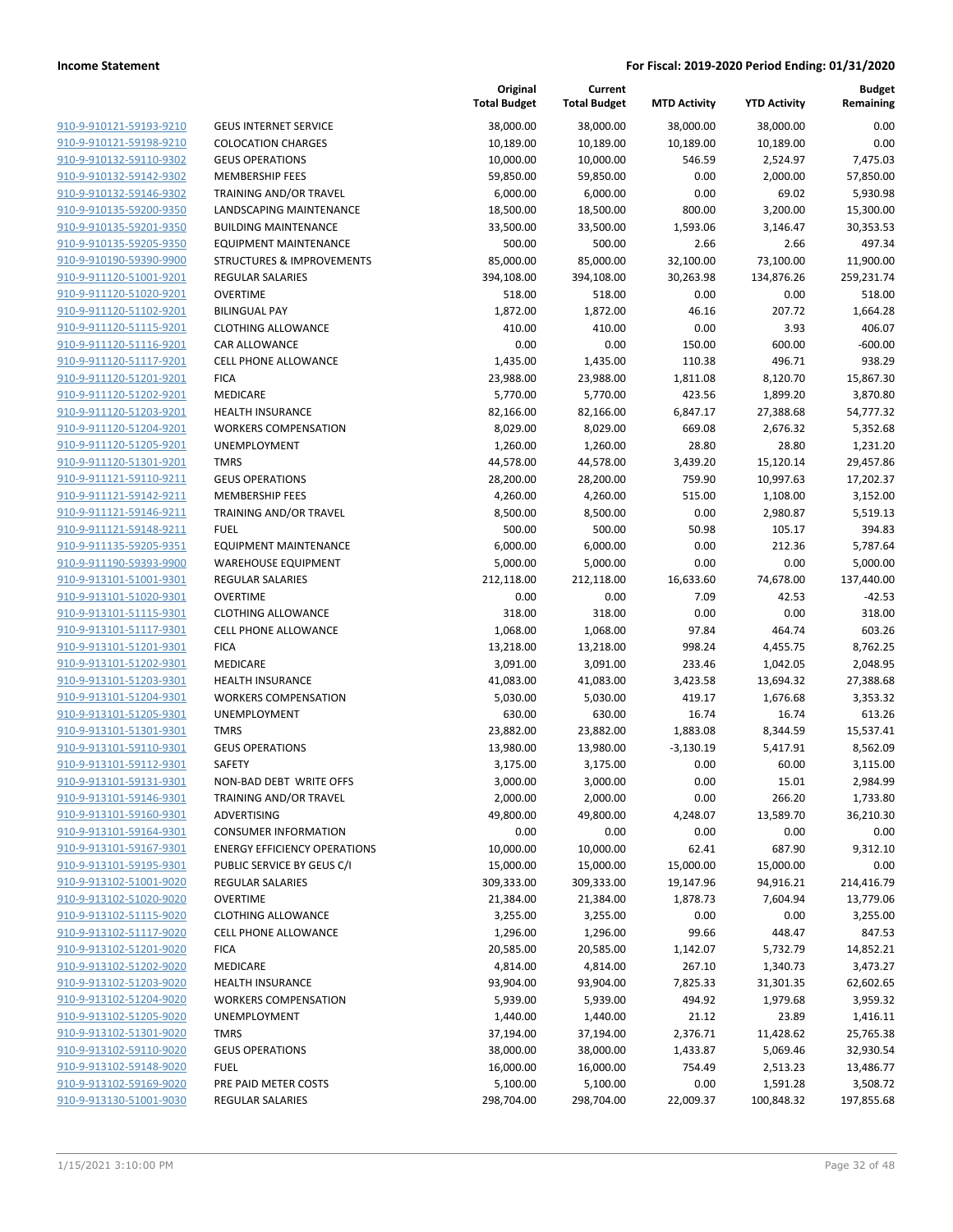**Income Statement** — **For Fiscal: 2019-2020 Period Ending: 01/31/2020**

| | | Original Total Budget | Current Total Budget | MTD Activity | YTD Activity | Budget Remaining |
|---|---|---|---|---|---|---|
| 910-9-910121-59193-9210 | GEUS INTERNET SERVICE | 38,000.00 | 38,000.00 | 38,000.00 | 38,000.00 | 0.00 |
| 910-9-910121-59198-9210 | COLOCATION CHARGES | 10,189.00 | 10,189.00 | 10,189.00 | 10,189.00 | 0.00 |
| 910-9-910132-59110-9302 | GEUS OPERATIONS | 10,000.00 | 10,000.00 | 546.59 | 2,524.97 | 7,475.03 |
| 910-9-910132-59142-9302 | MEMBERSHIP FEES | 59,850.00 | 59,850.00 | 0.00 | 2,000.00 | 57,850.00 |
| 910-9-910132-59146-9302 | TRAINING AND/OR TRAVEL | 6,000.00 | 6,000.00 | 0.00 | 69.02 | 5,930.98 |
| 910-9-910135-59200-9350 | LANDSCAPING MAINTENANCE | 18,500.00 | 18,500.00 | 800.00 | 3,200.00 | 15,300.00 |
| 910-9-910135-59201-9350 | BUILDING MAINTENANCE | 33,500.00 | 33,500.00 | 1,593.06 | 3,146.47 | 30,353.53 |
| 910-9-910135-59205-9350 | EQUIPMENT MAINTENANCE | 500.00 | 500.00 | 2.66 | 2.66 | 497.34 |
| 910-9-910190-59390-9900 | STRUCTURES & IMPROVEMENTS | 85,000.00 | 85,000.00 | 32,100.00 | 73,100.00 | 11,900.00 |
| 910-9-911120-51001-9201 | REGULAR SALARIES | 394,108.00 | 394,108.00 | 30,263.98 | 134,876.26 | 259,231.74 |
| 910-9-911120-51020-9201 | OVERTIME | 518.00 | 518.00 | 0.00 | 0.00 | 518.00 |
| 910-9-911120-51102-9201 | BILINGUAL PAY | 1,872.00 | 1,872.00 | 46.16 | 207.72 | 1,664.28 |
| 910-9-911120-51115-9201 | CLOTHING ALLOWANCE | 410.00 | 410.00 | 0.00 | 3.93 | 406.07 |
| 910-9-911120-51116-9201 | CAR ALLOWANCE | 0.00 | 0.00 | 150.00 | 600.00 | -600.00 |
| 910-9-911120-51117-9201 | CELL PHONE ALLOWANCE | 1,435.00 | 1,435.00 | 110.38 | 496.71 | 938.29 |
| 910-9-911120-51201-9201 | FICA | 23,988.00 | 23,988.00 | 1,811.08 | 8,120.70 | 15,867.30 |
| 910-9-911120-51202-9201 | MEDICARE | 5,770.00 | 5,770.00 | 423.56 | 1,899.20 | 3,870.80 |
| 910-9-911120-51203-9201 | HEALTH INSURANCE | 82,166.00 | 82,166.00 | 6,847.17 | 27,388.68 | 54,777.32 |
| 910-9-911120-51204-9201 | WORKERS COMPENSATION | 8,029.00 | 8,029.00 | 669.08 | 2,676.32 | 5,352.68 |
| 910-9-911120-51205-9201 | UNEMPLOYMENT | 1,260.00 | 1,260.00 | 28.80 | 28.80 | 1,231.20 |
| 910-9-911120-51301-9201 | TMRS | 44,578.00 | 44,578.00 | 3,439.20 | 15,120.14 | 29,457.86 |
| 910-9-911121-59110-9211 | GEUS OPERATIONS | 28,200.00 | 28,200.00 | 759.90 | 10,997.63 | 17,202.37 |
| 910-9-911121-59142-9211 | MEMBERSHIP FEES | 4,260.00 | 4,260.00 | 515.00 | 1,108.00 | 3,152.00 |
| 910-9-911121-59146-9211 | TRAINING AND/OR TRAVEL | 8,500.00 | 8,500.00 | 0.00 | 2,980.87 | 5,519.13 |
| 910-9-911121-59148-9211 | FUEL | 500.00 | 500.00 | 50.98 | 105.17 | 394.83 |
| 910-9-911135-59205-9351 | EQUIPMENT MAINTENANCE | 6,000.00 | 6,000.00 | 0.00 | 212.36 | 5,787.64 |
| 910-9-911190-59393-9900 | WAREHOUSE EQUIPMENT | 5,000.00 | 5,000.00 | 0.00 | 0.00 | 5,000.00 |
| 910-9-913101-51001-9301 | REGULAR SALARIES | 212,118.00 | 212,118.00 | 16,633.60 | 74,678.00 | 137,440.00 |
| 910-9-913101-51020-9301 | OVERTIME | 0.00 | 0.00 | 7.09 | 42.53 | -42.53 |
| 910-9-913101-51115-9301 | CLOTHING ALLOWANCE | 318.00 | 318.00 | 0.00 | 0.00 | 318.00 |
| 910-9-913101-51117-9301 | CELL PHONE ALLOWANCE | 1,068.00 | 1,068.00 | 97.84 | 464.74 | 603.26 |
| 910-9-913101-51201-9301 | FICA | 13,218.00 | 13,218.00 | 998.24 | 4,455.75 | 8,762.25 |
| 910-9-913101-51202-9301 | MEDICARE | 3,091.00 | 3,091.00 | 233.46 | 1,042.05 | 2,048.95 |
| 910-9-913101-51203-9301 | HEALTH INSURANCE | 41,083.00 | 41,083.00 | 3,423.58 | 13,694.32 | 27,388.68 |
| 910-9-913101-51204-9301 | WORKERS COMPENSATION | 5,030.00 | 5,030.00 | 419.17 | 1,676.68 | 3,353.32 |
| 910-9-913101-51205-9301 | UNEMPLOYMENT | 630.00 | 630.00 | 16.74 | 16.74 | 613.26 |
| 910-9-913101-51301-9301 | TMRS | 23,882.00 | 23,882.00 | 1,883.08 | 8,344.59 | 15,537.41 |
| 910-9-913101-59110-9301 | GEUS OPERATIONS | 13,980.00 | 13,980.00 | -3,130.19 | 5,417.91 | 8,562.09 |
| 910-9-913101-59112-9301 | SAFETY | 3,175.00 | 3,175.00 | 0.00 | 60.00 | 3,115.00 |
| 910-9-913101-59131-9301 | NON-BAD DEBT WRITE OFFS | 3,000.00 | 3,000.00 | 0.00 | 15.01 | 2,984.99 |
| 910-9-913101-59146-9301 | TRAINING AND/OR TRAVEL | 2,000.00 | 2,000.00 | 0.00 | 266.20 | 1,733.80 |
| 910-9-913101-59160-9301 | ADVERTISING | 49,800.00 | 49,800.00 | 4,248.07 | 13,589.70 | 36,210.30 |
| 910-9-913101-59164-9301 | CONSUMER INFORMATION | 0.00 | 0.00 | 0.00 | 0.00 | 0.00 |
| 910-9-913101-59167-9301 | ENERGY EFFICIENCY OPERATIONS | 10,000.00 | 10,000.00 | 62.41 | 687.90 | 9,312.10 |
| 910-9-913101-59195-9301 | PUBLIC SERVICE BY GEUS C/I | 15,000.00 | 15,000.00 | 15,000.00 | 15,000.00 | 0.00 |
| 910-9-913102-51001-9020 | REGULAR SALARIES | 309,333.00 | 309,333.00 | 19,147.96 | 94,916.21 | 214,416.79 |
| 910-9-913102-51020-9020 | OVERTIME | 21,384.00 | 21,384.00 | 1,878.73 | 7,604.94 | 13,779.06 |
| 910-9-913102-51115-9020 | CLOTHING ALLOWANCE | 3,255.00 | 3,255.00 | 0.00 | 0.00 | 3,255.00 |
| 910-9-913102-51117-9020 | CELL PHONE ALLOWANCE | 1,296.00 | 1,296.00 | 99.66 | 448.47 | 847.53 |
| 910-9-913102-51201-9020 | FICA | 20,585.00 | 20,585.00 | 1,142.07 | 5,732.79 | 14,852.21 |
| 910-9-913102-51202-9020 | MEDICARE | 4,814.00 | 4,814.00 | 267.10 | 1,340.73 | 3,473.27 |
| 910-9-913102-51203-9020 | HEALTH INSURANCE | 93,904.00 | 93,904.00 | 7,825.33 | 31,301.35 | 62,602.65 |
| 910-9-913102-51204-9020 | WORKERS COMPENSATION | 5,939.00 | 5,939.00 | 494.92 | 1,979.68 | 3,959.32 |
| 910-9-913102-51205-9020 | UNEMPLOYMENT | 1,440.00 | 1,440.00 | 21.12 | 23.89 | 1,416.11 |
| 910-9-913102-51301-9020 | TMRS | 37,194.00 | 37,194.00 | 2,376.71 | 11,428.62 | 25,765.38 |
| 910-9-913102-59110-9020 | GEUS OPERATIONS | 38,000.00 | 38,000.00 | 1,433.87 | 5,069.46 | 32,930.54 |
| 910-9-913102-59148-9020 | FUEL | 16,000.00 | 16,000.00 | 754.49 | 2,513.23 | 13,486.77 |
| 910-9-913102-59169-9020 | PRE PAID METER COSTS | 5,100.00 | 5,100.00 | 0.00 | 1,591.28 | 3,508.72 |
| 910-9-913130-51001-9030 | REGULAR SALARIES | 298,704.00 | 298,704.00 | 22,009.37 | 100,848.32 | 197,855.68 |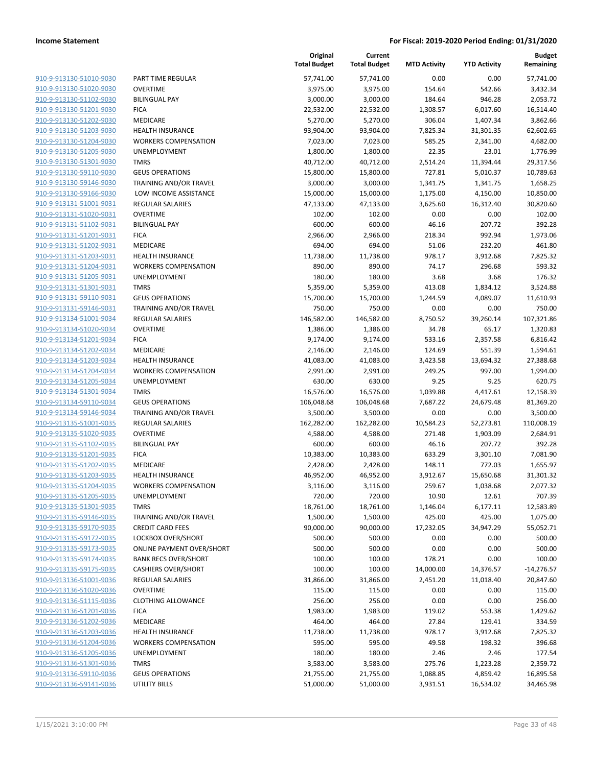**Income Statement** — **For Fiscal: 2019-2020 Period Ending: 01/31/2020**

| | | Original Total Budget | Current Total Budget | MTD Activity | YTD Activity | Budget Remaining |
|---|---|---|---|---|---|---|
| 910-9-913130-51010-9030 | PART TIME REGULAR | 57,741.00 | 57,741.00 | 0.00 | 0.00 | 57,741.00 |
| 910-9-913130-51020-9030 | OVERTIME | 3,975.00 | 3,975.00 | 154.64 | 542.66 | 3,432.34 |
| 910-9-913130-51102-9030 | BILINGUAL PAY | 3,000.00 | 3,000.00 | 184.64 | 946.28 | 2,053.72 |
| 910-9-913130-51201-9030 | FICA | 22,532.00 | 22,532.00 | 1,308.57 | 6,017.60 | 16,514.40 |
| 910-9-913130-51202-9030 | MEDICARE | 5,270.00 | 5,270.00 | 306.04 | 1,407.34 | 3,862.66 |
| 910-9-913130-51203-9030 | HEALTH INSURANCE | 93,904.00 | 93,904.00 | 7,825.34 | 31,301.35 | 62,602.65 |
| 910-9-913130-51204-9030 | WORKERS COMPENSATION | 7,023.00 | 7,023.00 | 585.25 | 2,341.00 | 4,682.00 |
| 910-9-913130-51205-9030 | UNEMPLOYMENT | 1,800.00 | 1,800.00 | 22.35 | 23.01 | 1,776.99 |
| 910-9-913130-51301-9030 | TMRS | 40,712.00 | 40,712.00 | 2,514.24 | 11,394.44 | 29,317.56 |
| 910-9-913130-59110-9030 | GEUS OPERATIONS | 15,800.00 | 15,800.00 | 727.81 | 5,010.37 | 10,789.63 |
| 910-9-913130-59146-9030 | TRAINING AND/OR TRAVEL | 3,000.00 | 3,000.00 | 1,341.75 | 1,341.75 | 1,658.25 |
| 910-9-913130-59166-9030 | LOW INCOME ASSISTANCE | 15,000.00 | 15,000.00 | 1,175.00 | 4,150.00 | 10,850.00 |
| 910-9-913131-51001-9031 | REGULAR SALARIES | 47,133.00 | 47,133.00 | 3,625.60 | 16,312.40 | 30,820.60 |
| 910-9-913131-51020-9031 | OVERTIME | 102.00 | 102.00 | 0.00 | 0.00 | 102.00 |
| 910-9-913131-51102-9031 | BILINGUAL PAY | 600.00 | 600.00 | 46.16 | 207.72 | 392.28 |
| 910-9-913131-51201-9031 | FICA | 2,966.00 | 2,966.00 | 218.34 | 992.94 | 1,973.06 |
| 910-9-913131-51202-9031 | MEDICARE | 694.00 | 694.00 | 51.06 | 232.20 | 461.80 |
| 910-9-913131-51203-9031 | HEALTH INSURANCE | 11,738.00 | 11,738.00 | 978.17 | 3,912.68 | 7,825.32 |
| 910-9-913131-51204-9031 | WORKERS COMPENSATION | 890.00 | 890.00 | 74.17 | 296.68 | 593.32 |
| 910-9-913131-51205-9031 | UNEMPLOYMENT | 180.00 | 180.00 | 3.68 | 3.68 | 176.32 |
| 910-9-913131-51301-9031 | TMRS | 5,359.00 | 5,359.00 | 413.08 | 1,834.12 | 3,524.88 |
| 910-9-913131-59110-9031 | GEUS OPERATIONS | 15,700.00 | 15,700.00 | 1,244.59 | 4,089.07 | 11,610.93 |
| 910-9-913131-59146-9031 | TRAINING AND/OR TRAVEL | 750.00 | 750.00 | 0.00 | 0.00 | 750.00 |
| 910-9-913134-51001-9034 | REGULAR SALARIES | 146,582.00 | 146,582.00 | 8,750.52 | 39,260.14 | 107,321.86 |
| 910-9-913134-51020-9034 | OVERTIME | 1,386.00 | 1,386.00 | 34.78 | 65.17 | 1,320.83 |
| 910-9-913134-51201-9034 | FICA | 9,174.00 | 9,174.00 | 533.16 | 2,357.58 | 6,816.42 |
| 910-9-913134-51202-9034 | MEDICARE | 2,146.00 | 2,146.00 | 124.69 | 551.39 | 1,594.61 |
| 910-9-913134-51203-9034 | HEALTH INSURANCE | 41,083.00 | 41,083.00 | 3,423.58 | 13,694.32 | 27,388.68 |
| 910-9-913134-51204-9034 | WORKERS COMPENSATION | 2,991.00 | 2,991.00 | 249.25 | 997.00 | 1,994.00 |
| 910-9-913134-51205-9034 | UNEMPLOYMENT | 630.00 | 630.00 | 9.25 | 9.25 | 620.75 |
| 910-9-913134-51301-9034 | TMRS | 16,576.00 | 16,576.00 | 1,039.88 | 4,417.61 | 12,158.39 |
| 910-9-913134-59110-9034 | GEUS OPERATIONS | 106,048.68 | 106,048.68 | 7,687.22 | 24,679.48 | 81,369.20 |
| 910-9-913134-59146-9034 | TRAINING AND/OR TRAVEL | 3,500.00 | 3,500.00 | 0.00 | 0.00 | 3,500.00 |
| 910-9-913135-51001-9035 | REGULAR SALARIES | 162,282.00 | 162,282.00 | 10,584.23 | 52,273.81 | 110,008.19 |
| 910-9-913135-51020-9035 | OVERTIME | 4,588.00 | 4,588.00 | 271.48 | 1,903.09 | 2,684.91 |
| 910-9-913135-51102-9035 | BILINGUAL PAY | 600.00 | 600.00 | 46.16 | 207.72 | 392.28 |
| 910-9-913135-51201-9035 | FICA | 10,383.00 | 10,383.00 | 633.29 | 3,301.10 | 7,081.90 |
| 910-9-913135-51202-9035 | MEDICARE | 2,428.00 | 2,428.00 | 148.11 | 772.03 | 1,655.97 |
| 910-9-913135-51203-9035 | HEALTH INSURANCE | 46,952.00 | 46,952.00 | 3,912.67 | 15,650.68 | 31,301.32 |
| 910-9-913135-51204-9035 | WORKERS COMPENSATION | 3,116.00 | 3,116.00 | 259.67 | 1,038.68 | 2,077.32 |
| 910-9-913135-51205-9035 | UNEMPLOYMENT | 720.00 | 720.00 | 10.90 | 12.61 | 707.39 |
| 910-9-913135-51301-9035 | TMRS | 18,761.00 | 18,761.00 | 1,146.04 | 6,177.11 | 12,583.89 |
| 910-9-913135-59146-9035 | TRAINING AND/OR TRAVEL | 1,500.00 | 1,500.00 | 425.00 | 425.00 | 1,075.00 |
| 910-9-913135-59170-9035 | CREDIT CARD FEES | 90,000.00 | 90,000.00 | 17,232.05 | 34,947.29 | 55,052.71 |
| 910-9-913135-59172-9035 | LOCKBOX OVER/SHORT | 500.00 | 500.00 | 0.00 | 0.00 | 500.00 |
| 910-9-913135-59173-9035 | ONLINE PAYMENT OVER/SHORT | 500.00 | 500.00 | 0.00 | 0.00 | 500.00 |
| 910-9-913135-59174-9035 | BANK RECS OVER/SHORT | 100.00 | 100.00 | 178.21 | 0.00 | 100.00 |
| 910-9-913135-59175-9035 | CASHIERS OVER/SHORT | 100.00 | 100.00 | 14,000.00 | 14,376.57 | -14,276.57 |
| 910-9-913136-51001-9036 | REGULAR SALARIES | 31,866.00 | 31,866.00 | 2,451.20 | 11,018.40 | 20,847.60 |
| 910-9-913136-51020-9036 | OVERTIME | 115.00 | 115.00 | 0.00 | 0.00 | 115.00 |
| 910-9-913136-51115-9036 | CLOTHING ALLOWANCE | 256.00 | 256.00 | 0.00 | 0.00 | 256.00 |
| 910-9-913136-51201-9036 | FICA | 1,983.00 | 1,983.00 | 119.02 | 553.38 | 1,429.62 |
| 910-9-913136-51202-9036 | MEDICARE | 464.00 | 464.00 | 27.84 | 129.41 | 334.59 |
| 910-9-913136-51203-9036 | HEALTH INSURANCE | 11,738.00 | 11,738.00 | 978.17 | 3,912.68 | 7,825.32 |
| 910-9-913136-51204-9036 | WORKERS COMPENSATION | 595.00 | 595.00 | 49.58 | 198.32 | 396.68 |
| 910-9-913136-51205-9036 | UNEMPLOYMENT | 180.00 | 180.00 | 2.46 | 2.46 | 177.54 |
| 910-9-913136-51301-9036 | TMRS | 3,583.00 | 3,583.00 | 275.76 | 1,223.28 | 2,359.72 |
| 910-9-913136-59110-9036 | GEUS OPERATIONS | 21,755.00 | 21,755.00 | 1,088.85 | 4,859.42 | 16,895.58 |
| 910-9-913136-59141-9036 | UTILITY BILLS | 51,000.00 | 51,000.00 | 3,931.51 | 16,534.02 | 34,465.98 |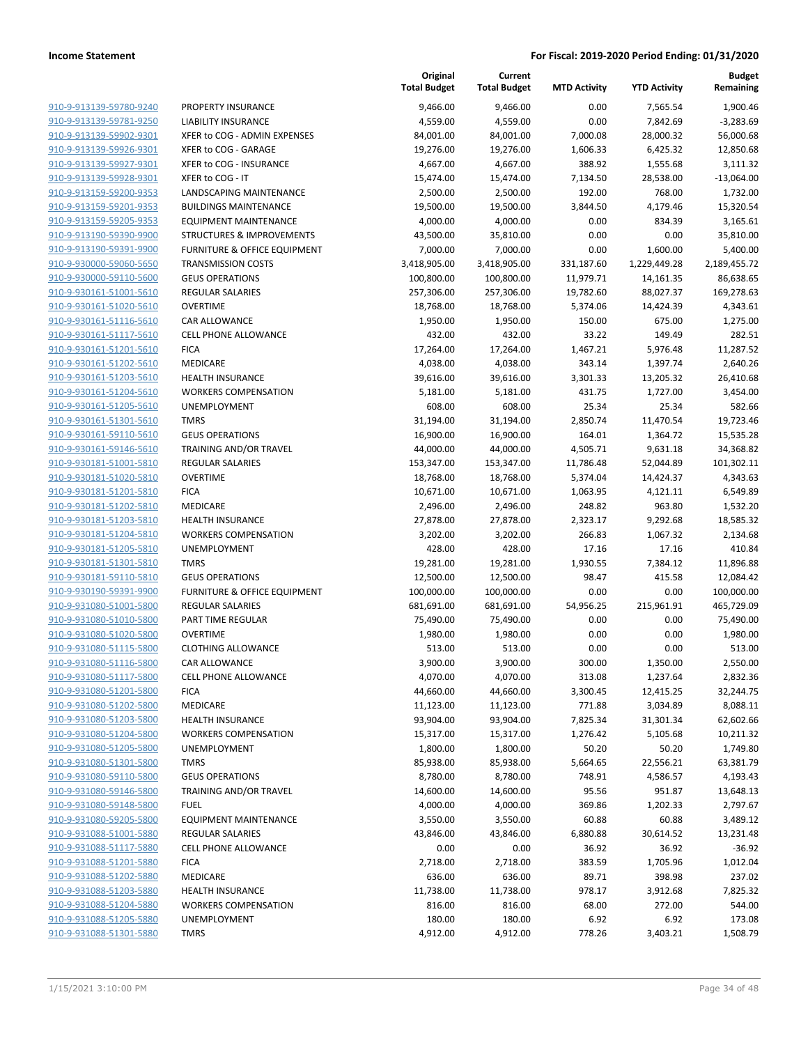**Income Statement** — **For Fiscal: 2019-2020 Period Ending: 01/31/2020**

| | | Original Total Budget | Current Total Budget | MTD Activity | YTD Activity | Budget Remaining |
|---|---|---|---|---|---|---|
| 910-9-913139-59780-9240 | PROPERTY INSURANCE | 9,466.00 | 9,466.00 | 0.00 | 7,565.54 | 1,900.46 |
| 910-9-913139-59781-9250 | LIABILITY INSURANCE | 4,559.00 | 4,559.00 | 0.00 | 7,842.69 | -3,283.69 |
| 910-9-913139-59902-9301 | XFER to COG - ADMIN EXPENSES | 84,001.00 | 84,001.00 | 7,000.08 | 28,000.32 | 56,000.68 |
| 910-9-913139-59926-9301 | XFER to COG - GARAGE | 19,276.00 | 19,276.00 | 1,606.33 | 6,425.32 | 12,850.68 |
| 910-9-913139-59927-9301 | XFER to COG - INSURANCE | 4,667.00 | 4,667.00 | 388.92 | 1,555.68 | 3,111.32 |
| 910-9-913139-59928-9301 | XFER to COG - IT | 15,474.00 | 15,474.00 | 7,134.50 | 28,538.00 | -13,064.00 |
| 910-9-913159-59200-9353 | LANDSCAPING MAINTENANCE | 2,500.00 | 2,500.00 | 192.00 | 768.00 | 1,732.00 |
| 910-9-913159-59201-9353 | BUILDINGS MAINTENANCE | 19,500.00 | 19,500.00 | 3,844.50 | 4,179.46 | 15,320.54 |
| 910-9-913159-59205-9353 | EQUIPMENT MAINTENANCE | 4,000.00 | 4,000.00 | 0.00 | 834.39 | 3,165.61 |
| 910-9-913190-59390-9900 | STRUCTURES & IMPROVEMENTS | 43,500.00 | 35,810.00 | 0.00 | 0.00 | 35,810.00 |
| 910-9-913190-59391-9900 | FURNITURE & OFFICE EQUIPMENT | 7,000.00 | 7,000.00 | 0.00 | 1,600.00 | 5,400.00 |
| 910-9-930000-59060-5650 | TRANSMISSION COSTS | 3,418,905.00 | 3,418,905.00 | 331,187.60 | 1,229,449.28 | 2,189,455.72 |
| 910-9-930000-59110-5600 | GEUS OPERATIONS | 100,800.00 | 100,800.00 | 11,979.71 | 14,161.35 | 86,638.65 |
| 910-9-930161-51001-5610 | REGULAR SALARIES | 257,306.00 | 257,306.00 | 19,782.60 | 88,027.37 | 169,278.63 |
| 910-9-930161-51020-5610 | OVERTIME | 18,768.00 | 18,768.00 | 5,374.06 | 14,424.39 | 4,343.61 |
| 910-9-930161-51116-5610 | CAR ALLOWANCE | 1,950.00 | 1,950.00 | 150.00 | 675.00 | 1,275.00 |
| 910-9-930161-51117-5610 | CELL PHONE ALLOWANCE | 432.00 | 432.00 | 33.22 | 149.49 | 282.51 |
| 910-9-930161-51201-5610 | FICA | 17,264.00 | 17,264.00 | 1,467.21 | 5,976.48 | 11,287.52 |
| 910-9-930161-51202-5610 | MEDICARE | 4,038.00 | 4,038.00 | 343.14 | 1,397.74 | 2,640.26 |
| 910-9-930161-51203-5610 | HEALTH INSURANCE | 39,616.00 | 39,616.00 | 3,301.33 | 13,205.32 | 26,410.68 |
| 910-9-930161-51204-5610 | WORKERS COMPENSATION | 5,181.00 | 5,181.00 | 431.75 | 1,727.00 | 3,454.00 |
| 910-9-930161-51205-5610 | UNEMPLOYMENT | 608.00 | 608.00 | 25.34 | 25.34 | 582.66 |
| 910-9-930161-51301-5610 | TMRS | 31,194.00 | 31,194.00 | 2,850.74 | 11,470.54 | 19,723.46 |
| 910-9-930161-59110-5610 | GEUS OPERATIONS | 16,900.00 | 16,900.00 | 164.01 | 1,364.72 | 15,535.28 |
| 910-9-930161-59146-5610 | TRAINING AND/OR TRAVEL | 44,000.00 | 44,000.00 | 4,505.71 | 9,631.18 | 34,368.82 |
| 910-9-930181-51001-5810 | REGULAR SALARIES | 153,347.00 | 153,347.00 | 11,786.48 | 52,044.89 | 101,302.11 |
| 910-9-930181-51020-5810 | OVERTIME | 18,768.00 | 18,768.00 | 5,374.04 | 14,424.37 | 4,343.63 |
| 910-9-930181-51201-5810 | FICA | 10,671.00 | 10,671.00 | 1,063.95 | 4,121.11 | 6,549.89 |
| 910-9-930181-51202-5810 | MEDICARE | 2,496.00 | 2,496.00 | 248.82 | 963.80 | 1,532.20 |
| 910-9-930181-51203-5810 | HEALTH INSURANCE | 27,878.00 | 27,878.00 | 2,323.17 | 9,292.68 | 18,585.32 |
| 910-9-930181-51204-5810 | WORKERS COMPENSATION | 3,202.00 | 3,202.00 | 266.83 | 1,067.32 | 2,134.68 |
| 910-9-930181-51205-5810 | UNEMPLOYMENT | 428.00 | 428.00 | 17.16 | 17.16 | 410.84 |
| 910-9-930181-51301-5810 | TMRS | 19,281.00 | 19,281.00 | 1,930.55 | 7,384.12 | 11,896.88 |
| 910-9-930181-59110-5810 | GEUS OPERATIONS | 12,500.00 | 12,500.00 | 98.47 | 415.58 | 12,084.42 |
| 910-9-930190-59391-9900 | FURNITURE & OFFICE EQUIPMENT | 100,000.00 | 100,000.00 | 0.00 | 0.00 | 100,000.00 |
| 910-9-931080-51001-5800 | REGULAR SALARIES | 681,691.00 | 681,691.00 | 54,956.25 | 215,961.91 | 465,729.09 |
| 910-9-931080-51010-5800 | PART TIME REGULAR | 75,490.00 | 75,490.00 | 0.00 | 0.00 | 75,490.00 |
| 910-9-931080-51020-5800 | OVERTIME | 1,980.00 | 1,980.00 | 0.00 | 0.00 | 1,980.00 |
| 910-9-931080-51115-5800 | CLOTHING ALLOWANCE | 513.00 | 513.00 | 0.00 | 0.00 | 513.00 |
| 910-9-931080-51116-5800 | CAR ALLOWANCE | 3,900.00 | 3,900.00 | 300.00 | 1,350.00 | 2,550.00 |
| 910-9-931080-51117-5800 | CELL PHONE ALLOWANCE | 4,070.00 | 4,070.00 | 313.08 | 1,237.64 | 2,832.36 |
| 910-9-931080-51201-5800 | FICA | 44,660.00 | 44,660.00 | 3,300.45 | 12,415.25 | 32,244.75 |
| 910-9-931080-51202-5800 | MEDICARE | 11,123.00 | 11,123.00 | 771.88 | 3,034.89 | 8,088.11 |
| 910-9-931080-51203-5800 | HEALTH INSURANCE | 93,904.00 | 93,904.00 | 7,825.34 | 31,301.34 | 62,602.66 |
| 910-9-931080-51204-5800 | WORKERS COMPENSATION | 15,317.00 | 15,317.00 | 1,276.42 | 5,105.68 | 10,211.32 |
| 910-9-931080-51205-5800 | UNEMPLOYMENT | 1,800.00 | 1,800.00 | 50.20 | 50.20 | 1,749.80 |
| 910-9-931080-51301-5800 | TMRS | 85,938.00 | 85,938.00 | 5,664.65 | 22,556.21 | 63,381.79 |
| 910-9-931080-59110-5800 | GEUS OPERATIONS | 8,780.00 | 8,780.00 | 748.91 | 4,586.57 | 4,193.43 |
| 910-9-931080-59146-5800 | TRAINING AND/OR TRAVEL | 14,600.00 | 14,600.00 | 95.56 | 951.87 | 13,648.13 |
| 910-9-931080-59148-5800 | FUEL | 4,000.00 | 4,000.00 | 369.86 | 1,202.33 | 2,797.67 |
| 910-9-931080-59205-5800 | EQUIPMENT MAINTENANCE | 3,550.00 | 3,550.00 | 60.88 | 60.88 | 3,489.12 |
| 910-9-931088-51001-5880 | REGULAR SALARIES | 43,846.00 | 43,846.00 | 6,880.88 | 30,614.52 | 13,231.48 |
| 910-9-931088-51117-5880 | CELL PHONE ALLOWANCE | 0.00 | 0.00 | 36.92 | 36.92 | -36.92 |
| 910-9-931088-51201-5880 | FICA | 2,718.00 | 2,718.00 | 383.59 | 1,705.96 | 1,012.04 |
| 910-9-931088-51202-5880 | MEDICARE | 636.00 | 636.00 | 89.71 | 398.98 | 237.02 |
| 910-9-931088-51203-5880 | HEALTH INSURANCE | 11,738.00 | 11,738.00 | 978.17 | 3,912.68 | 7,825.32 |
| 910-9-931088-51204-5880 | WORKERS COMPENSATION | 816.00 | 816.00 | 68.00 | 272.00 | 544.00 |
| 910-9-931088-51205-5880 | UNEMPLOYMENT | 180.00 | 180.00 | 6.92 | 6.92 | 173.08 |
| 910-9-931088-51301-5880 | TMRS | 4,912.00 | 4,912.00 | 778.26 | 3,403.21 | 1,508.79 |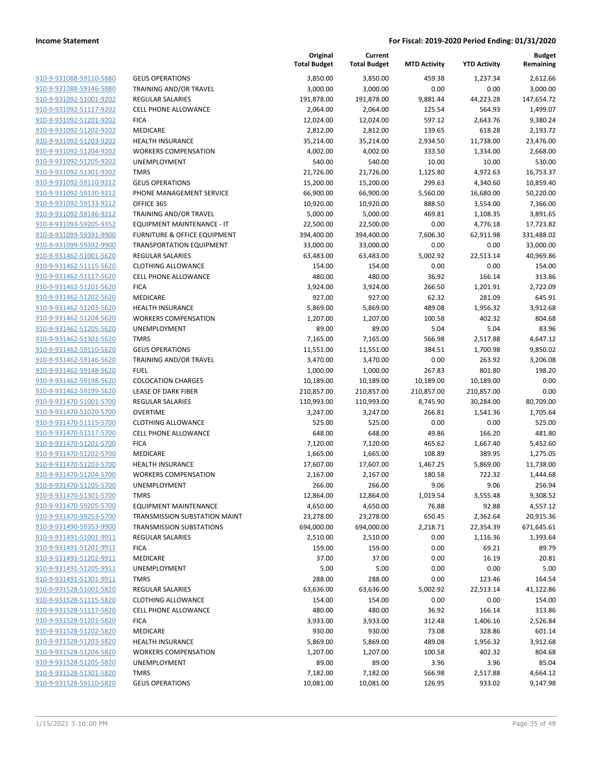**Income Statement** **For Fiscal: 2019-2020 Period Ending: 01/31/2020**

| | | Original Total Budget | Current Total Budget | MTD Activity | YTD Activity | Budget Remaining |
|---|---|---|---|---|---|---|
| 910-9-931088-59110-5880 | GEUS OPERATIONS | 3,850.00 | 3,850.00 | 459.38 | 1,237.34 | 2,612.66 |
| 910-9-931088-59146-5880 | TRAINING AND/OR TRAVEL | 3,000.00 | 3,000.00 | 0.00 | 0.00 | 3,000.00 |
| 910-9-931092-51001-9202 | REGULAR SALARIES | 191,878.00 | 191,878.00 | 9,881.44 | 44,223.28 | 147,654.72 |
| 910-9-931092-51117-9202 | CELL PHONE ALLOWANCE | 2,064.00 | 2,064.00 | 125.54 | 564.93 | 1,499.07 |
| 910-9-931092-51201-9202 | FICA | 12,024.00 | 12,024.00 | 597.12 | 2,643.76 | 9,380.24 |
| 910-9-931092-51202-9202 | MEDICARE | 2,812.00 | 2,812.00 | 139.65 | 618.28 | 2,193.72 |
| 910-9-931092-51203-9202 | HEALTH INSURANCE | 35,214.00 | 35,214.00 | 2,934.50 | 11,738.00 | 23,476.00 |
| 910-9-931092-51204-9202 | WORKERS COMPENSATION | 4,002.00 | 4,002.00 | 333.50 | 1,334.00 | 2,668.00 |
| 910-9-931092-51205-9202 | UNEMPLOYMENT | 540.00 | 540.00 | 10.00 | 10.00 | 530.00 |
| 910-9-931092-51301-9202 | TMRS | 21,726.00 | 21,726.00 | 1,125.80 | 4,972.63 | 16,753.37 |
| 910-9-931092-59110-9212 | GEUS OPERATIONS | 15,200.00 | 15,200.00 | 299.63 | 4,340.60 | 10,859.40 |
| 910-9-931092-59130-9212 | PHONE MANAGEMENT SERVICE | 66,900.00 | 66,900.00 | 5,560.00 | 16,680.00 | 50,220.00 |
| 910-9-931092-59133-9212 | OFFICE 365 | 10,920.00 | 10,920.00 | 888.50 | 3,554.00 | 7,366.00 |
| 910-9-931092-59146-9212 | TRAINING AND/OR TRAVEL | 5,000.00 | 5,000.00 | 469.81 | 1,108.35 | 3,891.65 |
| 910-9-931093-59205-9352 | EQUIPMENT MAINTENANCE - IT | 22,500.00 | 22,500.00 | 0.00 | 4,776.18 | 17,723.82 |
| 910-9-931099-59391-9900 | FURNITURE & OFFICE EQUIPMENT | 394,400.00 | 394,400.00 | 7,606.30 | 62,911.98 | 331,488.02 |
| 910-9-931099-59392-9900 | TRANSPORTATION EQUIPMENT | 33,000.00 | 33,000.00 | 0.00 | 0.00 | 33,000.00 |
| 910-9-931462-51001-5620 | REGULAR SALARIES | 63,483.00 | 63,483.00 | 5,002.92 | 22,513.14 | 40,969.86 |
| 910-9-931462-51115-5620 | CLOTHING ALLOWANCE | 154.00 | 154.00 | 0.00 | 0.00 | 154.00 |
| 910-9-931462-51117-5620 | CELL PHONE ALLOWANCE | 480.00 | 480.00 | 36.92 | 166.14 | 313.86 |
| 910-9-931462-51201-5620 | FICA | 3,924.00 | 3,924.00 | 266.50 | 1,201.91 | 2,722.09 |
| 910-9-931462-51202-5620 | MEDICARE | 927.00 | 927.00 | 62.32 | 281.09 | 645.91 |
| 910-9-931462-51203-5620 | HEALTH INSURANCE | 5,869.00 | 5,869.00 | 489.08 | 1,956.32 | 3,912.68 |
| 910-9-931462-51204-5620 | WORKERS COMPENSATION | 1,207.00 | 1,207.00 | 100.58 | 402.32 | 804.68 |
| 910-9-931462-51205-5620 | UNEMPLOYMENT | 89.00 | 89.00 | 5.04 | 5.04 | 83.96 |
| 910-9-931462-51301-5620 | TMRS | 7,165.00 | 7,165.00 | 566.98 | 2,517.88 | 4,647.12 |
| 910-9-931462-59110-5620 | GEUS OPERATIONS | 11,551.00 | 11,551.00 | 384.51 | 1,700.98 | 9,850.02 |
| 910-9-931462-59146-5620 | TRAINING AND/OR TRAVEL | 3,470.00 | 3,470.00 | 0.00 | 263.92 | 3,206.08 |
| 910-9-931462-59148-5620 | FUEL | 1,000.00 | 1,000.00 | 267.83 | 801.80 | 198.20 |
| 910-9-931462-59198-5620 | COLOCATION CHARGES | 10,189.00 | 10,189.00 | 10,189.00 | 10,189.00 | 0.00 |
| 910-9-931462-59199-5620 | LEASE OF DARK FIBER | 210,857.00 | 210,857.00 | 210,857.00 | 210,857.00 | 0.00 |
| 910-9-931470-51001-5700 | REGULAR SALARIES | 110,993.00 | 110,993.00 | 8,745.90 | 30,284.00 | 80,709.00 |
| 910-9-931470-51020-5700 | OVERTIME | 3,247.00 | 3,247.00 | 266.81 | 1,541.36 | 1,705.64 |
| 910-9-931470-51115-5700 | CLOTHING ALLOWANCE | 525.00 | 525.00 | 0.00 | 0.00 | 525.00 |
| 910-9-931470-51117-5700 | CELL PHONE ALLOWANCE | 648.00 | 648.00 | 49.86 | 166.20 | 481.80 |
| 910-9-931470-51201-5700 | FICA | 7,120.00 | 7,120.00 | 465.62 | 1,667.40 | 5,452.60 |
| 910-9-931470-51202-5700 | MEDICARE | 1,665.00 | 1,665.00 | 108.89 | 389.95 | 1,275.05 |
| 910-9-931470-51203-5700 | HEALTH INSURANCE | 17,607.00 | 17,607.00 | 1,467.25 | 5,869.00 | 11,738.00 |
| 910-9-931470-51204-5700 | WORKERS COMPENSATION | 2,167.00 | 2,167.00 | 180.58 | 722.32 | 1,444.68 |
| 910-9-931470-51205-5700 | UNEMPLOYMENT | 266.00 | 266.00 | 9.06 | 9.06 | 256.94 |
| 910-9-931470-51301-5700 | TMRS | 12,864.00 | 12,864.00 | 1,019.54 | 3,555.48 | 9,308.52 |
| 910-9-931470-59205-5700 | EQUIPMENT MAINTENANCE | 4,650.00 | 4,650.00 | 76.88 | 92.88 | 4,557.12 |
| 910-9-931470-59253-5700 | TRANSMISSION SUBSTATION MAINT | 23,278.00 | 23,278.00 | 650.45 | 2,362.64 | 20,915.36 |
| 910-9-931490-59353-9900 | TRANSMISSION SUBSTATIONS | 694,000.00 | 694,000.00 | 2,218.71 | 22,354.39 | 671,645.61 |
| 910-9-931491-51001-9911 | REGULAR SALARIES | 2,510.00 | 2,510.00 | 0.00 | 1,116.36 | 1,393.64 |
| 910-9-931491-51201-9911 | FICA | 159.00 | 159.00 | 0.00 | 69.21 | 89.79 |
| 910-9-931491-51202-9911 | MEDICARE | 37.00 | 37.00 | 0.00 | 16.19 | 20.81 |
| 910-9-931491-51205-9911 | UNEMPLOYMENT | 5.00 | 5.00 | 0.00 | 0.00 | 5.00 |
| 910-9-931491-51301-9911 | TMRS | 288.00 | 288.00 | 0.00 | 123.46 | 164.54 |
| 910-9-931528-51001-5820 | REGULAR SALARIES | 63,636.00 | 63,636.00 | 5,002.92 | 22,513.14 | 41,122.86 |
| 910-9-931528-51115-5820 | CLOTHING ALLOWANCE | 154.00 | 154.00 | 0.00 | 0.00 | 154.00 |
| 910-9-931528-51117-5820 | CELL PHONE ALLOWANCE | 480.00 | 480.00 | 36.92 | 166.14 | 313.86 |
| 910-9-931528-51201-5820 | FICA | 3,933.00 | 3,933.00 | 312.48 | 1,406.16 | 2,526.84 |
| 910-9-931528-51202-5820 | MEDICARE | 930.00 | 930.00 | 73.08 | 328.86 | 601.14 |
| 910-9-931528-51203-5820 | HEALTH INSURANCE | 5,869.00 | 5,869.00 | 489.08 | 1,956.32 | 3,912.68 |
| 910-9-931528-51204-5820 | WORKERS COMPENSATION | 1,207.00 | 1,207.00 | 100.58 | 402.32 | 804.68 |
| 910-9-931528-51205-5820 | UNEMPLOYMENT | 89.00 | 89.00 | 3.96 | 3.96 | 85.04 |
| 910-9-931528-51301-5820 | TMRS | 7,182.00 | 7,182.00 | 566.98 | 2,517.88 | 4,664.12 |
| 910-9-931528-59110-5820 | GEUS OPERATIONS | 10,081.00 | 10,081.00 | 126.95 | 933.02 | 9,147.98 |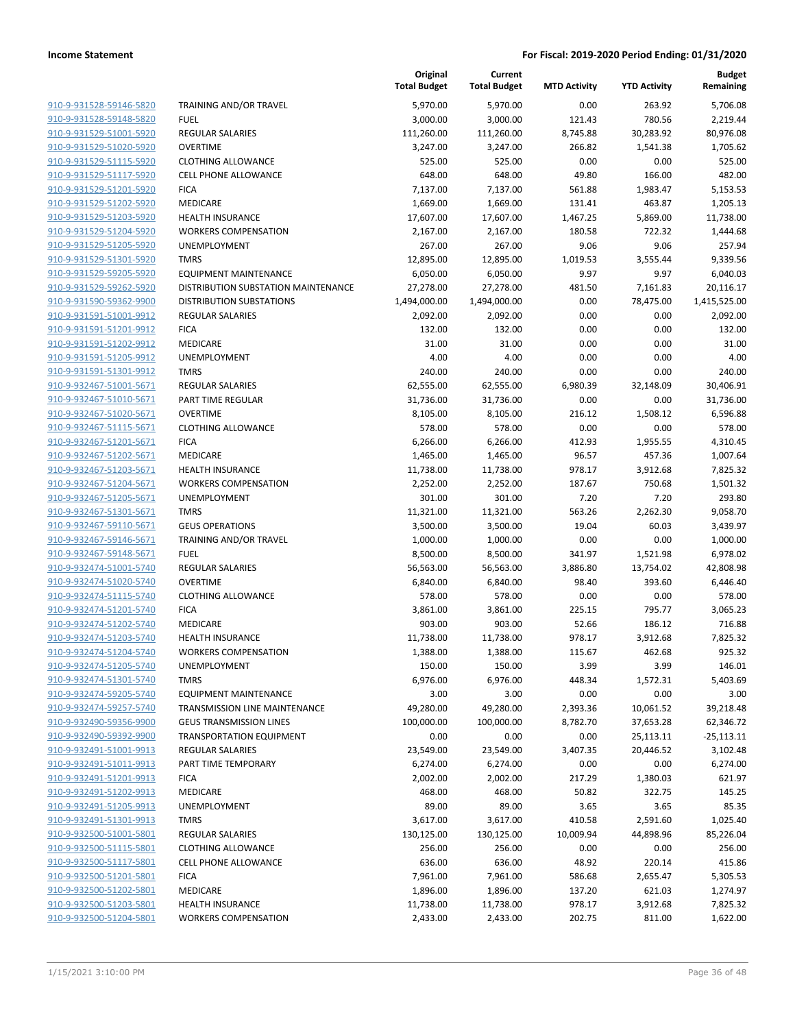| | | Original Total Budget | Current Total Budget | MTD Activity | YTD Activity | Budget Remaining |
|---|---|---|---|---|---|---|
| 910-9-931528-59146-5820 | TRAINING AND/OR TRAVEL | 5,970.00 | 5,970.00 | 0.00 | 263.92 | 5,706.08 |
| 910-9-931528-59148-5820 | FUEL | 3,000.00 | 3,000.00 | 121.43 | 780.56 | 2,219.44 |
| 910-9-931529-51001-5920 | REGULAR SALARIES | 111,260.00 | 111,260.00 | 8,745.88 | 30,283.92 | 80,976.08 |
| 910-9-931529-51020-5920 | OVERTIME | 3,247.00 | 3,247.00 | 266.82 | 1,541.38 | 1,705.62 |
| 910-9-931529-51115-5920 | CLOTHING ALLOWANCE | 525.00 | 525.00 | 0.00 | 0.00 | 525.00 |
| 910-9-931529-51117-5920 | CELL PHONE ALLOWANCE | 648.00 | 648.00 | 49.80 | 166.00 | 482.00 |
| 910-9-931529-51201-5920 | FICA | 7,137.00 | 7,137.00 | 561.88 | 1,983.47 | 5,153.53 |
| 910-9-931529-51202-5920 | MEDICARE | 1,669.00 | 1,669.00 | 131.41 | 463.87 | 1,205.13 |
| 910-9-931529-51203-5920 | HEALTH INSURANCE | 17,607.00 | 17,607.00 | 1,467.25 | 5,869.00 | 11,738.00 |
| 910-9-931529-51204-5920 | WORKERS COMPENSATION | 2,167.00 | 2,167.00 | 180.58 | 722.32 | 1,444.68 |
| 910-9-931529-51205-5920 | UNEMPLOYMENT | 267.00 | 267.00 | 9.06 | 9.06 | 257.94 |
| 910-9-931529-51301-5920 | TMRS | 12,895.00 | 12,895.00 | 1,019.53 | 3,555.44 | 9,339.56 |
| 910-9-931529-59205-5920 | EQUIPMENT MAINTENANCE | 6,050.00 | 6,050.00 | 9.97 | 9.97 | 6,040.03 |
| 910-9-931529-59262-5920 | DISTRIBUTION SUBSTATION MAINTENANCE | 27,278.00 | 27,278.00 | 481.50 | 7,161.83 | 20,116.17 |
| 910-9-931590-59362-9900 | DISTRIBUTION SUBSTATIONS | 1,494,000.00 | 1,494,000.00 | 0.00 | 78,475.00 | 1,415,525.00 |
| 910-9-931591-51001-9912 | REGULAR SALARIES | 2,092.00 | 2,092.00 | 0.00 | 0.00 | 2,092.00 |
| 910-9-931591-51201-9912 | FICA | 132.00 | 132.00 | 0.00 | 0.00 | 132.00 |
| 910-9-931591-51202-9912 | MEDICARE | 31.00 | 31.00 | 0.00 | 0.00 | 31.00 |
| 910-9-931591-51205-9912 | UNEMPLOYMENT | 4.00 | 4.00 | 0.00 | 0.00 | 4.00 |
| 910-9-931591-51301-9912 | TMRS | 240.00 | 240.00 | 0.00 | 0.00 | 240.00 |
| 910-9-932467-51001-5671 | REGULAR SALARIES | 62,555.00 | 62,555.00 | 6,980.39 | 32,148.09 | 30,406.91 |
| 910-9-932467-51010-5671 | PART TIME REGULAR | 31,736.00 | 31,736.00 | 0.00 | 0.00 | 31,736.00 |
| 910-9-932467-51020-5671 | OVERTIME | 8,105.00 | 8,105.00 | 216.12 | 1,508.12 | 6,596.88 |
| 910-9-932467-51115-5671 | CLOTHING ALLOWANCE | 578.00 | 578.00 | 0.00 | 0.00 | 578.00 |
| 910-9-932467-51201-5671 | FICA | 6,266.00 | 6,266.00 | 412.93 | 1,955.55 | 4,310.45 |
| 910-9-932467-51202-5671 | MEDICARE | 1,465.00 | 1,465.00 | 96.57 | 457.36 | 1,007.64 |
| 910-9-932467-51203-5671 | HEALTH INSURANCE | 11,738.00 | 11,738.00 | 978.17 | 3,912.68 | 7,825.32 |
| 910-9-932467-51204-5671 | WORKERS COMPENSATION | 2,252.00 | 2,252.00 | 187.67 | 750.68 | 1,501.32 |
| 910-9-932467-51205-5671 | UNEMPLOYMENT | 301.00 | 301.00 | 7.20 | 7.20 | 293.80 |
| 910-9-932467-51301-5671 | TMRS | 11,321.00 | 11,321.00 | 563.26 | 2,262.30 | 9,058.70 |
| 910-9-932467-59110-5671 | GEUS OPERATIONS | 3,500.00 | 3,500.00 | 19.04 | 60.03 | 3,439.97 |
| 910-9-932467-59146-5671 | TRAINING AND/OR TRAVEL | 1,000.00 | 1,000.00 | 0.00 | 0.00 | 1,000.00 |
| 910-9-932467-59148-5671 | FUEL | 8,500.00 | 8,500.00 | 341.97 | 1,521.98 | 6,978.02 |
| 910-9-932474-51001-5740 | REGULAR SALARIES | 56,563.00 | 56,563.00 | 3,886.80 | 13,754.02 | 42,808.98 |
| 910-9-932474-51020-5740 | OVERTIME | 6,840.00 | 6,840.00 | 98.40 | 393.60 | 6,446.40 |
| 910-9-932474-51115-5740 | CLOTHING ALLOWANCE | 578.00 | 578.00 | 0.00 | 0.00 | 578.00 |
| 910-9-932474-51201-5740 | FICA | 3,861.00 | 3,861.00 | 225.15 | 795.77 | 3,065.23 |
| 910-9-932474-51202-5740 | MEDICARE | 903.00 | 903.00 | 52.66 | 186.12 | 716.88 |
| 910-9-932474-51203-5740 | HEALTH INSURANCE | 11,738.00 | 11,738.00 | 978.17 | 3,912.68 | 7,825.32 |
| 910-9-932474-51204-5740 | WORKERS COMPENSATION | 1,388.00 | 1,388.00 | 115.67 | 462.68 | 925.32 |
| 910-9-932474-51205-5740 | UNEMPLOYMENT | 150.00 | 150.00 | 3.99 | 3.99 | 146.01 |
| 910-9-932474-51301-5740 | TMRS | 6,976.00 | 6,976.00 | 448.34 | 1,572.31 | 5,403.69 |
| 910-9-932474-59205-5740 | EQUIPMENT MAINTENANCE | 3.00 | 3.00 | 0.00 | 0.00 | 3.00 |
| 910-9-932474-59257-5740 | TRANSMISSION LINE MAINTENANCE | 49,280.00 | 49,280.00 | 2,393.36 | 10,061.52 | 39,218.48 |
| 910-9-932490-59356-9900 | GEUS TRANSMISSION LINES | 100,000.00 | 100,000.00 | 8,782.70 | 37,653.28 | 62,346.72 |
| 910-9-932490-59392-9900 | TRANSPORTATION EQUIPMENT | 0.00 | 0.00 | 0.00 | 25,113.11 | -25,113.11 |
| 910-9-932491-51001-9913 | REGULAR SALARIES | 23,549.00 | 23,549.00 | 3,407.35 | 20,446.52 | 3,102.48 |
| 910-9-932491-51011-9913 | PART TIME TEMPORARY | 6,274.00 | 6,274.00 | 0.00 | 0.00 | 6,274.00 |
| 910-9-932491-51201-9913 | FICA | 2,002.00 | 2,002.00 | 217.29 | 1,380.03 | 621.97 |
| 910-9-932491-51202-9913 | MEDICARE | 468.00 | 468.00 | 50.82 | 322.75 | 145.25 |
| 910-9-932491-51205-9913 | UNEMPLOYMENT | 89.00 | 89.00 | 3.65 | 3.65 | 85.35 |
| 910-9-932491-51301-9913 | TMRS | 3,617.00 | 3,617.00 | 410.58 | 2,591.60 | 1,025.40 |
| 910-9-932500-51001-5801 | REGULAR SALARIES | 130,125.00 | 130,125.00 | 10,009.94 | 44,898.96 | 85,226.04 |
| 910-9-932500-51115-5801 | CLOTHING ALLOWANCE | 256.00 | 256.00 | 0.00 | 0.00 | 256.00 |
| 910-9-932500-51117-5801 | CELL PHONE ALLOWANCE | 636.00 | 636.00 | 48.92 | 220.14 | 415.86 |
| 910-9-932500-51201-5801 | FICA | 7,961.00 | 7,961.00 | 586.68 | 2,655.47 | 5,305.53 |
| 910-9-932500-51202-5801 | MEDICARE | 1,896.00 | 1,896.00 | 137.20 | 621.03 | 1,274.97 |
| 910-9-932500-51203-5801 | HEALTH INSURANCE | 11,738.00 | 11,738.00 | 978.17 | 3,912.68 | 7,825.32 |
| 910-9-932500-51204-5801 | WORKERS COMPENSATION | 2,433.00 | 2,433.00 | 202.75 | 811.00 | 1,622.00 |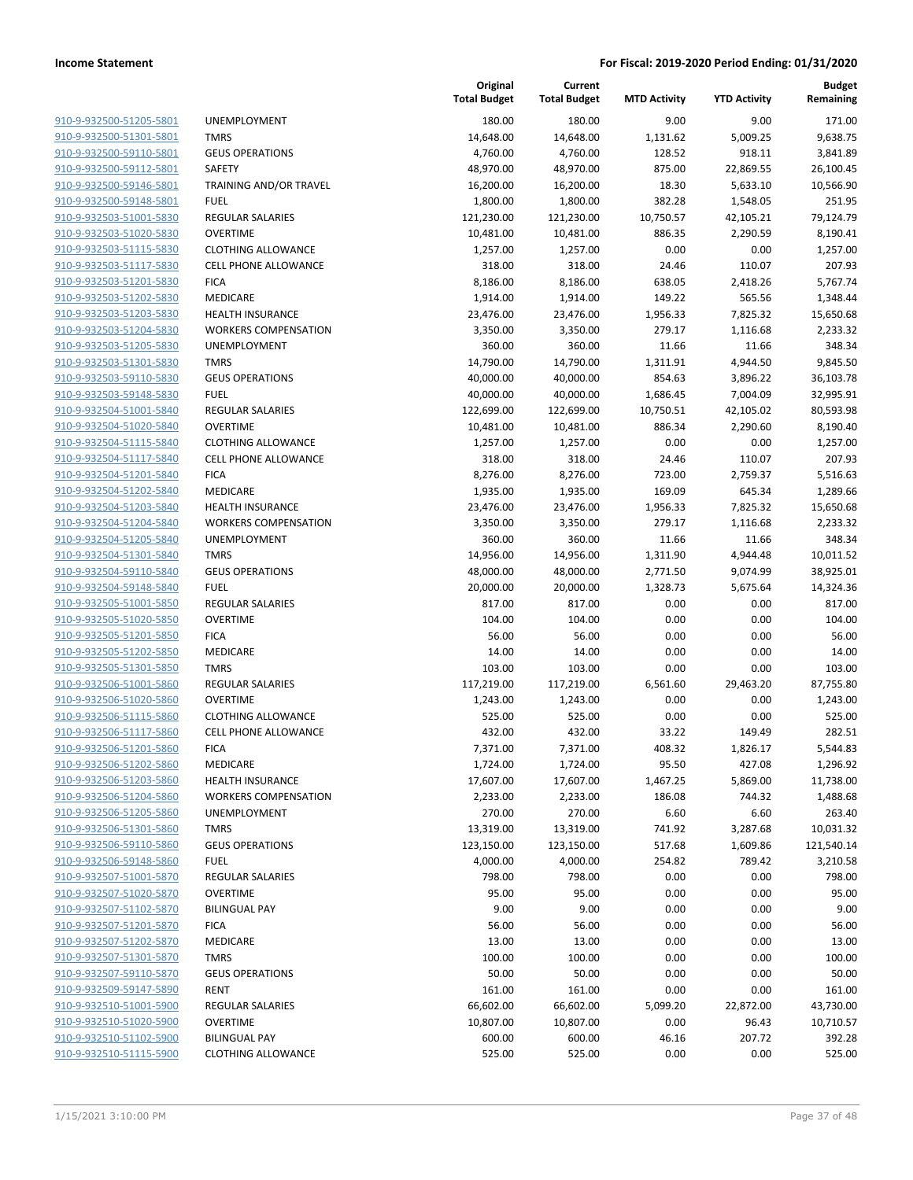**Income Statement** — **For Fiscal: 2019-2020 Period Ending: 01/31/2020**

| | | Original Total Budget | Current Total Budget | MTD Activity | YTD Activity | Budget Remaining |
|---|---|---|---|---|---|---|
| 910-9-932500-51205-5801 | UNEMPLOYMENT | 180.00 | 180.00 | 9.00 | 9.00 | 171.00 |
| 910-9-932500-51301-5801 | TMRS | 14,648.00 | 14,648.00 | 1,131.62 | 5,009.25 | 9,638.75 |
| 910-9-932500-59110-5801 | GEUS OPERATIONS | 4,760.00 | 4,760.00 | 128.52 | 918.11 | 3,841.89 |
| 910-9-932500-59112-5801 | SAFETY | 48,970.00 | 48,970.00 | 875.00 | 22,869.55 | 26,100.45 |
| 910-9-932500-59146-5801 | TRAINING AND/OR TRAVEL | 16,200.00 | 16,200.00 | 18.30 | 5,633.10 | 10,566.90 |
| 910-9-932500-59148-5801 | FUEL | 1,800.00 | 1,800.00 | 382.28 | 1,548.05 | 251.95 |
| 910-9-932503-51001-5830 | REGULAR SALARIES | 121,230.00 | 121,230.00 | 10,750.57 | 42,105.21 | 79,124.79 |
| 910-9-932503-51020-5830 | OVERTIME | 10,481.00 | 10,481.00 | 886.35 | 2,290.59 | 8,190.41 |
| 910-9-932503-51115-5830 | CLOTHING ALLOWANCE | 1,257.00 | 1,257.00 | 0.00 | 0.00 | 1,257.00 |
| 910-9-932503-51117-5830 | CELL PHONE ALLOWANCE | 318.00 | 318.00 | 24.46 | 110.07 | 207.93 |
| 910-9-932503-51201-5830 | FICA | 8,186.00 | 8,186.00 | 638.05 | 2,418.26 | 5,767.74 |
| 910-9-932503-51202-5830 | MEDICARE | 1,914.00 | 1,914.00 | 149.22 | 565.56 | 1,348.44 |
| 910-9-932503-51203-5830 | HEALTH INSURANCE | 23,476.00 | 23,476.00 | 1,956.33 | 7,825.32 | 15,650.68 |
| 910-9-932503-51204-5830 | WORKERS COMPENSATION | 3,350.00 | 3,350.00 | 279.17 | 1,116.68 | 2,233.32 |
| 910-9-932503-51205-5830 | UNEMPLOYMENT | 360.00 | 360.00 | 11.66 | 11.66 | 348.34 |
| 910-9-932503-51301-5830 | TMRS | 14,790.00 | 14,790.00 | 1,311.91 | 4,944.50 | 9,845.50 |
| 910-9-932503-59110-5830 | GEUS OPERATIONS | 40,000.00 | 40,000.00 | 854.63 | 3,896.22 | 36,103.78 |
| 910-9-932503-59148-5830 | FUEL | 40,000.00 | 40,000.00 | 1,686.45 | 7,004.09 | 32,995.91 |
| 910-9-932504-51001-5840 | REGULAR SALARIES | 122,699.00 | 122,699.00 | 10,750.51 | 42,105.02 | 80,593.98 |
| 910-9-932504-51020-5840 | OVERTIME | 10,481.00 | 10,481.00 | 886.34 | 2,290.60 | 8,190.40 |
| 910-9-932504-51115-5840 | CLOTHING ALLOWANCE | 1,257.00 | 1,257.00 | 0.00 | 0.00 | 1,257.00 |
| 910-9-932504-51117-5840 | CELL PHONE ALLOWANCE | 318.00 | 318.00 | 24.46 | 110.07 | 207.93 |
| 910-9-932504-51201-5840 | FICA | 8,276.00 | 8,276.00 | 723.00 | 2,759.37 | 5,516.63 |
| 910-9-932504-51202-5840 | MEDICARE | 1,935.00 | 1,935.00 | 169.09 | 645.34 | 1,289.66 |
| 910-9-932504-51203-5840 | HEALTH INSURANCE | 23,476.00 | 23,476.00 | 1,956.33 | 7,825.32 | 15,650.68 |
| 910-9-932504-51204-5840 | WORKERS COMPENSATION | 3,350.00 | 3,350.00 | 279.17 | 1,116.68 | 2,233.32 |
| 910-9-932504-51205-5840 | UNEMPLOYMENT | 360.00 | 360.00 | 11.66 | 11.66 | 348.34 |
| 910-9-932504-51301-5840 | TMRS | 14,956.00 | 14,956.00 | 1,311.90 | 4,944.48 | 10,011.52 |
| 910-9-932504-59110-5840 | GEUS OPERATIONS | 48,000.00 | 48,000.00 | 2,771.50 | 9,074.99 | 38,925.01 |
| 910-9-932504-59148-5840 | FUEL | 20,000.00 | 20,000.00 | 1,328.73 | 5,675.64 | 14,324.36 |
| 910-9-932505-51001-5850 | REGULAR SALARIES | 817.00 | 817.00 | 0.00 | 0.00 | 817.00 |
| 910-9-932505-51020-5850 | OVERTIME | 104.00 | 104.00 | 0.00 | 0.00 | 104.00 |
| 910-9-932505-51201-5850 | FICA | 56.00 | 56.00 | 0.00 | 0.00 | 56.00 |
| 910-9-932505-51202-5850 | MEDICARE | 14.00 | 14.00 | 0.00 | 0.00 | 14.00 |
| 910-9-932505-51301-5850 | TMRS | 103.00 | 103.00 | 0.00 | 0.00 | 103.00 |
| 910-9-932506-51001-5860 | REGULAR SALARIES | 117,219.00 | 117,219.00 | 6,561.60 | 29,463.20 | 87,755.80 |
| 910-9-932506-51020-5860 | OVERTIME | 1,243.00 | 1,243.00 | 0.00 | 0.00 | 1,243.00 |
| 910-9-932506-51115-5860 | CLOTHING ALLOWANCE | 525.00 | 525.00 | 0.00 | 0.00 | 525.00 |
| 910-9-932506-51117-5860 | CELL PHONE ALLOWANCE | 432.00 | 432.00 | 33.22 | 149.49 | 282.51 |
| 910-9-932506-51201-5860 | FICA | 7,371.00 | 7,371.00 | 408.32 | 1,826.17 | 5,544.83 |
| 910-9-932506-51202-5860 | MEDICARE | 1,724.00 | 1,724.00 | 95.50 | 427.08 | 1,296.92 |
| 910-9-932506-51203-5860 | HEALTH INSURANCE | 17,607.00 | 17,607.00 | 1,467.25 | 5,869.00 | 11,738.00 |
| 910-9-932506-51204-5860 | WORKERS COMPENSATION | 2,233.00 | 2,233.00 | 186.08 | 744.32 | 1,488.68 |
| 910-9-932506-51205-5860 | UNEMPLOYMENT | 270.00 | 270.00 | 6.60 | 6.60 | 263.40 |
| 910-9-932506-51301-5860 | TMRS | 13,319.00 | 13,319.00 | 741.92 | 3,287.68 | 10,031.32 |
| 910-9-932506-59110-5860 | GEUS OPERATIONS | 123,150.00 | 123,150.00 | 517.68 | 1,609.86 | 121,540.14 |
| 910-9-932506-59148-5860 | FUEL | 4,000.00 | 4,000.00 | 254.82 | 789.42 | 3,210.58 |
| 910-9-932507-51001-5870 | REGULAR SALARIES | 798.00 | 798.00 | 0.00 | 0.00 | 798.00 |
| 910-9-932507-51020-5870 | OVERTIME | 95.00 | 95.00 | 0.00 | 0.00 | 95.00 |
| 910-9-932507-51102-5870 | BILINGUAL PAY | 9.00 | 9.00 | 0.00 | 0.00 | 9.00 |
| 910-9-932507-51201-5870 | FICA | 56.00 | 56.00 | 0.00 | 0.00 | 56.00 |
| 910-9-932507-51202-5870 | MEDICARE | 13.00 | 13.00 | 0.00 | 0.00 | 13.00 |
| 910-9-932507-51301-5870 | TMRS | 100.00 | 100.00 | 0.00 | 0.00 | 100.00 |
| 910-9-932507-59110-5870 | GEUS OPERATIONS | 50.00 | 50.00 | 0.00 | 0.00 | 50.00 |
| 910-9-932509-59147-5890 | RENT | 161.00 | 161.00 | 0.00 | 0.00 | 161.00 |
| 910-9-932510-51001-5900 | REGULAR SALARIES | 66,602.00 | 66,602.00 | 5,099.20 | 22,872.00 | 43,730.00 |
| 910-9-932510-51020-5900 | OVERTIME | 10,807.00 | 10,807.00 | 0.00 | 96.43 | 10,710.57 |
| 910-9-932510-51102-5900 | BILINGUAL PAY | 600.00 | 600.00 | 46.16 | 207.72 | 392.28 |
| 910-9-932510-51115-5900 | CLOTHING ALLOWANCE | 525.00 | 525.00 | 0.00 | 0.00 | 525.00 |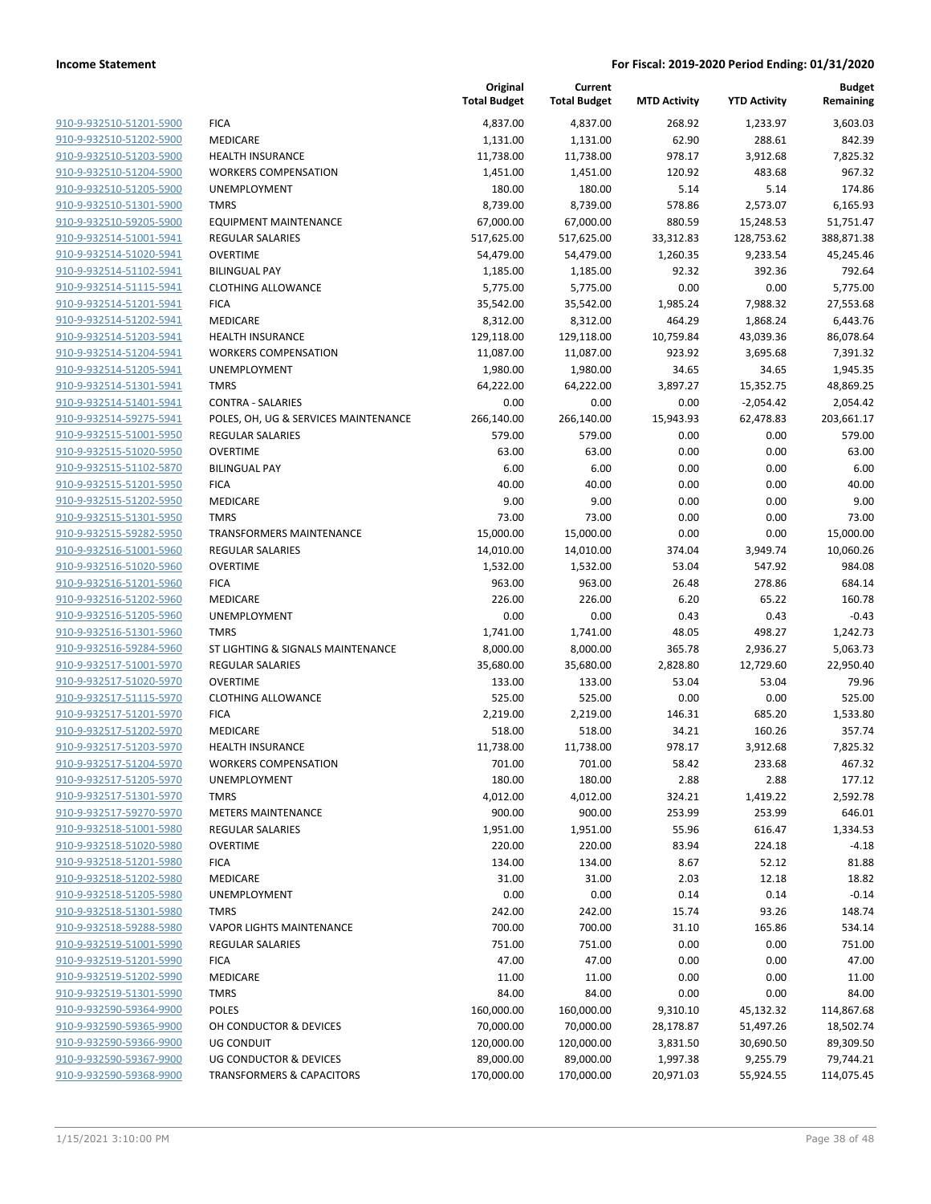| | | Original Total Budget | Current Total Budget | MTD Activity | YTD Activity | Budget Remaining |
|---|---|---|---|---|---|---|
| 910-9-932510-51201-5900 | FICA | 4,837.00 | 4,837.00 | 268.92 | 1,233.97 | 3,603.03 |
| 910-9-932510-51202-5900 | MEDICARE | 1,131.00 | 1,131.00 | 62.90 | 288.61 | 842.39 |
| 910-9-932510-51203-5900 | HEALTH INSURANCE | 11,738.00 | 11,738.00 | 978.17 | 3,912.68 | 7,825.32 |
| 910-9-932510-51204-5900 | WORKERS COMPENSATION | 1,451.00 | 1,451.00 | 120.92 | 483.68 | 967.32 |
| 910-9-932510-51205-5900 | UNEMPLOYMENT | 180.00 | 180.00 | 5.14 | 5.14 | 174.86 |
| 910-9-932510-51301-5900 | TMRS | 8,739.00 | 8,739.00 | 578.86 | 2,573.07 | 6,165.93 |
| 910-9-932510-59205-5900 | EQUIPMENT MAINTENANCE | 67,000.00 | 67,000.00 | 880.59 | 15,248.53 | 51,751.47 |
| 910-9-932514-51001-5941 | REGULAR SALARIES | 517,625.00 | 517,625.00 | 33,312.83 | 128,753.62 | 388,871.38 |
| 910-9-932514-51020-5941 | OVERTIME | 54,479.00 | 54,479.00 | 1,260.35 | 9,233.54 | 45,245.46 |
| 910-9-932514-51102-5941 | BILINGUAL PAY | 1,185.00 | 1,185.00 | 92.32 | 392.36 | 792.64 |
| 910-9-932514-51115-5941 | CLOTHING ALLOWANCE | 5,775.00 | 5,775.00 | 0.00 | 0.00 | 5,775.00 |
| 910-9-932514-51201-5941 | FICA | 35,542.00 | 35,542.00 | 1,985.24 | 7,988.32 | 27,553.68 |
| 910-9-932514-51202-5941 | MEDICARE | 8,312.00 | 8,312.00 | 464.29 | 1,868.24 | 6,443.76 |
| 910-9-932514-51203-5941 | HEALTH INSURANCE | 129,118.00 | 129,118.00 | 10,759.84 | 43,039.36 | 86,078.64 |
| 910-9-932514-51204-5941 | WORKERS COMPENSATION | 11,087.00 | 11,087.00 | 923.92 | 3,695.68 | 7,391.32 |
| 910-9-932514-51205-5941 | UNEMPLOYMENT | 1,980.00 | 1,980.00 | 34.65 | 34.65 | 1,945.35 |
| 910-9-932514-51301-5941 | TMRS | 64,222.00 | 64,222.00 | 3,897.27 | 15,352.75 | 48,869.25 |
| 910-9-932514-51401-5941 | CONTRA - SALARIES | 0.00 | 0.00 | 0.00 | -2,054.42 | 2,054.42 |
| 910-9-932514-59275-5941 | POLES, OH, UG & SERVICES MAINTENANCE | 266,140.00 | 266,140.00 | 15,943.93 | 62,478.83 | 203,661.17 |
| 910-9-932515-51001-5950 | REGULAR SALARIES | 579.00 | 579.00 | 0.00 | 0.00 | 579.00 |
| 910-9-932515-51020-5950 | OVERTIME | 63.00 | 63.00 | 0.00 | 0.00 | 63.00 |
| 910-9-932515-51102-5870 | BILINGUAL PAY | 6.00 | 6.00 | 0.00 | 0.00 | 6.00 |
| 910-9-932515-51201-5950 | FICA | 40.00 | 40.00 | 0.00 | 0.00 | 40.00 |
| 910-9-932515-51202-5950 | MEDICARE | 9.00 | 9.00 | 0.00 | 0.00 | 9.00 |
| 910-9-932515-51301-5950 | TMRS | 73.00 | 73.00 | 0.00 | 0.00 | 73.00 |
| 910-9-932515-59282-5950 | TRANSFORMERS MAINTENANCE | 15,000.00 | 15,000.00 | 0.00 | 0.00 | 15,000.00 |
| 910-9-932516-51001-5960 | REGULAR SALARIES | 14,010.00 | 14,010.00 | 374.04 | 3,949.74 | 10,060.26 |
| 910-9-932516-51020-5960 | OVERTIME | 1,532.00 | 1,532.00 | 53.04 | 547.92 | 984.08 |
| 910-9-932516-51201-5960 | FICA | 963.00 | 963.00 | 26.48 | 278.86 | 684.14 |
| 910-9-932516-51202-5960 | MEDICARE | 226.00 | 226.00 | 6.20 | 65.22 | 160.78 |
| 910-9-932516-51205-5960 | UNEMPLOYMENT | 0.00 | 0.00 | 0.43 | 0.43 | -0.43 |
| 910-9-932516-51301-5960 | TMRS | 1,741.00 | 1,741.00 | 48.05 | 498.27 | 1,242.73 |
| 910-9-932516-59284-5960 | ST LIGHTING & SIGNALS MAINTENANCE | 8,000.00 | 8,000.00 | 365.78 | 2,936.27 | 5,063.73 |
| 910-9-932517-51001-5970 | REGULAR SALARIES | 35,680.00 | 35,680.00 | 2,828.80 | 12,729.60 | 22,950.40 |
| 910-9-932517-51020-5970 | OVERTIME | 133.00 | 133.00 | 53.04 | 53.04 | 79.96 |
| 910-9-932517-51115-5970 | CLOTHING ALLOWANCE | 525.00 | 525.00 | 0.00 | 0.00 | 525.00 |
| 910-9-932517-51201-5970 | FICA | 2,219.00 | 2,219.00 | 146.31 | 685.20 | 1,533.80 |
| 910-9-932517-51202-5970 | MEDICARE | 518.00 | 518.00 | 34.21 | 160.26 | 357.74 |
| 910-9-932517-51203-5970 | HEALTH INSURANCE | 11,738.00 | 11,738.00 | 978.17 | 3,912.68 | 7,825.32 |
| 910-9-932517-51204-5970 | WORKERS COMPENSATION | 701.00 | 701.00 | 58.42 | 233.68 | 467.32 |
| 910-9-932517-51205-5970 | UNEMPLOYMENT | 180.00 | 180.00 | 2.88 | 2.88 | 177.12 |
| 910-9-932517-51301-5970 | TMRS | 4,012.00 | 4,012.00 | 324.21 | 1,419.22 | 2,592.78 |
| 910-9-932517-59270-5970 | METERS MAINTENANCE | 900.00 | 900.00 | 253.99 | 253.99 | 646.01 |
| 910-9-932518-51001-5980 | REGULAR SALARIES | 1,951.00 | 1,951.00 | 55.96 | 616.47 | 1,334.53 |
| 910-9-932518-51020-5980 | OVERTIME | 220.00 | 220.00 | 83.94 | 224.18 | -4.18 |
| 910-9-932518-51201-5980 | FICA | 134.00 | 134.00 | 8.67 | 52.12 | 81.88 |
| 910-9-932518-51202-5980 | MEDICARE | 31.00 | 31.00 | 2.03 | 12.18 | 18.82 |
| 910-9-932518-51205-5980 | UNEMPLOYMENT | 0.00 | 0.00 | 0.14 | 0.14 | -0.14 |
| 910-9-932518-51301-5980 | TMRS | 242.00 | 242.00 | 15.74 | 93.26 | 148.74 |
| 910-9-932518-59288-5980 | VAPOR LIGHTS MAINTENANCE | 700.00 | 700.00 | 31.10 | 165.86 | 534.14 |
| 910-9-932519-51001-5990 | REGULAR SALARIES | 751.00 | 751.00 | 0.00 | 0.00 | 751.00 |
| 910-9-932519-51201-5990 | FICA | 47.00 | 47.00 | 0.00 | 0.00 | 47.00 |
| 910-9-932519-51202-5990 | MEDICARE | 11.00 | 11.00 | 0.00 | 0.00 | 11.00 |
| 910-9-932519-51301-5990 | TMRS | 84.00 | 84.00 | 0.00 | 0.00 | 84.00 |
| 910-9-932590-59364-9900 | POLES | 160,000.00 | 160,000.00 | 9,310.10 | 45,132.32 | 114,867.68 |
| 910-9-932590-59365-9900 | OH CONDUCTOR & DEVICES | 70,000.00 | 70,000.00 | 28,178.87 | 51,497.26 | 18,502.74 |
| 910-9-932590-59366-9900 | UG CONDUIT | 120,000.00 | 120,000.00 | 3,831.50 | 30,690.50 | 89,309.50 |
| 910-9-932590-59367-9900 | UG CONDUCTOR & DEVICES | 89,000.00 | 89,000.00 | 1,997.38 | 9,255.79 | 79,744.21 |
| 910-9-932590-59368-9900 | TRANSFORMERS & CAPACITORS | 170,000.00 | 170,000.00 | 20,971.03 | 55,924.55 | 114,075.45 |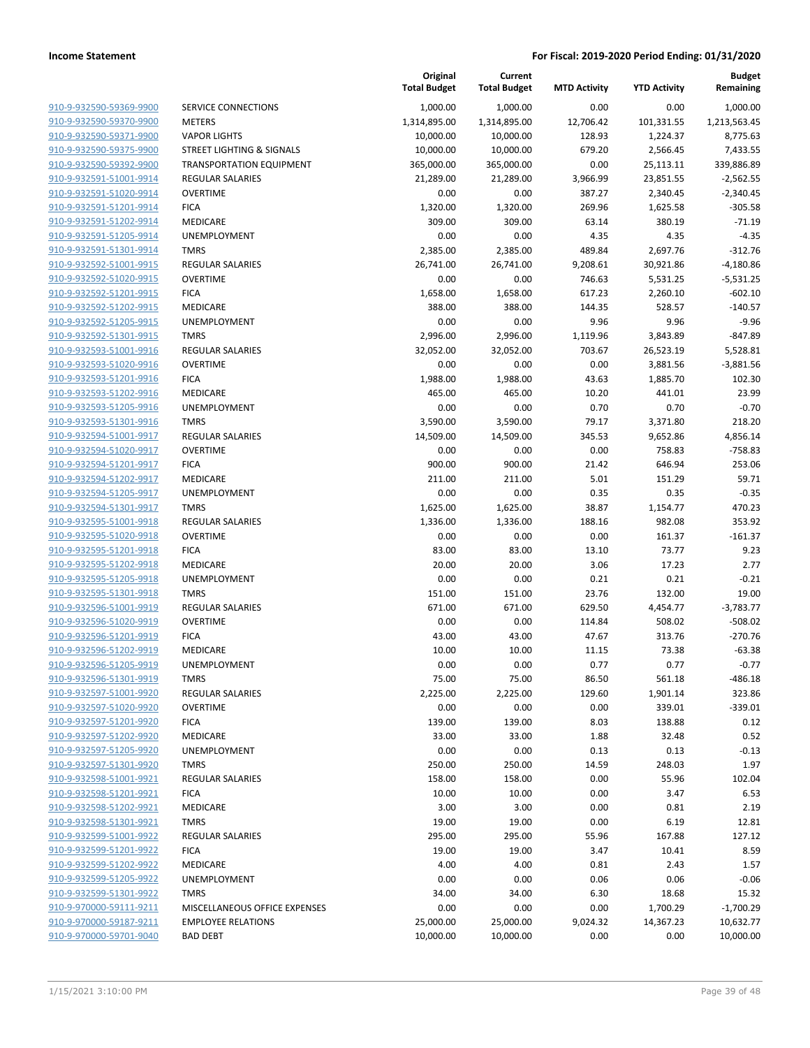| | | Original Total Budget | Current Total Budget | MTD Activity | YTD Activity | Budget Remaining |
|---|---|---|---|---|---|---|
| 910-9-932590-59369-9900 | SERVICE CONNECTIONS | 1,000.00 | 1,000.00 | 0.00 | 0.00 | 1,000.00 |
| 910-9-932590-59370-9900 | METERS | 1,314,895.00 | 1,314,895.00 | 12,706.42 | 101,331.55 | 1,213,563.45 |
| 910-9-932590-59371-9900 | VAPOR LIGHTS | 10,000.00 | 10,000.00 | 128.93 | 1,224.37 | 8,775.63 |
| 910-9-932590-59375-9900 | STREET LIGHTING & SIGNALS | 10,000.00 | 10,000.00 | 679.20 | 2,566.45 | 7,433.55 |
| 910-9-932590-59392-9900 | TRANSPORTATION EQUIPMENT | 365,000.00 | 365,000.00 | 0.00 | 25,113.11 | 339,886.89 |
| 910-9-932591-51001-9914 | REGULAR SALARIES | 21,289.00 | 21,289.00 | 3,966.99 | 23,851.55 | -2,562.55 |
| 910-9-932591-51020-9914 | OVERTIME | 0.00 | 0.00 | 387.27 | 2,340.45 | -2,340.45 |
| 910-9-932591-51201-9914 | FICA | 1,320.00 | 1,320.00 | 269.96 | 1,625.58 | -305.58 |
| 910-9-932591-51202-9914 | MEDICARE | 309.00 | 309.00 | 63.14 | 380.19 | -71.19 |
| 910-9-932591-51205-9914 | UNEMPLOYMENT | 0.00 | 0.00 | 4.35 | 4.35 | -4.35 |
| 910-9-932591-51301-9914 | TMRS | 2,385.00 | 2,385.00 | 489.84 | 2,697.76 | -312.76 |
| 910-9-932592-51001-9915 | REGULAR SALARIES | 26,741.00 | 26,741.00 | 9,208.61 | 30,921.86 | -4,180.86 |
| 910-9-932592-51020-9915 | OVERTIME | 0.00 | 0.00 | 746.63 | 5,531.25 | -5,531.25 |
| 910-9-932592-51201-9915 | FICA | 1,658.00 | 1,658.00 | 617.23 | 2,260.10 | -602.10 |
| 910-9-932592-51202-9915 | MEDICARE | 388.00 | 388.00 | 144.35 | 528.57 | -140.57 |
| 910-9-932592-51205-9915 | UNEMPLOYMENT | 0.00 | 0.00 | 9.96 | 9.96 | -9.96 |
| 910-9-932592-51301-9915 | TMRS | 2,996.00 | 2,996.00 | 1,119.96 | 3,843.89 | -847.89 |
| 910-9-932593-51001-9916 | REGULAR SALARIES | 32,052.00 | 32,052.00 | 703.67 | 26,523.19 | 5,528.81 |
| 910-9-932593-51020-9916 | OVERTIME | 0.00 | 0.00 | 0.00 | 3,881.56 | -3,881.56 |
| 910-9-932593-51201-9916 | FICA | 1,988.00 | 1,988.00 | 43.63 | 1,885.70 | 102.30 |
| 910-9-932593-51202-9916 | MEDICARE | 465.00 | 465.00 | 10.20 | 441.01 | 23.99 |
| 910-9-932593-51205-9916 | UNEMPLOYMENT | 0.00 | 0.00 | 0.70 | 0.70 | -0.70 |
| 910-9-932593-51301-9916 | TMRS | 3,590.00 | 3,590.00 | 79.17 | 3,371.80 | 218.20 |
| 910-9-932594-51001-9917 | REGULAR SALARIES | 14,509.00 | 14,509.00 | 345.53 | 9,652.86 | 4,856.14 |
| 910-9-932594-51020-9917 | OVERTIME | 0.00 | 0.00 | 0.00 | 758.83 | -758.83 |
| 910-9-932594-51201-9917 | FICA | 900.00 | 900.00 | 21.42 | 646.94 | 253.06 |
| 910-9-932594-51202-9917 | MEDICARE | 211.00 | 211.00 | 5.01 | 151.29 | 59.71 |
| 910-9-932594-51205-9917 | UNEMPLOYMENT | 0.00 | 0.00 | 0.35 | 0.35 | -0.35 |
| 910-9-932594-51301-9917 | TMRS | 1,625.00 | 1,625.00 | 38.87 | 1,154.77 | 470.23 |
| 910-9-932595-51001-9918 | REGULAR SALARIES | 1,336.00 | 1,336.00 | 188.16 | 982.08 | 353.92 |
| 910-9-932595-51020-9918 | OVERTIME | 0.00 | 0.00 | 0.00 | 161.37 | -161.37 |
| 910-9-932595-51201-9918 | FICA | 83.00 | 83.00 | 13.10 | 73.77 | 9.23 |
| 910-9-932595-51202-9918 | MEDICARE | 20.00 | 20.00 | 3.06 | 17.23 | 2.77 |
| 910-9-932595-51205-9918 | UNEMPLOYMENT | 0.00 | 0.00 | 0.21 | 0.21 | -0.21 |
| 910-9-932595-51301-9918 | TMRS | 151.00 | 151.00 | 23.76 | 132.00 | 19.00 |
| 910-9-932596-51001-9919 | REGULAR SALARIES | 671.00 | 671.00 | 629.50 | 4,454.77 | -3,783.77 |
| 910-9-932596-51020-9919 | OVERTIME | 0.00 | 0.00 | 114.84 | 508.02 | -508.02 |
| 910-9-932596-51201-9919 | FICA | 43.00 | 43.00 | 47.67 | 313.76 | -270.76 |
| 910-9-932596-51202-9919 | MEDICARE | 10.00 | 10.00 | 11.15 | 73.38 | -63.38 |
| 910-9-932596-51205-9919 | UNEMPLOYMENT | 0.00 | 0.00 | 0.77 | 0.77 | -0.77 |
| 910-9-932596-51301-9919 | TMRS | 75.00 | 75.00 | 86.50 | 561.18 | -486.18 |
| 910-9-932597-51001-9920 | REGULAR SALARIES | 2,225.00 | 2,225.00 | 129.60 | 1,901.14 | 323.86 |
| 910-9-932597-51020-9920 | OVERTIME | 0.00 | 0.00 | 0.00 | 339.01 | -339.01 |
| 910-9-932597-51201-9920 | FICA | 139.00 | 139.00 | 8.03 | 138.88 | 0.12 |
| 910-9-932597-51202-9920 | MEDICARE | 33.00 | 33.00 | 1.88 | 32.48 | 0.52 |
| 910-9-932597-51205-9920 | UNEMPLOYMENT | 0.00 | 0.00 | 0.13 | 0.13 | -0.13 |
| 910-9-932597-51301-9920 | TMRS | 250.00 | 250.00 | 14.59 | 248.03 | 1.97 |
| 910-9-932598-51001-9921 | REGULAR SALARIES | 158.00 | 158.00 | 0.00 | 55.96 | 102.04 |
| 910-9-932598-51201-9921 | FICA | 10.00 | 10.00 | 0.00 | 3.47 | 6.53 |
| 910-9-932598-51202-9921 | MEDICARE | 3.00 | 3.00 | 0.00 | 0.81 | 2.19 |
| 910-9-932598-51301-9921 | TMRS | 19.00 | 19.00 | 0.00 | 6.19 | 12.81 |
| 910-9-932599-51001-9922 | REGULAR SALARIES | 295.00 | 295.00 | 55.96 | 167.88 | 127.12 |
| 910-9-932599-51201-9922 | FICA | 19.00 | 19.00 | 3.47 | 10.41 | 8.59 |
| 910-9-932599-51202-9922 | MEDICARE | 4.00 | 4.00 | 0.81 | 2.43 | 1.57 |
| 910-9-932599-51205-9922 | UNEMPLOYMENT | 0.00 | 0.00 | 0.06 | 0.06 | -0.06 |
| 910-9-932599-51301-9922 | TMRS | 34.00 | 34.00 | 6.30 | 18.68 | 15.32 |
| 910-9-970000-59111-9211 | MISCELLANEOUS OFFICE EXPENSES | 0.00 | 0.00 | 0.00 | 1,700.29 | -1,700.29 |
| 910-9-970000-59187-9211 | EMPLOYEE RELATIONS | 25,000.00 | 25,000.00 | 9,024.32 | 14,367.23 | 10,632.77 |
| 910-9-970000-59701-9040 | BAD DEBT | 10,000.00 | 10,000.00 | 0.00 | 0.00 | 10,000.00 |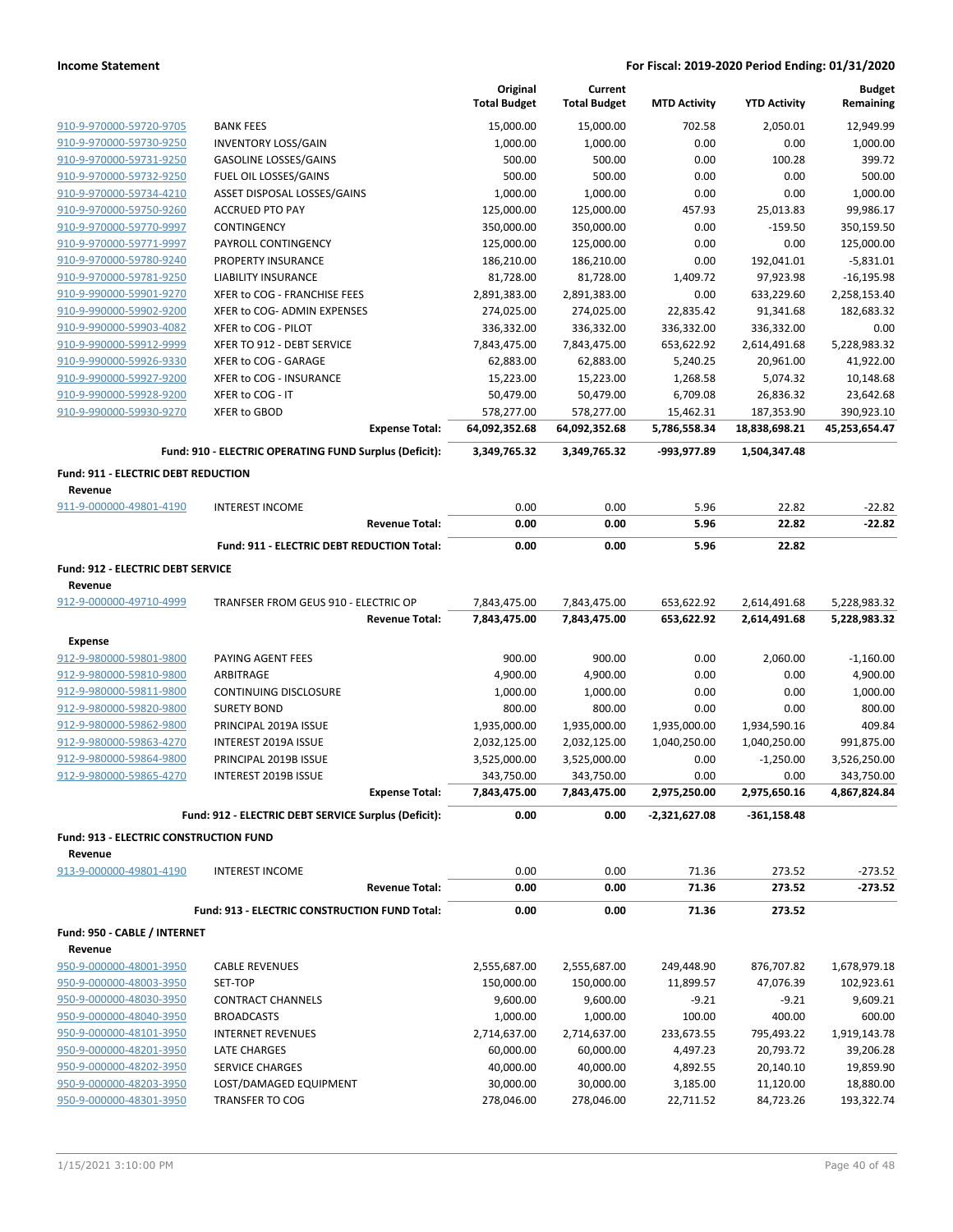**Income Statement** — **For Fiscal: 2019-2020 Period Ending: 01/31/2020**

| | | Original Total Budget | Current Total Budget | MTD Activity | YTD Activity | Budget Remaining |
|---|---|---|---|---|---|---|
| 910-9-970000-59720-9705 | BANK FEES | 15,000.00 | 15,000.00 | 702.58 | 2,050.01 | 12,949.99 |
| 910-9-970000-59730-9250 | INVENTORY LOSS/GAIN | 1,000.00 | 1,000.00 | 0.00 | 0.00 | 1,000.00 |
| 910-9-970000-59731-9250 | GASOLINE LOSSES/GAINS | 500.00 | 500.00 | 0.00 | 100.28 | 399.72 |
| 910-9-970000-59732-9250 | FUEL OIL LOSSES/GAINS | 500.00 | 500.00 | 0.00 | 0.00 | 500.00 |
| 910-9-970000-59734-4210 | ASSET DISPOSAL LOSSES/GAINS | 1,000.00 | 1,000.00 | 0.00 | 0.00 | 1,000.00 |
| 910-9-970000-59750-9260 | ACCRUED PTO PAY | 125,000.00 | 125,000.00 | 457.93 | 25,013.83 | 99,986.17 |
| 910-9-970000-59770-9997 | CONTINGENCY | 350,000.00 | 350,000.00 | 0.00 | -159.50 | 350,159.50 |
| 910-9-970000-59771-9997 | PAYROLL CONTINGENCY | 125,000.00 | 125,000.00 | 0.00 | 0.00 | 125,000.00 |
| 910-9-970000-59780-9240 | PROPERTY INSURANCE | 186,210.00 | 186,210.00 | 0.00 | 192,041.01 | -5,831.01 |
| 910-9-970000-59781-9250 | LIABILITY INSURANCE | 81,728.00 | 81,728.00 | 1,409.72 | 97,923.98 | -16,195.98 |
| 910-9-990000-59901-9270 | XFER to COG - FRANCHISE FEES | 2,891,383.00 | 2,891,383.00 | 0.00 | 633,229.60 | 2,258,153.40 |
| 910-9-990000-59902-9200 | XFER to COG- ADMIN EXPENSES | 274,025.00 | 274,025.00 | 22,835.42 | 91,341.68 | 182,683.32 |
| 910-9-990000-59903-4082 | XFER to COG - PILOT | 336,332.00 | 336,332.00 | 336,332.00 | 336,332.00 | 0.00 |
| 910-9-990000-59912-9999 | XFER TO 912 - DEBT SERVICE | 7,843,475.00 | 7,843,475.00 | 653,622.92 | 2,614,491.68 | 5,228,983.32 |
| 910-9-990000-59926-9330 | XFER to COG - GARAGE | 62,883.00 | 62,883.00 | 5,240.25 | 20,961.00 | 41,922.00 |
| 910-9-990000-59927-9200 | XFER to COG - INSURANCE | 15,223.00 | 15,223.00 | 1,268.58 | 5,074.32 | 10,148.68 |
| 910-9-990000-59928-9200 | XFER to COG - IT | 50,479.00 | 50,479.00 | 6,709.08 | 26,836.32 | 23,642.68 |
| 910-9-990000-59930-9270 | XFER to GBOD | 578,277.00 | 578,277.00 | 15,462.31 | 187,353.90 | 390,923.10 |
| | **Expense Total:** | **64,092,352.68** | **64,092,352.68** | **5,786,558.34** | **18,838,698.21** | **45,253,654.47** |
| | **Fund: 910 - ELECTRIC OPERATING FUND Surplus (Deficit):** | **3,349,765.32** | **3,349,765.32** | **-993,977.89** | **1,504,347.48** | |
| **Fund: 911 - ELECTRIC DEBT REDUCTION** | | | | | | |
| **Revenue** | | | | | | |
| 911-9-000000-49801-4190 | INTEREST INCOME | 0.00 | 0.00 | 5.96 | 22.82 | -22.82 |
| | **Revenue Total:** | **0.00** | **0.00** | **5.96** | **22.82** | **-22.82** |
| | **Fund: 911 - ELECTRIC DEBT REDUCTION Total:** | **0.00** | **0.00** | **5.96** | **22.82** | |
| **Fund: 912 - ELECTRIC DEBT SERVICE** | | | | | | |
| **Revenue** | | | | | | |
| 912-9-000000-49710-4999 | TRANFSER FROM GEUS 910 - ELECTRIC OP | 7,843,475.00 | 7,843,475.00 | 653,622.92 | 2,614,491.68 | 5,228,983.32 |
| | **Revenue Total:** | **7,843,475.00** | **7,843,475.00** | **653,622.92** | **2,614,491.68** | **5,228,983.32** |
| **Expense** | | | | | | |
| 912-9-980000-59801-9800 | PAYING AGENT FEES | 900.00 | 900.00 | 0.00 | 2,060.00 | -1,160.00 |
| 912-9-980000-59810-9800 | ARBITRAGE | 4,900.00 | 4,900.00 | 0.00 | 0.00 | 4,900.00 |
| 912-9-980000-59811-9800 | CONTINUING DISCLOSURE | 1,000.00 | 1,000.00 | 0.00 | 0.00 | 1,000.00 |
| 912-9-980000-59820-9800 | SURETY BOND | 800.00 | 800.00 | 0.00 | 0.00 | 800.00 |
| 912-9-980000-59862-9800 | PRINCIPAL 2019A ISSUE | 1,935,000.00 | 1,935,000.00 | 1,935,000.00 | 1,934,590.16 | 409.84 |
| 912-9-980000-59863-4270 | INTEREST 2019A ISSUE | 2,032,125.00 | 2,032,125.00 | 1,040,250.00 | 1,040,250.00 | 991,875.00 |
| 912-9-980000-59864-9800 | PRINCIPAL 2019B ISSUE | 3,525,000.00 | 3,525,000.00 | 0.00 | -1,250.00 | 3,526,250.00 |
| 912-9-980000-59865-4270 | INTEREST 2019B ISSUE | 343,750.00 | 343,750.00 | 0.00 | 0.00 | 343,750.00 |
| | **Expense Total:** | **7,843,475.00** | **7,843,475.00** | **2,975,250.00** | **2,975,650.16** | **4,867,824.84** |
| | **Fund: 912 - ELECTRIC DEBT SERVICE Surplus (Deficit):** | **0.00** | **0.00** | **-2,321,627.08** | **-361,158.48** | |
| **Fund: 913 - ELECTRIC CONSTRUCTION FUND** | | | | | | |
| **Revenue** | | | | | | |
| 913-9-000000-49801-4190 | INTEREST INCOME | 0.00 | 0.00 | 71.36 | 273.52 | -273.52 |
| | **Revenue Total:** | **0.00** | **0.00** | **71.36** | **273.52** | **-273.52** |
| | **Fund: 913 - ELECTRIC CONSTRUCTION FUND Total:** | **0.00** | **0.00** | **71.36** | **273.52** | |
| **Fund: 950 - CABLE / INTERNET** | | | | | | |
| **Revenue** | | | | | | |
| 950-9-000000-48001-3950 | CABLE REVENUES | 2,555,687.00 | 2,555,687.00 | 249,448.90 | 876,707.82 | 1,678,979.18 |
| 950-9-000000-48003-3950 | SET-TOP | 150,000.00 | 150,000.00 | 11,899.57 | 47,076.39 | 102,923.61 |
| 950-9-000000-48030-3950 | CONTRACT CHANNELS | 9,600.00 | 9,600.00 | -9.21 | -9.21 | 9,609.21 |
| 950-9-000000-48040-3950 | BROADCASTS | 1,000.00 | 1,000.00 | 100.00 | 400.00 | 600.00 |
| 950-9-000000-48101-3950 | INTERNET REVENUES | 2,714,637.00 | 2,714,637.00 | 233,673.55 | 795,493.22 | 1,919,143.78 |
| 950-9-000000-48201-3950 | LATE CHARGES | 60,000.00 | 60,000.00 | 4,497.23 | 20,793.72 | 39,206.28 |
| 950-9-000000-48202-3950 | SERVICE CHARGES | 40,000.00 | 40,000.00 | 4,892.55 | 20,140.10 | 19,859.90 |
| 950-9-000000-48203-3950 | LOST/DAMAGED EQUIPMENT | 30,000.00 | 30,000.00 | 3,185.00 | 11,120.00 | 18,880.00 |
| 950-9-000000-48301-3950 | TRANSFER TO COG | 278,046.00 | 278,046.00 | 22,711.52 | 84,723.26 | 193,322.74 |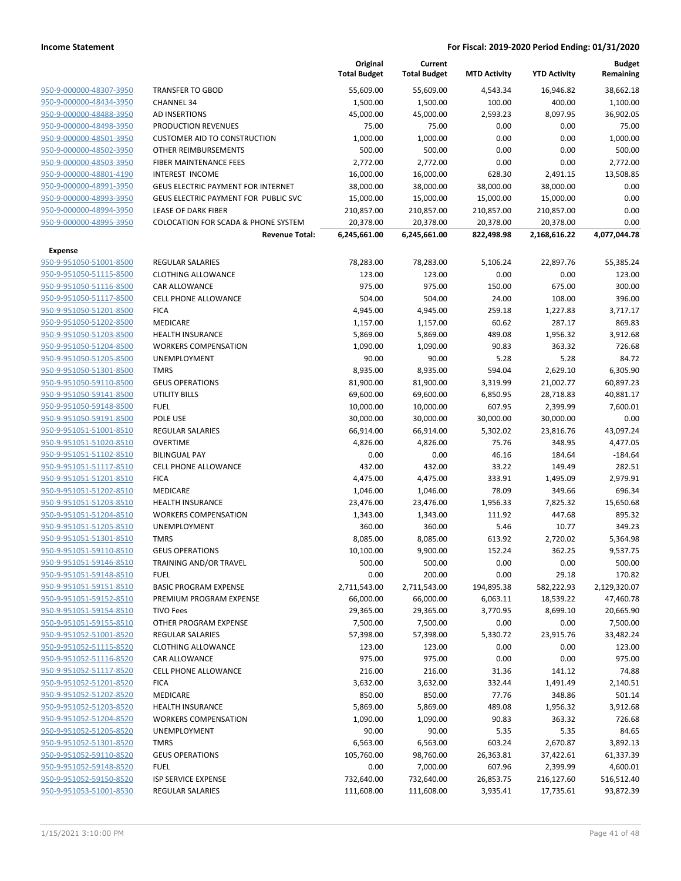**Income Statement** | **For Fiscal: 2019-2020 Period Ending: 01/31/2020**

| | | Original Total Budget | Current Total Budget | MTD Activity | YTD Activity | Budget Remaining |
|---|---|---|---|---|---|---|
| 950-9-000000-48307-3950 | TRANSFER TO GBOD | 55,609.00 | 55,609.00 | 4,543.34 | 16,946.82 | 38,662.18 |
| 950-9-000000-48434-3950 | CHANNEL 34 | 1,500.00 | 1,500.00 | 100.00 | 400.00 | 1,100.00 |
| 950-9-000000-48488-3950 | AD INSERTIONS | 45,000.00 | 45,000.00 | 2,593.23 | 8,097.95 | 36,902.05 |
| 950-9-000000-48498-3950 | PRODUCTION REVENUES | 75.00 | 75.00 | 0.00 | 0.00 | 75.00 |
| 950-9-000000-48501-3950 | CUSTOMER AID TO CONSTRUCTION | 1,000.00 | 1,000.00 | 0.00 | 0.00 | 1,000.00 |
| 950-9-000000-48502-3950 | OTHER REIMBURSEMENTS | 500.00 | 500.00 | 0.00 | 0.00 | 500.00 |
| 950-9-000000-48503-3950 | FIBER MAINTENANCE FEES | 2,772.00 | 2,772.00 | 0.00 | 0.00 | 2,772.00 |
| 950-9-000000-48801-4190 | INTEREST INCOME | 16,000.00 | 16,000.00 | 628.30 | 2,491.15 | 13,508.85 |
| 950-9-000000-48991-3950 | GEUS ELECTRIC PAYMENT FOR INTERNET | 38,000.00 | 38,000.00 | 38,000.00 | 38,000.00 | 0.00 |
| 950-9-000000-48993-3950 | GEUS ELECTRIC PAYMENT FOR PUBLIC SVC | 15,000.00 | 15,000.00 | 15,000.00 | 15,000.00 | 0.00 |
| 950-9-000000-48994-3950 | LEASE OF DARK FIBER | 210,857.00 | 210,857.00 | 210,857.00 | 210,857.00 | 0.00 |
| 950-9-000000-48995-3950 | COLOCATION FOR SCADA & PHONE SYSTEM | 20,378.00 | 20,378.00 | 20,378.00 | 20,378.00 | 0.00 |
| | **Revenue Total:** | **6,245,661.00** | **6,245,661.00** | **822,498.98** | **2,168,616.22** | **4,077,044.78** |
| **Expense** | | | | | | |
| 950-9-951050-51001-8500 | REGULAR SALARIES | 78,283.00 | 78,283.00 | 5,106.24 | 22,897.76 | 55,385.24 |
| 950-9-951050-51115-8500 | CLOTHING ALLOWANCE | 123.00 | 123.00 | 0.00 | 0.00 | 123.00 |
| 950-9-951050-51116-8500 | CAR ALLOWANCE | 975.00 | 975.00 | 150.00 | 675.00 | 300.00 |
| 950-9-951050-51117-8500 | CELL PHONE ALLOWANCE | 504.00 | 504.00 | 24.00 | 108.00 | 396.00 |
| 950-9-951050-51201-8500 | FICA | 4,945.00 | 4,945.00 | 259.18 | 1,227.83 | 3,717.17 |
| 950-9-951050-51202-8500 | MEDICARE | 1,157.00 | 1,157.00 | 60.62 | 287.17 | 869.83 |
| 950-9-951050-51203-8500 | HEALTH INSURANCE | 5,869.00 | 5,869.00 | 489.08 | 1,956.32 | 3,912.68 |
| 950-9-951050-51204-8500 | WORKERS COMPENSATION | 1,090.00 | 1,090.00 | 90.83 | 363.32 | 726.68 |
| 950-9-951050-51205-8500 | UNEMPLOYMENT | 90.00 | 90.00 | 5.28 | 5.28 | 84.72 |
| 950-9-951050-51301-8500 | TMRS | 8,935.00 | 8,935.00 | 594.04 | 2,629.10 | 6,305.90 |
| 950-9-951050-59110-8500 | GEUS OPERATIONS | 81,900.00 | 81,900.00 | 3,319.99 | 21,002.77 | 60,897.23 |
| 950-9-951050-59141-8500 | UTILITY BILLS | 69,600.00 | 69,600.00 | 6,850.95 | 28,718.83 | 40,881.17 |
| 950-9-951050-59148-8500 | FUEL | 10,000.00 | 10,000.00 | 607.95 | 2,399.99 | 7,600.01 |
| 950-9-951050-59191-8500 | POLE USE | 30,000.00 | 30,000.00 | 30,000.00 | 30,000.00 | 0.00 |
| 950-9-951051-51001-8510 | REGULAR SALARIES | 66,914.00 | 66,914.00 | 5,302.02 | 23,816.76 | 43,097.24 |
| 950-9-951051-51020-8510 | OVERTIME | 4,826.00 | 4,826.00 | 75.76 | 348.95 | 4,477.05 |
| 950-9-951051-51102-8510 | BILINGUAL PAY | 0.00 | 0.00 | 46.16 | 184.64 | -184.64 |
| 950-9-951051-51117-8510 | CELL PHONE ALLOWANCE | 432.00 | 432.00 | 33.22 | 149.49 | 282.51 |
| 950-9-951051-51201-8510 | FICA | 4,475.00 | 4,475.00 | 333.91 | 1,495.09 | 2,979.91 |
| 950-9-951051-51202-8510 | MEDICARE | 1,046.00 | 1,046.00 | 78.09 | 349.66 | 696.34 |
| 950-9-951051-51203-8510 | HEALTH INSURANCE | 23,476.00 | 23,476.00 | 1,956.33 | 7,825.32 | 15,650.68 |
| 950-9-951051-51204-8510 | WORKERS COMPENSATION | 1,343.00 | 1,343.00 | 111.92 | 447.68 | 895.32 |
| 950-9-951051-51205-8510 | UNEMPLOYMENT | 360.00 | 360.00 | 5.46 | 10.77 | 349.23 |
| 950-9-951051-51301-8510 | TMRS | 8,085.00 | 8,085.00 | 613.92 | 2,720.02 | 5,364.98 |
| 950-9-951051-59110-8510 | GEUS OPERATIONS | 10,100.00 | 9,900.00 | 152.24 | 362.25 | 9,537.75 |
| 950-9-951051-59146-8510 | TRAINING AND/OR TRAVEL | 500.00 | 500.00 | 0.00 | 0.00 | 500.00 |
| 950-9-951051-59148-8510 | FUEL | 0.00 | 200.00 | 0.00 | 29.18 | 170.82 |
| 950-9-951051-59151-8510 | BASIC PROGRAM EXPENSE | 2,711,543.00 | 2,711,543.00 | 194,895.38 | 582,222.93 | 2,129,320.07 |
| 950-9-951051-59152-8510 | PREMIUM PROGRAM EXPENSE | 66,000.00 | 66,000.00 | 6,063.11 | 18,539.22 | 47,460.78 |
| 950-9-951051-59154-8510 | TIVO Fees | 29,365.00 | 29,365.00 | 3,770.95 | 8,699.10 | 20,665.90 |
| 950-9-951051-59155-8510 | OTHER PROGRAM EXPENSE | 7,500.00 | 7,500.00 | 0.00 | 0.00 | 7,500.00 |
| 950-9-951052-51001-8520 | REGULAR SALARIES | 57,398.00 | 57,398.00 | 5,330.72 | 23,915.76 | 33,482.24 |
| 950-9-951052-51115-8520 | CLOTHING ALLOWANCE | 123.00 | 123.00 | 0.00 | 0.00 | 123.00 |
| 950-9-951052-51116-8520 | CAR ALLOWANCE | 975.00 | 975.00 | 0.00 | 0.00 | 975.00 |
| 950-9-951052-51117-8520 | CELL PHONE ALLOWANCE | 216.00 | 216.00 | 31.36 | 141.12 | 74.88 |
| 950-9-951052-51201-8520 | FICA | 3,632.00 | 3,632.00 | 332.44 | 1,491.49 | 2,140.51 |
| 950-9-951052-51202-8520 | MEDICARE | 850.00 | 850.00 | 77.76 | 348.86 | 501.14 |
| 950-9-951052-51203-8520 | HEALTH INSURANCE | 5,869.00 | 5,869.00 | 489.08 | 1,956.32 | 3,912.68 |
| 950-9-951052-51204-8520 | WORKERS COMPENSATION | 1,090.00 | 1,090.00 | 90.83 | 363.32 | 726.68 |
| 950-9-951052-51205-8520 | UNEMPLOYMENT | 90.00 | 90.00 | 5.35 | 5.35 | 84.65 |
| 950-9-951052-51301-8520 | TMRS | 6,563.00 | 6,563.00 | 603.24 | 2,670.87 | 3,892.13 |
| 950-9-951052-59110-8520 | GEUS OPERATIONS | 105,760.00 | 98,760.00 | 26,363.81 | 37,422.61 | 61,337.39 |
| 950-9-951052-59148-8520 | FUEL | 0.00 | 7,000.00 | 607.96 | 2,399.99 | 4,600.01 |
| 950-9-951052-59150-8520 | ISP SERVICE EXPENSE | 732,640.00 | 732,640.00 | 26,853.75 | 216,127.60 | 516,512.40 |
| 950-9-951053-51001-8530 | REGULAR SALARIES | 111,608.00 | 111,608.00 | 3,935.41 | 17,735.61 | 93,872.39 |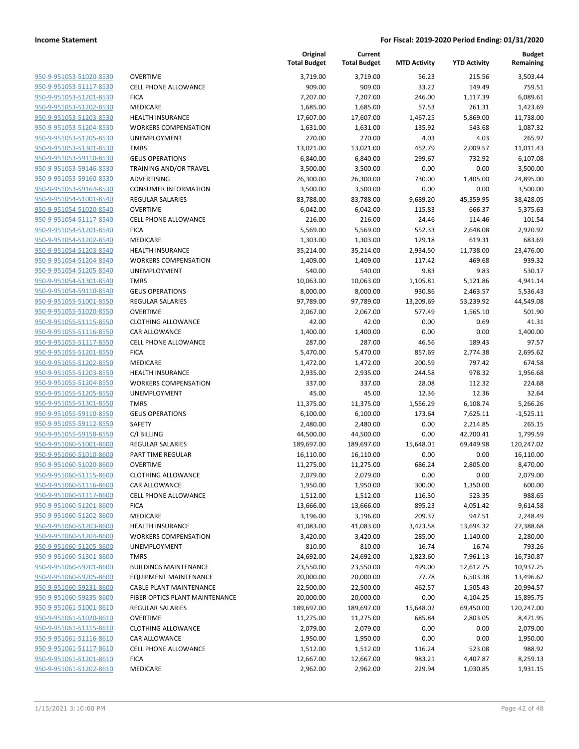**Income Statement** **For Fiscal: 2019-2020 Period Ending: 01/31/2020**

| | | Original Total Budget | Current Total Budget | MTD Activity | YTD Activity | Budget Remaining |
|---|---|---|---|---|---|---|
| 950-9-951053-51020-8530 | OVERTIME | 3,719.00 | 3,719.00 | 56.23 | 215.56 | 3,503.44 |
| 950-9-951053-51117-8530 | CELL PHONE ALLOWANCE | 909.00 | 909.00 | 33.22 | 149.49 | 759.51 |
| 950-9-951053-51201-8530 | FICA | 7,207.00 | 7,207.00 | 246.00 | 1,117.39 | 6,089.61 |
| 950-9-951053-51202-8530 | MEDICARE | 1,685.00 | 1,685.00 | 57.53 | 261.31 | 1,423.69 |
| 950-9-951053-51203-8530 | HEALTH INSURANCE | 17,607.00 | 17,607.00 | 1,467.25 | 5,869.00 | 11,738.00 |
| 950-9-951053-51204-8530 | WORKERS COMPENSATION | 1,631.00 | 1,631.00 | 135.92 | 543.68 | 1,087.32 |
| 950-9-951053-51205-8530 | UNEMPLOYMENT | 270.00 | 270.00 | 4.03 | 4.03 | 265.97 |
| 950-9-951053-51301-8530 | TMRS | 13,021.00 | 13,021.00 | 452.79 | 2,009.57 | 11,011.43 |
| 950-9-951053-59110-8530 | GEUS OPERATIONS | 6,840.00 | 6,840.00 | 299.67 | 732.92 | 6,107.08 |
| 950-9-951053-59146-8530 | TRAINING AND/OR TRAVEL | 3,500.00 | 3,500.00 | 0.00 | 0.00 | 3,500.00 |
| 950-9-951053-59160-8530 | ADVERTISING | 26,300.00 | 26,300.00 | 730.00 | 1,405.00 | 24,895.00 |
| 950-9-951053-59164-8530 | CONSUMER INFORMATION | 3,500.00 | 3,500.00 | 0.00 | 0.00 | 3,500.00 |
| 950-9-951054-51001-8540 | REGULAR SALARIES | 83,788.00 | 83,788.00 | 9,689.20 | 45,359.95 | 38,428.05 |
| 950-9-951054-51020-8540 | OVERTIME | 6,042.00 | 6,042.00 | 115.83 | 666.37 | 5,375.63 |
| 950-9-951054-51117-8540 | CELL PHONE ALLOWANCE | 216.00 | 216.00 | 24.46 | 114.46 | 101.54 |
| 950-9-951054-51201-8540 | FICA | 5,569.00 | 5,569.00 | 552.33 | 2,648.08 | 2,920.92 |
| 950-9-951054-51202-8540 | MEDICARE | 1,303.00 | 1,303.00 | 129.18 | 619.31 | 683.69 |
| 950-9-951054-51203-8540 | HEALTH INSURANCE | 35,214.00 | 35,214.00 | 2,934.50 | 11,738.00 | 23,476.00 |
| 950-9-951054-51204-8540 | WORKERS COMPENSATION | 1,409.00 | 1,409.00 | 117.42 | 469.68 | 939.32 |
| 950-9-951054-51205-8540 | UNEMPLOYMENT | 540.00 | 540.00 | 9.83 | 9.83 | 530.17 |
| 950-9-951054-51301-8540 | TMRS | 10,063.00 | 10,063.00 | 1,105.81 | 5,121.86 | 4,941.14 |
| 950-9-951054-59110-8540 | GEUS OPERATIONS | 8,000.00 | 8,000.00 | 930.86 | 2,463.57 | 5,536.43 |
| 950-9-951055-51001-8550 | REGULAR SALARIES | 97,789.00 | 97,789.00 | 13,209.69 | 53,239.92 | 44,549.08 |
| 950-9-951055-51020-8550 | OVERTIME | 2,067.00 | 2,067.00 | 577.49 | 1,565.10 | 501.90 |
| 950-9-951055-51115-8550 | CLOTHING ALLOWANCE | 42.00 | 42.00 | 0.00 | 0.69 | 41.31 |
| 950-9-951055-51116-8550 | CAR ALLOWANCE | 1,400.00 | 1,400.00 | 0.00 | 0.00 | 1,400.00 |
| 950-9-951055-51117-8550 | CELL PHONE ALLOWANCE | 287.00 | 287.00 | 46.56 | 189.43 | 97.57 |
| 950-9-951055-51201-8550 | FICA | 5,470.00 | 5,470.00 | 857.69 | 2,774.38 | 2,695.62 |
| 950-9-951055-51202-8550 | MEDICARE | 1,472.00 | 1,472.00 | 200.59 | 797.42 | 674.58 |
| 950-9-951055-51203-8550 | HEALTH INSURANCE | 2,935.00 | 2,935.00 | 244.58 | 978.32 | 1,956.68 |
| 950-9-951055-51204-8550 | WORKERS COMPENSATION | 337.00 | 337.00 | 28.08 | 112.32 | 224.68 |
| 950-9-951055-51205-8550 | UNEMPLOYMENT | 45.00 | 45.00 | 12.36 | 12.36 | 32.64 |
| 950-9-951055-51301-8550 | TMRS | 11,375.00 | 11,375.00 | 1,556.29 | 6,108.74 | 5,266.26 |
| 950-9-951055-59110-8550 | GEUS OPERATIONS | 6,100.00 | 6,100.00 | 173.64 | 7,625.11 | -1,525.11 |
| 950-9-951055-59112-8550 | SAFETY | 2,480.00 | 2,480.00 | 0.00 | 2,214.85 | 265.15 |
| 950-9-951055-59158-8550 | C/I BILLING | 44,500.00 | 44,500.00 | 0.00 | 42,700.41 | 1,799.59 |
| 950-9-951060-51001-8600 | REGULAR SALARIES | 189,697.00 | 189,697.00 | 15,648.01 | 69,449.98 | 120,247.02 |
| 950-9-951060-51010-8600 | PART TIME REGULAR | 16,110.00 | 16,110.00 | 0.00 | 0.00 | 16,110.00 |
| 950-9-951060-51020-8600 | OVERTIME | 11,275.00 | 11,275.00 | 686.24 | 2,805.00 | 8,470.00 |
| 950-9-951060-51115-8600 | CLOTHING ALLOWANCE | 2,079.00 | 2,079.00 | 0.00 | 0.00 | 2,079.00 |
| 950-9-951060-51116-8600 | CAR ALLOWANCE | 1,950.00 | 1,950.00 | 300.00 | 1,350.00 | 600.00 |
| 950-9-951060-51117-8600 | CELL PHONE ALLOWANCE | 1,512.00 | 1,512.00 | 116.30 | 523.35 | 988.65 |
| 950-9-951060-51201-8600 | FICA | 13,666.00 | 13,666.00 | 895.23 | 4,051.42 | 9,614.58 |
| 950-9-951060-51202-8600 | MEDICARE | 3,196.00 | 3,196.00 | 209.37 | 947.51 | 2,248.49 |
| 950-9-951060-51203-8600 | HEALTH INSURANCE | 41,083.00 | 41,083.00 | 3,423.58 | 13,694.32 | 27,388.68 |
| 950-9-951060-51204-8600 | WORKERS COMPENSATION | 3,420.00 | 3,420.00 | 285.00 | 1,140.00 | 2,280.00 |
| 950-9-951060-51205-8600 | UNEMPLOYMENT | 810.00 | 810.00 | 16.74 | 16.74 | 793.26 |
| 950-9-951060-51301-8600 | TMRS | 24,692.00 | 24,692.00 | 1,823.60 | 7,961.13 | 16,730.87 |
| 950-9-951060-59201-8600 | BUILDINGS MAINTENANCE | 23,550.00 | 23,550.00 | 499.00 | 12,612.75 | 10,937.25 |
| 950-9-951060-59205-8600 | EQUIPMENT MAINTENANCE | 20,000.00 | 20,000.00 | 77.78 | 6,503.38 | 13,496.62 |
| 950-9-951060-59231-8600 | CABLE PLANT MAINTENANCE | 22,500.00 | 22,500.00 | 462.57 | 1,505.43 | 20,994.57 |
| 950-9-951060-59235-8600 | FIBER OPTICS PLANT MAINTENANCE | 20,000.00 | 20,000.00 | 0.00 | 4,104.25 | 15,895.75 |
| 950-9-951061-51001-8610 | REGULAR SALARIES | 189,697.00 | 189,697.00 | 15,648.02 | 69,450.00 | 120,247.00 |
| 950-9-951061-51020-8610 | OVERTIME | 11,275.00 | 11,275.00 | 685.84 | 2,803.05 | 8,471.95 |
| 950-9-951061-51115-8610 | CLOTHING ALLOWANCE | 2,079.00 | 2,079.00 | 0.00 | 0.00 | 2,079.00 |
| 950-9-951061-51116-8610 | CAR ALLOWANCE | 1,950.00 | 1,950.00 | 0.00 | 0.00 | 1,950.00 |
| 950-9-951061-51117-8610 | CELL PHONE ALLOWANCE | 1,512.00 | 1,512.00 | 116.24 | 523.08 | 988.92 |
| 950-9-951061-51201-8610 | FICA | 12,667.00 | 12,667.00 | 983.21 | 4,407.87 | 8,259.13 |
| 950-9-951061-51202-8610 | MEDICARE | 2,962.00 | 2,962.00 | 229.94 | 1,030.85 | 1,931.15 |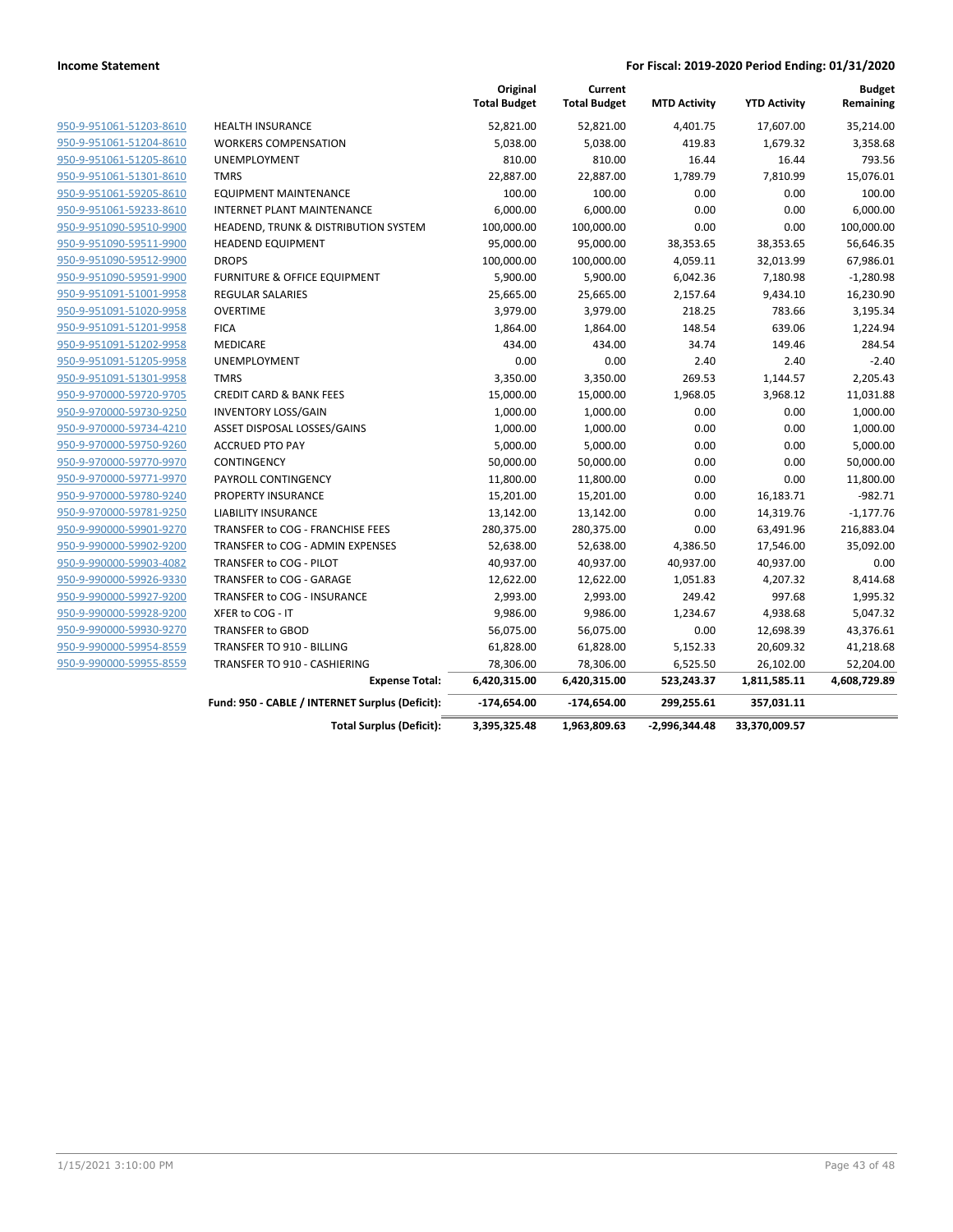**Income Statement** — **For Fiscal: 2019-2020 Period Ending: 01/31/2020**

| | | Original Total Budget | Current Total Budget | MTD Activity | YTD Activity | Budget Remaining |
|---|---|---|---|---|---|---|
| 950-9-951061-51203-8610 | HEALTH INSURANCE | 52,821.00 | 52,821.00 | 4,401.75 | 17,607.00 | 35,214.00 |
| 950-9-951061-51204-8610 | WORKERS COMPENSATION | 5,038.00 | 5,038.00 | 419.83 | 1,679.32 | 3,358.68 |
| 950-9-951061-51205-8610 | UNEMPLOYMENT | 810.00 | 810.00 | 16.44 | 16.44 | 793.56 |
| 950-9-951061-51301-8610 | TMRS | 22,887.00 | 22,887.00 | 1,789.79 | 7,810.99 | 15,076.01 |
| 950-9-951061-59205-8610 | EQUIPMENT MAINTENANCE | 100.00 | 100.00 | 0.00 | 0.00 | 100.00 |
| 950-9-951061-59233-8610 | INTERNET PLANT MAINTENANCE | 6,000.00 | 6,000.00 | 0.00 | 0.00 | 6,000.00 |
| 950-9-951090-59510-9900 | HEADEND, TRUNK & DISTRIBUTION SYSTEM | 100,000.00 | 100,000.00 | 0.00 | 0.00 | 100,000.00 |
| 950-9-951090-59511-9900 | HEADEND EQUIPMENT | 95,000.00 | 95,000.00 | 38,353.65 | 38,353.65 | 56,646.35 |
| 950-9-951090-59512-9900 | DROPS | 100,000.00 | 100,000.00 | 4,059.11 | 32,013.99 | 67,986.01 |
| 950-9-951090-59591-9900 | FURNITURE & OFFICE EQUIPMENT | 5,900.00 | 5,900.00 | 6,042.36 | 7,180.98 | -1,280.98 |
| 950-9-951091-51001-9958 | REGULAR SALARIES | 25,665.00 | 25,665.00 | 2,157.64 | 9,434.10 | 16,230.90 |
| 950-9-951091-51020-9958 | OVERTIME | 3,979.00 | 3,979.00 | 218.25 | 783.66 | 3,195.34 |
| 950-9-951091-51201-9958 | FICA | 1,864.00 | 1,864.00 | 148.54 | 639.06 | 1,224.94 |
| 950-9-951091-51202-9958 | MEDICARE | 434.00 | 434.00 | 34.74 | 149.46 | 284.54 |
| 950-9-951091-51205-9958 | UNEMPLOYMENT | 0.00 | 0.00 | 2.40 | 2.40 | -2.40 |
| 950-9-951091-51301-9958 | TMRS | 3,350.00 | 3,350.00 | 269.53 | 1,144.57 | 2,205.43 |
| 950-9-970000-59720-9705 | CREDIT CARD & BANK FEES | 15,000.00 | 15,000.00 | 1,968.05 | 3,968.12 | 11,031.88 |
| 950-9-970000-59730-9250 | INVENTORY LOSS/GAIN | 1,000.00 | 1,000.00 | 0.00 | 0.00 | 1,000.00 |
| 950-9-970000-59734-4210 | ASSET DISPOSAL LOSSES/GAINS | 1,000.00 | 1,000.00 | 0.00 | 0.00 | 1,000.00 |
| 950-9-970000-59750-9260 | ACCRUED PTO PAY | 5,000.00 | 5,000.00 | 0.00 | 0.00 | 5,000.00 |
| 950-9-970000-59770-9970 | CONTINGENCY | 50,000.00 | 50,000.00 | 0.00 | 0.00 | 50,000.00 |
| 950-9-970000-59771-9970 | PAYROLL CONTINGENCY | 11,800.00 | 11,800.00 | 0.00 | 0.00 | 11,800.00 |
| 950-9-970000-59780-9240 | PROPERTY INSURANCE | 15,201.00 | 15,201.00 | 0.00 | 16,183.71 | -982.71 |
| 950-9-970000-59781-9250 | LIABILITY INSURANCE | 13,142.00 | 13,142.00 | 0.00 | 14,319.76 | -1,177.76 |
| 950-9-990000-59901-9270 | TRANSFER to COG - FRANCHISE FEES | 280,375.00 | 280,375.00 | 0.00 | 63,491.96 | 216,883.04 |
| 950-9-990000-59902-9200 | TRANSFER to COG - ADMIN EXPENSES | 52,638.00 | 52,638.00 | 4,386.50 | 17,546.00 | 35,092.00 |
| 950-9-990000-59903-4082 | TRANSFER to COG - PILOT | 40,937.00 | 40,937.00 | 40,937.00 | 40,937.00 | 0.00 |
| 950-9-990000-59926-9330 | TRANSFER to COG - GARAGE | 12,622.00 | 12,622.00 | 1,051.83 | 4,207.32 | 8,414.68 |
| 950-9-990000-59927-9200 | TRANSFER to COG - INSURANCE | 2,993.00 | 2,993.00 | 249.42 | 997.68 | 1,995.32 |
| 950-9-990000-59928-9200 | XFER to COG - IT | 9,986.00 | 9,986.00 | 1,234.67 | 4,938.68 | 5,047.32 |
| 950-9-990000-59930-9270 | TRANSFER to GBOD | 56,075.00 | 56,075.00 | 0.00 | 12,698.39 | 43,376.61 |
| 950-9-990000-59954-8559 | TRANSFER TO 910 - BILLING | 61,828.00 | 61,828.00 | 5,152.33 | 20,609.32 | 41,218.68 |
| 950-9-990000-59955-8559 | TRANSFER TO 910 - CASHIERING | 78,306.00 | 78,306.00 | 6,525.50 | 26,102.00 | 52,204.00 |
| | **Expense Total:** | **6,420,315.00** | **6,420,315.00** | **523,243.37** | **1,811,585.11** | **4,608,729.89** |
| | **Fund: 950 - CABLE / INTERNET Surplus (Deficit):** | **-174,654.00** | **-174,654.00** | **299,255.61** | **357,031.11** | |
| | **Total Surplus (Deficit):** | **3,395,325.48** | **1,963,809.63** | **-2,996,344.48** | **33,370,009.57** | |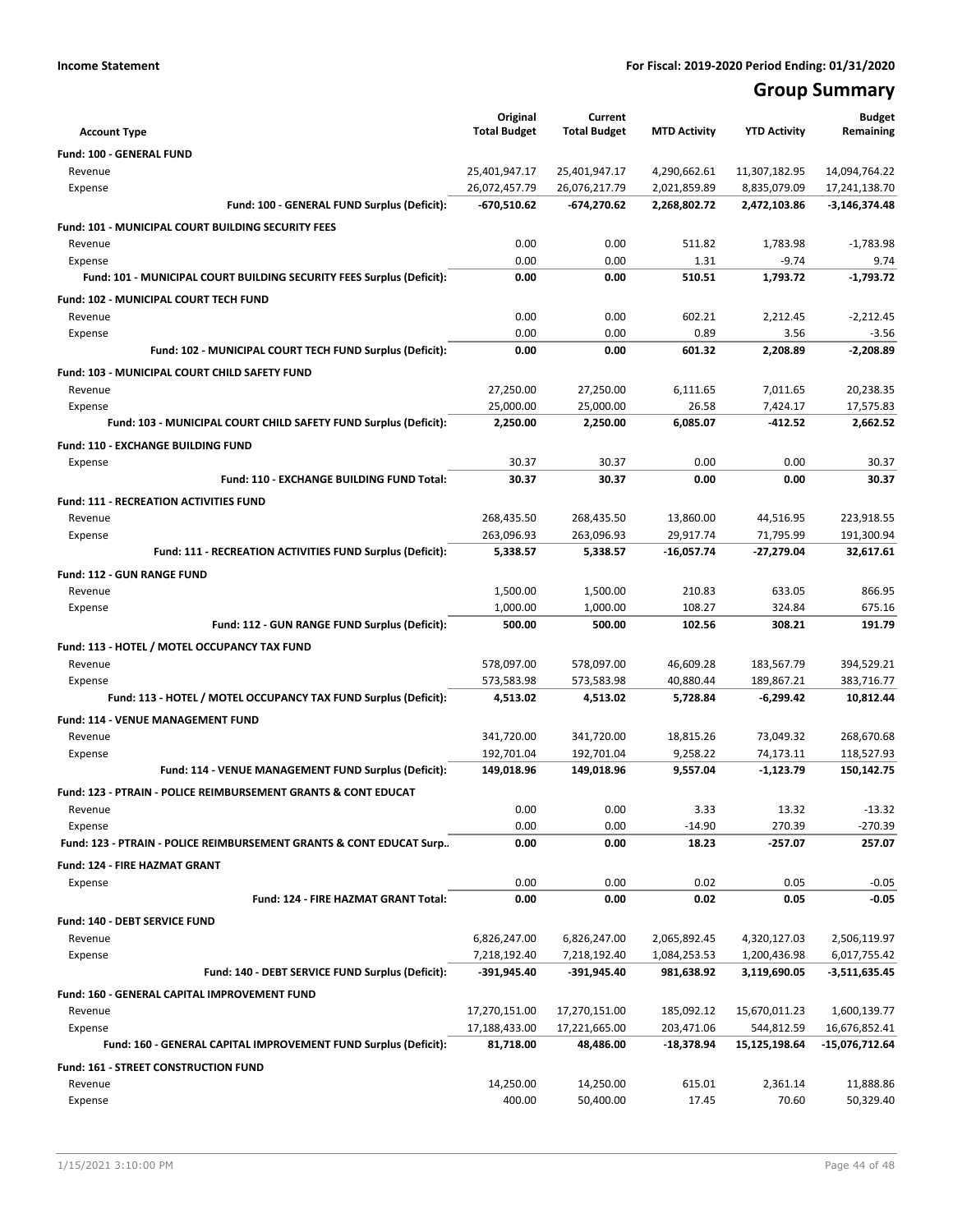**Income Statement** **For Fiscal: 2019-2020 Period Ending: 01/31/2020**

# Group Summary

| Account Type | Original Total Budget | Current Total Budget | MTD Activity | YTD Activity | Budget Remaining |
|---|---|---|---|---|---|
| **Fund: 100 - GENERAL FUND** | | | | | |
| Revenue | 25,401,947.17 | 25,401,947.17 | 4,290,662.61 | 11,307,182.95 | 14,094,764.22 |
| Expense | 26,072,457.79 | 26,076,217.79 | 2,021,859.89 | 8,835,079.09 | 17,241,138.70 |
| **Fund: 100 - GENERAL FUND Surplus (Deficit):** | **-670,510.62** | **-674,270.62** | **2,268,802.72** | **2,472,103.86** | **-3,146,374.48** |
| **Fund: 101 - MUNICIPAL COURT BUILDING SECURITY FEES** | | | | | |
| Revenue | 0.00 | 0.00 | 511.82 | 1,783.98 | -1,783.98 |
| Expense | 0.00 | 0.00 | 1.31 | -9.74 | 9.74 |
| **Fund: 101 - MUNICIPAL COURT BUILDING SECURITY FEES Surplus (Deficit):** | **0.00** | **0.00** | **510.51** | **1,793.72** | **-1,793.72** |
| **Fund: 102 - MUNICIPAL COURT TECH FUND** | | | | | |
| Revenue | 0.00 | 0.00 | 602.21 | 2,212.45 | -2,212.45 |
| Expense | 0.00 | 0.00 | 0.89 | 3.56 | -3.56 |
| **Fund: 102 - MUNICIPAL COURT TECH FUND Surplus (Deficit):** | **0.00** | **0.00** | **601.32** | **2,208.89** | **-2,208.89** |
| **Fund: 103 - MUNICIPAL COURT CHILD SAFETY FUND** | | | | | |
| Revenue | 27,250.00 | 27,250.00 | 6,111.65 | 7,011.65 | 20,238.35 |
| Expense | 25,000.00 | 25,000.00 | 26.58 | 7,424.17 | 17,575.83 |
| **Fund: 103 - MUNICIPAL COURT CHILD SAFETY FUND Surplus (Deficit):** | **2,250.00** | **2,250.00** | **6,085.07** | **-412.52** | **2,662.52** |
| **Fund: 110 - EXCHANGE BUILDING FUND** | | | | | |
| Expense | 30.37 | 30.37 | 0.00 | 0.00 | 30.37 |
| **Fund: 110 - EXCHANGE BUILDING FUND Total:** | **30.37** | **30.37** | **0.00** | **0.00** | **30.37** |
| **Fund: 111 - RECREATION ACTIVITIES FUND** | | | | | |
| Revenue | 268,435.50 | 268,435.50 | 13,860.00 | 44,516.95 | 223,918.55 |
| Expense | 263,096.93 | 263,096.93 | 29,917.74 | 71,795.99 | 191,300.94 |
| **Fund: 111 - RECREATION ACTIVITIES FUND Surplus (Deficit):** | **5,338.57** | **5,338.57** | **-16,057.74** | **-27,279.04** | **32,617.61** |
| **Fund: 112 - GUN RANGE FUND** | | | | | |
| Revenue | 1,500.00 | 1,500.00 | 210.83 | 633.05 | 866.95 |
| Expense | 1,000.00 | 1,000.00 | 108.27 | 324.84 | 675.16 |
| **Fund: 112 - GUN RANGE FUND Surplus (Deficit):** | **500.00** | **500.00** | **102.56** | **308.21** | **191.79** |
| **Fund: 113 - HOTEL / MOTEL OCCUPANCY TAX FUND** | | | | | |
| Revenue | 578,097.00 | 578,097.00 | 46,609.28 | 183,567.79 | 394,529.21 |
| Expense | 573,583.98 | 573,583.98 | 40,880.44 | 189,867.21 | 383,716.77 |
| **Fund: 113 - HOTEL / MOTEL OCCUPANCY TAX FUND Surplus (Deficit):** | **4,513.02** | **4,513.02** | **5,728.84** | **-6,299.42** | **10,812.44** |
| **Fund: 114 - VENUE MANAGEMENT FUND** | | | | | |
| Revenue | 341,720.00 | 341,720.00 | 18,815.26 | 73,049.32 | 268,670.68 |
| Expense | 192,701.04 | 192,701.04 | 9,258.22 | 74,173.11 | 118,527.93 |
| **Fund: 114 - VENUE MANAGEMENT FUND Surplus (Deficit):** | **149,018.96** | **149,018.96** | **9,557.04** | **-1,123.79** | **150,142.75** |
| **Fund: 123 - PTRAIN - POLICE REIMBURSEMENT GRANTS & CONT EDUCAT** | | | | | |
| Revenue | 0.00 | 0.00 | 3.33 | 13.32 | -13.32 |
| Expense | 0.00 | 0.00 | -14.90 | 270.39 | -270.39 |
| **Fund: 123 - PTRAIN - POLICE REIMBURSEMENT GRANTS & CONT EDUCAT Surp..** | **0.00** | **0.00** | **18.23** | **-257.07** | **257.07** |
| **Fund: 124 - FIRE HAZMAT GRANT** | | | | | |
| Expense | 0.00 | 0.00 | 0.02 | 0.05 | -0.05 |
| **Fund: 124 - FIRE HAZMAT GRANT Total:** | **0.00** | **0.00** | **0.02** | **0.05** | **-0.05** |
| **Fund: 140 - DEBT SERVICE FUND** | | | | | |
| Revenue | 6,826,247.00 | 6,826,247.00 | 2,065,892.45 | 4,320,127.03 | 2,506,119.97 |
| Expense | 7,218,192.40 | 7,218,192.40 | 1,084,253.53 | 1,200,436.98 | 6,017,755.42 |
| **Fund: 140 - DEBT SERVICE FUND Surplus (Deficit):** | **-391,945.40** | **-391,945.40** | **981,638.92** | **3,119,690.05** | **-3,511,635.45** |
| **Fund: 160 - GENERAL CAPITAL IMPROVEMENT FUND** | | | | | |
| Revenue | 17,270,151.00 | 17,270,151.00 | 185,092.12 | 15,670,011.23 | 1,600,139.77 |
| Expense | 17,188,433.00 | 17,221,665.00 | 203,471.06 | 544,812.59 | 16,676,852.41 |
| **Fund: 160 - GENERAL CAPITAL IMPROVEMENT FUND Surplus (Deficit):** | **81,718.00** | **48,486.00** | **-18,378.94** | **15,125,198.64** | **-15,076,712.64** |
| **Fund: 161 - STREET CONSTRUCTION FUND** | | | | | |
| Revenue | 14,250.00 | 14,250.00 | 615.01 | 2,361.14 | 11,888.86 |
| Expense | 400.00 | 50,400.00 | 17.45 | 70.60 | 50,329.40 |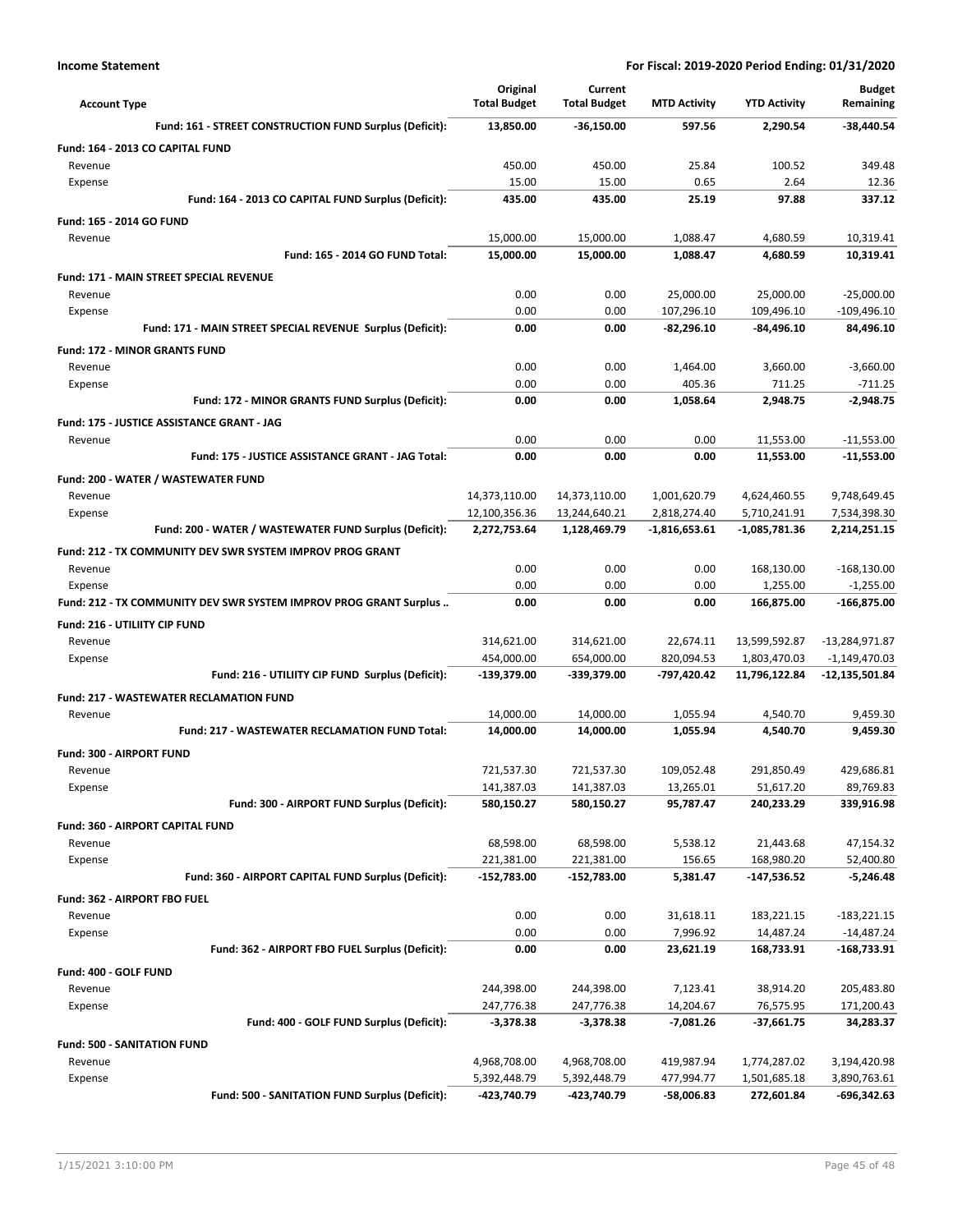**Income Statement** — For Fiscal: 2019-2020 Period Ending: 01/31/2020

| Account Type | Original Total Budget | Current Total Budget | MTD Activity | YTD Activity | Budget Remaining |
|---|---|---|---|---|---|
| **Fund: 161 - STREET CONSTRUCTION FUND Surplus (Deficit):** | **13,850.00** | **-36,150.00** | **597.56** | **2,290.54** | **-38,440.54** |
| **Fund: 164 - 2013 CO CAPITAL FUND** | | | | | |
| Revenue | 450.00 | 450.00 | 25.84 | 100.52 | 349.48 |
| Expense | 15.00 | 15.00 | 0.65 | 2.64 | 12.36 |
| **Fund: 164 - 2013 CO CAPITAL FUND Surplus (Deficit):** | **435.00** | **435.00** | **25.19** | **97.88** | **337.12** |
| **Fund: 165 - 2014 GO FUND** | | | | | |
| Revenue | 15,000.00 | 15,000.00 | 1,088.47 | 4,680.59 | 10,319.41 |
| **Fund: 165 - 2014 GO FUND Total:** | **15,000.00** | **15,000.00** | **1,088.47** | **4,680.59** | **10,319.41** |
| **Fund: 171 - MAIN STREET SPECIAL REVENUE** | | | | | |
| Revenue | 0.00 | 0.00 | 25,000.00 | 25,000.00 | -25,000.00 |
| Expense | 0.00 | 0.00 | 107,296.10 | 109,496.10 | -109,496.10 |
| **Fund: 171 - MAIN STREET SPECIAL REVENUE Surplus (Deficit):** | **0.00** | **0.00** | **-82,296.10** | **-84,496.10** | **84,496.10** |
| **Fund: 172 - MINOR GRANTS FUND** | | | | | |
| Revenue | 0.00 | 0.00 | 1,464.00 | 3,660.00 | -3,660.00 |
| Expense | 0.00 | 0.00 | 405.36 | 711.25 | -711.25 |
| **Fund: 172 - MINOR GRANTS FUND Surplus (Deficit):** | **0.00** | **0.00** | **1,058.64** | **2,948.75** | **-2,948.75** |
| **Fund: 175 - JUSTICE ASSISTANCE GRANT - JAG** | | | | | |
| Revenue | 0.00 | 0.00 | 0.00 | 11,553.00 | -11,553.00 |
| **Fund: 175 - JUSTICE ASSISTANCE GRANT - JAG Total:** | **0.00** | **0.00** | **0.00** | **11,553.00** | **-11,553.00** |
| **Fund: 200 - WATER / WASTEWATER FUND** | | | | | |
| Revenue | 14,373,110.00 | 14,373,110.00 | 1,001,620.79 | 4,624,460.55 | 9,748,649.45 |
| Expense | 12,100,356.36 | 13,244,640.21 | 2,818,274.40 | 5,710,241.91 | 7,534,398.30 |
| **Fund: 200 - WATER / WASTEWATER FUND Surplus (Deficit):** | **2,272,753.64** | **1,128,469.79** | **-1,816,653.61** | **-1,085,781.36** | **2,214,251.15** |
| **Fund: 212 - TX COMMUNITY DEV SWR SYSTEM IMPROV PROG GRANT** | | | | | |
| Revenue | 0.00 | 0.00 | 0.00 | 168,130.00 | -168,130.00 |
| Expense | 0.00 | 0.00 | 0.00 | 1,255.00 | -1,255.00 |
| **Fund: 212 - TX COMMUNITY DEV SWR SYSTEM IMPROV PROG GRANT Surplus ..** | **0.00** | **0.00** | **0.00** | **166,875.00** | **-166,875.00** |
| **Fund: 216 - UTILIITY CIP FUND** | | | | | |
| Revenue | 314,621.00 | 314,621.00 | 22,674.11 | 13,599,592.87 | -13,284,971.87 |
| Expense | 454,000.00 | 654,000.00 | 820,094.53 | 1,803,470.03 | -1,149,470.03 |
| **Fund: 216 - UTILIITY CIP FUND Surplus (Deficit):** | **-139,379.00** | **-339,379.00** | **-797,420.42** | **11,796,122.84** | **-12,135,501.84** |
| **Fund: 217 - WASTEWATER RECLAMATION FUND** | | | | | |
| Revenue | 14,000.00 | 14,000.00 | 1,055.94 | 4,540.70 | 9,459.30 |
| **Fund: 217 - WASTEWATER RECLAMATION FUND Total:** | **14,000.00** | **14,000.00** | **1,055.94** | **4,540.70** | **9,459.30** |
| **Fund: 300 - AIRPORT FUND** | | | | | |
| Revenue | 721,537.30 | 721,537.30 | 109,052.48 | 291,850.49 | 429,686.81 |
| Expense | 141,387.03 | 141,387.03 | 13,265.01 | 51,617.20 | 89,769.83 |
| **Fund: 300 - AIRPORT FUND Surplus (Deficit):** | **580,150.27** | **580,150.27** | **95,787.47** | **240,233.29** | **339,916.98** |
| **Fund: 360 - AIRPORT CAPITAL FUND** | | | | | |
| Revenue | 68,598.00 | 68,598.00 | 5,538.12 | 21,443.68 | 47,154.32 |
| Expense | 221,381.00 | 221,381.00 | 156.65 | 168,980.20 | 52,400.80 |
| **Fund: 360 - AIRPORT CAPITAL FUND Surplus (Deficit):** | **-152,783.00** | **-152,783.00** | **5,381.47** | **-147,536.52** | **-5,246.48** |
| **Fund: 362 - AIRPORT FBO FUEL** | | | | | |
| Revenue | 0.00 | 0.00 | 31,618.11 | 183,221.15 | -183,221.15 |
| Expense | 0.00 | 0.00 | 7,996.92 | 14,487.24 | -14,487.24 |
| **Fund: 362 - AIRPORT FBO FUEL Surplus (Deficit):** | **0.00** | **0.00** | **23,621.19** | **168,733.91** | **-168,733.91** |
| **Fund: 400 - GOLF FUND** | | | | | |
| Revenue | 244,398.00 | 244,398.00 | 7,123.41 | 38,914.20 | 205,483.80 |
| Expense | 247,776.38 | 247,776.38 | 14,204.67 | 76,575.95 | 171,200.43 |
| **Fund: 400 - GOLF FUND Surplus (Deficit):** | **-3,378.38** | **-3,378.38** | **-7,081.26** | **-37,661.75** | **34,283.37** |
| **Fund: 500 - SANITATION FUND** | | | | | |
| Revenue | 4,968,708.00 | 4,968,708.00 | 419,987.94 | 1,774,287.02 | 3,194,420.98 |
| Expense | 5,392,448.79 | 5,392,448.79 | 477,994.77 | 1,501,685.18 | 3,890,763.61 |
| **Fund: 500 - SANITATION FUND Surplus (Deficit):** | **-423,740.79** | **-423,740.79** | **-58,006.83** | **272,601.84** | **-696,342.63** |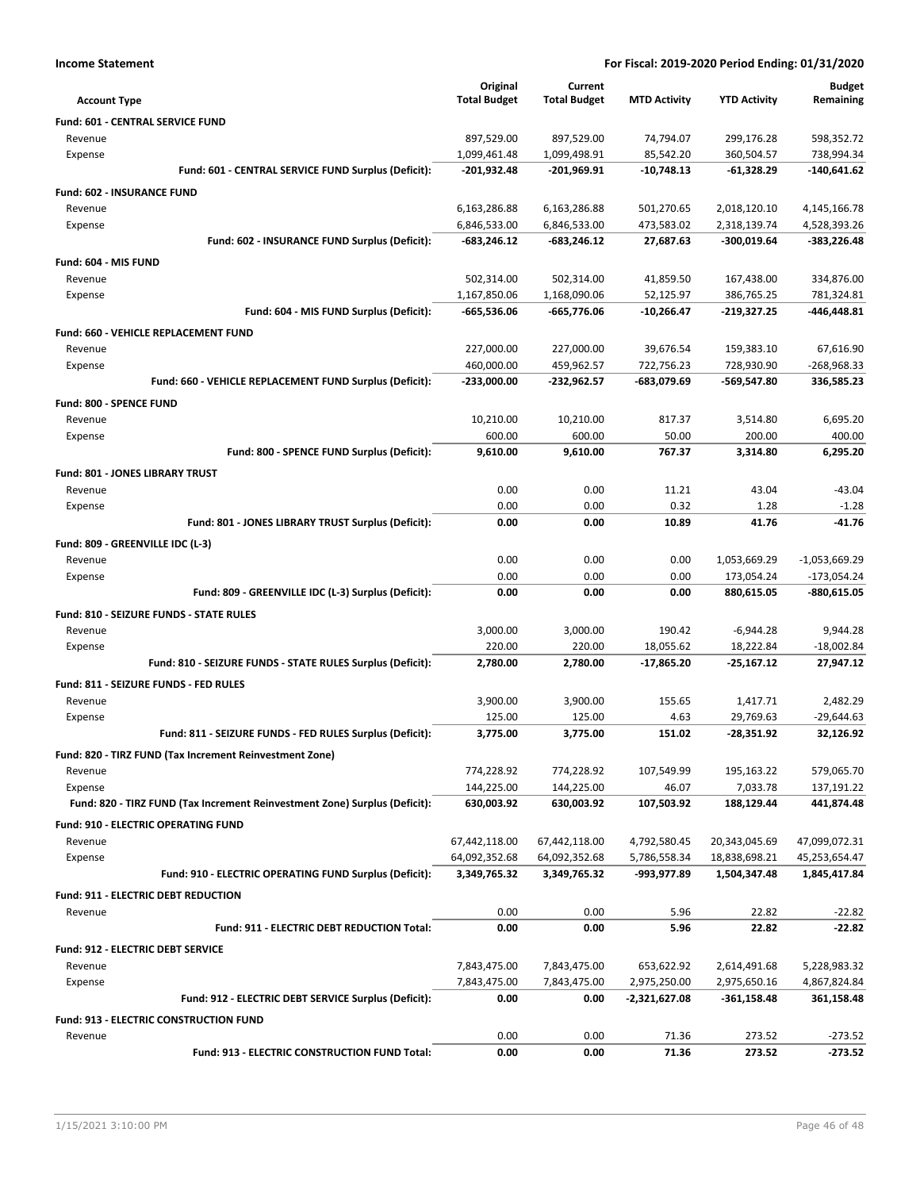**Income Statement** — For Fiscal: 2019-2020 Period Ending: 01/31/2020

| Account Type | Original Total Budget | Current Total Budget | MTD Activity | YTD Activity | Budget Remaining |
|---|---|---|---|---|---|
| **Fund: 601 - CENTRAL SERVICE FUND** | | | | | |
| Revenue | 897,529.00 | 897,529.00 | 74,794.07 | 299,176.28 | 598,352.72 |
| Expense | 1,099,461.48 | 1,099,498.91 | 85,542.20 | 360,504.57 | 738,994.34 |
| **Fund: 601 - CENTRAL SERVICE FUND Surplus (Deficit):** | **-201,932.48** | **-201,969.91** | **-10,748.13** | **-61,328.29** | **-140,641.62** |
| **Fund: 602 - INSURANCE FUND** | | | | | |
| Revenue | 6,163,286.88 | 6,163,286.88 | 501,270.65 | 2,018,120.10 | 4,145,166.78 |
| Expense | 6,846,533.00 | 6,846,533.00 | 473,583.02 | 2,318,139.74 | 4,528,393.26 |
| **Fund: 602 - INSURANCE FUND Surplus (Deficit):** | **-683,246.12** | **-683,246.12** | **27,687.63** | **-300,019.64** | **-383,226.48** |
| **Fund: 604 - MIS FUND** | | | | | |
| Revenue | 502,314.00 | 502,314.00 | 41,859.50 | 167,438.00 | 334,876.00 |
| Expense | 1,167,850.06 | 1,168,090.06 | 52,125.97 | 386,765.25 | 781,324.81 |
| **Fund: 604 - MIS FUND Surplus (Deficit):** | **-665,536.06** | **-665,776.06** | **-10,266.47** | **-219,327.25** | **-446,448.81** |
| **Fund: 660 - VEHICLE REPLACEMENT FUND** | | | | | |
| Revenue | 227,000.00 | 227,000.00 | 39,676.54 | 159,383.10 | 67,616.90 |
| Expense | 460,000.00 | 459,962.57 | 722,756.23 | 728,930.90 | -268,968.33 |
| **Fund: 660 - VEHICLE REPLACEMENT FUND Surplus (Deficit):** | **-233,000.00** | **-232,962.57** | **-683,079.69** | **-569,547.80** | **336,585.23** |
| **Fund: 800 - SPENCE FUND** | | | | | |
| Revenue | 10,210.00 | 10,210.00 | 817.37 | 3,514.80 | 6,695.20 |
| Expense | 600.00 | 600.00 | 50.00 | 200.00 | 400.00 |
| **Fund: 800 - SPENCE FUND Surplus (Deficit):** | **9,610.00** | **9,610.00** | **767.37** | **3,314.80** | **6,295.20** |
| **Fund: 801 - JONES LIBRARY TRUST** | | | | | |
| Revenue | 0.00 | 0.00 | 11.21 | 43.04 | -43.04 |
| Expense | 0.00 | 0.00 | 0.32 | 1.28 | -1.28 |
| **Fund: 801 - JONES LIBRARY TRUST Surplus (Deficit):** | **0.00** | **0.00** | **10.89** | **41.76** | **-41.76** |
| **Fund: 809 - GREENVILLE IDC (L-3)** | | | | | |
| Revenue | 0.00 | 0.00 | 0.00 | 1,053,669.29 | -1,053,669.29 |
| Expense | 0.00 | 0.00 | 0.00 | 173,054.24 | -173,054.24 |
| **Fund: 809 - GREENVILLE IDC (L-3) Surplus (Deficit):** | **0.00** | **0.00** | **0.00** | **880,615.05** | **-880,615.05** |
| **Fund: 810 - SEIZURE FUNDS - STATE RULES** | | | | | |
| Revenue | 3,000.00 | 3,000.00 | 190.42 | -6,944.28 | 9,944.28 |
| Expense | 220.00 | 220.00 | 18,055.62 | 18,222.84 | -18,002.84 |
| **Fund: 810 - SEIZURE FUNDS - STATE RULES Surplus (Deficit):** | **2,780.00** | **2,780.00** | **-17,865.20** | **-25,167.12** | **27,947.12** |
| **Fund: 811 - SEIZURE FUNDS - FED RULES** | | | | | |
| Revenue | 3,900.00 | 3,900.00 | 155.65 | 1,417.71 | 2,482.29 |
| Expense | 125.00 | 125.00 | 4.63 | 29,769.63 | -29,644.63 |
| **Fund: 811 - SEIZURE FUNDS - FED RULES Surplus (Deficit):** | **3,775.00** | **3,775.00** | **151.02** | **-28,351.92** | **32,126.92** |
| **Fund: 820 - TIRZ FUND (Tax Increment Reinvestment Zone)** | | | | | |
| Revenue | 774,228.92 | 774,228.92 | 107,549.99 | 195,163.22 | 579,065.70 |
| Expense | 144,225.00 | 144,225.00 | 46.07 | 7,033.78 | 137,191.22 |
| **Fund: 820 - TIRZ FUND (Tax Increment Reinvestment Zone) Surplus (Deficit):** | **630,003.92** | **630,003.92** | **107,503.92** | **188,129.44** | **441,874.48** |
| **Fund: 910 - ELECTRIC OPERATING FUND** | | | | | |
| Revenue | 67,442,118.00 | 67,442,118.00 | 4,792,580.45 | 20,343,045.69 | 47,099,072.31 |
| Expense | 64,092,352.68 | 64,092,352.68 | 5,786,558.34 | 18,838,698.21 | 45,253,654.47 |
| **Fund: 910 - ELECTRIC OPERATING FUND Surplus (Deficit):** | **3,349,765.32** | **3,349,765.32** | **-993,977.89** | **1,504,347.48** | **1,845,417.84** |
| **Fund: 911 - ELECTRIC DEBT REDUCTION** | | | | | |
| Revenue | 0.00 | 0.00 | 5.96 | 22.82 | -22.82 |
| **Fund: 911 - ELECTRIC DEBT REDUCTION Total:** | **0.00** | **0.00** | **5.96** | **22.82** | **-22.82** |
| **Fund: 912 - ELECTRIC DEBT SERVICE** | | | | | |
| Revenue | 7,843,475.00 | 7,843,475.00 | 653,622.92 | 2,614,491.68 | 5,228,983.32 |
| Expense | 7,843,475.00 | 7,843,475.00 | 2,975,250.00 | 2,975,650.16 | 4,867,824.84 |
| **Fund: 912 - ELECTRIC DEBT SERVICE Surplus (Deficit):** | **0.00** | **0.00** | **-2,321,627.08** | **-361,158.48** | **361,158.48** |
| **Fund: 913 - ELECTRIC CONSTRUCTION FUND** | | | | | |
| Revenue | 0.00 | 0.00 | 71.36 | 273.52 | -273.52 |
| **Fund: 913 - ELECTRIC CONSTRUCTION FUND Total:** | **0.00** | **0.00** | **71.36** | **273.52** | **-273.52** |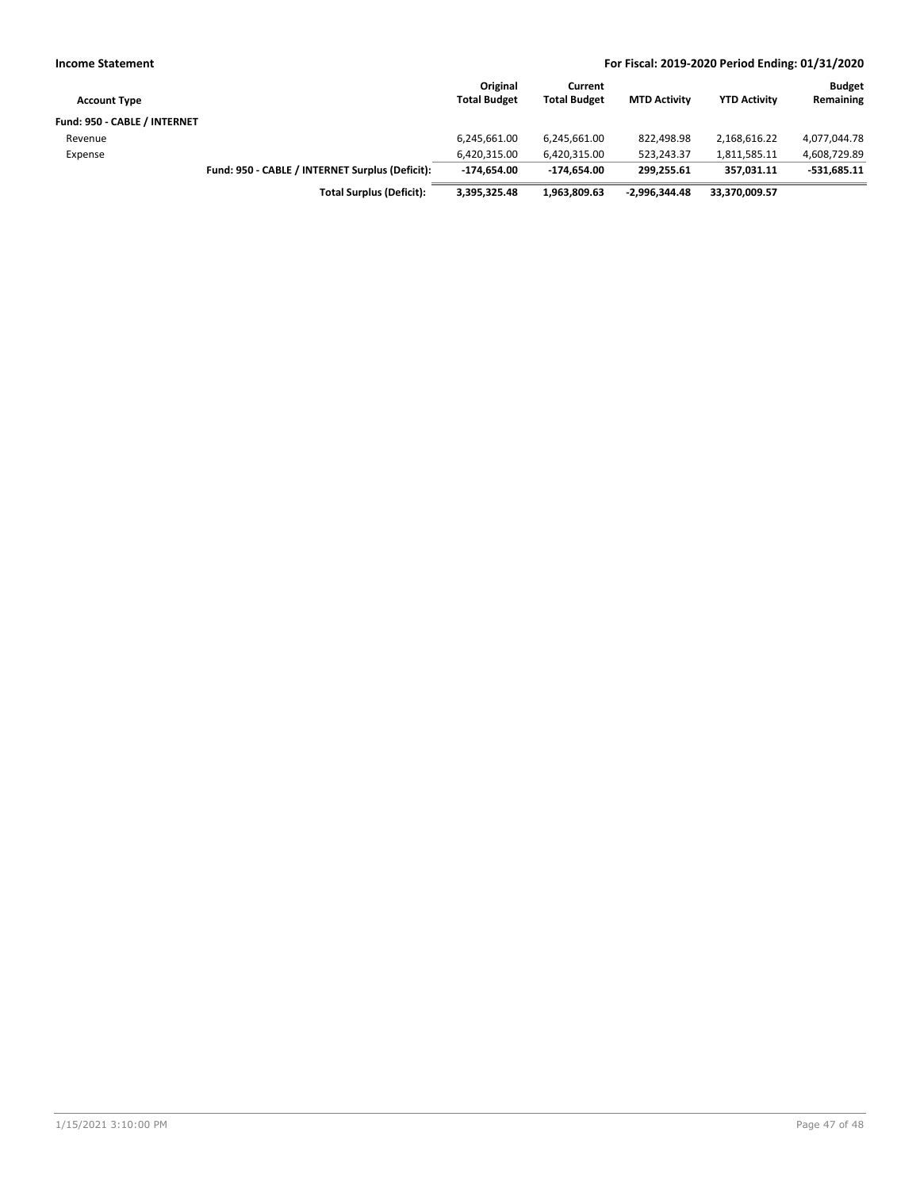**Income Statement** — For Fiscal: 2019-2020 Period Ending: 01/31/2020

| Account Type | | Original Total Budget | Current Total Budget | MTD Activity | YTD Activity | Budget Remaining |
|---|---|---|---|---|---|---|
| **Fund: 950 - CABLE / INTERNET** | | | | | | |
| Revenue | | 6,245,661.00 | 6,245,661.00 | 822,498.98 | 2,168,616.22 | 4,077,044.78 |
| Expense | | 6,420,315.00 | 6,420,315.00 | 523,243.37 | 1,811,585.11 | 4,608,729.89 |
| | **Fund: 950 - CABLE / INTERNET Surplus (Deficit):** | **-174,654.00** | **-174,654.00** | **299,255.61** | **357,031.11** | **-531,685.11** |
| | **Total Surplus (Deficit):** | **3,395,325.48** | **1,963,809.63** | **-2,996,344.48** | **33,370,009.57** | |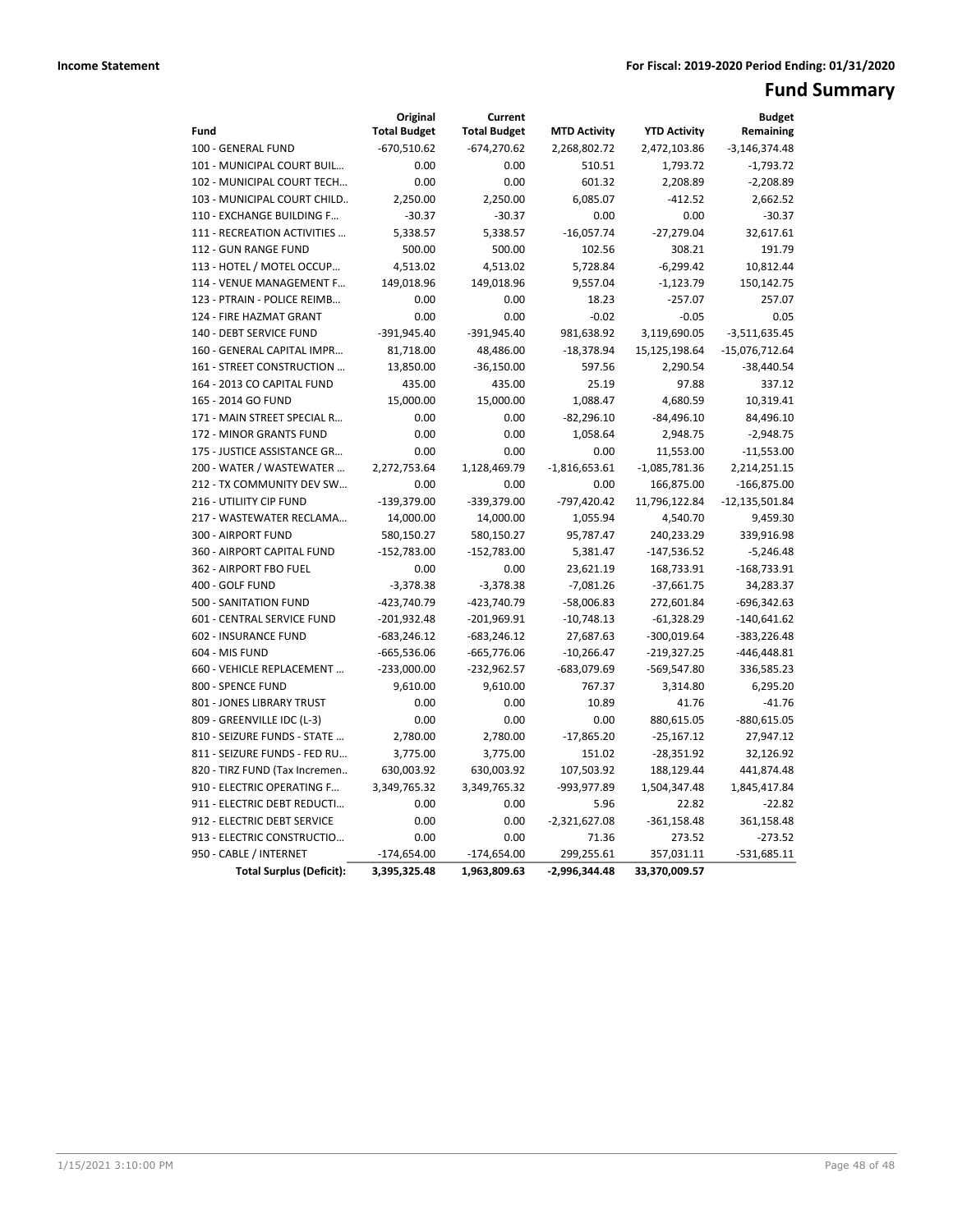**Income Statement** **For Fiscal: 2019-2020 Period Ending: 01/31/2020**

# Fund Summary

| Fund | Original Total Budget | Current Total Budget | MTD Activity | YTD Activity | Budget Remaining |
|---|---|---|---|---|---|
| 100 - GENERAL FUND | -670,510.62 | -674,270.62 | 2,268,802.72 | 2,472,103.86 | -3,146,374.48 |
| 101 - MUNICIPAL COURT BUIL… | 0.00 | 0.00 | 510.51 | 1,793.72 | -1,793.72 |
| 102 - MUNICIPAL COURT TECH… | 0.00 | 0.00 | 601.32 | 2,208.89 | -2,208.89 |
| 103 - MUNICIPAL COURT CHILD.. | 2,250.00 | 2,250.00 | 6,085.07 | -412.52 | 2,662.52 |
| 110 - EXCHANGE BUILDING F… | -30.37 | -30.37 | 0.00 | 0.00 | -30.37 |
| 111 - RECREATION ACTIVITIES … | 5,338.57 | 5,338.57 | -16,057.74 | -27,279.04 | 32,617.61 |
| 112 - GUN RANGE FUND | 500.00 | 500.00 | 102.56 | 308.21 | 191.79 |
| 113 - HOTEL / MOTEL OCCUP… | 4,513.02 | 4,513.02 | 5,728.84 | -6,299.42 | 10,812.44 |
| 114 - VENUE MANAGEMENT F… | 149,018.96 | 149,018.96 | 9,557.04 | -1,123.79 | 150,142.75 |
| 123 - PTRAIN - POLICE REIMB… | 0.00 | 0.00 | 18.23 | -257.07 | 257.07 |
| 124 - FIRE HAZMAT GRANT | 0.00 | 0.00 | -0.02 | -0.05 | 0.05 |
| 140 - DEBT SERVICE FUND | -391,945.40 | -391,945.40 | 981,638.92 | 3,119,690.05 | -3,511,635.45 |
| 160 - GENERAL CAPITAL IMPR… | 81,718.00 | 48,486.00 | -18,378.94 | 15,125,198.64 | -15,076,712.64 |
| 161 - STREET CONSTRUCTION … | 13,850.00 | -36,150.00 | 597.56 | 2,290.54 | -38,440.54 |
| 164 - 2013 CO CAPITAL FUND | 435.00 | 435.00 | 25.19 | 97.88 | 337.12 |
| 165 - 2014 GO FUND | 15,000.00 | 15,000.00 | 1,088.47 | 4,680.59 | 10,319.41 |
| 171 - MAIN STREET SPECIAL R… | 0.00 | 0.00 | -82,296.10 | -84,496.10 | 84,496.10 |
| 172 - MINOR GRANTS FUND | 0.00 | 0.00 | 1,058.64 | 2,948.75 | -2,948.75 |
| 175 - JUSTICE ASSISTANCE GR… | 0.00 | 0.00 | 0.00 | 11,553.00 | -11,553.00 |
| 200 - WATER / WASTEWATER … | 2,272,753.64 | 1,128,469.79 | -1,816,653.61 | -1,085,781.36 | 2,214,251.15 |
| 212 - TX COMMUNITY DEV SW… | 0.00 | 0.00 | 0.00 | 166,875.00 | -166,875.00 |
| 216 - UTILIITY CIP FUND | -139,379.00 | -339,379.00 | -797,420.42 | 11,796,122.84 | -12,135,501.84 |
| 217 - WASTEWATER RECLAMA… | 14,000.00 | 14,000.00 | 1,055.94 | 4,540.70 | 9,459.30 |
| 300 - AIRPORT FUND | 580,150.27 | 580,150.27 | 95,787.47 | 240,233.29 | 339,916.98 |
| 360 - AIRPORT CAPITAL FUND | -152,783.00 | -152,783.00 | 5,381.47 | -147,536.52 | -5,246.48 |
| 362 - AIRPORT FBO FUEL | 0.00 | 0.00 | 23,621.19 | 168,733.91 | -168,733.91 |
| 400 - GOLF FUND | -3,378.38 | -3,378.38 | -7,081.26 | -37,661.75 | 34,283.37 |
| 500 - SANITATION FUND | -423,740.79 | -423,740.79 | -58,006.83 | 272,601.84 | -696,342.63 |
| 601 - CENTRAL SERVICE FUND | -201,932.48 | -201,969.91 | -10,748.13 | -61,328.29 | -140,641.62 |
| 602 - INSURANCE FUND | -683,246.12 | -683,246.12 | 27,687.63 | -300,019.64 | -383,226.48 |
| 604 - MIS FUND | -665,536.06 | -665,776.06 | -10,266.47 | -219,327.25 | -446,448.81 |
| 660 - VEHICLE REPLACEMENT … | -233,000.00 | -232,962.57 | -683,079.69 | -569,547.80 | 336,585.23 |
| 800 - SPENCE FUND | 9,610.00 | 9,610.00 | 767.37 | 3,314.80 | 6,295.20 |
| 801 - JONES LIBRARY TRUST | 0.00 | 0.00 | 10.89 | 41.76 | -41.76 |
| 809 - GREENVILLE IDC (L-3) | 0.00 | 0.00 | 0.00 | 880,615.05 | -880,615.05 |
| 810 - SEIZURE FUNDS - STATE … | 2,780.00 | 2,780.00 | -17,865.20 | -25,167.12 | 27,947.12 |
| 811 - SEIZURE FUNDS - FED RU… | 3,775.00 | 3,775.00 | 151.02 | -28,351.92 | 32,126.92 |
| 820 - TIRZ FUND (Tax Incremen.. | 630,003.92 | 630,003.92 | 107,503.92 | 188,129.44 | 441,874.48 |
| 910 - ELECTRIC OPERATING F… | 3,349,765.32 | 3,349,765.32 | -993,977.89 | 1,504,347.48 | 1,845,417.84 |
| 911 - ELECTRIC DEBT REDUCTI… | 0.00 | 0.00 | 5.96 | 22.82 | -22.82 |
| 912 - ELECTRIC DEBT SERVICE | 0.00 | 0.00 | -2,321,627.08 | -361,158.48 | 361,158.48 |
| 913 - ELECTRIC CONSTRUCTIO… | 0.00 | 0.00 | 71.36 | 273.52 | -273.52 |
| 950 - CABLE / INTERNET | -174,654.00 | -174,654.00 | 299,255.61 | 357,031.11 | -531,685.11 |
| **Total Surplus (Deficit):** | **3,395,325.48** | **1,963,809.63** | **-2,996,344.48** | **33,370,009.57** | |